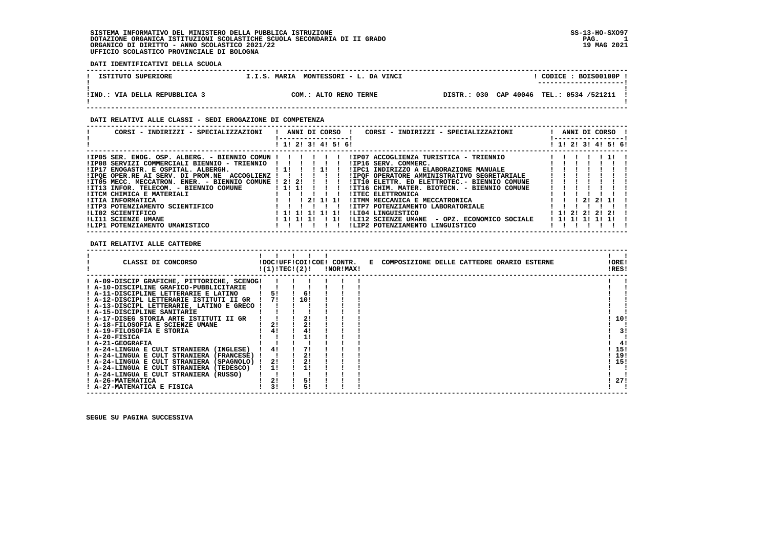SISTEMA INFORMATIVO DEL MINISTERO DELLA PUBBLICA ISTRUZIONE
DOTAZIONE ORGANICA ISTITUZIONI SCOLASTICHE SCUOLA SECONDARIA DI II GRADO
ORGANICO DI DIRITTO - ANNO SCOLASTICO 2021/22
UFFICIO SCOLASTICO PROVINCIALE DI BOLOGNA

SS-13-HO-SXO97
19 MAG 2021

**DATI IDENTIFICATIVI DELLA SCUOLA**

| ISTITUTO SUPERIORE | I.I.S. MARIA MONTESSORI - L. DA VINCI | CODICE : BOIS00100P |
|---|---|---|
| IND.: VIA DELLA REPUBBLICA 3 | COM.: ALTO RENO TERME | DISTR.: 030 CAP 40046 TEL.: 0534 /521211 |

**DATI RELATIVI ALLE CLASSI - SEDI EROGAZIONE DI COMPETENZA**

| CORSI - INDIRIZZI - SPECIALIZZAZIONI | 1 | 2 | 3 | 4 | 5 | 6 | CORSI - INDIRIZZI - SPECIALIZZAZIONI | 1 | 2 | 3 | 4 | 5 | 6 |
|---|---|---|---|---|---|---|---|---|---|---|---|---|---|
| IP05 SER. ENOG. OSP. ALBERG. - BIENNIO COMUN | | | | | | | IP07 ACCOGLIENZA TURISTICA - TRIENNIO | | | | | 1 | |
| IP08 SERVIZI COMMERCIALI BIENNIO - TRIENNIO | | | | | | | IP16 SERV. COMMERC. | | | | | | |
| IP17 ENOGASTR. E OSPITAL. ALBERGH. | 1 | | 1 | | | | IPC1 INDIRIZZO A ELABORAZIONE MANUALE | | | | | | |
| IPQE OPER.RE AI SERV. DI PROM.NE ACCOGLIENZ | | | | | | | IPQF OPERATORE AMMINISTRATIVO SEGRETARIALE | | | | | | |
| IT05 MECC. MECCATRON. ENER. - BIENNIO COMUNE | 2 | 2 | | | | | IT10 ELETTR. ED ELETTROTEC.- BIENNIO COMUNE | | | | | | |
| IT13 INFOR. TELECOM. - BIENNIO COMUNE | 1 | 1 | | | | | IT16 CHIM. MATER. BIOTECN. - BIENNIO COMUNE | | | | | | |
| ITCM CHIMICA E MATERIALI | | | | | | | ITEC ELETTRONICA | | | | | | |
| ITIA INFORMATICA | | | 2 | 1 | 1 | | ITMM MECCANICA E MECCATRONICA | | | 2 | 2 | 1 | |
| ITP3 POTENZIAMENTO SCIENTIFICO | | | | | | | ITP7 POTENZIAMENTO LABORATORIALE | | | | | | |
| LI02 SCIENTIFICO | 1 | 1 | 1 | 1 | 1 | | LI04 LINGUISTICO | 1 | 2 | 2 | 2 | 2 | |
| LI11 SCIENZE UMANE | 1 | 1 | 1 | | 1 | | LI12 SCIENZE UMANE - OPZ. ECONOMICO SOCIALE | 1 | 1 | 1 | 1 | 1 | |
| LIP1 POTENZIAMENTO UMANISTICO | | | | | | | LIP2 POTENZIAMENTO LINGUISTICO | | | | | | |

**DATI RELATIVI ALLE CATTEDRE**

| CLASSI DI CONCORSO | DOC (1) | UFF TEC | COI (2) | COE | CONTR. NOR | CONTR. MAX | E COMPOSIZIONE DELLE CATTEDRE ORARIO ESTERNE | ORE RES |
|---|---|---|---|---|---|---|---|---|
| A-09-DISCIP GRAFICHE, PITTORICHE, SCENOG | | | | | | | | |
| A-10-DISCIPLINE GRAFICO-PUBBLICITARIE | | | | | | | | |
| A-11-DISCIPLINE LETTERARIE E LATINO | 5 | | 6 | | | | | |
| A-12-DISCIPL LETTERARIE ISTITUTI II GR | 7 | | 10 | | | | | |
| A-13-DISCIPL LETTERARIE, LATINO E GRECO | | | | | | | | |
| A-15-DISCIPLINE SANITARIE | | | | | | | | |
| A-17-DISEG STORIA ARTE ISTITUTI II GR | | | 2 | | | | | 10 |
| A-18-FILOSOFIA E SCIENZE UMANE | 2 | | 2 | | | | | |
| A-19-FILOSOFIA E STORIA | 4 | | 4 | | | | | 3 |
| A-20-FISICA | | | 1 | | | | | |
| A-21-GEOGRAFIA | | | | | | | | 4 |
| A-24-LINGUA E CULT STRANIERA (INGLESE) | 4 | | 7 | | | | | 15 |
| A-24-LINGUA E CULT STRANIERA (FRANCESE) | | | 2 | | | | | 19 |
| A-24-LINGUA E CULT STRANIERA (SPAGNOLO) | 2 | | 2 | | | | | 15 |
| A-24-LINGUA E CULT STRANIERA (TEDESCO) | 1 | | 1 | | | | | |
| A-24-LINGUA E CULT STRANIERA (RUSSO) | | | | | | | | |
| A-26-MATEMATICA | 2 | | 5 | | | | | 27 |
| A-27-MATEMATICA E FISICA | 3 | | 5 | | | | | |

SEGUE SU PAGINA SUCCESSIVA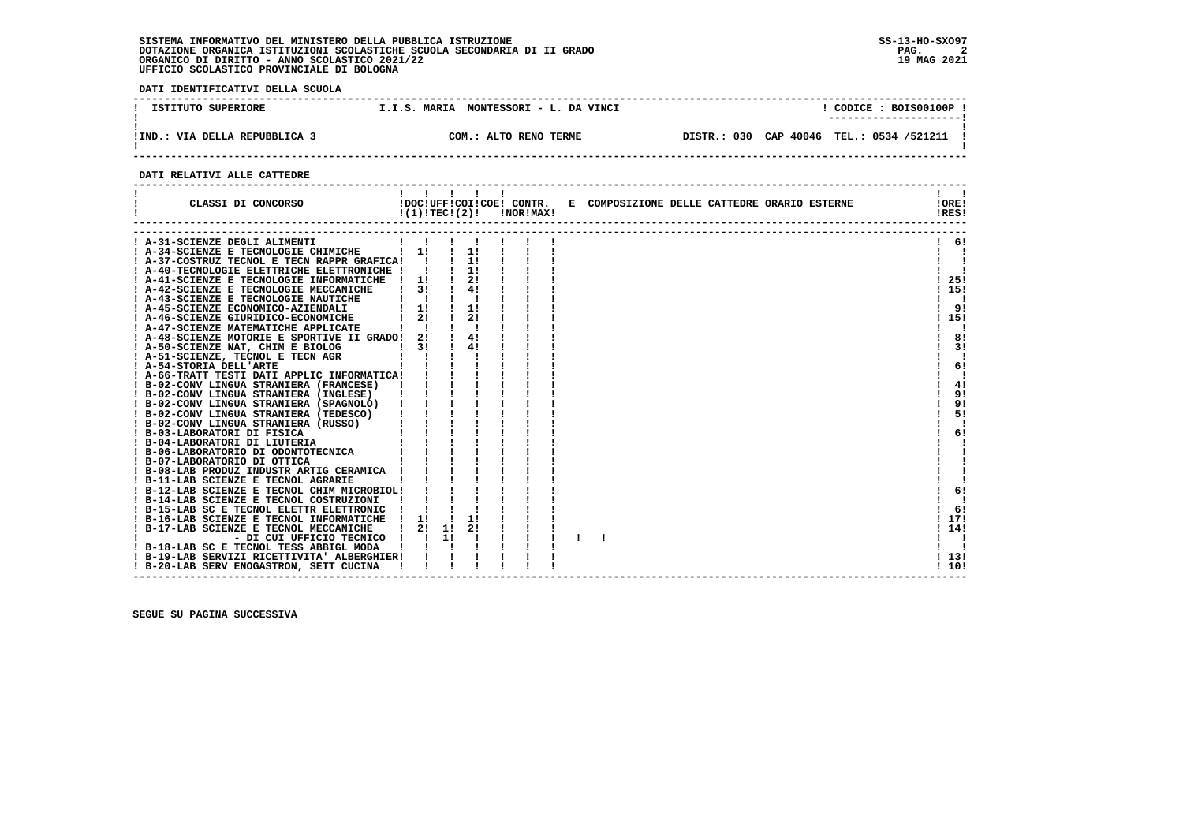SISTEMA INFORMATIVO DEL MINISTERO DELLA PUBBLICA ISTRUZIONE
DOTAZIONE ORGANICA ISTITUZIONI SCOLASTICHE SCUOLA SECONDARIA DI II GRADO
ORGANICO DI DIRITTO - ANNO SCOLASTICO 2021/22
UFFICIO SCOLASTICO PROVINCIALE DI BOLOGNA

SS-13-HO-SXO97
19 MAG 2021

**DATI IDENTIFICATIVI DELLA SCUOLA**

| ISTITUTO SUPERIORE | I.I.S. MARIA MONTESSORI - L. DA VINCI | CODICE : BOIS00100P |
|---|---|---|
| IND.: VIA DELLA REPUBBLICA 3 | COM.: ALTO RENO TERME | DISTR.: 030 CAP 40046 TEL.: 0534 /521211 |

**DATI RELATIVI ALLE CATTEDRE**

| CLASSI DI CONCORSO | DOC (1) | UFF TEC | COI (2) | COE | CONTR. NOR | CONTR. MAX | E COMPOSIZIONE DELLE CATTEDRE ORARIO ESTERNE | ORE RES |
|---|---|---|---|---|---|---|---|---|
| A-31-SCIENZE DEGLI ALIMENTI | | | | | | | | 6 |
| A-34-SCIENZE E TECNOLOGIE CHIMICHE | 1 | | 1 | | | | | |
| A-37-COSTRUZ TECNOL E TECN RAPPR GRAFICA | | | 1 | | | | | |
| A-40-TECNOLOGIE ELETTRICHE ELETTRONICHE | | | 1 | | | | | |
| A-41-SCIENZE E TECNOLOGIE INFORMATICHE | 1 | | 2 | | | | | 25 |
| A-42-SCIENZE E TECNOLOGIE MECCANICHE | 3 | | 4 | | | | | 15 |
| A-43-SCIENZE E TECNOLOGIE NAUTICHE | | | | | | | | |
| A-45-SCIENZE ECONOMICO-AZIENDALI | 1 | | 1 | | | | | 9 |
| A-46-SCIENZE GIURIDICO-ECONOMICHE | 2 | | 2 | | | | | 15 |
| A-47-SCIENZE MATEMATICHE APPLICATE | | | | | | | | |
| A-48-SCIENZE MOTORIE E SPORTIVE II GRADO | 2 | | 4 | | | | | 8 |
| A-50-SCIENZE NAT, CHIM E BIOLOG | 3 | | 4 | | | | | 3 |
| A-51-SCIENZE, TECNOL E TECN AGR | | | | | | | | |
| A-54-STORIA DELL'ARTE | | | | | | | | 6 |
| A-66-TRATT TESTI DATI APPLIC INFORMATICA | | | | | | | | |
| B-02-CONV LINGUA STRANIERA (FRANCESE) | | | | | | | | 4 |
| B-02-CONV LINGUA STRANIERA (INGLESE) | | | | | | | | 9 |
| B-02-CONV LINGUA STRANIERA (SPAGNOLO) | | | | | | | | 9 |
| B-02-CONV LINGUA STRANIERA (TEDESCO) | | | | | | | | 5 |
| B-02-CONV LINGUA STRANIERA (RUSSO) | | | | | | | | |
| B-03-LABORATORI DI FISICA | | | | | | | | 6 |
| B-04-LABORATORI DI LIUTERIA | | | | | | | | |
| B-06-LABORATORIO DI ODONTOTECNICA | | | | | | | | |
| B-07-LABORATORIO DI OTTICA | | | | | | | | |
| B-08-LAB PRODUZ INDUSTR ARTIG CERAMICA | | | | | | | | |
| B-11-LAB SCIENZE E TECNOL AGRARIE | | | | | | | | |
| B-12-LAB SCIENZE E TECNOL CHIM MICROBIOL | | | | | | | | 6 |
| B-14-LAB SCIENZE E TECNOL COSTRUZIONI | | | | | | | | |
| B-15-LAB SC E TECNOL ELETTR ELETTRONIC | | | | | | | | 6 |
| B-16-LAB SCIENZE E TECNOL INFORMATICHE | 1 | | 1 | | | | | 17 |
| B-17-LAB SCIENZE E TECNOL MECCANICHE | 2 | 1 | 2 | | | | | 14 |
| - DI CUI UFFICIO TECNICO | | 1 | | | | | | |
| B-18-LAB SC E TECNOL TESS ABBIGL MODA | | | | | | | | |
| B-19-LAB SERVIZI RICETTIVITA' ALBERGHIER | | | | | | | | 13 |
| B-20-LAB SERV ENOGASTRON, SETT CUCINA | | | | | | | | 10 |

SEGUE SU PAGINA SUCCESSIVA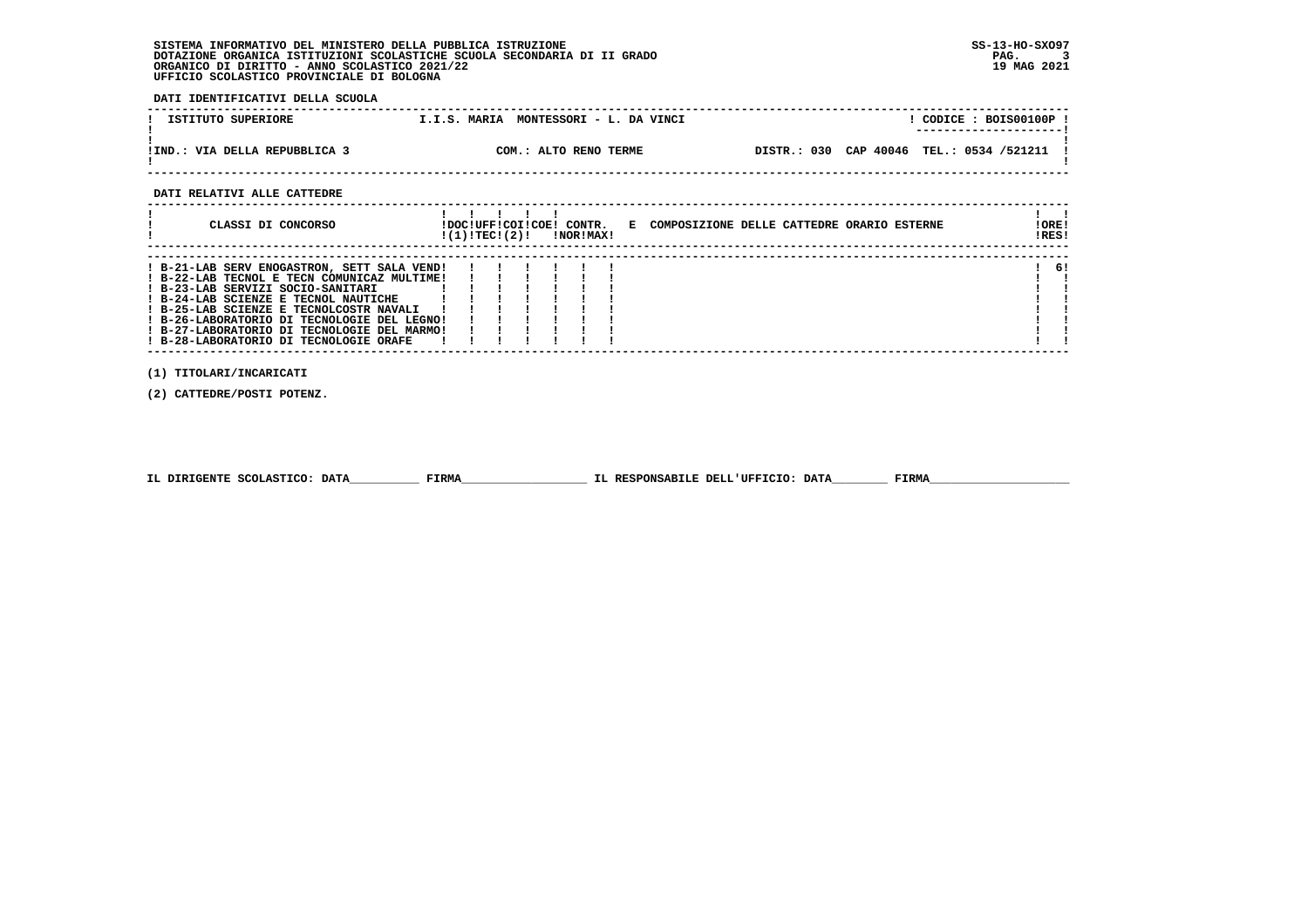SISTEMA INFORMATIVO DEL MINISTERO DELLA PUBBLICA ISTRUZIONE
DOTAZIONE ORGANICA ISTITUZIONI SCOLASTICHE SCUOLA SECONDARIA DI II GRADO
ORGANICO DI DIRITTO - ANNO SCOLASTICO 2021/22
UFFICIO SCOLASTICO PROVINCIALE DI BOLOGNA

SS-13-HO-SXO97
19 MAG 2021

**DATI IDENTIFICATIVI DELLA SCUOLA**

| ISTITUTO SUPERIORE | I.I.S. MARIA MONTESSORI - L. DA VINCI | | CODICE : BOIS00100P |
|---|---|---|---|
| IND.: VIA DELLA REPUBBLICA 3 | COM.: ALTO RENO TERME | DISTR.: 030 CAP 40046 | TEL.: 0534 /521211 |

**DATI RELATIVI ALLE CATTEDRE**

| CLASSI DI CONCORSO | DOC (1) | UFF TEC | COI (2) | COE | CONTR. NOR | CONTR. MAX | E COMPOSIZIONE DELLE CATTEDRE ORARIO ESTERNE | ORE RES |
|---|---|---|---|---|---|---|---|---|
| B-21-LAB SERV ENOGASTRON, SETT SALA VEND | | | | | | | | 6 |
| B-22-LAB TECNOL E TECN COMUNICAZ MULTIME | | | | | | | | |
| B-23-LAB SERVIZI SOCIO-SANITARI | | | | | | | | |
| B-24-LAB SCIENZE E TECNOL NAUTICHE | | | | | | | | |
| B-25-LAB SCIENZE E TECNOLCOSTR NAVALI | | | | | | | | |
| B-26-LABORATORIO DI TECNOLOGIE DEL LEGNO | | | | | | | | |
| B-27-LABORATORIO DI TECNOLOGIE DEL MARMO | | | | | | | | |
| B-28-LABORATORIO DI TECNOLOGIE ORAFE | | | | | | | | |

(1) TITOLARI/INCARICATI

(2) CATTEDRE/POSTI POTENZ.

IL DIRIGENTE SCOLASTICO: DATA__________ FIRMA__________________ IL RESPONSABILE DELL'UFFICIO: DATA________ FIRMA____________________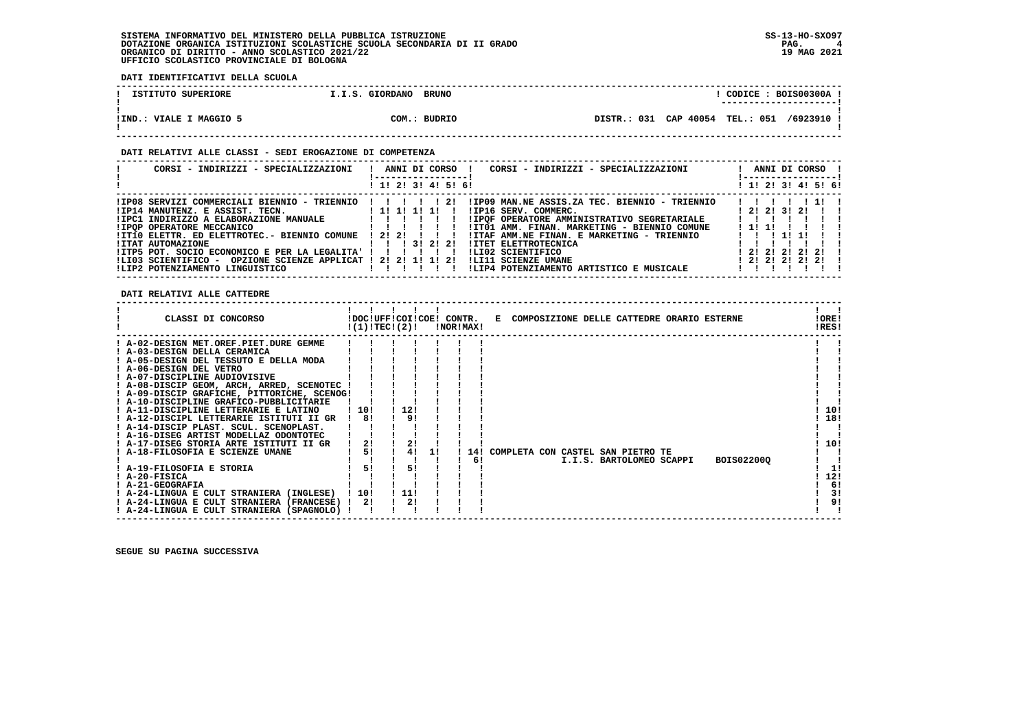SISTEMA INFORMATIVO DEL MINISTERO DELLA PUBBLICA ISTRUZIONE
DOTAZIONE ORGANICA ISTITUZIONI SCOLASTICHE SCUOLA SECONDARIA DI II GRADO
ORGANICO DI DIRITTO - ANNO SCOLASTICO 2021/22
UFFICIO SCOLASTICO PROVINCIALE DI BOLOGNA

SS-13-HO-SXO97
19 MAG 2021

**DATI IDENTIFICATIVI DELLA SCUOLA**

| ISTITUTO SUPERIORE | I.I.S. GIORDANO BRUNO | CODICE : BOIS00300A |
|---|---|---|
| IND.: VIALE I MAGGIO 5 | COM.: BUDRIO | DISTR.: 031 CAP 40054 TEL.: 051 /6923910 |

**DATI RELATIVI ALLE CLASSI - SEDI EROGAZIONE DI COMPETENZA**

| CORSI - INDIRIZZI - SPECIALIZZAZIONI | 1 | 2 | 3 | 4 | 5 | 6 | CORSI - INDIRIZZI - SPECIALIZZAZIONI | 1 | 2 | 3 | 4 | 5 | 6 |
|---|---|---|---|---|---|---|---|---|---|---|---|---|---|
| IP08 SERVIZI COMMERCIALI BIENNIO - TRIENNIO | | | | | 2 | | IP09 MAN.NE ASSIS.ZA TEC. BIENNIO - TRIENNIO | | | | | 1 | |
| IP14 MANUTENZ. E ASSIST. TECN. | 1 | 1 | 1 | 1 | | | IP16 SERV. COMMERC. | 2 | 2 | 3 | 2 | | |
| IPC1 INDIRIZZO A ELABORAZIONE MANUALE | | | | | | | IPQF OPERATORE AMMINISTRATIVO SEGRETARIALE | | | | | | |
| IPQP OPERATORE MECCANICO | | | | | | | IT01 AMM. FINAN. MARKETING - BIENNIO COMUNE | 1 | 1 | | | | |
| IT10 ELETTR. ED ELETTROTEC.- BIENNIO COMUNE | 2 | 2 | | | | | ITAF AMM.NE FINAN. E MARKETING - TRIENNIO | | | 1 | 1 | | |
| ITAT AUTOMAZIONE | | | 3 | 2 | 2 | | ITET ELETTROTECNICA | | | | | | |
| ITP5 POT. SOCIO ECONOMICO E PER LA LEGALITA' | | | | | | | LI02 SCIENTIFICO | 2 | 2 | 2 | 2 | 2 | |
| LI03 SCIENTIFICO - OPZIONE SCIENZE APPLICAT | 2 | 2 | 1 | 1 | 2 | | LI11 SCIENZE UMANE | 2 | 2 | 2 | 2 | 2 | |
| LIP2 POTENZIAMENTO LINGUISTICO | | | | | | | LIP4 POTENZIAMENTO ARTISTICO E MUSICALE | | | | | | |

**DATI RELATIVI ALLE CATTEDRE**

| CLASSI DI CONCORSO | DOC (1) | UFF TEC | COI (2) | COE | CONTR. NOR | CONTR. MAX | E COMPOSIZIONE DELLE CATTEDRE ORARIO ESTERNE | ORE RES |
|---|---|---|---|---|---|---|---|---|
| A-02-DESIGN MET.OREF.PIET.DURE GEMME | | | | | | | | |
| A-03-DESIGN DELLA CERAMICA | | | | | | | | |
| A-05-DESIGN DEL TESSUTO E DELLA MODA | | | | | | | | |
| A-06-DESIGN DEL VETRO | | | | | | | | |
| A-07-DISCIPLINE AUDIOVISIVE | | | | | | | | |
| A-08-DISCIP GEOM, ARCH, ARRED, SCENOTEC | | | | | | | | |
| A-09-DISCIP GRAFICHE, PITTORICHE, SCENOG | | | | | | | | |
| A-10-DISCIPLINE GRAFICO-PUBBLICITARIE | | | | | | | | |
| A-11-DISCIPLINE LETTERARIE E LATINO | 10 | | 12 | | | | | 10 |
| A-12-DISCIPL LETTERARIE ISTITUTI II GR | 8 | | 9 | | | | | 18 |
| A-14-DISCIP PLAST. SCUL. SCENOPLAST. | | | | | | | | |
| A-16-DISEG ARTIST MODELLAZ ODONTOTEC | | | | | | | | |
| A-17-DISEG STORIA ARTE ISTITUTI II GR | 2 | | 2 | | | | | 10 |
| A-18-FILOSOFIA E SCIENZE UMANE | 5 | | 4 | 1 | | 14 | COMPLETA CON CASTEL SAN PIETRO TE | |
| | | | | | | 6 | I.I.S. BARTOLOMEO SCAPPI BOIS02200Q | |
| A-19-FILOSOFIA E STORIA | 5 | | 5 | | | | | 1 |
| A-20-FISICA | | | | | | | | 12 |
| A-21-GEOGRAFIA | | | | | | | | 6 |
| A-24-LINGUA E CULT STRANIERA (INGLESE) | 10 | | 11 | | | | | 3 |
| A-24-LINGUA E CULT STRANIERA (FRANCESE) | 2 | | 2 | | | | | 9 |
| A-24-LINGUA E CULT STRANIERA (SPAGNOLO) | | | | | | | | |

SEGUE SU PAGINA SUCCESSIVA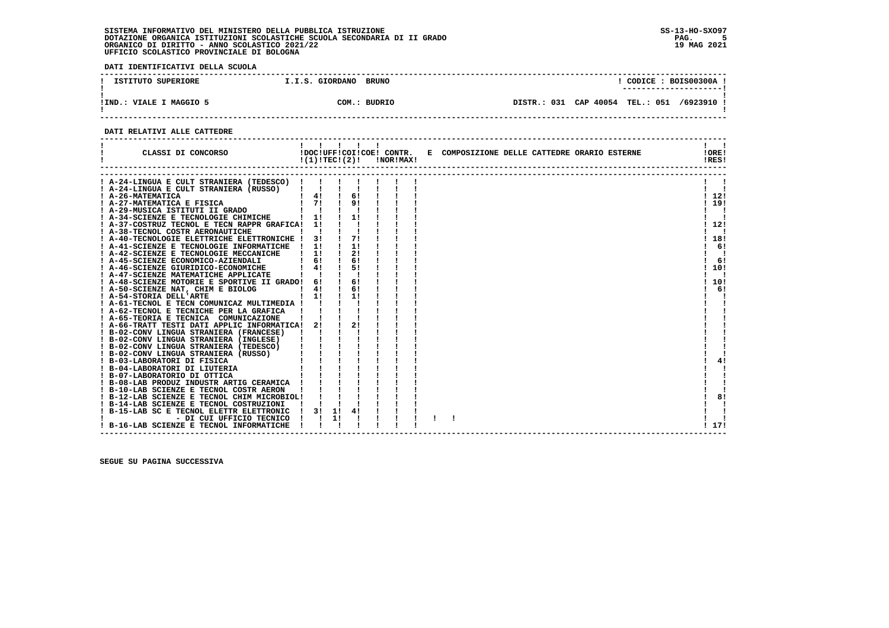SISTEMA INFORMATIVO DEL MINISTERO DELLA PUBBLICA ISTRUZIONE
DOTAZIONE ORGANICA ISTITUZIONI SCOLASTICHE SCUOLA SECONDARIA DI II GRADO
ORGANICO DI DIRITTO - ANNO SCOLASTICO 2021/22
UFFICIO SCOLASTICO PROVINCIALE DI BOLOGNA

SS-13-HO-SXO97
19 MAG 2021

**DATI IDENTIFICATIVI DELLA SCUOLA**

| ISTITUTO SUPERIORE | I.I.S. GIORDANO BRUNO | CODICE : BOIS00300A |
|---|---|---|
| IND.: VIALE I MAGGIO 5 | COM.: BUDRIO | DISTR.: 031 CAP 40054 TEL.: 051 /6923910 |

**DATI RELATIVI ALLE CATTEDRE**

| CLASSI DI CONCORSO | DOC (1) | UFF TEC | COI (2) | COE | CONTR. NOR | CONTR. MAX | E COMPOSIZIONE DELLE CATTEDRE ORARIO ESTERNE | ORE RES |
|---|---|---|---|---|---|---|---|---|
| A-24-LINGUA E CULT STRANIERA (TEDESCO) | | | | | | | | |
| A-24-LINGUA E CULT STRANIERA (RUSSO) | | | | | | | | |
| A-26-MATEMATICA | 4 | | 6 | | | | | 12 |
| A-27-MATEMATICA E FISICA | 7 | | 9 | | | | | 19 |
| A-29-MUSICA ISTITUTI II GRADO | | | | | | | | |
| A-34-SCIENZE E TECNOLOGIE CHIMICHE | 1 | | 1 | | | | | |
| A-37-COSTRUZ TECNOL E TECN RAPPR GRAFICA | 1 | | | | | | | 12 |
| A-38-TECNOL COSTR AERONAUTICHE | | | | | | | | |
| A-40-TECNOLOGIE ELETTRICHE ELETTRONICHE | 3 | | 7 | | | | | 18 |
| A-41-SCIENZE E TECNOLOGIE INFORMATICHE | 1 | | 1 | | | | | 6 |
| A-42-SCIENZE E TECNOLOGIE MECCANICHE | 1 | | 2 | | | | | |
| A-45-SCIENZE ECONOMICO-AZIENDALI | 6 | | 6 | | | | | 6 |
| A-46-SCIENZE GIURIDICO-ECONOMICHE | 4 | | 5 | | | | | 10 |
| A-47-SCIENZE MATEMATICHE APPLICATE | | | | | | | | |
| A-48-SCIENZE MOTORIE E SPORTIVE II GRADO | 6 | | 6 | | | | | 10 |
| A-50-SCIENZE NAT, CHIM E BIOLOG | 4 | | 6 | | | | | 6 |
| A-54-STORIA DELL'ARTE | 1 | | 1 | | | | | |
| A-61-TECNOL E TECN COMUNICAZ MULTIMEDIA | | | | | | | | |
| A-62-TECNOL E TECNICHE PER LA GRAFICA | | | | | | | | |
| A-65-TEORIA E TECNICA COMUNICAZIONE | | | | | | | | |
| A-66-TRATT TESTI DATI APPLIC INFORMATICA | 2 | | 2 | | | | | |
| B-02-CONV LINGUA STRANIERA (FRANCESE) | | | | | | | | |
| B-02-CONV LINGUA STRANIERA (INGLESE) | | | | | | | | |
| B-02-CONV LINGUA STRANIERA (TEDESCO) | | | | | | | | |
| B-02-CONV LINGUA STRANIERA (RUSSO) | | | | | | | | |
| B-03-LABORATORI DI FISICA | | | | | | | | 4 |
| B-04-LABORATORI DI LIUTERIA | | | | | | | | |
| B-07-LABORATORIO DI OTTICA | | | | | | | | |
| B-08-LAB PRODUZ INDUSTR ARTIG CERAMICA | | | | | | | | |
| B-10-LAB SCIENZE E TECNOL COSTR AERON | | | | | | | | |
| B-12-LAB SCIENZE E TECNOL CHIM MICROBIOL | | | | | | | | 8 |
| B-14-LAB SCIENZE E TECNOL COSTRUZIONI | | | | | | | | |
| B-15-LAB SC E TECNOL ELETTR ELETTRONIC | 3 | 1 | 4 | | | | | |
| - DI CUI UFFICIO TECNICO | | 1 | | | | | | |
| B-16-LAB SCIENZE E TECNOL INFORMATICHE | | | | | | | | 17 |

SEGUE SU PAGINA SUCCESSIVA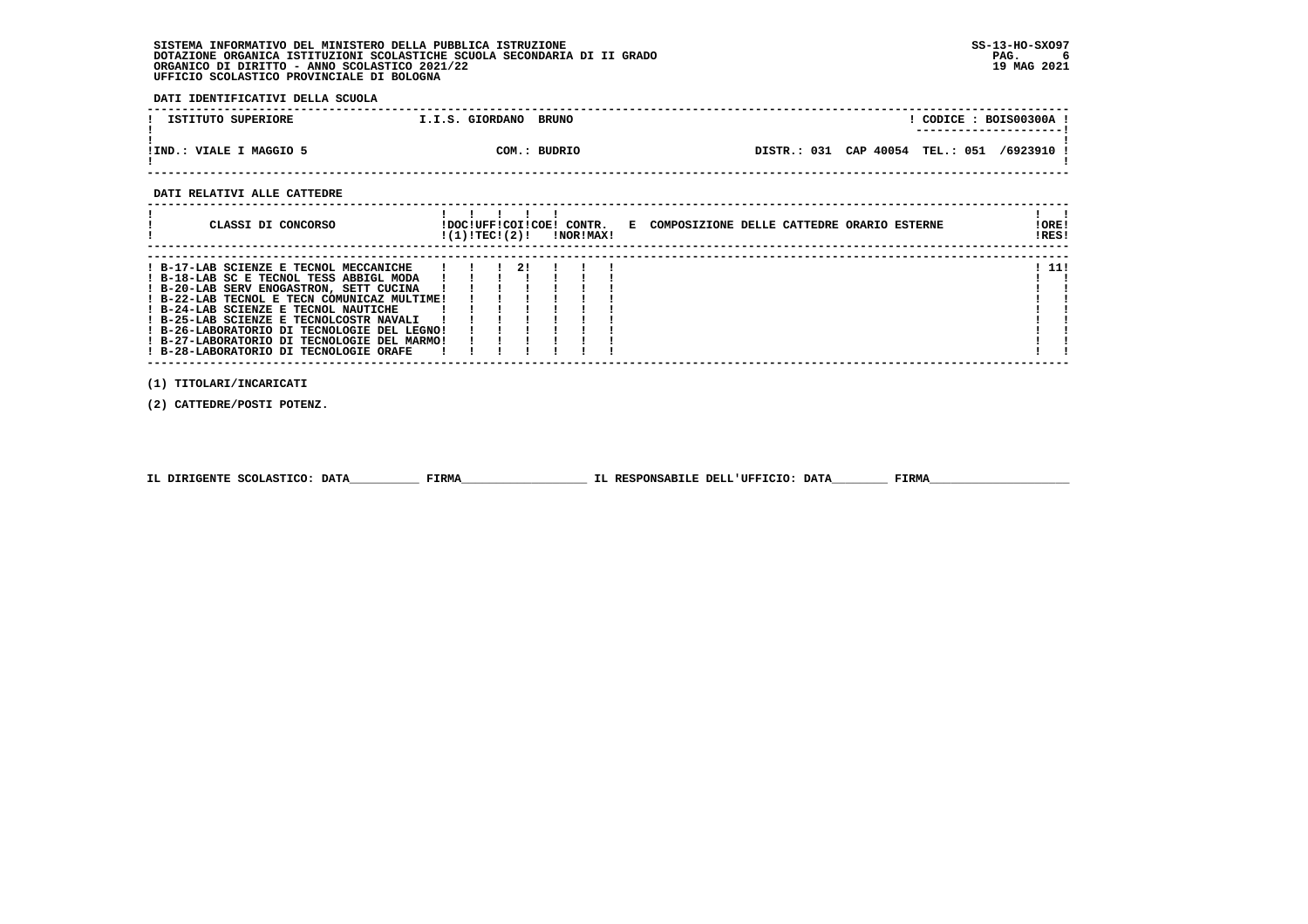SISTEMA INFORMATIVO DEL MINISTERO DELLA PUBBLICA ISTRUZIONE
DOTAZIONE ORGANICA ISTITUZIONI SCOLASTICHE SCUOLA SECONDARIA DI II GRADO
ORGANICO DI DIRITTO - ANNO SCOLASTICO 2021/22
UFFICIO SCOLASTICO PROVINCIALE DI BOLOGNA

SS-13-HO-SXO97
19 MAG 2021

**DATI IDENTIFICATIVI DELLA SCUOLA**

| ISTITUTO SUPERIORE | I.I.S. GIORDANO BRUNO | CODICE : BOIS00300A |
|---|---|---|
| IND.: VIALE I MAGGIO 5 | COM.: BUDRIO | DISTR.: 031 CAP 40054 TEL.: 051 /6923910 |

**DATI RELATIVI ALLE CATTEDRE**

| CLASSI DI CONCORSO | DOC (1) | UFF TEC | COI | COE (2) | CONTR. NOR | CONTR. MAX | E COMPOSIZIONE DELLE CATTEDRE ORARIO ESTERNE | ORE RES |
|---|---|---|---|---|---|---|---|---|
| B-17-LAB SCIENZE E TECNOL MECCANICHE | | | 2 | | | | | 11 |
| B-18-LAB SC E TECNOL TESS ABBIGL MODA | | | | | | | | |
| B-20-LAB SERV ENOGASTRON, SETT CUCINA | | | | | | | | |
| B-22-LAB TECNOL E TECN COMUNICAZ MULTIME | | | | | | | | |
| B-24-LAB SCIENZE E TECNOL NAUTICHE | | | | | | | | |
| B-25-LAB SCIENZE E TECNOLCOSTR NAVALI | | | | | | | | |
| B-26-LABORATORIO DI TECNOLOGIE DEL LEGNO | | | | | | | | |
| B-27-LABORATORIO DI TECNOLOGIE DEL MARMO | | | | | | | | |
| B-28-LABORATORIO DI TECNOLOGIE ORAFE | | | | | | | | |

(1) TITOLARI/INCARICATI

(2) CATTEDRE/POSTI POTENZ.

IL DIRIGENTE SCOLASTICO: DATA__________ FIRMA__________________ IL RESPONSABILE DELL'UFFICIO: DATA________ FIRMA____________________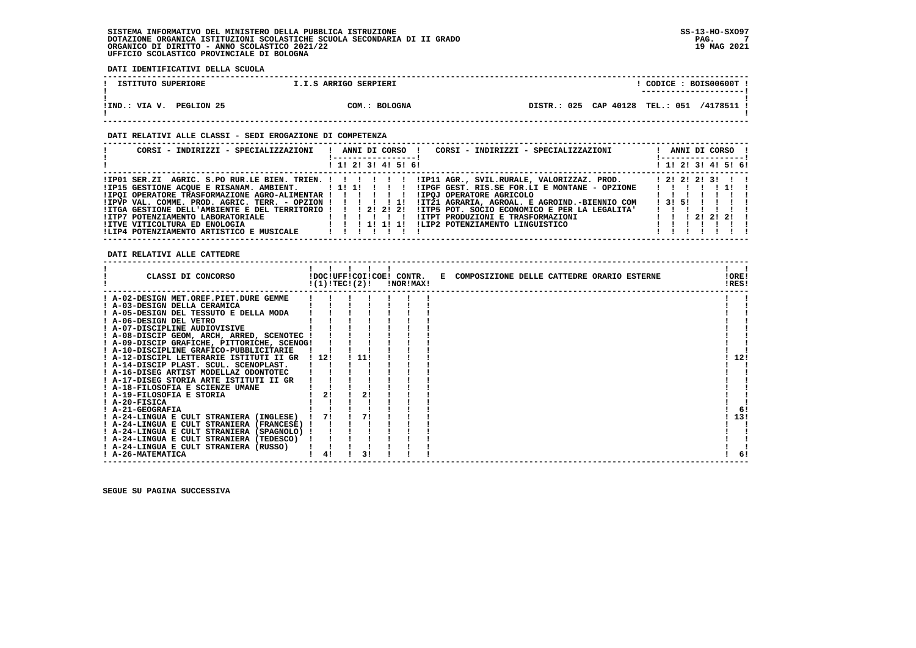SISTEMA INFORMATIVO DEL MINISTERO DELLA PUBBLICA ISTRUZIONE
DOTAZIONE ORGANICA ISTITUZIONI SCOLASTICHE SCUOLA SECONDARIA DI II GRADO
ORGANICO DI DIRITTO - ANNO SCOLASTICO 2021/22
UFFICIO SCOLASTICO PROVINCIALE DI BOLOGNA

**DATI IDENTIFICATIVI DELLA SCUOLA**

| ISTITUTO SUPERIORE | I.I.S ARRIGO SERPIERI | CODICE : BOIS00600T |
|---|---|---|
| IND.: VIA V. PEGLION 25 | COM.: BOLOGNA | DISTR.: 025 CAP 40128 TEL.: 051 /4178511 |

**DATI RELATIVI ALLE CLASSI - SEDI EROGAZIONE DI COMPETENZA**

| CORSI - INDIRIZZI - SPECIALIZZAZIONI | 1 | 2 | 3 | 4 | 5 | 6 | CORSI - INDIRIZZI - SPECIALIZZAZIONI | 1 | 2 | 3 | 4 | 5 | 6 |
|---|---|---|---|---|---|---|---|---|---|---|---|---|---|
| IP01 SER.ZI AGRIC. S.PO RUR.LE BIEN. TRIEN. | | | | | | | IP11 AGR., SVIL.RURALE, VALORIZZAZ. PROD. | 2 | 2 | 2 | 3 | | |
| IP15 GESTIONE ACQUE E RISANAM. AMBIENT. | 1 | 1 | | | | | IPGF GEST. RIS.SE FOR.LI E MONTANE - OPZIONE | | | | | 1 | |
| IPQI OPERATORE TRASFORMAZIONE AGRO-ALIMENTAR | | | | | | | IPQJ OPERATORE AGRICOLO | | | | | | |
| IPVP VAL. COMME. PROD. AGRIC. TERR. - OPZION | | | | | 1 | | IT21 AGRARIA, AGROAL. E AGROIND.-BIENNIO COM | 3 | 5 | | | | |
| ITGA GESTIONE DELL'AMBIENTE E DEL TERRITORIO | | | 2 | 2 | 2 | | ITP5 POT. SOCIO ECONOMICO E PER LA LEGALITA' | | | | | | |
| ITP7 POTENZIAMENTO LABORATORIALE | | | | | | | ITPT PRODUZIONI E TRASFORMAZIONI | | | 2 | 2 | 2 | |
| ITVE VITICOLTURA ED ENOLOGIA | | | 1 | 1 | 1 | | LIP2 POTENZIAMENTO LINGUISTICO | | | | | | |
| LIP4 POTENZIAMENTO ARTISTICO E MUSICALE | | | | | | | | | | | | | |

**DATI RELATIVI ALLE CATTEDRE**

| CLASSI DI CONCORSO | DOC (1) | UFF TEC | COI (2) | COE | CONTR. NOR | CONTR. MAX | E COMPOSIZIONE DELLE CATTEDRE ORARIO ESTERNE | ORE RES |
|---|---|---|---|---|---|---|---|---|
| A-02-DESIGN MET.OREF.PIET.DURE GEMME | | | | | | | | |
| A-03-DESIGN DELLA CERAMICA | | | | | | | | |
| A-05-DESIGN DEL TESSUTO E DELLA MODA | | | | | | | | |
| A-06-DESIGN DEL VETRO | | | | | | | | |
| A-07-DISCIPLINE AUDIOVISIVE | | | | | | | | |
| A-08-DISCIP GEOM, ARCH, ARRED, SCENOTEC | | | | | | | | |
| A-09-DISCIP GRAFICHE, PITTORICHE, SCENOG | | | | | | | | |
| A-10-DISCIPLINE GRAFICO-PUBBLICITARIE | | | | | | | | |
| A-12-DISCIPL LETTERARIE ISTITUTI II GR | 12 | | 11 | | | | | 12 |
| A-14-DISCIP PLAST. SCUL. SCENOPLAST. | | | | | | | | |
| A-16-DISEG ARTIST MODELLAZ ODONTOTEC | | | | | | | | |
| A-17-DISEG STORIA ARTE ISTITUTI II GR | | | | | | | | |
| A-18-FILOSOFIA E SCIENZE UMANE | | | | | | | | |
| A-19-FILOSOFIA E STORIA | 2 | | 2 | | | | | |
| A-20-FISICA | | | | | | | | |
| A-21-GEOGRAFIA | | | | | | | | 6 |
| A-24-LINGUA E CULT STRANIERA (INGLESE) | 7 | | 7 | | | | | 13 |
| A-24-LINGUA E CULT STRANIERA (FRANCESE) | | | | | | | | |
| A-24-LINGUA E CULT STRANIERA (SPAGNOLO) | | | | | | | | |
| A-24-LINGUA E CULT STRANIERA (TEDESCO) | | | | | | | | |
| A-24-LINGUA E CULT STRANIERA (RUSSO) | | | | | | | | |
| A-26-MATEMATICA | 4 | | 3 | | | | | 6 |

SEGUE SU PAGINA SUCCESSIVA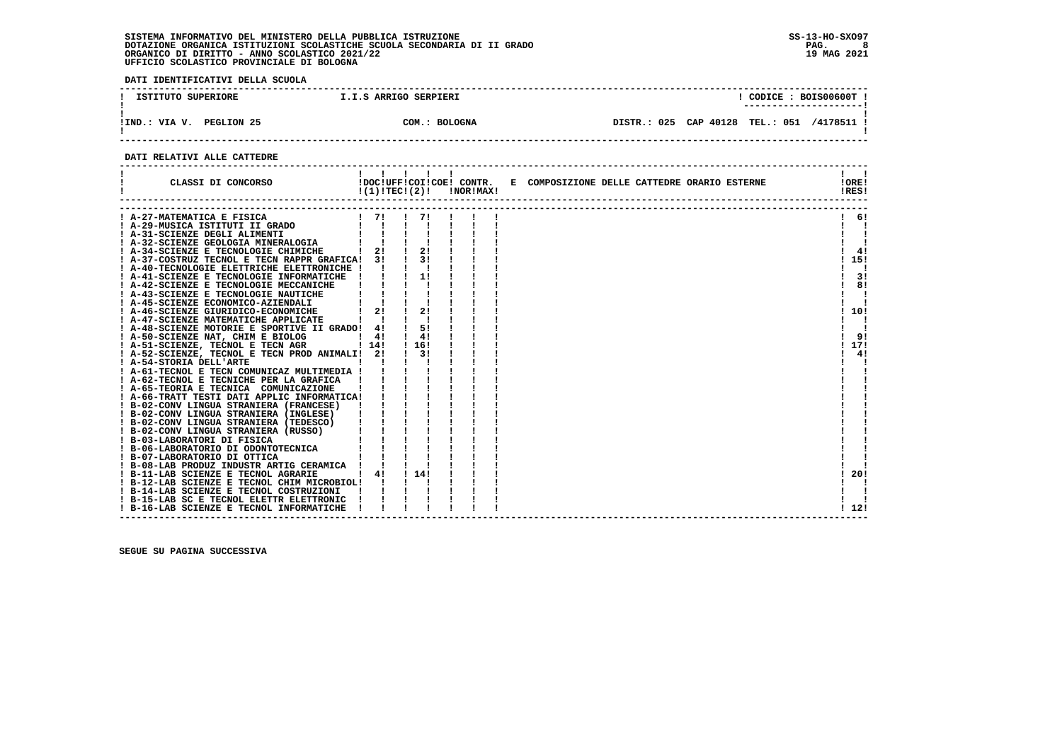SISTEMA INFORMATIVO DEL MINISTERO DELLA PUBBLICA ISTRUZIONE
DOTAZIONE ORGANICA ISTITUZIONI SCOLASTICHE SCUOLA SECONDARIA DI II GRADO
ORGANICO DI DIRITTO - ANNO SCOLASTICO 2021/22
UFFICIO SCOLASTICO PROVINCIALE DI BOLOGNA

SS-13-HO-SXO97
19 MAG 2021

**DATI IDENTIFICATIVI DELLA SCUOLA**

| ISTITUTO SUPERIORE | I.I.S ARRIGO SERPIERI | CODICE : BOIS00600T |
|---|---|---|
| IND.: VIA V. PEGLION 25 | COM.: BOLOGNA | DISTR.: 025 CAP 40128 TEL.: 051 /4178511 |

**DATI RELATIVI ALLE CATTEDRE**

| CLASSI DI CONCORSO | DOC (1) | UFF TEC | COI (2) | COE NOR | CONTR. MAX | E COMPOSIZIONE DELLE CATTEDRE ORARIO ESTERNE | ORE RES |
|---|---|---|---|---|---|---|---|
| A-27-MATEMATICA E FISICA | 7 | | 7 | | | | 6 |
| A-29-MUSICA ISTITUTI II GRADO | | | | | | | |
| A-31-SCIENZE DEGLI ALIMENTI | | | | | | | |
| A-32-SCIENZE GEOLOGIA MINERALOGIA | | | | | | | |
| A-34-SCIENZE E TECNOLOGIE CHIMICHE | 2 | | 2 | | | | 4 |
| A-37-COSTRUZ TECNOL E TECN RAPPR GRAFICA | 3 | | 3 | | | | 15 |
| A-40-TECNOLOGIE ELETTRICHE ELETTRONICHE | | | | | | | |
| A-41-SCIENZE E TECNOLOGIE INFORMATICHE | | | 1 | | | | 3 |
| A-42-SCIENZE E TECNOLOGIE MECCANICHE | | | | | | | 8 |
| A-43-SCIENZE E TECNOLOGIE NAUTICHE | | | | | | | |
| A-45-SCIENZE ECONOMICO-AZIENDALI | | | | | | | |
| A-46-SCIENZE GIURIDICO-ECONOMICHE | 2 | | 2 | | | | 10 |
| A-47-SCIENZE MATEMATICHE APPLICATE | | | | | | | |
| A-48-SCIENZE MOTORIE E SPORTIVE II GRADO | 4 | | 5 | | | | |
| A-50-SCIENZE NAT, CHIM E BIOLOG | 4 | | 4 | | | | 9 |
| A-51-SCIENZE, TECNOL E TECN AGR | 14 | | 16 | | | | 17 |
| A-52-SCIENZE, TECNOL E TECN PROD ANIMALI | 2 | | 3 | | | | 4 |
| A-54-STORIA DELL'ARTE | | | | | | | |
| A-61-TECNOL E TECN COMUNICAZ MULTIMEDIA | | | | | | | |
| A-62-TECNOL E TECNICHE PER LA GRAFICA | | | | | | | |
| A-65-TEORIA E TECNICA COMUNICAZIONE | | | | | | | |
| A-66-TRATT TESTI DATI APPLIC INFORMATICA | | | | | | | |
| B-02-CONV LINGUA STRANIERA (FRANCESE) | | | | | | | |
| B-02-CONV LINGUA STRANIERA (INGLESE) | | | | | | | |
| B-02-CONV LINGUA STRANIERA (TEDESCO) | | | | | | | |
| B-02-CONV LINGUA STRANIERA (RUSSO) | | | | | | | |
| B-03-LABORATORI DI FISICA | | | | | | | |
| B-06-LABORATORIO DI ODONTOTECNICA | | | | | | | |
| B-07-LABORATORIO DI OTTICA | | | | | | | |
| B-08-LAB PRODUZ INDUSTR ARTIG CERAMICA | | | | | | | |
| B-11-LAB SCIENZE E TECNOL AGRARIE | 4 | | 14 | | | | 20 |
| B-12-LAB SCIENZE E TECNOL CHIM MICROBIOL | | | | | | | |
| B-14-LAB SCIENZE E TECNOL COSTRUZIONI | | | | | | | |
| B-15-LAB SC E TECNOL ELETTR ELETTRONIC | | | | | | | |
| B-16-LAB SCIENZE E TECNOL INFORMATICHE | | | | | | | 12 |

SEGUE SU PAGINA SUCCESSIVA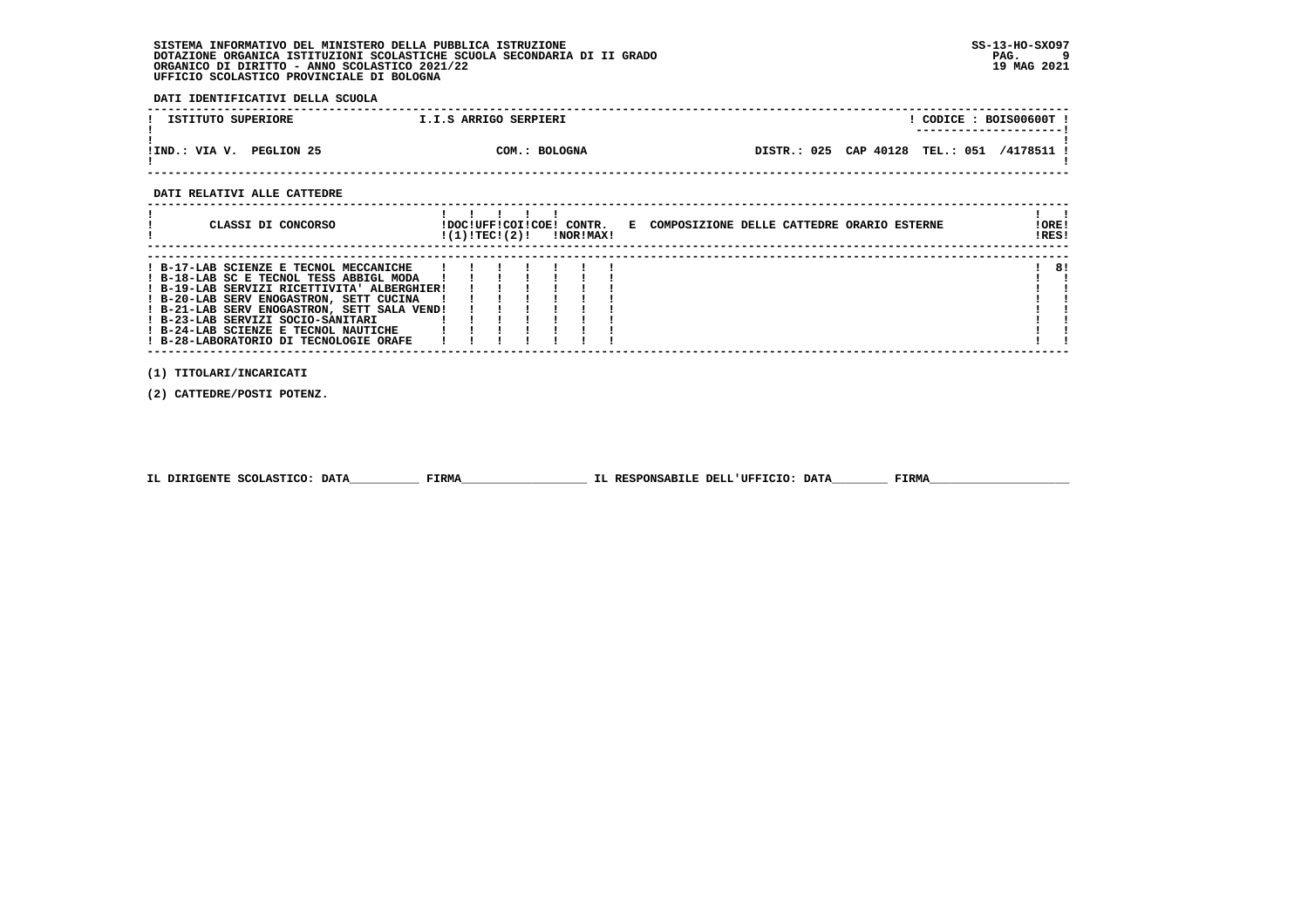SISTEMA INFORMATIVO DEL MINISTERO DELLA PUBBLICA ISTRUZIONE
DOTAZIONE ORGANICA ISTITUZIONI SCOLASTICHE SCUOLA SECONDARIA DI II GRADO
ORGANICO DI DIRITTO - ANNO SCOLASTICO 2021/22
UFFICIO SCOLASTICO PROVINCIALE DI BOLOGNA

SS-13-HO-SXO97
19 MAG 2021

**DATI IDENTIFICATIVI DELLA SCUOLA**

| ISTITUTO SUPERIORE | I.I.S ARRIGO SERPIERI | CODICE : BOIS00600T |
|---|---|---|
| IND.: VIA V. PEGLION 25 | COM.: BOLOGNA | DISTR.: 025 CAP 40128 TEL.: 051 /4178511 |

**DATI RELATIVI ALLE CATTEDRE**

| CLASSI DI CONCORSO | DOC (1) | UFF TEC | COI (2) | COE | CONTR. NOR | CONTR. MAX | E COMPOSIZIONE DELLE CATTEDRE ORARIO ESTERNE | ORE RES |
|---|---|---|---|---|---|---|---|---|
| B-17-LAB SCIENZE E TECNOL MECCANICHE | | | | | | | | 8 |
| B-18-LAB SC E TECNOL TESS ABBIGL MODA | | | | | | | | |
| B-19-LAB SERVIZI RICETTIVITA' ALBERGHIER | | | | | | | | |
| B-20-LAB SERV ENOGASTRON, SETT CUCINA | | | | | | | | |
| B-21-LAB SERV ENOGASTRON, SETT SALA VEND | | | | | | | | |
| B-23-LAB SERVIZI SOCIO-SANITARI | | | | | | | | |
| B-24-LAB SCIENZE E TECNOL NAUTICHE | | | | | | | | |
| B-28-LABORATORIO DI TECNOLOGIE ORAFE | | | | | | | | |

(1) TITOLARI/INCARICATI

(2) CATTEDRE/POSTI POTENZ.

IL DIRIGENTE SCOLASTICO: DATA__________ FIRMA__________________ IL RESPONSABILE DELL'UFFICIO: DATA________ FIRMA____________________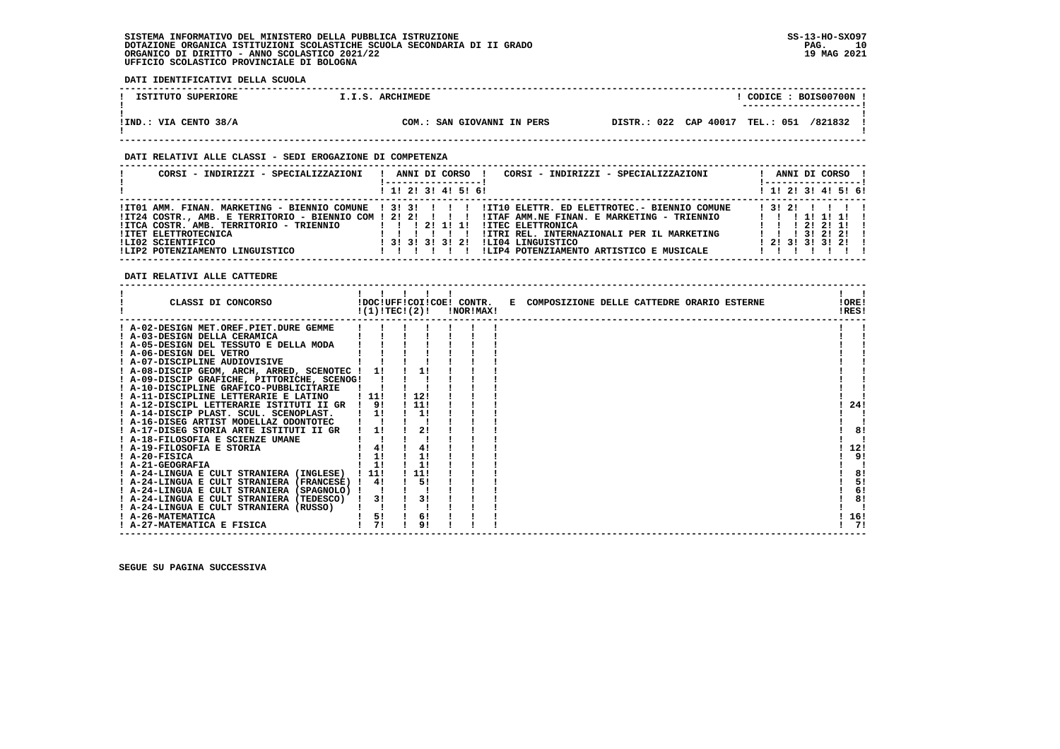SISTEMA INFORMATIVO DEL MINISTERO DELLA PUBBLICA ISTRUZIONE
DOTAZIONE ORGANICA ISTITUZIONI SCOLASTICHE SCUOLA SECONDARIA DI II GRADO
ORGANICO DI DIRITTO - ANNO SCOLASTICO 2021/22
UFFICIO SCOLASTICO PROVINCIALE DI BOLOGNA

SS-13-HO-SXO97
19 MAG 2021

**DATI IDENTIFICATIVI DELLA SCUOLA**

| ISTITUTO SUPERIORE | I.I.S. ARCHIMEDE | | CODICE : BOIS00700N |
|---|---|---|---|
| IND.: VIA CENTO 38/A | COM.: SAN GIOVANNI IN PERS | DISTR.: 022 CAP 40017 | TEL.: 051 /821832 |

**DATI RELATIVI ALLE CLASSI - SEDI EROGAZIONE DI COMPETENZA**

| CORSI - INDIRIZZI - SPECIALIZZAZIONI | 1 | 2 | 3 | 4 | 5 | 6 | CORSI - INDIRIZZI - SPECIALIZZAZIONI | 1 | 2 | 3 | 4 | 5 | 6 |
|---|---|---|---|---|---|---|---|---|---|---|---|---|---|
| IT01 AMM. FINAN. MARKETING - BIENNIO COMUNE | 3 | 3 | | | | | IT10 ELETTR. ED ELETTROTEC.- BIENNIO COMUNE | 3 | 2 | | | | |
| IT24 COSTR., AMB. E TERRITORIO - BIENNIO COM | 2 | 2 | | | | | ITAF AMM.NE FINAN. E MARKETING - TRIENNIO | | | 1 | 1 | 1 | |
| ITCA COSTR. AMB. TERRITORIO - TRIENNIO | | | 2 | 1 | 1 | | ITEC ELETTRONICA | | | 2 | 2 | 1 | |
| ITET ELETTROTECNICA | | | | | | | ITRI REL. INTERNAZIONALI PER IL MARKETING | | | 3 | 2 | 2 | |
| LI02 SCIENTIFICO | 3 | 3 | 3 | 3 | 2 | | LI04 LINGUISTICO | 2 | 3 | 3 | 3 | 2 | |
| LIP2 POTENZIAMENTO LINGUISTICO | | | | | | | LIP4 POTENZIAMENTO ARTISTICO E MUSICALE | | | | | | |

**DATI RELATIVI ALLE CATTEDRE**

| CLASSI DI CONCORSO | DOC (1) | UFF TEC | COI (2) | COE | CONTR. NOR | CONTR. MAX | E COMPOSIZIONE DELLE CATTEDRE ORARIO ESTERNE | ORE RES |
|---|---|---|---|---|---|---|---|---|
| A-02-DESIGN MET.OREF.PIET.DURE GEMME | | | | | | | | |
| A-03-DESIGN DELLA CERAMICA | | | | | | | | |
| A-05-DESIGN DEL TESSUTO E DELLA MODA | | | | | | | | |
| A-06-DESIGN DEL VETRO | | | | | | | | |
| A-07-DISCIPLINE AUDIOVISIVE | | | | | | | | |
| A-08-DISCIP GEOM, ARCH, ARRED, SCENOTEC | 1 | | 1 | | | | | |
| A-09-DISCIP GRAFICHE, PITTORICHE, SCENOG | | | | | | | | |
| A-10-DISCIPLINE GRAFICO-PUBBLICITARIE | | | | | | | | |
| A-11-DISCIPLINE LETTERARIE E LATINO | 11 | | 12 | | | | | |
| A-12-DISCIPL LETTERARIE ISTITUTI II GR | 9 | | 11 | | | | | 24 |
| A-14-DISCIP PLAST. SCUL. SCENOPLAST. | 1 | | 1 | | | | | |
| A-16-DISEG ARTIST MODELLAZ ODONTOTEC | | | | | | | | |
| A-17-DISEG STORIA ARTE ISTITUTI II GR | 1 | | 2 | | | | | 8 |
| A-18-FILOSOFIA E SCIENZE UMANE | | | | | | | | |
| A-19-FILOSOFIA E STORIA | 4 | | 4 | | | | | 12 |
| A-20-FISICA | 1 | | 1 | | | | | 9 |
| A-21-GEOGRAFIA | 1 | | 1 | | | | | |
| A-24-LINGUA E CULT STRANIERA (INGLESE) | 11 | | 11 | | | | | 8 |
| A-24-LINGUA E CULT STRANIERA (FRANCESE) | 4 | | 5 | | | | | 5 |
| A-24-LINGUA E CULT STRANIERA (SPAGNOLO) | | | | | | | | 6 |
| A-24-LINGUA E CULT STRANIERA (TEDESCO) | 3 | | 3 | | | | | 8 |
| A-24-LINGUA E CULT STRANIERA (RUSSO) | | | | | | | | |
| A-26-MATEMATICA | 5 | | 6 | | | | | 16 |
| A-27-MATEMATICA E FISICA | 7 | | 9 | | | | | 7 |

SEGUE SU PAGINA SUCCESSIVA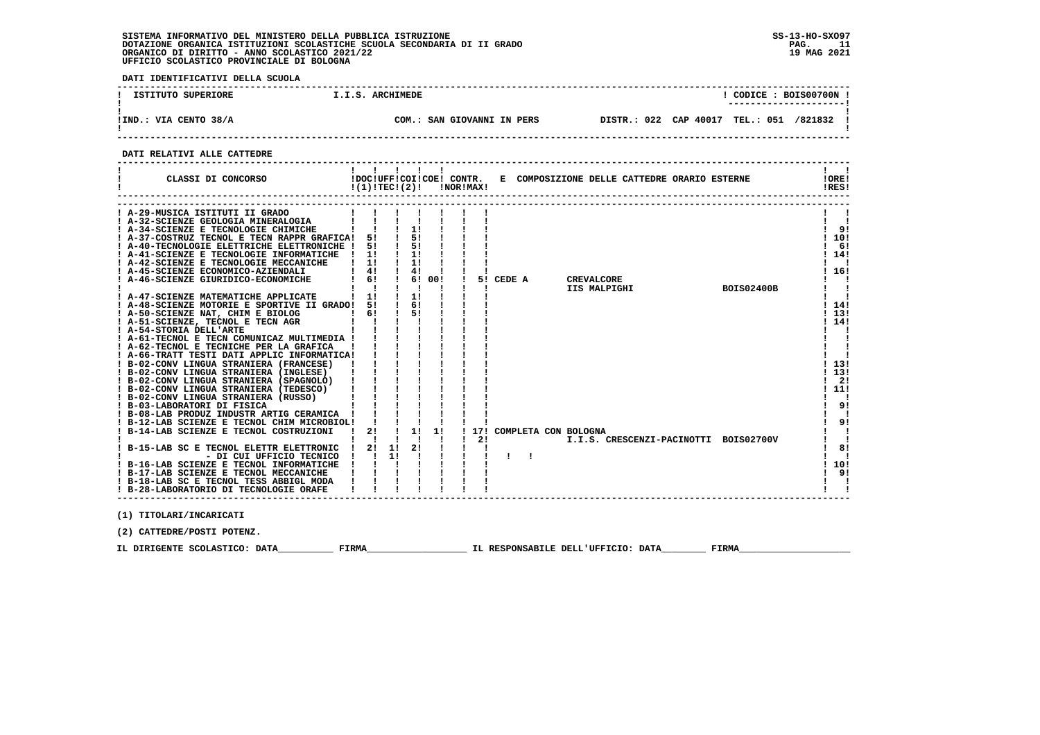SISTEMA INFORMATIVO DEL MINISTERO DELLA PUBBLICA ISTRUZIONE
DOTAZIONE ORGANICA ISTITUZIONI SCOLASTICHE SCUOLA SECONDARIA DI II GRADO
ORGANICO DI DIRITTO - ANNO SCOLASTICO 2021/22
UFFICIO SCOLASTICO PROVINCIALE DI BOLOGNA

SS-13-HO-SXO97
19 MAG 2021

**DATI IDENTIFICATIVI DELLA SCUOLA**

| ISTITUTO SUPERIORE | I.I.S. ARCHIMEDE | | CODICE : BOIS00700N |
|---|---|---|---|
| IND.: VIA CENTO 38/A | COM.: SAN GIOVANNI IN PERS | DISTR.: 022 CAP 40017 TEL.: 051 /821832 | |

**DATI RELATIVI ALLE CATTEDRE**

| CLASSI DI CONCORSO | DOC (1) | UFF TEC | COI (2) | COE | CONTR. NOR | CONTR. MAX | E COMPOSIZIONE DELLE CATTEDRE ORARIO ESTERNE | ORE RES |
|---|---|---|---|---|---|---|---|---|
| A-29-MUSICA ISTITUTI II GRADO | | | | | | | | |
| A-32-SCIENZE GEOLOGIA MINERALOGIA | | | | | | | | |
| A-34-SCIENZE E TECNOLOGIE CHIMICHE | | | 1 | | | | | 9 |
| A-37-COSTRUZ TECNOL E TECN RAPPR GRAFICA | 5 | | 5 | | | | | 10 |
| A-40-TECNOLOGIE ELETTRICHE ELETTRONICHE | 5 | | 5 | | | | | 6 |
| A-41-SCIENZE E TECNOLOGIE INFORMATICHE | 1 | | 1 | | | | | 14 |
| A-42-SCIENZE E TECNOLOGIE MECCANICHE | 1 | | 1 | | | | | |
| A-45-SCIENZE ECONOMICO-AZIENDALI | 4 | | 4 | | | | | 16 |
| A-46-SCIENZE GIURIDICO-ECONOMICHE | 6 | | 6 | 00 | | 5 | CEDE A CREVALCORE IIS MALPIGHI BOIS02400B | |
| A-47-SCIENZE MATEMATICHE APPLICATE | 1 | | 1 | | | | | |
| A-48-SCIENZE MOTORIE E SPORTIVE II GRADO | 5 | | 6 | | | | | 14 |
| A-50-SCIENZE NAT, CHIM E BIOLOG | 6 | | 5 | | | | | 13 |
| A-51-SCIENZE, TECNOL E TECN AGR | | | | | | | | 14 |
| A-54-STORIA DELL'ARTE | | | | | | | | |
| A-61-TECNOL E TECN COMUNICAZ MULTIMEDIA | | | | | | | | |
| A-62-TECNOL E TECNICHE PER LA GRAFICA | | | | | | | | |
| A-66-TRATT TESTI DATI APPLIC INFORMATICA | | | | | | | | |
| B-02-CONV LINGUA STRANIERA (FRANCESE) | | | | | | | | 13 |
| B-02-CONV LINGUA STRANIERA (INGLESE) | | | | | | | | 13 |
| B-02-CONV LINGUA STRANIERA (SPAGNOLO) | | | | | | | | 2 |
| B-02-CONV LINGUA STRANIERA (TEDESCO) | | | | | | | | 11 |
| B-02-CONV LINGUA STRANIERA (RUSSO) | | | | | | | | |
| B-03-LABORATORI DI FISICA | | | | | | | | 9 |
| B-08-LAB PRODUZ INDUSTR ARTIG CERAMICA | | | | | | | | |
| B-12-LAB SCIENZE E TECNOL CHIM MICROBIOL | | | | | | | | 9 |
| B-14-LAB SCIENZE E TECNOL COSTRUZIONI | 2 | | 1 | 1 | | 17 / 2 | COMPLETA CON BOLOGNA I.I.S. CRESCENZI-PACINOTTI BOIS02700V | |
| B-15-LAB SC E TECNOL ELETTR ELETTRONIC | 2 | 1 | 2 | | | | | 8 |
| - DI CUI UFFICIO TECNICO | | 1 | | | | | | |
| B-16-LAB SCIENZE E TECNOL INFORMATICHE | | | | | | | | 10 |
| B-17-LAB SCIENZE E TECNOL MECCANICHE | | | | | | | | 9 |
| B-18-LAB SC E TECNOL TESS ABBIGL MODA | | | | | | | | |
| B-28-LABORATORIO DI TECNOLOGIE ORAFE | | | | | | | | |

(1) TITOLARI/INCARICATI

(2) CATTEDRE/POSTI POTENZ.

IL DIRIGENTE SCOLASTICO: DATA__________ FIRMA__________________ IL RESPONSABILE DELL'UFFICIO: DATA________ FIRMA____________________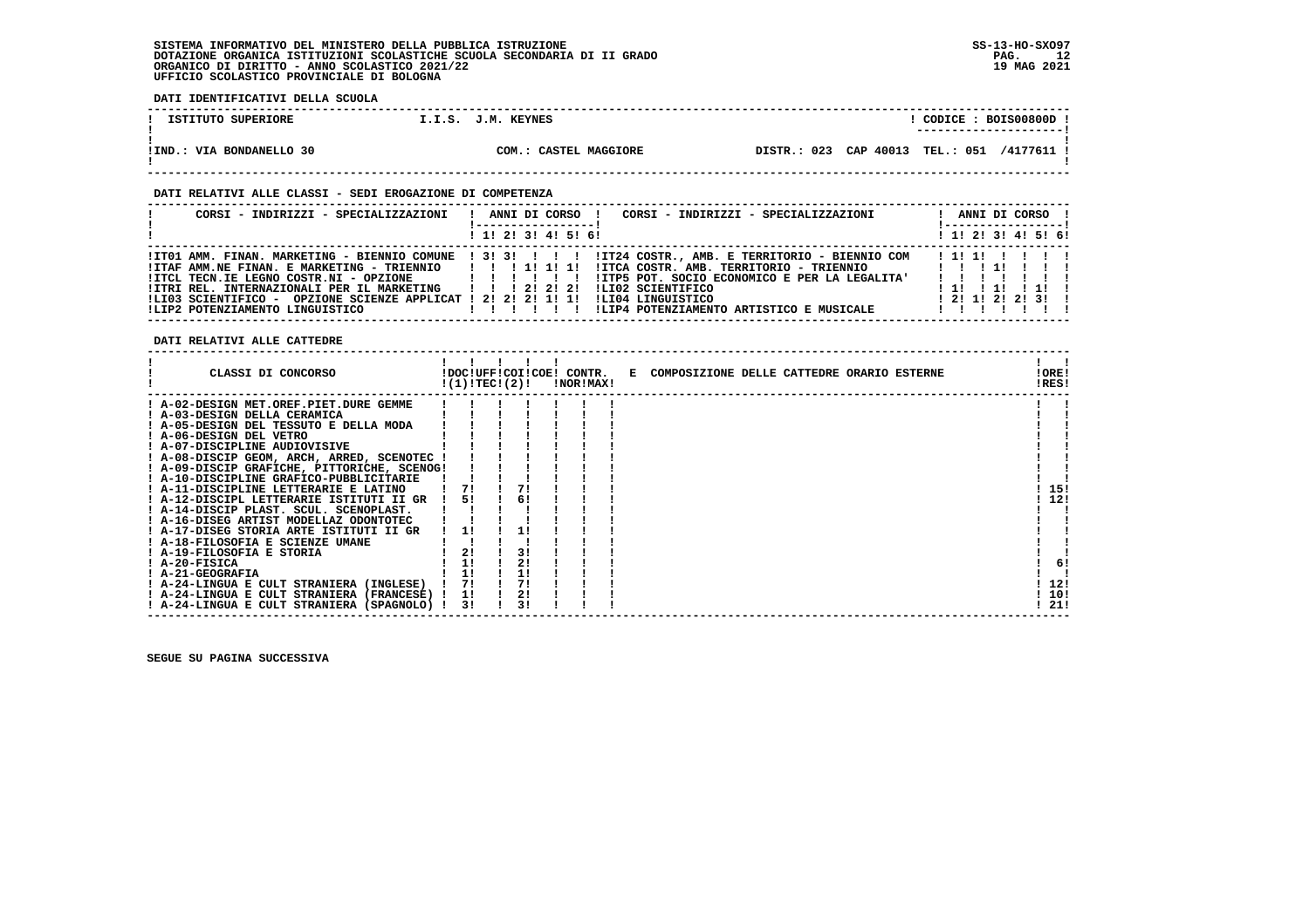SISTEMA INFORMATIVO DEL MINISTERO DELLA PUBBLICA ISTRUZIONE
DOTAZIONE ORGANICA ISTITUZIONI SCOLASTICHE SCUOLA SECONDARIA DI II GRADO
ORGANICO DI DIRITTO - ANNO SCOLASTICO 2021/22
UFFICIO SCOLASTICO PROVINCIALE DI BOLOGNA

SS-13-HO-SXO97
19 MAG 2021

**DATI IDENTIFICATIVI DELLA SCUOLA**

| ISTITUTO SUPERIORE | I.I.S. J.M. KEYNES | | CODICE : BOIS00800D |
|---|---|---|---|
| IND.: VIA BONDANELLO 30 | COM.: CASTEL MAGGIORE | DISTR.: 023 CAP 40013 | TEL.: 051 /4177611 |

**DATI RELATIVI ALLE CLASSI - SEDI EROGAZIONE DI COMPETENZA**

| CORSI - INDIRIZZI - SPECIALIZZAZIONI | 1 | 2 | 3 | 4 | 5 | 6 | CORSI - INDIRIZZI - SPECIALIZZAZIONI | 1 | 2 | 3 | 4 | 5 | 6 |
|---|---|---|---|---|---|---|---|---|---|---|---|---|---|
| IT01 AMM. FINAN. MARKETING - BIENNIO COMUNE | 3 | 3 | | | | | IT24 COSTR., AMB. E TERRITORIO - BIENNIO COM | 1 | 1 | | | | |
| ITAF AMM.NE FINAN. E MARKETING - TRIENNIO | | | 1 | 1 | 1 | | ITCA COSTR. AMB. TERRITORIO - TRIENNIO | | | 1 | | | |
| ITCL TECN.IE LEGNO COSTR.NI - OPZIONE | | | | | | | ITP5 POT. SOCIO ECONOMICO E PER LA LEGALITA' | | | | | | |
| ITRI REL. INTERNAZIONALI PER IL MARKETING | | | 2 | 2 | 2 | | LI02 SCIENTIFICO | 1 | | 1 | | 1 | |
| LI03 SCIENTIFICO - OPZIONE SCIENZE APPLICAT | 2 | 2 | 2 | 1 | 1 | | LI04 LINGUISTICO | 2 | 1 | 2 | 2 | 3 | |
| LIP2 POTENZIAMENTO LINGUISTICO | | | | | | | LIP4 POTENZIAMENTO ARTISTICO E MUSICALE | | | | | | |

**DATI RELATIVI ALLE CATTEDRE**

| CLASSI DI CONCORSO | DOC (1) | UFF TEC | COI (2) | COE | CONTR. NOR | CONTR. MAX | E COMPOSIZIONE DELLE CATTEDRE ORARIO ESTERNE | ORE RES |
|---|---|---|---|---|---|---|---|---|
| A-02-DESIGN MET.OREF.PIET.DURE GEMME | | | | | | | | |
| A-03-DESIGN DELLA CERAMICA | | | | | | | | |
| A-05-DESIGN DEL TESSUTO E DELLA MODA | | | | | | | | |
| A-06-DESIGN DEL VETRO | | | | | | | | |
| A-07-DISCIPLINE AUDIOVISIVE | | | | | | | | |
| A-08-DISCIP GEOM, ARCH, ARRED, SCENOTEC | | | | | | | | |
| A-09-DISCIP GRAFICHE, PITTORICHE, SCENOG | | | | | | | | |
| A-10-DISCIPLINE GRAFICO-PUBBLICITARIE | | | | | | | | |
| A-11-DISCIPLINE LETTERARIE E LATINO | 7 | | 7 | | | | | 15 |
| A-12-DISCIPL LETTERARIE ISTITUTI II GR | 5 | | 6 | | | | | 12 |
| A-14-DISCIP PLAST. SCUL. SCENOPLAST. | | | | | | | | |
| A-16-DISEG ARTIST MODELLAZ ODONTOTEC | | | | | | | | |
| A-17-DISEG STORIA ARTE ISTITUTI II GR | 1 | | 1 | | | | | |
| A-18-FILOSOFIA E SCIENZE UMANE | | | | | | | | |
| A-19-FILOSOFIA E STORIA | 2 | | 3 | | | | | |
| A-20-FISICA | 1 | | 2 | | | | | 6 |
| A-21-GEOGRAFIA | 1 | | 1 | | | | | |
| A-24-LINGUA E CULT STRANIERA (INGLESE) | 7 | | 7 | | | | | 12 |
| A-24-LINGUA E CULT STRANIERA (FRANCESE) | 1 | | 2 | | | | | 10 |
| A-24-LINGUA E CULT STRANIERA (SPAGNOLO) | 3 | | 3 | | | | | 21 |

SEGUE SU PAGINA SUCCESSIVA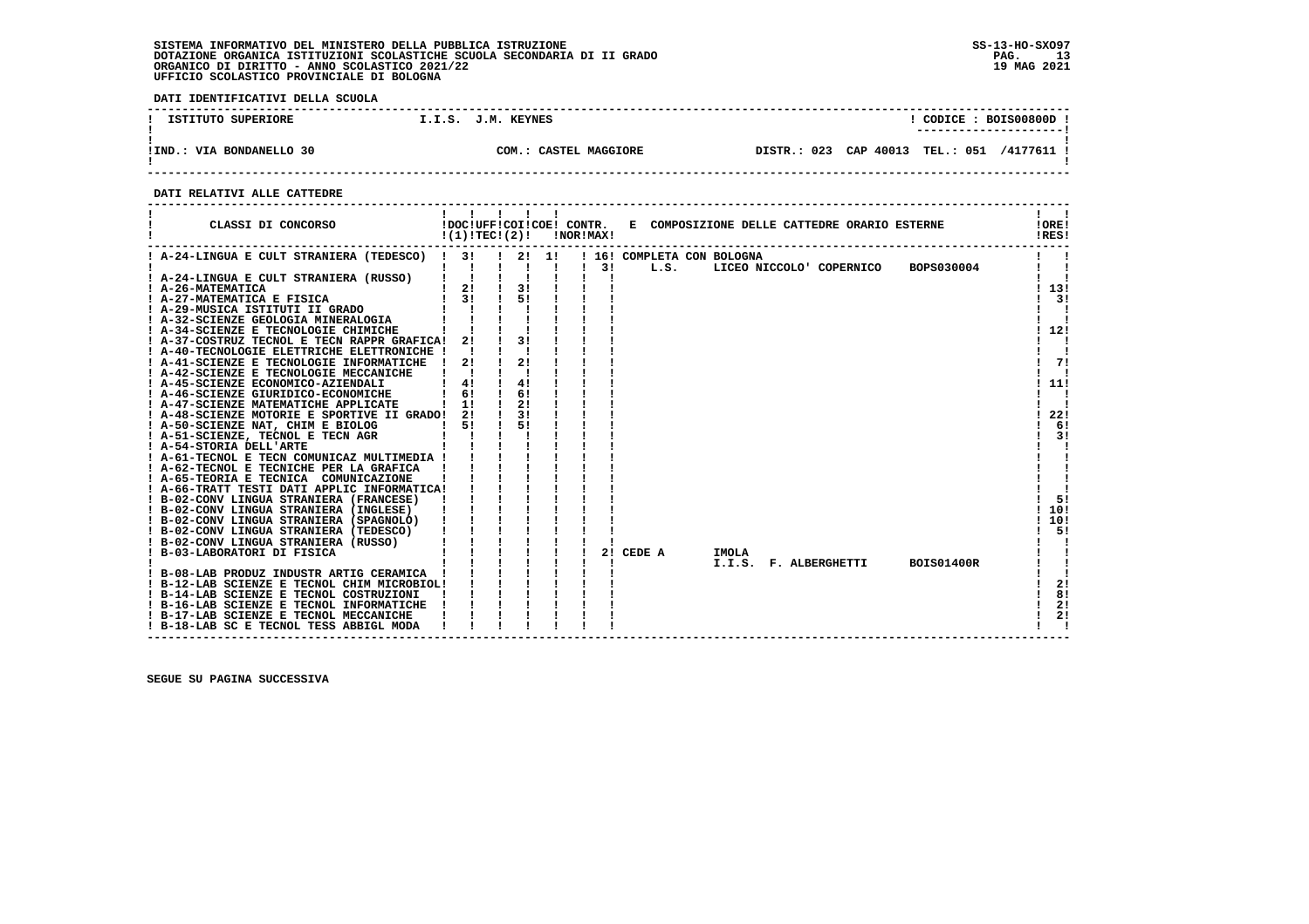**DATI IDENTIFICATIVI DELLA SCUOLA**

| ISTITUTO SUPERIORE | I.I.S. J.M. KEYNES | | CODICE : BOIS00800D |
|---|---|---|---|
| IND.: VIA BONDANELLO 30 | COM.: CASTEL MAGGIORE | DISTR.: 023 CAP 40013 | TEL.: 051 /4177611 |

**DATI RELATIVI ALLE CATTEDRE**

| CLASSI DI CONCORSO | DOC (1) | UFF TEC | COI (2) | COE | CONTR. NOR | CONTR. MAX | E COMPOSIZIONE DELLE CATTEDRE ORARIO ESTERNE | ORE RES |
|---|---|---|---|---|---|---|---|---|
| A-24-LINGUA E CULT STRANIERA (TEDESCO) | 3 | | 2 | 1 | | 16 | COMPLETA CON BOLOGNA | |
| | | | | | | 3 | L.S. LICEO NICCOLO' COPERNICO BOPS030004 | |
| A-24-LINGUA E CULT STRANIERA (RUSSO) | | | | | | | | |
| A-26-MATEMATICA | 2 | | 3 | | | | | 13 |
| A-27-MATEMATICA E FISICA | 3 | | 5 | | | | | 3 |
| A-29-MUSICA ISTITUTI II GRADO | | | | | | | | |
| A-32-SCIENZE GEOLOGIA MINERALOGIA | | | | | | | | |
| A-34-SCIENZE E TECNOLOGIE CHIMICHE | | | | | | | | 12 |
| A-37-COSTRUZ TECNOL E TECN RAPPR GRAFICA | 2 | | 3 | | | | | |
| A-40-TECNOLOGIE ELETTRICHE ELETTRONICHE | | | | | | | | |
| A-41-SCIENZE E TECNOLOGIE INFORMATICHE | 2 | | 2 | | | | | 7 |
| A-42-SCIENZE E TECNOLOGIE MECCANICHE | | | | | | | | |
| A-45-SCIENZE ECONOMICO-AZIENDALI | 4 | | 4 | | | | | 11 |
| A-46-SCIENZE GIURIDICO-ECONOMICHE | 6 | | 6 | | | | | |
| A-47-SCIENZE MATEMATICHE APPLICATE | 1 | | 2 | | | | | |
| A-48-SCIENZE MOTORIE E SPORTIVE II GRADO | 2 | | 3 | | | | | 22 |
| A-50-SCIENZE NAT, CHIM E BIOLOG | 5 | | 5 | | | | | 6 |
| A-51-SCIENZE, TECNOL E TECN AGR | | | | | | | | 3 |
| A-54-STORIA DELL'ARTE | | | | | | | | |
| A-61-TECNOL E TECN COMUNICAZ MULTIMEDIA | | | | | | | | |
| A-62-TECNOL E TECNICHE PER LA GRAFICA | | | | | | | | |
| A-65-TEORIA E TECNICA COMUNICAZIONE | | | | | | | | |
| A-66-TRATT TESTI DATI APPLIC INFORMATICA | | | | | | | | |
| B-02-CONV LINGUA STRANIERA (FRANCESE) | | | | | | | | 5 |
| B-02-CONV LINGUA STRANIERA (INGLESE) | | | | | | | | 10 |
| B-02-CONV LINGUA STRANIERA (SPAGNOLO) | | | | | | | | 10 |
| B-02-CONV LINGUA STRANIERA (TEDESCO) | | | | | | | | 5 |
| B-02-CONV LINGUA STRANIERA (RUSSO) | | | | | | | | |
| B-03-LABORATORI DI FISICA | | | | | | 2 | CEDE A IMOLA | |
| | | | | | | | I.I.S. F. ALBERGHETTI BOIS01400R | |
| B-08-LAB PRODUZ INDUSTR ARTIG CERAMICA | | | | | | | | |
| B-12-LAB SCIENZE E TECNOL CHIM MICROBIOL | | | | | | | | 2 |
| B-14-LAB SCIENZE E TECNOL COSTRUZIONI | | | | | | | | 8 |
| B-16-LAB SCIENZE E TECNOL INFORMATICHE | | | | | | | | 2 |
| B-17-LAB SCIENZE E TECNOL MECCANICHE | | | | | | | | 2 |
| B-18-LAB SC E TECNOL TESS ABBIGL MODA | | | | | | | | |

SEGUE SU PAGINA SUCCESSIVA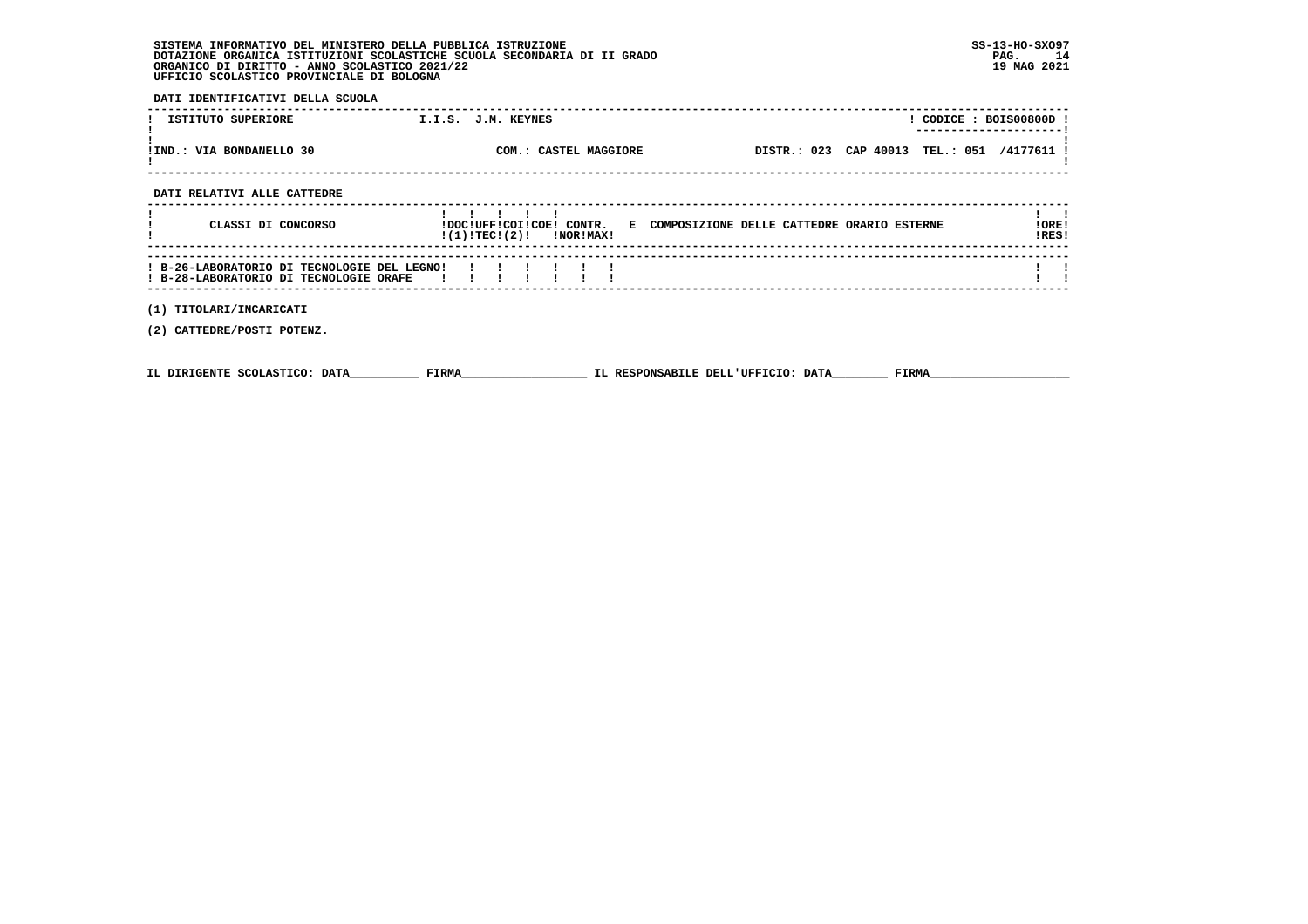SISTEMA INFORMATIVO DEL MINISTERO DELLA PUBBLICA ISTRUZIONE
DOTAZIONE ORGANICA ISTITUZIONI SCOLASTICHE SCUOLA SECONDARIA DI II GRADO
ORGANICO DI DIRITTO - ANNO SCOLASTICO 2021/22
UFFICIO SCOLASTICO PROVINCIALE DI BOLOGNA

SS-13-HO-SXO97
19 MAG 2021

**DATI IDENTIFICATIVI DELLA SCUOLA**

| ISTITUTO SUPERIORE | I.I.S. J.M. KEYNES | CODICE : BOIS00800D |
|---|---|---|
| IND.: VIA BONDANELLO 30 | COM.: CASTEL MAGGIORE | DISTR.: 023 CAP 40013 TEL.: 051 /4177611 |

**DATI RELATIVI ALLE CATTEDRE**

| CLASSI DI CONCORSO | DOC (1) | UFF TEC | COI (2) | COE | CONTR. NOR | CONTR. MAX | E COMPOSIZIONE DELLE CATTEDRE ORARIO ESTERNE | ORE RES |
|---|---|---|---|---|---|---|---|---|
| B-26-LABORATORIO DI TECNOLOGIE DEL LEGNO | | | | | | | | |
| B-28-LABORATORIO DI TECNOLOGIE ORAFE | | | | | | | | |

(1) TITOLARI/INCARICATI

(2) CATTEDRE/POSTI POTENZ.

IL DIRIGENTE SCOLASTICO: DATA__________ FIRMA__________________ IL RESPONSABILE DELL'UFFICIO: DATA________ FIRMA____________________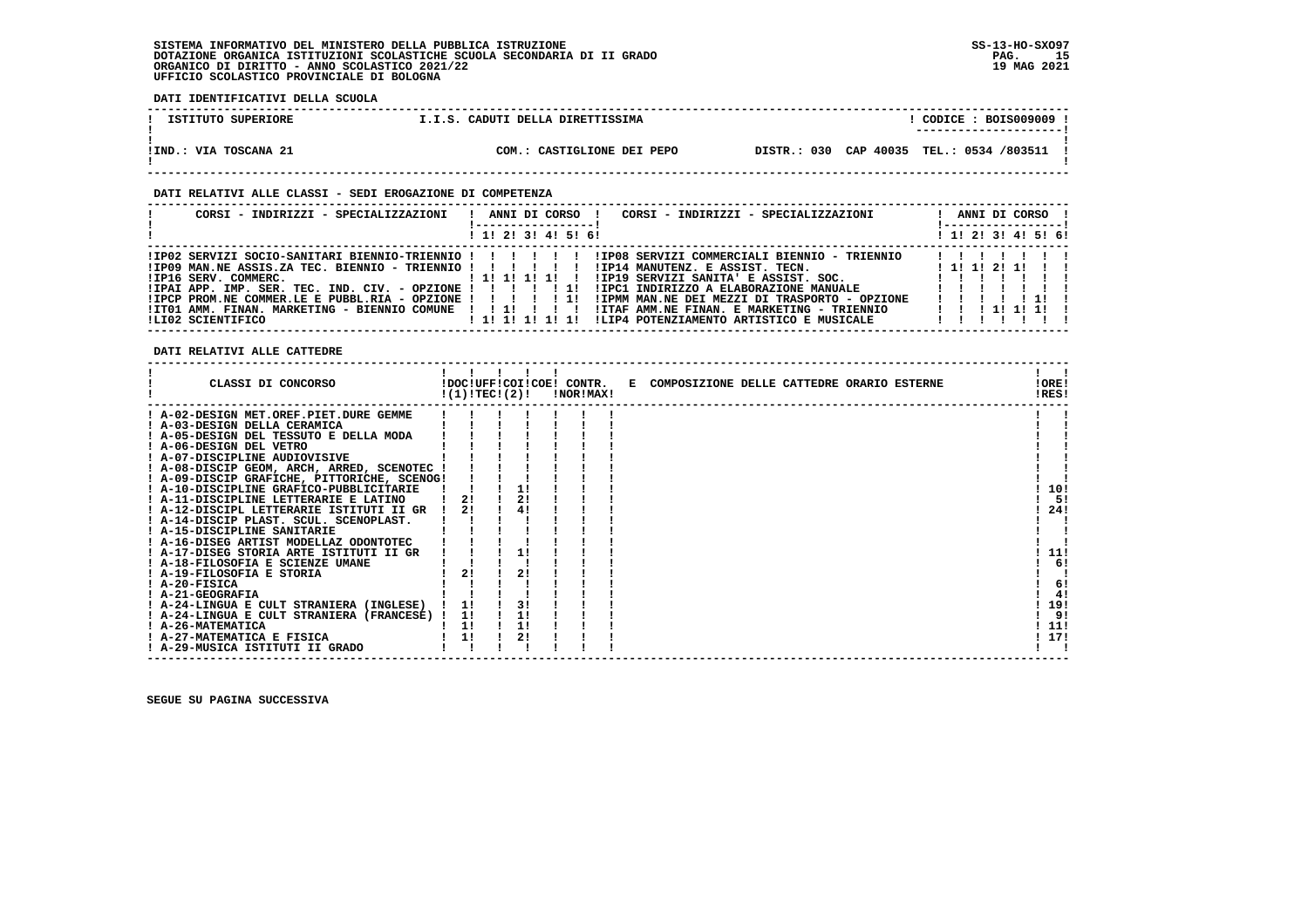**SISTEMA INFORMATIVO DEL MINISTERO DELLA PUBBLICA ISTRUZIONE**
**DOTAZIONE ORGANICA ISTITUZIONI SCOLASTICHE SCUOLA SECONDARIA DI II GRADO**
**ORGANICO DI DIRITTO - ANNO SCOLASTICO 2021/22**
**UFFICIO SCOLASTICO PROVINCIALE DI BOLOGNA**

SS-13-HO-SXO97
19 MAG 2021

**DATI IDENTIFICATIVI DELLA SCUOLA**

| ISTITUTO SUPERIORE | I.I.S. CADUTI DELLA DIRETTISSIMA | CODICE : BOIS009009 |
|---|---|---|
| IND.: VIA TOSCANA 21 | COM.: CASTIGLIONE DEI PEPO | DISTR.: 030 CAP 40035 TEL.: 0534 /803511 |

**DATI RELATIVI ALLE CLASSI - SEDI EROGAZIONE DI COMPETENZA**

| CORSI - INDIRIZZI - SPECIALIZZAZIONI | 1 | 2 | 3 | 4 | 5 | 6 | CORSI - INDIRIZZI - SPECIALIZZAZIONI | 1 | 2 | 3 | 4 | 5 | 6 |
|---|---|---|---|---|---|---|---|---|---|---|---|---|---|
| IP02 SERVIZI SOCIO-SANITARI BIENNIO-TRIENNIO | | | | | | | IP08 SERVIZI COMMERCIALI BIENNIO - TRIENNIO | | | | | | |
| IP09 MAN.NE ASSIS.ZA TEC. BIENNIO - TRIENNIO | | | | | | | IP14 MANUTENZ. E ASSIST. TECN. | 1 | 1 | 2 | 1 | | |
| IP16 SERV. COMMERC. | 1 | 1 | 1 | 1 | | | IP19 SERVIZI SANITA' E ASSIST. SOC. | | | | | | |
| IPAI APP. IMP. SER. TEC. IND. CIV. - OPZIONE | | | | | 1 | | IPC1 INDIRIZZO A ELABORAZIONE MANUALE | | | | | | |
| IPCP PROM.NE COMMER.LE E PUBBL.RIA - OPZIONE | | | | | 1 | | IPMM MAN.NE DEI MEZZI DI TRASPORTO - OPZIONE | | | | | 1 | |
| IT01 AMM. FINAN. MARKETING - BIENNIO COMUNE | | 1 | | | | | ITAF AMM.NE FINAN. E MARKETING - TRIENNIO | | | 1 | 1 | 1 | |
| LI02 SCIENTIFICO | 1 | 1 | 1 | 1 | 1 | | LIP4 POTENZIAMENTO ARTISTICO E MUSICALE | | | | | | |

**DATI RELATIVI ALLE CATTEDRE**

| CLASSI DI CONCORSO | DOC (1) | UFF TEC | COI (2) | COE | CONTR. NOR | CONTR. MAX | E COMPOSIZIONE DELLE CATTEDRE ORARIO ESTERNE | ORE RES |
|---|---|---|---|---|---|---|---|---|
| A-02-DESIGN MET.OREF.PIET.DURE GEMME | | | | | | | | |
| A-03-DESIGN DELLA CERAMICA | | | | | | | | |
| A-05-DESIGN DEL TESSUTO E DELLA MODA | | | | | | | | |
| A-06-DESIGN DEL VETRO | | | | | | | | |
| A-07-DISCIPLINE AUDIOVISIVE | | | | | | | | |
| A-08-DISCIP GEOM, ARCH, ARRED, SCENOTEC | | | | | | | | |
| A-09-DISCIP GRAFICHE, PITTORICHE, SCENOG | | | | | | | | |
| A-10-DISCIPLINE GRAFICO-PUBBLICITARIE | | | 1 | | | | | 10 |
| A-11-DISCIPLINE LETTERARIE E LATINO | 2 | | 2 | | | | | 5 |
| A-12-DISCIPL LETTERARIE ISTITUTI II GR | 2 | | 4 | | | | | 24 |
| A-14-DISCIP PLAST. SCUL. SCENOPLAST. | | | | | | | | |
| A-15-DISCIPLINE SANITARIE | | | | | | | | |
| A-16-DISEG ARTIST MODELLAZ ODONTOTEC | | | | | | | | |
| A-17-DISEG STORIA ARTE ISTITUTI II GR | | | 1 | | | | | 11 |
| A-18-FILOSOFIA E SCIENZE UMANE | | | | | | | | 6 |
| A-19-FILOSOFIA E STORIA | 2 | | 2 | | | | | |
| A-20-FISICA | | | | | | | | 6 |
| A-21-GEOGRAFIA | | | | | | | | 4 |
| A-24-LINGUA E CULT STRANIERA (INGLESE) | 1 | | 3 | | | | | 19 |
| A-24-LINGUA E CULT STRANIERA (FRANCESE) | 1 | | 1 | | | | | 9 |
| A-26-MATEMATICA | 1 | | 1 | | | | | 11 |
| A-27-MATEMATICA E FISICA | 1 | | 2 | | | | | 17 |
| A-29-MUSICA ISTITUTI II GRADO | | | | | | | | |

**SEGUE SU PAGINA SUCCESSIVA**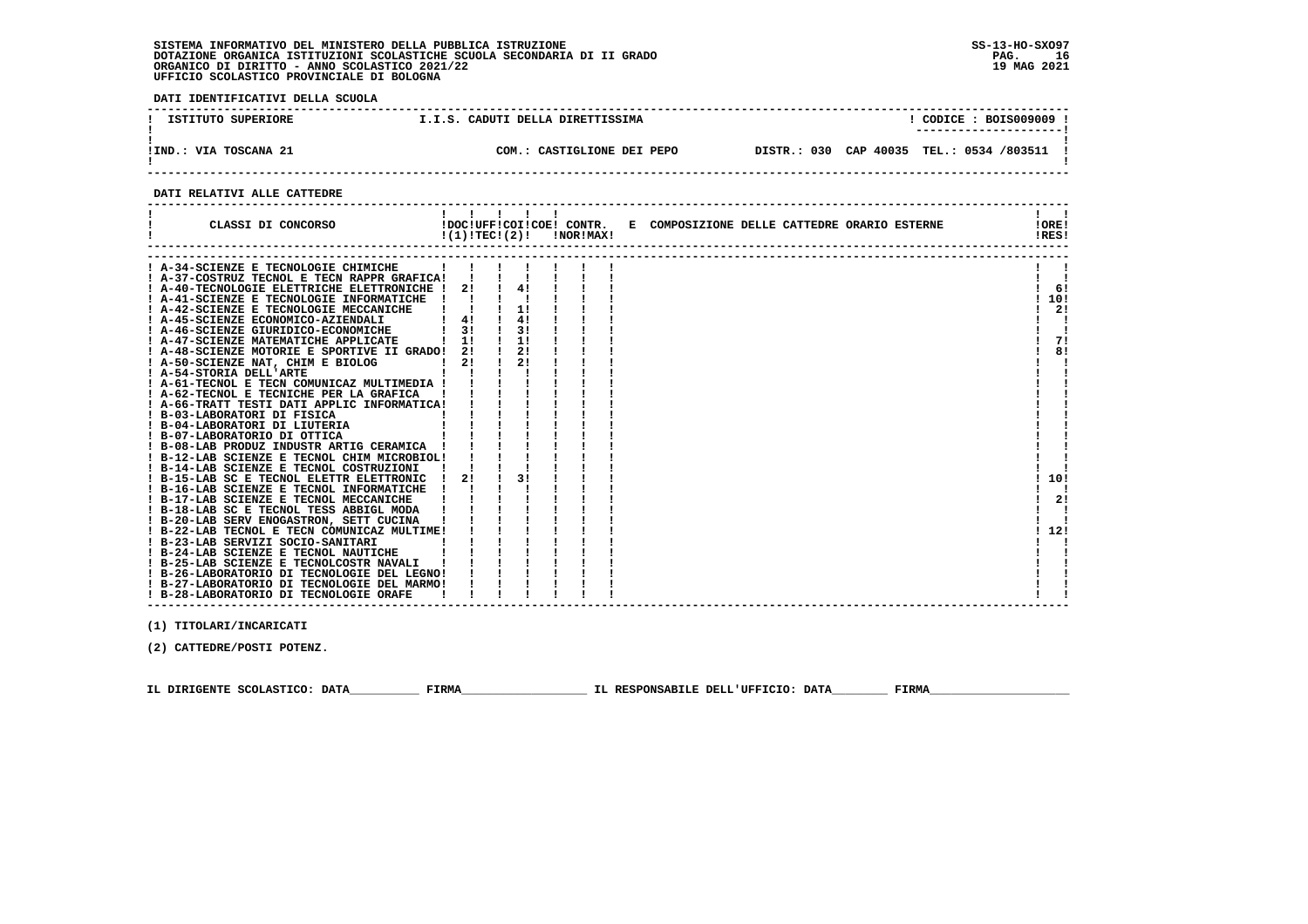SISTEMA INFORMATIVO DEL MINISTERO DELLA PUBBLICA ISTRUZIONE
DOTAZIONE ORGANICA ISTITUZIONI SCOLASTICHE SCUOLA SECONDARIA DI II GRADO
ORGANICO DI DIRITTO - ANNO SCOLASTICO 2021/22
UFFICIO SCOLASTICO PROVINCIALE DI BOLOGNA

SS-13-HO-SXO97
19 MAG 2021

**DATI IDENTIFICATIVI DELLA SCUOLA**

| ISTITUTO SUPERIORE | I.I.S. CADUTI DELLA DIRETTISSIMA | CODICE : BOIS009009 |
|---|---|---|
| IND.: VIA TOSCANA 21 | COM.: CASTIGLIONE DEI PEPO | DISTR.: 030 CAP 40035 TEL.: 0534 /803511 |

**DATI RELATIVI ALLE CATTEDRE**

| CLASSI DI CONCORSO | DOC (1) | UFF TEC | COI (2) | COE | CONTR. NOR | CONTR. MAX | E COMPOSIZIONE DELLE CATTEDRE ORARIO ESTERNE | ORE RES |
|---|---|---|---|---|---|---|---|---|
| A-34-SCIENZE E TECNOLOGIE CHIMICHE | | | | | | | | |
| A-37-COSTRUZ TECNOL E TECN RAPPR GRAFICA | | | | | | | | |
| A-40-TECNOLOGIE ELETTRICHE ELETTRONICHE | 2 | | 4 | | | | | 6 |
| A-41-SCIENZE E TECNOLOGIE INFORMATICHE | | | | | | | | 10 |
| A-42-SCIENZE E TECNOLOGIE MECCANICHE | | | 1 | | | | | 2 |
| A-45-SCIENZE ECONOMICO-AZIENDALI | 4 | | 4 | | | | | |
| A-46-SCIENZE GIURIDICO-ECONOMICHE | 3 | | 3 | | | | | |
| A-47-SCIENZE MATEMATICHE APPLICATE | 1 | | 1 | | | | | 7 |
| A-48-SCIENZE MOTORIE E SPORTIVE II GRADO | 2 | | 2 | | | | | 8 |
| A-50-SCIENZE NAT, CHIM E BIOLOG | 2 | | 2 | | | | | |
| A-54-STORIA DELL'ARTE | | | | | | | | |
| A-61-TECNOL E TECN COMUNICAZ MULTIMEDIA | | | | | | | | |
| A-62-TECNOL E TECNICHE PER LA GRAFICA | | | | | | | | |
| A-66-TRATT TESTI DATI APPLIC INFORMATICA | | | | | | | | |
| B-03-LABORATORI DI FISICA | | | | | | | | |
| B-04-LABORATORI DI LIUTERIA | | | | | | | | |
| B-07-LABORATORIO DI OTTICA | | | | | | | | |
| B-08-LAB PRODUZ INDUSTR ARTIG CERAMICA | | | | | | | | |
| B-12-LAB SCIENZE E TECNOL CHIM MICROBIOL | | | | | | | | |
| B-14-LAB SCIENZE E TECNOL COSTRUZIONI | | | | | | | | |
| B-15-LAB SC E TECNOL ELETTR ELETTRONIC | 2 | | 3 | | | | | 10 |
| B-16-LAB SCIENZE E TECNOL INFORMATICHE | | | | | | | | |
| B-17-LAB SCIENZE E TECNOL MECCANICHE | | | | | | | | 2 |
| B-18-LAB SC E TECNOL TESS ABBIGL MODA | | | | | | | | |
| B-20-LAB SERV ENOGASTRON, SETT CUCINA | | | | | | | | |
| B-22-LAB TECNOL E TECN COMUNICAZ MULTIME | | | | | | | | 12 |
| B-23-LAB SERVIZI SOCIO-SANITARI | | | | | | | | |
| B-24-LAB SCIENZE E TECNOL NAUTICHE | | | | | | | | |
| B-25-LAB SCIENZE E TECNOLCOSTR NAVALI | | | | | | | | |
| B-26-LABORATORIO DI TECNOLOGIE DEL LEGNO | | | | | | | | |
| B-27-LABORATORIO DI TECNOLOGIE DEL MARMO | | | | | | | | |
| B-28-LABORATORIO DI TECNOLOGIE ORAFE | | | | | | | | |

(1) TITOLARI/INCARICATI

(2) CATTEDRE/POSTI POTENZ.

IL DIRIGENTE SCOLASTICO: DATA__________ FIRMA__________________ IL RESPONSABILE DELL'UFFICIO: DATA________ FIRMA____________________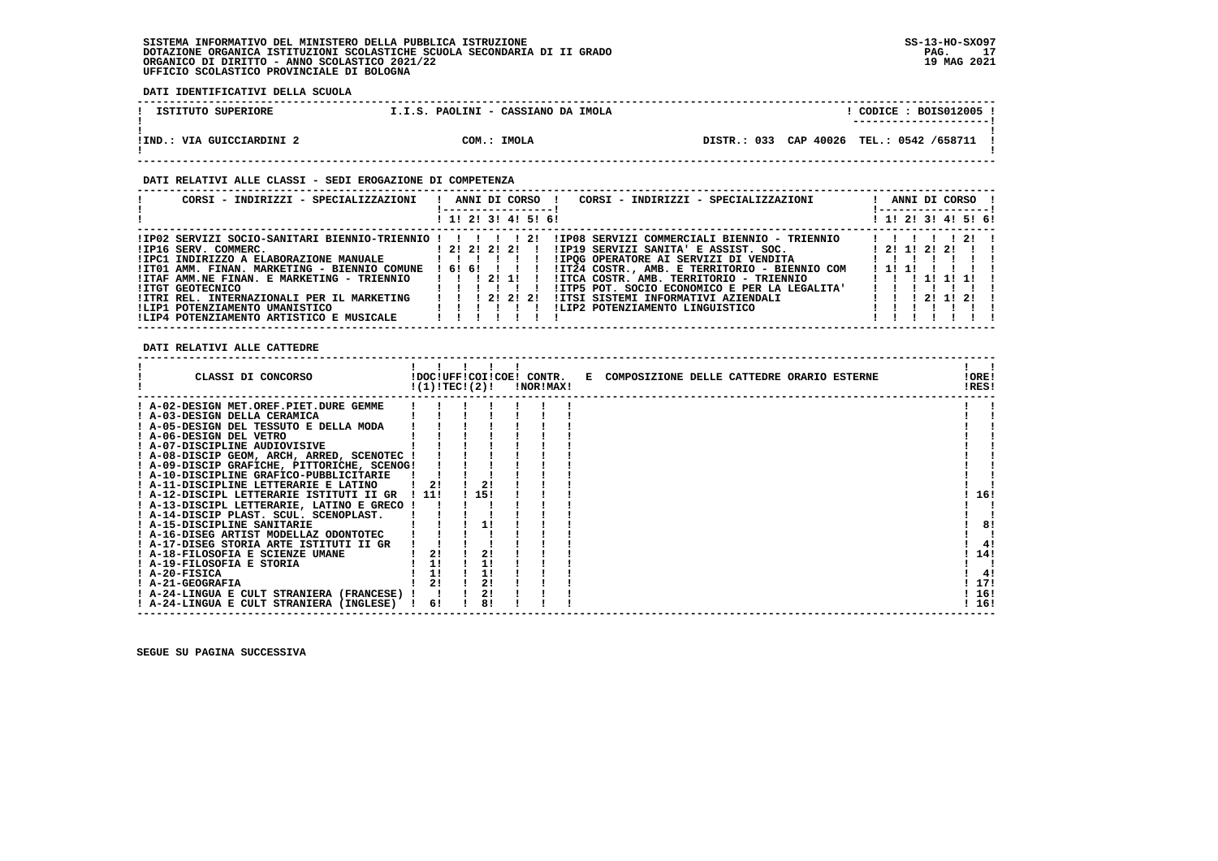SISTEMA INFORMATIVO DEL MINISTERO DELLA PUBBLICA ISTRUZIONE
DOTAZIONE ORGANICA ISTITUZIONI SCOLASTICHE SCUOLA SECONDARIA DI II GRADO
ORGANICO DI DIRITTO - ANNO SCOLASTICO 2021/22
UFFICIO SCOLASTICO PROVINCIALE DI BOLOGNA

SS-13-HO-SXO97
19 MAG 2021

**DATI IDENTIFICATIVI DELLA SCUOLA**

| ISTITUTO SUPERIORE | I.I.S. PAOLINI - CASSIANO DA IMOLA | CODICE : BOIS012005 |
|---|---|---|
| IND.: VIA GUICCIARDINI 2 | COM.: IMOLA | DISTR.: 033 CAP 40026 TEL.: 0542 /658711 |

**DATI RELATIVI ALLE CLASSI - SEDI EROGAZIONE DI COMPETENZA**

| CORSI - INDIRIZZI - SPECIALIZZAZIONI | 1 | 2 | 3 | 4 | 5 | 6 | CORSI - INDIRIZZI - SPECIALIZZAZIONI | 1 | 2 | 3 | 4 | 5 | 6 |
|---|---|---|---|---|---|---|---|---|---|---|---|---|---|
| IP02 SERVIZI SOCIO-SANITARI BIENNIO-TRIENNIO | | | | | 2 | | IP08 SERVIZI COMMERCIALI BIENNIO - TRIENNIO | | | | | 2 | |
| IP16 SERV. COMMERC. | 2 | 2 | 2 | 2 | | | IP19 SERVIZI SANITA' E ASSIST. SOC. | 2 | 1 | 2 | 2 | | |
| IPC1 INDIRIZZO A ELABORAZIONE MANUALE | | | | | | | IPQG OPERATORE AI SERVIZI DI VENDITA | | | | | | |
| IT01 AMM. FINAN. MARKETING - BIENNIO COMUNE | 6 | 6 | | | | | IT24 COSTR., AMB. E TERRITORIO - BIENNIO COM | 1 | 1 | | | | |
| ITAF AMM.NE FINAN. E MARKETING - TRIENNIO | | | 2 | 1 | | | ITCA COSTR. AMB. TERRITORIO - TRIENNIO | | | 1 | 1 | 1 | |
| ITGT GEOTECNICO | | | | | | | ITP5 POT. SOCIO ECONOMICO E PER LA LEGALITA' | | | | | | |
| ITRI REL. INTERNAZIONALI PER IL MARKETING | | | 2 | 2 | 2 | | ITSI SISTEMI INFORMATIVI AZIENDALI | | | 2 | 1 | 2 | |
| LIP1 POTENZIAMENTO UMANISTICO | | | | | | | LIP2 POTENZIAMENTO LINGUISTICO | | | | | | |
| LIP4 POTENZIAMENTO ARTISTICO E MUSICALE | | | | | | | | | | | | | |

**DATI RELATIVI ALLE CATTEDRE**

| CLASSI DI CONCORSO | DOC (1) | UFF TEC | COI (2) | COE | CONTR. NOR | CONTR. MAX | E COMPOSIZIONE DELLE CATTEDRE ORARIO ESTERNE | ORE RES |
|---|---|---|---|---|---|---|---|---|
| A-02-DESIGN MET.OREF.PIET.DURE GEMME | | | | | | | | |
| A-03-DESIGN DELLA CERAMICA | | | | | | | | |
| A-05-DESIGN DEL TESSUTO E DELLA MODA | | | | | | | | |
| A-06-DESIGN DEL VETRO | | | | | | | | |
| A-07-DISCIPLINE AUDIOVISIVE | | | | | | | | |
| A-08-DISCIP GEOM, ARCH, ARRED, SCENOTEC | | | | | | | | |
| A-09-DISCIP GRAFICHE, PITTORICHE, SCENOG | | | | | | | | |
| A-10-DISCIPLINE GRAFICO-PUBBLICITARIE | | | | | | | | |
| A-11-DISCIPLINE LETTERARIE E LATINO | 2 | | 2 | | | | | |
| A-12-DISCIPL LETTERARIE ISTITUTI II GR | 11 | | 15 | | | | | 16 |
| A-13-DISCIPL LETTERARIE, LATINO E GRECO | | | | | | | | |
| A-14-DISCIP PLAST. SCUL. SCENOPLAST. | | | | | | | | |
| A-15-DISCIPLINE SANITARIE | | | 1 | | | | | 8 |
| A-16-DISEG ARTIST MODELLAZ ODONTOTEC | | | | | | | | |
| A-17-DISEG STORIA ARTE ISTITUTI II GR | | | | | | | | 4 |
| A-18-FILOSOFIA E SCIENZE UMANE | 2 | | 2 | | | | | 14 |
| A-19-FILOSOFIA E STORIA | 1 | | 1 | | | | | |
| A-20-FISICA | 1 | | 1 | | | | | 4 |
| A-21-GEOGRAFIA | 2 | | 2 | | | | | 17 |
| A-24-LINGUA E CULT STRANIERA (FRANCESE) | | | 2 | | | | | 16 |
| A-24-LINGUA E CULT STRANIERA (INGLESE) | 6 | | 8 | | | | | 16 |

SEGUE SU PAGINA SUCCESSIVA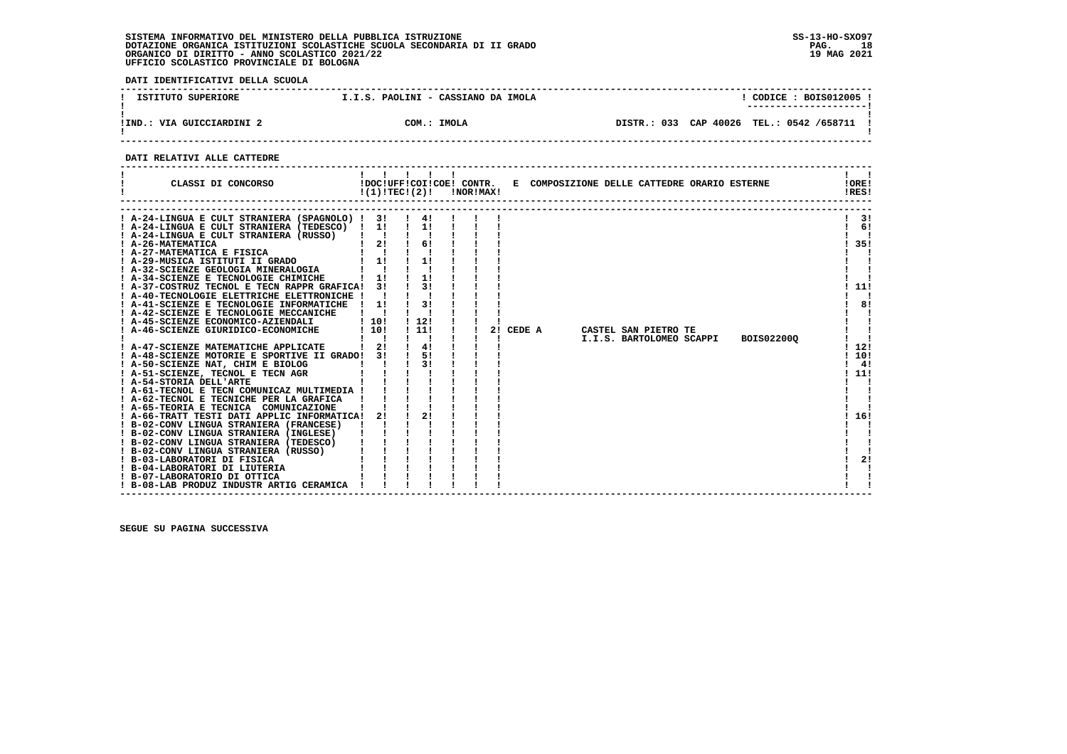SISTEMA INFORMATIVO DEL MINISTERO DELLA PUBBLICA ISTRUZIONE
DOTAZIONE ORGANICA ISTITUZIONI SCOLASTICHE SCUOLA SECONDARIA DI II GRADO
ORGANICO DI DIRITTO - ANNO SCOLASTICO 2021/22
UFFICIO SCOLASTICO PROVINCIALE DI BOLOGNA

SS-13-HO-SXO97
19 MAG 2021

**DATI IDENTIFICATIVI DELLA SCUOLA**

| ISTITUTO SUPERIORE | I.I.S. PAOLINI - CASSIANO DA IMOLA | CODICE : BOIS012005 |
|---|---|---|
| IND.: VIA GUICCIARDINI 2 | COM.: IMOLA | DISTR.: 033 CAP 40026 TEL.: 0542 /658711 |

**DATI RELATIVI ALLE CATTEDRE**

| CLASSI DI CONCORSO | DOC (1) | UFF TEC | COI (2) | COE | CONTR. NOR | CONTR. MAX | E COMPOSIZIONE DELLE CATTEDRE ORARIO ESTERNE | ORE RES |
|---|---|---|---|---|---|---|---|---|
| A-24-LINGUA E CULT STRANIERA (SPAGNOLO) | 3 | | 4 | | | | | 3 |
| A-24-LINGUA E CULT STRANIERA (TEDESCO) | 1 | | 1 | | | | | 6 |
| A-24-LINGUA E CULT STRANIERA (RUSSO) | | | | | | | | |
| A-26-MATEMATICA | 2 | | 6 | | | | | 35 |
| A-27-MATEMATICA E FISICA | | | | | | | | |
| A-29-MUSICA ISTITUTI II GRADO | 1 | | 1 | | | | | |
| A-32-SCIENZE GEOLOGIA MINERALOGIA | | | | | | | | |
| A-34-SCIENZE E TECNOLOGIE CHIMICHE | 1 | | 1 | | | | | |
| A-37-COSTRUZ TECNOL E TECN RAPPR GRAFICA | 3 | | 3 | | | | | 11 |
| A-40-TECNOLOGIE ELETTRICHE ELETTRONICHE | | | | | | | | |
| A-41-SCIENZE E TECNOLOGIE INFORMATICHE | 1 | | 3 | | | | | 8 |
| A-42-SCIENZE E TECNOLOGIE MECCANICHE | | | | | | | | |
| A-45-SCIENZE ECONOMICO-AZIENDALI | 10 | | 12 | | | | | |
| A-46-SCIENZE GIURIDICO-ECONOMICHE | 10 | | 11 | | | 2 | CEDE A CASTEL SAN PIETRO TE I.I.S. BARTOLOMEO SCAPPI BOIS02200Q | |
| A-47-SCIENZE MATEMATICHE APPLICATE | 2 | | 4 | | | | | 12 |
| A-48-SCIENZE MOTORIE E SPORTIVE II GRADO | 3 | | 5 | | | | | 10 |
| A-50-SCIENZE NAT, CHIM E BIOLOG | | | 3 | | | | | 4 |
| A-51-SCIENZE, TECNOL E TECN AGR | | | | | | | | 11 |
| A-54-STORIA DELL'ARTE | | | | | | | | |
| A-61-TECNOL E TECN COMUNICAZ MULTIMEDIA | | | | | | | | |
| A-62-TECNOL E TECNICHE PER LA GRAFICA | | | | | | | | |
| A-65-TEORIA E TECNICA COMUNICAZIONE | | | | | | | | |
| A-66-TRATT TESTI DATI APPLIC INFORMATICA | 2 | | 2 | | | | | 16 |
| B-02-CONV LINGUA STRANIERA (FRANCESE) | | | | | | | | |
| B-02-CONV LINGUA STRANIERA (INGLESE) | | | | | | | | |
| B-02-CONV LINGUA STRANIERA (TEDESCO) | | | | | | | | |
| B-02-CONV LINGUA STRANIERA (RUSSO) | | | | | | | | |
| B-03-LABORATORI DI FISICA | | | | | | | | 2 |
| B-04-LABORATORI DI LIUTERIA | | | | | | | | |
| B-07-LABORATORIO DI OTTICA | | | | | | | | |
| B-08-LAB PRODUZ INDUSTR ARTIG CERAMICA | | | | | | | | |

**SEGUE SU PAGINA SUCCESSIVA**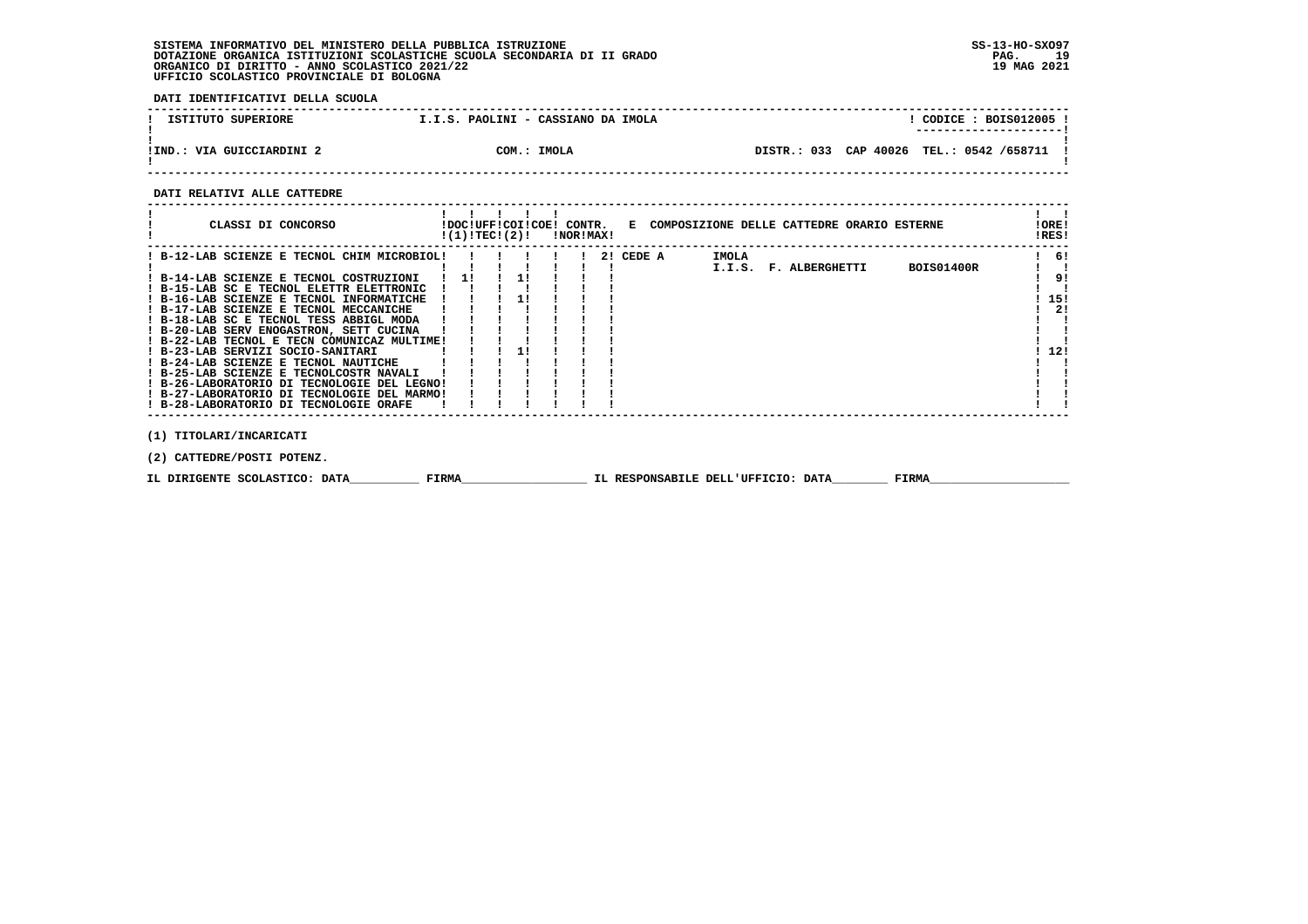SISTEMA INFORMATIVO DEL MINISTERO DELLA PUBBLICA ISTRUZIONE
DOTAZIONE ORGANICA ISTITUZIONI SCOLASTICHE SCUOLA SECONDARIA DI II GRADO
ORGANICO DI DIRITTO - ANNO SCOLASTICO 2021/22
UFFICIO SCOLASTICO PROVINCIALE DI BOLOGNA

SS-13-HO-SXO97
19 MAG 2021

**DATI IDENTIFICATIVI DELLA SCUOLA**

| ISTITUTO SUPERIORE | I.I.S. PAOLINI - CASSIANO DA IMOLA | CODICE : BOIS012005 |
|---|---|---|
| IND.: VIA GUICCIARDINI 2 | COM.: IMOLA | DISTR.: 033 CAP 40026 TEL.: 0542 /658711 |

**DATI RELATIVI ALLE CATTEDRE**

| CLASSI DI CONCORSO | DOC (1) | UFF TEC | COI (2) | COE | CONTR. NOR | CONTR. MAX | E COMPOSIZIONE DELLE CATTEDRE ORARIO ESTERNE | ORE RES |
|---|---|---|---|---|---|---|---|---|
| B-12-LAB SCIENZE E TECNOL CHIM MICROBIOL | | | | | | 2 | CEDE A IMOLA I.I.S. F. ALBERGHETTI BOIS01400R | 6 |
| B-14-LAB SCIENZE E TECNOL COSTRUZIONI | 1 | | 1 | | | | | 9 |
| B-15-LAB SC E TECNOL ELETTR ELETTRONIC | | | | | | | | |
| B-16-LAB SCIENZE E TECNOL INFORMATICHE | | | 1 | | | | | 15 |
| B-17-LAB SCIENZE E TECNOL MECCANICHE | | | | | | | | 2 |
| B-18-LAB SC E TECNOL TESS ABBIGL MODA | | | | | | | | |
| B-20-LAB SERV ENOGASTRON, SETT CUCINA | | | | | | | | |
| B-22-LAB TECNOL E TECN COMUNICAZ MULTIME | | | | | | | | |
| B-23-LAB SERVIZI SOCIO-SANITARI | | | 1 | | | | | 12 |
| B-24-LAB SCIENZE E TECNOL NAUTICHE | | | | | | | | |
| B-25-LAB SCIENZE E TECNOLCOSTR NAVALI | | | | | | | | |
| B-26-LABORATORIO DI TECNOLOGIE DEL LEGNO | | | | | | | | |
| B-27-LABORATORIO DI TECNOLOGIE DEL MARMO | | | | | | | | |
| B-28-LABORATORIO DI TECNOLOGIE ORAFE | | | | | | | | |

(1) TITOLARI/INCARICATI

(2) CATTEDRE/POSTI POTENZ.

IL DIRIGENTE SCOLASTICO: DATA__________ FIRMA__________________ IL RESPONSABILE DELL'UFFICIO: DATA________ FIRMA____________________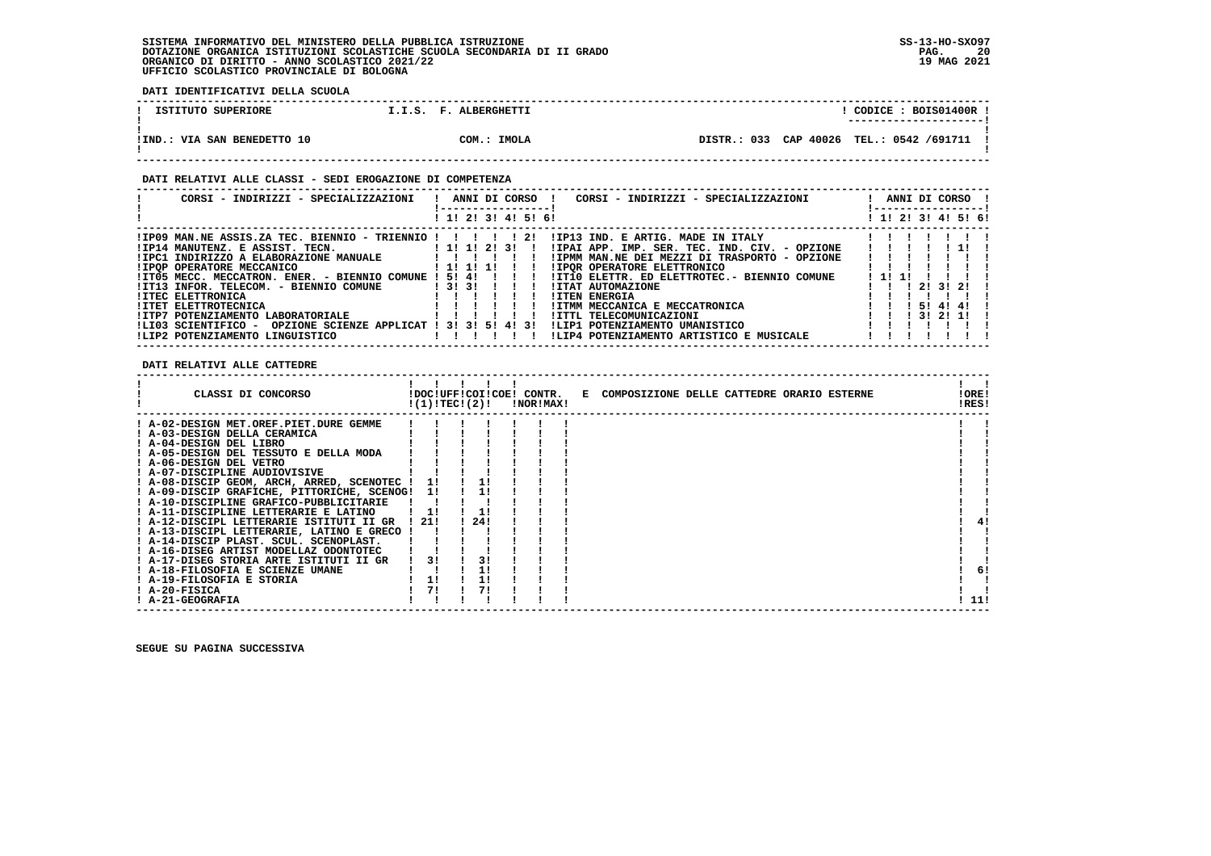SISTEMA INFORMATIVO DEL MINISTERO DELLA PUBBLICA ISTRUZIONE
DOTAZIONE ORGANICA ISTITUZIONI SCOLASTICHE SCUOLA SECONDARIA DI II GRADO
ORGANICO DI DIRITTO - ANNO SCOLASTICO 2021/22
UFFICIO SCOLASTICO PROVINCIALE DI BOLOGNA

SS-13-HO-SXO97
19 MAG 2021

**DATI IDENTIFICATIVI DELLA SCUOLA**

| ISTITUTO SUPERIORE | I.I.S. F. ALBERGHETTI | CODICE : BOIS01400R |
|---|---|---|
| IND.: VIA SAN BENEDETTO 10 | COM.: IMOLA | DISTR.: 033 CAP 40026 TEL.: 0542 /691711 |

**DATI RELATIVI ALLE CLASSI - SEDI EROGAZIONE DI COMPETENZA**

| CORSI - INDIRIZZI - SPECIALIZZAZIONI | 1 | 2 | 3 | 4 | 5 | 6 | CORSI - INDIRIZZI - SPECIALIZZAZIONI | 1 | 2 | 3 | 4 | 5 | 6 |
|---|---|---|---|---|---|---|---|---|---|---|---|---|---|
| IP09 MAN.NE ASSIS.ZA TEC. BIENNIO - TRIENNIO | | | | | | 2 | IP13 IND. E ARTIG. MADE IN ITALY | | | | | | |
| IP14 MANUTENZ. E ASSIST. TECN. | 1 | 1 | 2 | 3 | | | IPAI APP. IMP. SER. TEC. IND. CIV. - OPZIONE | | | | | 1 | |
| IPC1 INDIRIZZO A ELABORAZIONE MANUALE | | | | | | | IPMM MAN.NE DEI MEZZI DI TRASPORTO - OPZIONE | | | | | | |
| IPQP OPERATORE MECCANICO | 1 | 1 | 1 | | | | IPQR OPERATORE ELETTRONICO | | | | | | |
| IT05 MECC. MECCATRON. ENER. - BIENNIO COMUNE | 5 | 4 | | | | | IT10 ELETTR. ED ELETTROTEC.- BIENNIO COMUNE | 1 | 1 | | | | |
| IT13 INFOR. TELECOM. - BIENNIO COMUNE | 3 | 3 | | | | | ITAT AUTOMAZIONE | | | 2 | 3 | 2 | |
| ITEC ELETTRONICA | | | | | | | ITEN ENERGIA | | | | | | |
| ITET ELETTROTECNICA | | | | | | | ITMM MECCANICA E MECCATRONICA | | | 5 | 4 | 4 | |
| ITP7 POTENZIAMENTO LABORATORIALE | | | | | | | ITTL TELECOMUNICAZIONI | | | 3 | 2 | 1 | |
| LI03 SCIENTIFICO - OPZIONE SCIENZE APPLICAT | 3 | 3 | 5 | 4 | 3 | | LIP1 POTENZIAMENTO UMANISTICO | | | | | | |
| LIP2 POTENZIAMENTO LINGUISTICO | | | | | | | LIP4 POTENZIAMENTO ARTISTICO E MUSICALE | | | | | | |

**DATI RELATIVI ALLE CATTEDRE**

| CLASSI DI CONCORSO | DOC (1) | UFF TEC (2) | COI | COE | CONTR. NOR | CONTR. MAX | E COMPOSIZIONE DELLE CATTEDRE ORARIO ESTERNE | ORE RES |
|---|---|---|---|---|---|---|---|---|
| A-02-DESIGN MET.OREF.PIET.DURE GEMME | | | | | | | | |
| A-03-DESIGN DELLA CERAMICA | | | | | | | | |
| A-04-DESIGN DEL LIBRO | | | | | | | | |
| A-05-DESIGN DEL TESSUTO E DELLA MODA | | | | | | | | |
| A-06-DESIGN DEL VETRO | | | | | | | | |
| A-07-DISCIPLINE AUDIOVISIVE | | | | | | | | |
| A-08-DISCIP GEOM, ARCH, ARRED, SCENOTEC | 1 | | 1 | | | | | |
| A-09-DISCIP GRAFICHE, PITTORICHE, SCENOG | 1 | | 1 | | | | | |
| A-10-DISCIPLINE GRAFICO-PUBBLICITARIE | | | | | | | | |
| A-11-DISCIPLINE LETTERARIE E LATINO | 1 | | 1 | | | | | |
| A-12-DISCIPL LETTERARIE ISTITUTI II GR | 21 | | 24 | | | | | 4 |
| A-13-DISCIPL LETTERARIE, LATINO E GRECO | | | | | | | | |
| A-14-DISCIP PLAST. SCUL. SCENOPLAST. | | | | | | | | |
| A-16-DISEG ARTIST MODELLAZ ODONTOTEC | | | | | | | | |
| A-17-DISEG STORIA ARTE ISTITUTI II GR | 3 | | 3 | | | | | |
| A-18-FILOSOFIA E SCIENZE UMANE | | | 1 | | | | | 6 |
| A-19-FILOSOFIA E STORIA | 1 | | 1 | | | | | |
| A-20-FISICA | 7 | | 7 | | | | | |
| A-21-GEOGRAFIA | | | | | | | | 11 |

SEGUE SU PAGINA SUCCESSIVA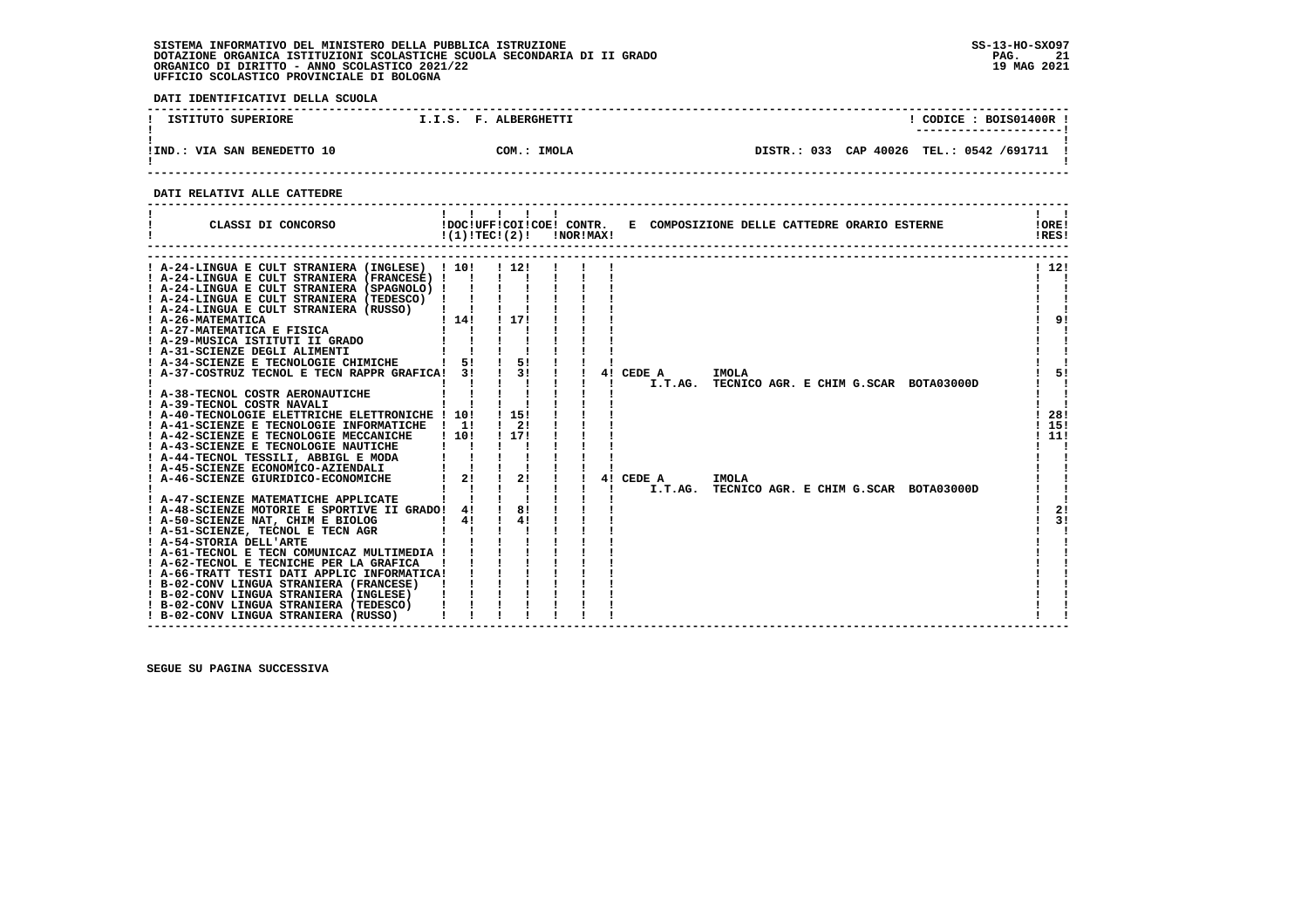SISTEMA INFORMATIVO DEL MINISTERO DELLA PUBBLICA ISTRUZIONE
DOTAZIONE ORGANICA ISTITUZIONI SCOLASTICHE SCUOLA SECONDARIA DI II GRADO
ORGANICO DI DIRITTO - ANNO SCOLASTICO 2021/22
UFFICIO SCOLASTICO PROVINCIALE DI BOLOGNA

SS-13-HO-SXO97
19 MAG 2021

**DATI IDENTIFICATIVI DELLA SCUOLA**

| ISTITUTO SUPERIORE | I.I.S. F. ALBERGHETTI | CODICE : BOIS01400R |
|---|---|---|
| IND.: VIA SAN BENEDETTO 10 | COM.: IMOLA | DISTR.: 033 CAP 40026 TEL.: 0542 /691711 |

**DATI RELATIVI ALLE CATTEDRE**

| CLASSI DI CONCORSO | DOC (1) | UFF TEC | COI (2) | COE | CONTR. NOR | CONTR. MAX | E COMPOSIZIONE DELLE CATTEDRE ORARIO ESTERNE | ORE RES |
|---|---|---|---|---|---|---|---|---|
| A-24-LINGUA E CULT STRANIERA (INGLESE) | 10 | | 12 | | | | | 12 |
| A-24-LINGUA E CULT STRANIERA (FRANCESE) | | | | | | | | |
| A-24-LINGUA E CULT STRANIERA (SPAGNOLO) | | | | | | | | |
| A-24-LINGUA E CULT STRANIERA (TEDESCO) | | | | | | | | |
| A-24-LINGUA E CULT STRANIERA (RUSSO) | | | | | | | | |
| A-26-MATEMATICA | 14 | | 17 | | | | | 9 |
| A-27-MATEMATICA E FISICA | | | | | | | | |
| A-29-MUSICA ISTITUTI II GRADO | | | | | | | | |
| A-31-SCIENZE DEGLI ALIMENTI | | | | | | | | |
| A-34-SCIENZE E TECNOLOGIE CHIMICHE | 5 | | 5 | | | | | |
| A-37-COSTRUZ TECNOL E TECN RAPPR GRAFICA | 3 | | 3 | | | 4 | CEDE A IMOLA I.T.AG. TECNICO AGR. E CHIM G.SCAR BOTA03000D | 5 |
| A-38-TECNOL COSTR AERONAUTICHE | | | | | | | | |
| A-39-TECNOL COSTR NAVALI | | | | | | | | |
| A-40-TECNOLOGIE ELETTRICHE ELETTRONICHE | 10 | | 15 | | | | | 28 |
| A-41-SCIENZE E TECNOLOGIE INFORMATICHE | 1 | | 2 | | | | | 15 |
| A-42-SCIENZE E TECNOLOGIE MECCANICHE | 10 | | 17 | | | | | 11 |
| A-43-SCIENZE E TECNOLOGIE NAUTICHE | | | | | | | | |
| A-44-TECNOL TESSILI, ABBIGL E MODA | | | | | | | | |
| A-45-SCIENZE ECONOMICO-AZIENDALI | | | | | | | | |
| A-46-SCIENZE GIURIDICO-ECONOMICHE | 2 | | 2 | | | 4 | CEDE A IMOLA I.T.AG. TECNICO AGR. E CHIM G.SCAR BOTA03000D | |
| A-47-SCIENZE MATEMATICHE APPLICATE | | | | | | | | |
| A-48-SCIENZE MOTORIE E SPORTIVE II GRADO | 4 | | 8 | | | | | 2 |
| A-50-SCIENZE NAT, CHIM E BIOLOG | 4 | | 4 | | | | | 3 |
| A-51-SCIENZE, TECNOL E TECN AGR | | | | | | | | |
| A-54-STORIA DELL'ARTE | | | | | | | | |
| A-61-TECNOL E TECN COMUNICAZ MULTIMEDIA | | | | | | | | |
| A-62-TECNOL E TECNICHE PER LA GRAFICA | | | | | | | | |
| A-66-TRATT TESTI DATI APPLIC INFORMATICA | | | | | | | | |
| B-02-CONV LINGUA STRANIERA (FRANCESE) | | | | | | | | |
| B-02-CONV LINGUA STRANIERA (INGLESE) | | | | | | | | |
| B-02-CONV LINGUA STRANIERA (TEDESCO) | | | | | | | | |
| B-02-CONV LINGUA STRANIERA (RUSSO) | | | | | | | | |

SEGUE SU PAGINA SUCCESSIVA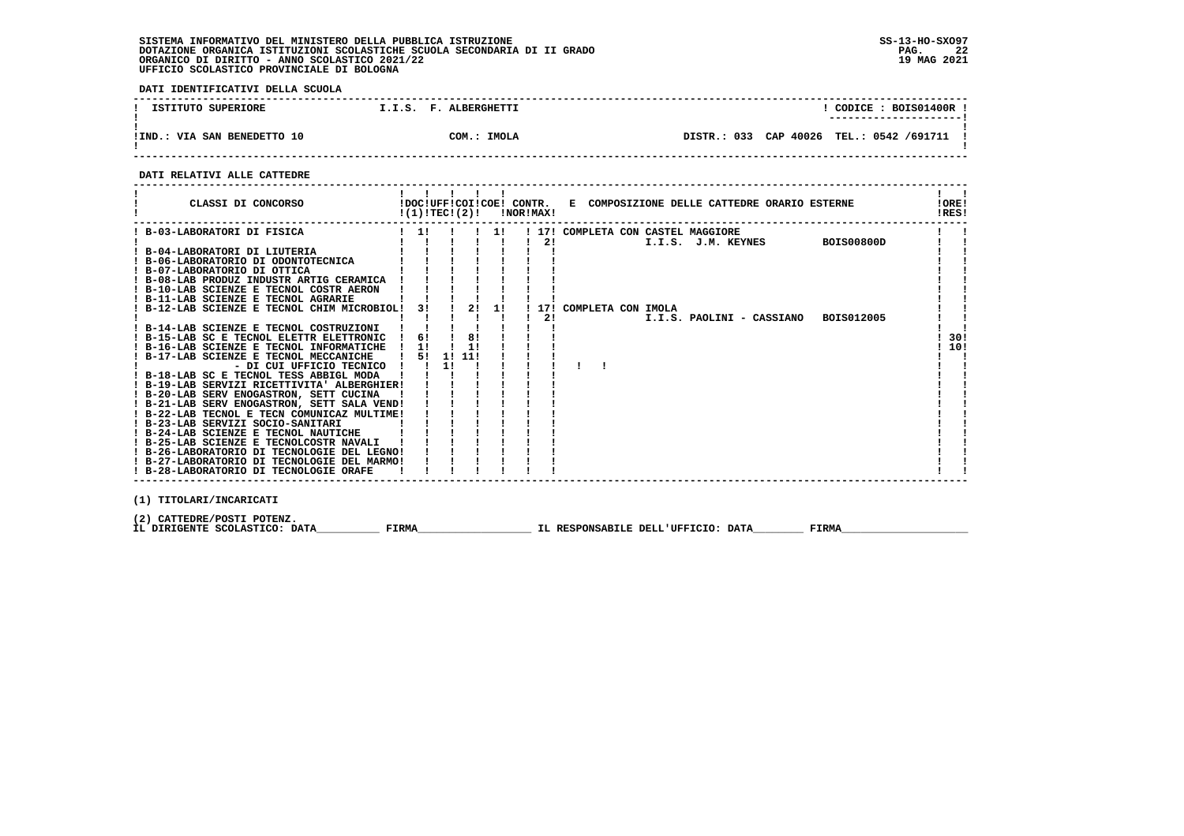SISTEMA INFORMATIVO DEL MINISTERO DELLA PUBBLICA ISTRUZIONE
DOTAZIONE ORGANICA ISTITUZIONI SCOLASTICHE SCUOLA SECONDARIA DI II GRADO
ORGANICO DI DIRITTO - ANNO SCOLASTICO 2021/22
UFFICIO SCOLASTICO PROVINCIALE DI BOLOGNA

SS-13-HO-SXO97
19 MAG 2021

**DATI IDENTIFICATIVI DELLA SCUOLA**

| ISTITUTO SUPERIORE | I.I.S. F. ALBERGHETTI | CODICE : BOIS01400R |
|---|---|---|
| IND.: VIA SAN BENEDETTO 10 | COM.: IMOLA | DISTR.: 033 CAP 40026 TEL.: 0542 /691711 |

**DATI RELATIVI ALLE CATTEDRE**

| CLASSI DI CONCORSO | DOC (1) | UFF TEC | COI (2) | COE | CONTR. NOR | CONTR. MAX | E COMPOSIZIONE DELLE CATTEDRE ORARIO ESTERNE | ORE RES |
|---|---|---|---|---|---|---|---|---|
| B-03-LABORATORI DI FISICA | 1 | | | 1 | | 17 | COMPLETA CON CASTEL MAGGIORE | |
| | | | | | | 2 | I.I.S. J.M. KEYNES BOIS00800D | |
| B-04-LABORATORI DI LIUTERIA | | | | | | | | |
| B-06-LABORATORIO DI ODONTOTECNICA | | | | | | | | |
| B-07-LABORATORIO DI OTTICA | | | | | | | | |
| B-08-LAB PRODUZ INDUSTR ARTIG CERAMICA | | | | | | | | |
| B-10-LAB SCIENZE E TECNOL COSTR AERON | | | | | | | | |
| B-11-LAB SCIENZE E TECNOL AGRARIE | | | | | | | | |
| B-12-LAB SCIENZE E TECNOL CHIM MICROBIOL | 3 | | 2 | 1 | | 17 | COMPLETA CON IMOLA | |
| | | | | | | 2 | I.I.S. PAOLINI - CASSIANO BOIS012005 | |
| B-14-LAB SCIENZE E TECNOL COSTRUZIONI | | | | | | | | |
| B-15-LAB SC E TECNOL ELETTR ELETTRONIC | 6 | | 8 | | | | | 30 |
| B-16-LAB SCIENZE E TECNOL INFORMATICHE | 1 | | 1 | | | | | 10 |
| B-17-LAB SCIENZE E TECNOL MECCANICHE | 5 | 1 | 11 | | | | | |
| - DI CUI UFFICIO TECNICO | | 1 | | | | | | |
| B-18-LAB SC E TECNOL TESS ABBIGL MODA | | | | | | | | |
| B-19-LAB SERVIZI RICETTIVITA' ALBERGHIER | | | | | | | | |
| B-20-LAB SERV ENOGASTRON, SETT CUCINA | | | | | | | | |
| B-21-LAB SERV ENOGASTRON, SETT SALA VEND | | | | | | | | |
| B-22-LAB TECNOL E TECN COMUNICAZ MULTIME | | | | | | | | |
| B-23-LAB SERVIZI SOCIO-SANITARI | | | | | | | | |
| B-24-LAB SCIENZE E TECNOL NAUTICHE | | | | | | | | |
| B-25-LAB SCIENZE E TECNOLCOSTR NAVALI | | | | | | | | |
| B-26-LABORATORIO DI TECNOLOGIE DEL LEGNO | | | | | | | | |
| B-27-LABORATORIO DI TECNOLOGIE DEL MARMO | | | | | | | | |
| B-28-LABORATORIO DI TECNOLOGIE ORAFE | | | | | | | | |

(1) TITOLARI/INCARICATI

(2) CATTEDRE/POSTI POTENZ.

IL DIRIGENTE SCOLASTICO: DATA__________ FIRMA__________________ IL RESPONSABILE DELL'UFFICIO: DATA________ FIRMA____________________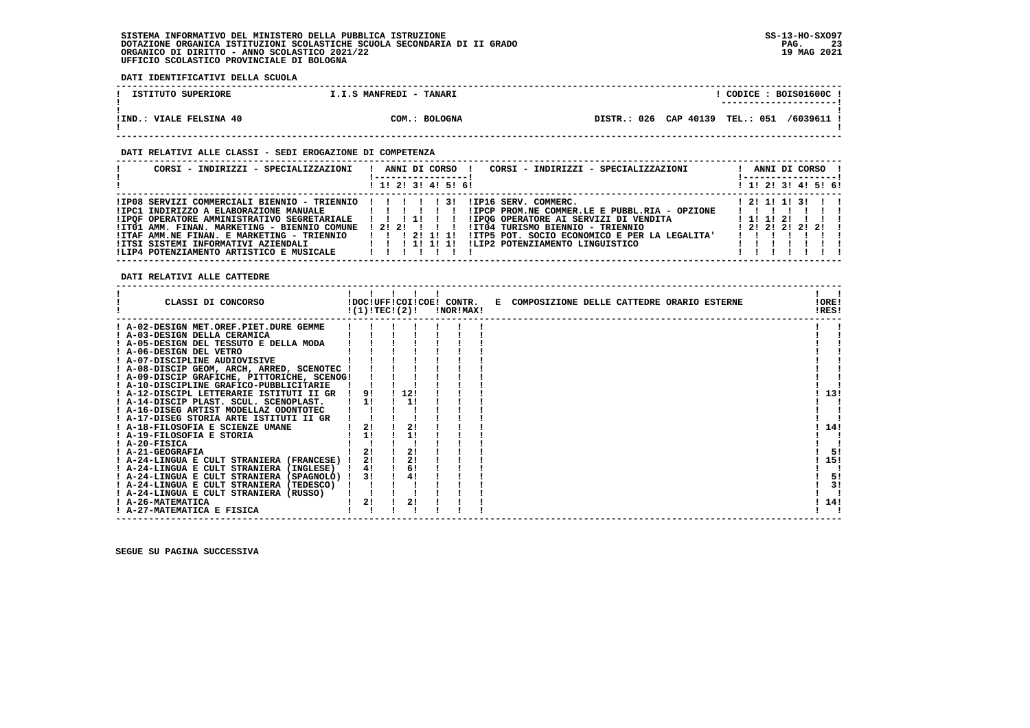SISTEMA INFORMATIVO DEL MINISTERO DELLA PUBBLICA ISTRUZIONE
DOTAZIONE ORGANICA ISTITUZIONI SCOLASTICHE SCUOLA SECONDARIA DI II GRADO
ORGANICO DI DIRITTO - ANNO SCOLASTICO 2021/22
UFFICIO SCOLASTICO PROVINCIALE DI BOLOGNA

SS-13-HO-SXO97
19 MAG 2021

**DATI IDENTIFICATIVI DELLA SCUOLA**

| ISTITUTO SUPERIORE | I.I.S MANFREDI - TANARI | CODICE : BOIS01600C |
|---|---|---|
| IND.: VIALE FELSINA 40 | COM.: BOLOGNA | DISTR.: 026 CAP 40139 TEL.: 051 /6039611 |

**DATI RELATIVI ALLE CLASSI - SEDI EROGAZIONE DI COMPETENZA**

| CORSI - INDIRIZZI - SPECIALIZZAZIONI | 1 | 2 | 3 | 4 | 5 | 6 | CORSI - INDIRIZZI - SPECIALIZZAZIONI | 1 | 2 | 3 | 4 | 5 | 6 |
|---|---|---|---|---|---|---|---|---|---|---|---|---|---|
| IP08 SERVIZI COMMERCIALI BIENNIO - TRIENNIO | | | | | 3 | | IP16 SERV. COMMERC. | 2 | 1 | 1 | 3 | | |
| IPC1 INDIRIZZO A ELABORAZIONE MANUALE | | | | | | | IPCP PROM.NE COMMER.LE E PUBBL.RIA - OPZIONE | | | | | | |
| IPQF OPERATORE AMMINISTRATIVO SEGRETARIALE | | | 1 | | | | IPQG OPERATORE AI SERVIZI DI VENDITA | 1 | 1 | 2 | | | |
| IT01 AMM. FINAN. MARKETING - BIENNIO COMUNE | 2 | 2 | | | | | IT04 TURISMO BIENNIO - TRIENNIO | 2 | 2 | 2 | 2 | 2 | |
| ITAF AMM.NE FINAN. E MARKETING - TRIENNIO | | | 2 | 1 | 1 | | ITP5 POT. SOCIO ECONOMICO E PER LA LEGALITA' | | | | | | |
| ITSI SISTEMI INFORMATIVI AZIENDALI | | | 1 | 1 | 1 | | LIP2 POTENZIAMENTO LINGUISTICO | | | | | | |
| LIP4 POTENZIAMENTO ARTISTICO E MUSICALE | | | | | | | | | | | | | |

**DATI RELATIVI ALLE CATTEDRE**

| CLASSI DI CONCORSO | DOC (1) | UFF TEC | COI (2) | COE | CONTR. NOR | CONTR. MAX | E COMPOSIZIONE DELLE CATTEDRE ORARIO ESTERNE | ORE RES |
|---|---|---|---|---|---|---|---|---|
| A-02-DESIGN MET.OREF.PIET.DURE GEMME | | | | | | | | |
| A-03-DESIGN DELLA CERAMICA | | | | | | | | |
| A-05-DESIGN DEL TESSUTO E DELLA MODA | | | | | | | | |
| A-06-DESIGN DEL VETRO | | | | | | | | |
| A-07-DISCIPLINE AUDIOVISIVE | | | | | | | | |
| A-08-DISCIP GEOM, ARCH, ARRED, SCENOTEC | | | | | | | | |
| A-09-DISCIP GRAFICHE, PITTORICHE, SCENOG | | | | | | | | |
| A-10-DISCIPLINE GRAFICO-PUBBLICITARIE | | | | | | | | |
| A-12-DISCIPL LETTERARIE ISTITUTI II GR | 9 | | 12 | | | | | 13 |
| A-14-DISCIP PLAST. SCUL. SCENOPLAST. | 1 | | 1 | | | | | |
| A-16-DISEG ARTIST MODELLAZ ODONTOTEC | | | | | | | | |
| A-17-DISEG STORIA ARTE ISTITUTI II GR | | | | | | | | |
| A-18-FILOSOFIA E SCIENZE UMANE | 2 | | 2 | | | | | 14 |
| A-19-FILOSOFIA E STORIA | 1 | | 1 | | | | | |
| A-20-FISICA | | | | | | | | |
| A-21-GEOGRAFIA | 2 | | 2 | | | | | 5 |
| A-24-LINGUA E CULT STRANIERA (FRANCESE) | 2 | | 2 | | | | | 15 |
| A-24-LINGUA E CULT STRANIERA (INGLESE) | 4 | | 6 | | | | | |
| A-24-LINGUA E CULT STRANIERA (SPAGNOLO) | 3 | | 4 | | | | | 5 |
| A-24-LINGUA E CULT STRANIERA (TEDESCO) | | | | | | | | 3 |
| A-24-LINGUA E CULT STRANIERA (RUSSO) | | | | | | | | |
| A-26-MATEMATICA | 2 | | 2 | | | | | 14 |
| A-27-MATEMATICA E FISICA | | | | | | | | |

SEGUE SU PAGINA SUCCESSIVA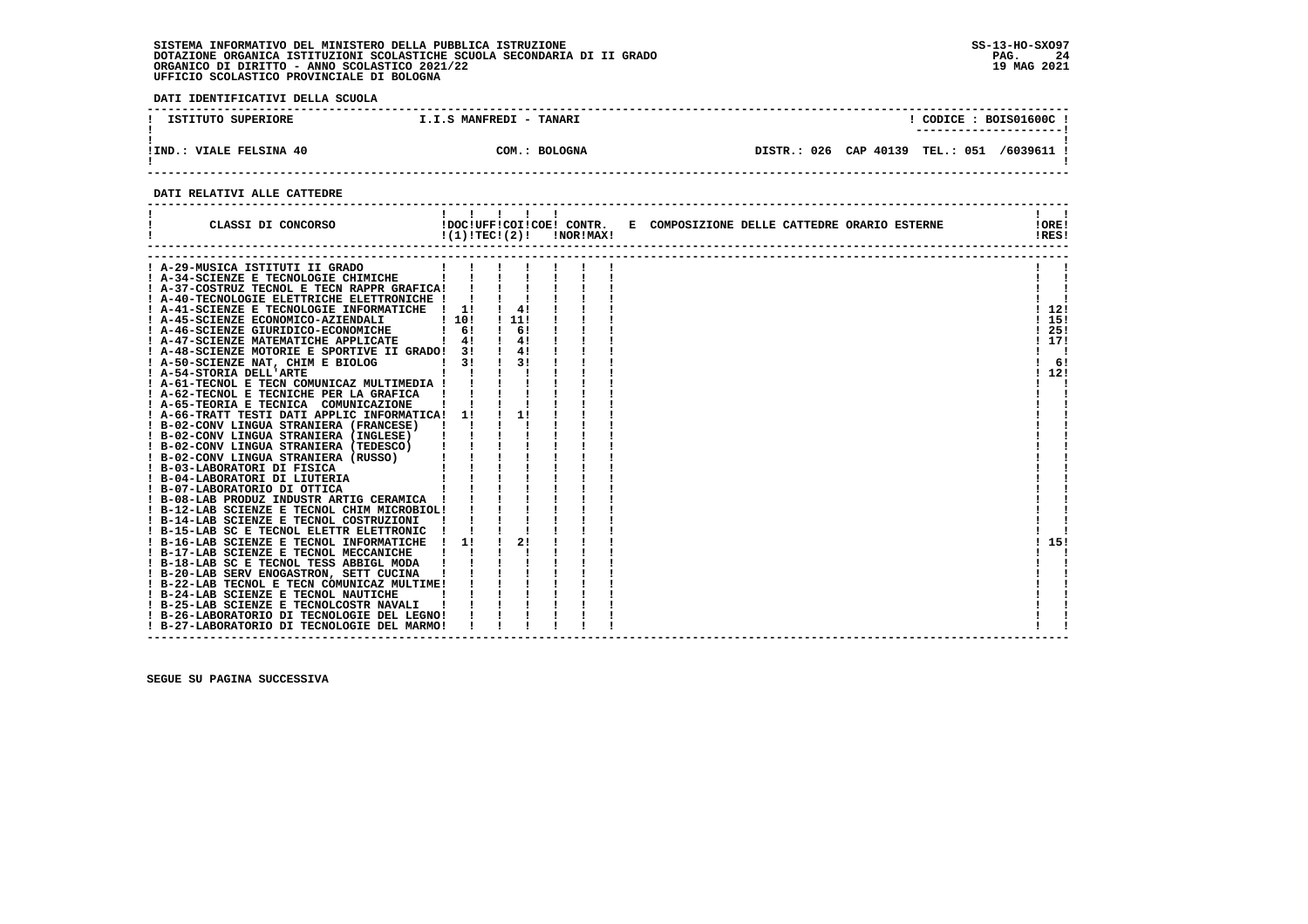SISTEMA INFORMATIVO DEL MINISTERO DELLA PUBBLICA ISTRUZIONE
DOTAZIONE ORGANICA ISTITUZIONI SCOLASTICHE SCUOLA SECONDARIA DI II GRADO
ORGANICO DI DIRITTO - ANNO SCOLASTICO 2021/22
UFFICIO SCOLASTICO PROVINCIALE DI BOLOGNA

SS-13-HO-SXO97
19 MAG 2021

**DATI IDENTIFICATIVI DELLA SCUOLA**

| ISTITUTO SUPERIORE | I.I.S MANFREDI - TANARI | CODICE : BOIS01600C |
|---|---|---|
| IND.: VIALE FELSINA 40 | COM.: BOLOGNA | DISTR.: 026 CAP 40139 TEL.: 051 /6039611 |

**DATI RELATIVI ALLE CATTEDRE**

| CLASSI DI CONCORSO | DOC (1) | UFF TEC | COI (2) | COE | CONTR. NOR | CONTR. MAX | E COMPOSIZIONE DELLE CATTEDRE ORARIO ESTERNE | ORE RES |
|---|---|---|---|---|---|---|---|---|
| A-29-MUSICA ISTITUTI II GRADO | | | | | | | | |
| A-34-SCIENZE E TECNOLOGIE CHIMICHE | | | | | | | | |
| A-37-COSTRUZ TECNOL E TECN RAPPR GRAFICA | | | | | | | | |
| A-40-TECNOLOGIE ELETTRICHE ELETTRONICHE | | | | | | | | |
| A-41-SCIENZE E TECNOLOGIE INFORMATICHE | 1 | | 4 | | | | | 12 |
| A-45-SCIENZE ECONOMICO-AZIENDALI | 10 | | 11 | | | | | 15 |
| A-46-SCIENZE GIURIDICO-ECONOMICHE | 6 | | 6 | | | | | 25 |
| A-47-SCIENZE MATEMATICHE APPLICATE | 4 | | 4 | | | | | 17 |
| A-48-SCIENZE MOTORIE E SPORTIVE II GRADO | 3 | | 4 | | | | | |
| A-50-SCIENZE NAT, CHIM E BIOLOG | 3 | | 3 | | | | | 6 |
| A-54-STORIA DELL'ARTE | | | | | | | | 12 |
| A-61-TECNOL E TECN COMUNICAZ MULTIMEDIA | | | | | | | | |
| A-62-TECNOL E TECNICHE PER LA GRAFICA | | | | | | | | |
| A-65-TEORIA E TECNICA COMUNICAZIONE | | | | | | | | |
| A-66-TRATT TESTI DATI APPLIC INFORMATICA | 1 | | 1 | | | | | |
| B-02-CONV LINGUA STRANIERA (FRANCESE) | | | | | | | | |
| B-02-CONV LINGUA STRANIERA (INGLESE) | | | | | | | | |
| B-02-CONV LINGUA STRANIERA (TEDESCO) | | | | | | | | |
| B-02-CONV LINGUA STRANIERA (RUSSO) | | | | | | | | |
| B-03-LABORATORI DI FISICA | | | | | | | | |
| B-04-LABORATORI DI LIUTERIA | | | | | | | | |
| B-07-LABORATORIO DI OTTICA | | | | | | | | |
| B-08-LAB PRODUZ INDUSTR ARTIG CERAMICA | | | | | | | | |
| B-12-LAB SCIENZE E TECNOL CHIM MICROBIOL | | | | | | | | |
| B-14-LAB SCIENZE E TECNOL COSTRUZIONI | | | | | | | | |
| B-15-LAB SC E TECNOL ELETTR ELETTRONIC | | | | | | | | |
| B-16-LAB SCIENZE E TECNOL INFORMATICHE | 1 | | 2 | | | | | 15 |
| B-17-LAB SCIENZE E TECNOL MECCANICHE | | | | | | | | |
| B-18-LAB SC E TECNOL TESS ABBIGL MODA | | | | | | | | |
| B-20-LAB SERV ENOGASTRON, SETT CUCINA | | | | | | | | |
| B-22-LAB TECNOL E TECN COMUNICAZ MULTIME | | | | | | | | |
| B-24-LAB SCIENZE E TECNOL NAUTICHE | | | | | | | | |
| B-25-LAB SCIENZE E TECNOLCOSTR NAVALI | | | | | | | | |
| B-26-LABORATORIO DI TECNOLOGIE DEL LEGNO | | | | | | | | |
| B-27-LABORATORIO DI TECNOLOGIE DEL MARMO | | | | | | | | |

SEGUE SU PAGINA SUCCESSIVA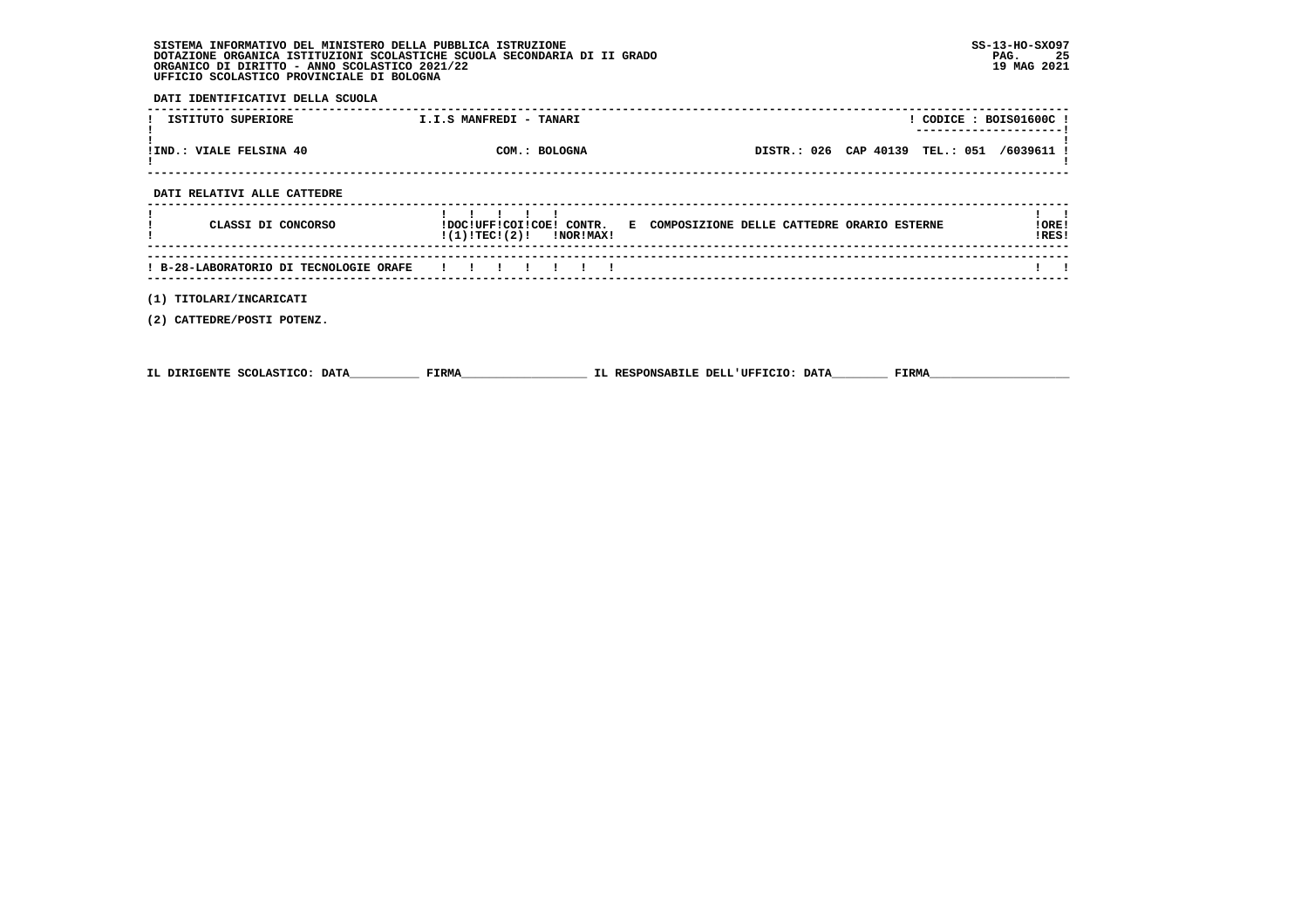SISTEMA INFORMATIVO DEL MINISTERO DELLA PUBBLICA ISTRUZIONE
DOTAZIONE ORGANICA ISTITUZIONI SCOLASTICHE SCUOLA SECONDARIA DI II GRADO
ORGANICO DI DIRITTO - ANNO SCOLASTICO 2021/22
UFFICIO SCOLASTICO PROVINCIALE DI BOLOGNA

SS-13-HO-SXO97
19 MAG 2021

**DATI IDENTIFICATIVI DELLA SCUOLA**

| ISTITUTO SUPERIORE | I.I.S MANFREDI - TANARI | | CODICE : BOIS01600C |
|---|---|---|---|
| IND.: VIALE FELSINA 40 | COM.: BOLOGNA | DISTR.: 026 CAP 40139 | TEL.: 051 /6039611 |

**DATI RELATIVI ALLE CATTEDRE**

| CLASSI DI CONCORSO | DOC (1) | UFF TEC | COI (2) | COE | CONTR. NOR | CONTR. MAX | E COMPOSIZIONE DELLE CATTEDRE ORARIO ESTERNE | ORE RES |
|---|---|---|---|---|---|---|---|---|
| B-28-LABORATORIO DI TECNOLOGIE ORAFE | | | | | | | | |

(1) TITOLARI/INCARICATI

(2) CATTEDRE/POSTI POTENZ.

IL DIRIGENTE SCOLASTICO: DATA__________ FIRMA__________________ IL RESPONSABILE DELL'UFFICIO: DATA________ FIRMA____________________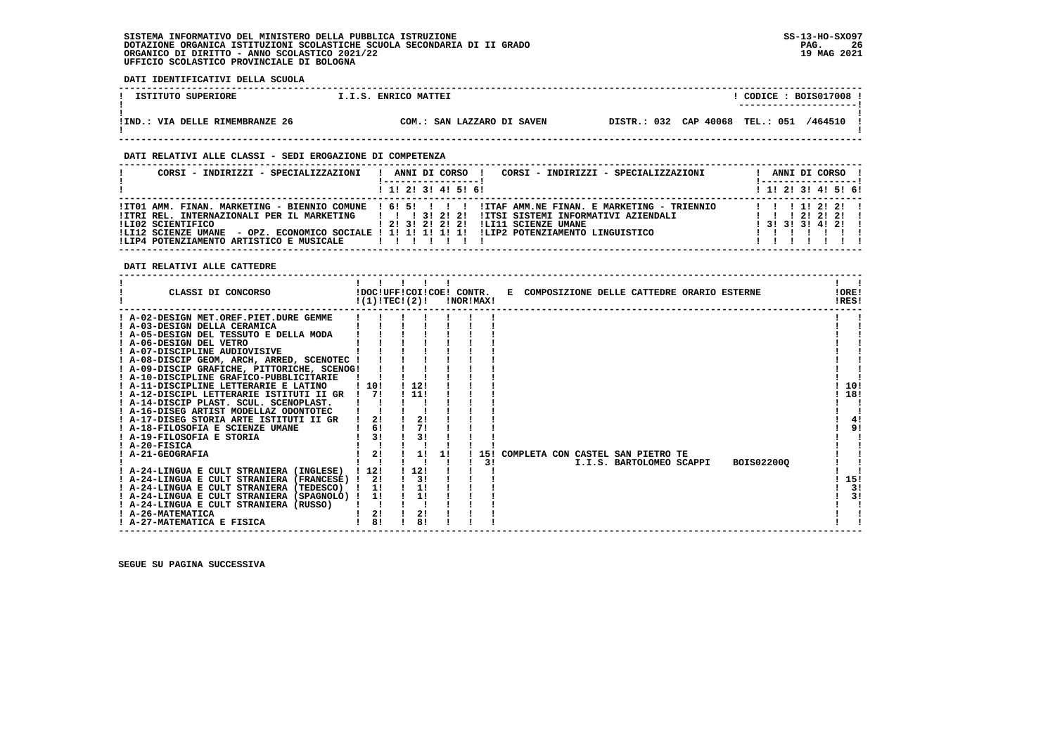SISTEMA INFORMATIVO DEL MINISTERO DELLA PUBBLICA ISTRUZIONE
DOTAZIONE ORGANICA ISTITUZIONI SCOLASTICHE SCUOLA SECONDARIA DI II GRADO
ORGANICO DI DIRITTO - ANNO SCOLASTICO 2021/22
UFFICIO SCOLASTICO PROVINCIALE DI BOLOGNA

SS-13-HO-SXO97
19 MAG 2021

**DATI IDENTIFICATIVI DELLA SCUOLA**

| ISTITUTO SUPERIORE | I.I.S. ENRICO MATTEI | CODICE : BOIS017008 |
|---|---|---|
| IND.: VIA DELLE RIMEMBRANZE 26 | COM.: SAN LAZZARO DI SAVEN | DISTR.: 032 CAP 40068 TEL.: 051 /464510 |

**DATI RELATIVI ALLE CLASSI - SEDI EROGAZIONE DI COMPETENZA**

| CORSI - INDIRIZZI - SPECIALIZZAZIONI | 1 | 2 | 3 | 4 | 5 | 6 | CORSI - INDIRIZZI - SPECIALIZZAZIONI | 1 | 2 | 3 | 4 | 5 | 6 |
|---|---|---|---|---|---|---|---|---|---|---|---|---|---|
| IT01 AMM. FINAN. MARKETING - BIENNIO COMUNE | 6 | 5 | | | | | ITAF AMM.NE FINAN. E MARKETING - TRIENNIO | | | 1 | 2 | 2 | |
| ITRI REL. INTERNAZIONALI PER IL MARKETING | | | 3 | 2 | 2 | | ITSI SISTEMI INFORMATIVI AZIENDALI | | | 2 | 2 | 2 | |
| LI02 SCIENTIFICO | 2 | 3 | 2 | 2 | 2 | | LI11 SCIENZE UMANE | 3 | 3 | 3 | 4 | 2 | |
| LI12 SCIENZE UMANE - OPZ. ECONOMICO SOCIALE | 1 | 1 | 1 | 1 | 1 | | LIP2 POTENZIAMENTO LINGUISTICO | | | | | | |
| LIP4 POTENZIAMENTO ARTISTICO E MUSICALE | | | | | | | | | | | | | |

**DATI RELATIVI ALLE CATTEDRE**

| CLASSI DI CONCORSO | DOC (1) | UFF TEC | COI (2) | COE | CONTR. NOR | CONTR. MAX | E COMPOSIZIONE DELLE CATTEDRE ORARIO ESTERNE | ORE RES |
|---|---|---|---|---|---|---|---|---|
| A-02-DESIGN MET.OREF.PIET.DURE GEMME | | | | | | | | |
| A-03-DESIGN DELLA CERAMICA | | | | | | | | |
| A-05-DESIGN DEL TESSUTO E DELLA MODA | | | | | | | | |
| A-06-DESIGN DEL VETRO | | | | | | | | |
| A-07-DISCIPLINE AUDIOVISIVE | | | | | | | | |
| A-08-DISCIP GEOM, ARCH, ARRED, SCENOTEC | | | | | | | | |
| A-09-DISCIP GRAFICHE, PITTORICHE, SCENOG | | | | | | | | |
| A-10-DISCIPLINE GRAFICO-PUBBLICITARIE | | | | | | | | |
| A-11-DISCIPLINE LETTERARIE E LATINO | 10 | | 12 | | | | | 10 |
| A-12-DISCIPL LETTERARIE ISTITUTI II GR | 7 | | 11 | | | | | 18 |
| A-14-DISCIP PLAST. SCUL. SCENOPLAST. | | | | | | | | |
| A-16-DISEG ARTIST MODELLAZ ODONTOTEC | | | | | | | | |
| A-17-DISEG STORIA ARTE ISTITUTI II GR | 2 | | 2 | | | | | 4 |
| A-18-FILOSOFIA E SCIENZE UMANE | 6 | | 7 | | | | | 9 |
| A-19-FILOSOFIA E STORIA | 3 | | 3 | | | | | |
| A-20-FISICA | | | | | | | | |
| A-21-GEOGRAFIA | 2 | | 1 | 1 | | 15 | COMPLETA CON CASTEL SAN PIETRO TE | |
| | | | | | | 3 | I.I.S. BARTOLOMEO SCAPPI BOIS02200Q | |
| A-24-LINGUA E CULT STRANIERA (INGLESE) | 12 | | 12 | | | | | |
| A-24-LINGUA E CULT STRANIERA (FRANCESE) | 2 | | 3 | | | | | 15 |
| A-24-LINGUA E CULT STRANIERA (TEDESCO) | 1 | | 1 | | | | | 3 |
| A-24-LINGUA E CULT STRANIERA (SPAGNOLO) | 1 | | 1 | | | | | 3 |
| A-24-LINGUA E CULT STRANIERA (RUSSO) | | | | | | | | |
| A-26-MATEMATICA | 2 | | 2 | | | | | |
| A-27-MATEMATICA E FISICA | 8 | | 8 | | | | | |

SEGUE SU PAGINA SUCCESSIVA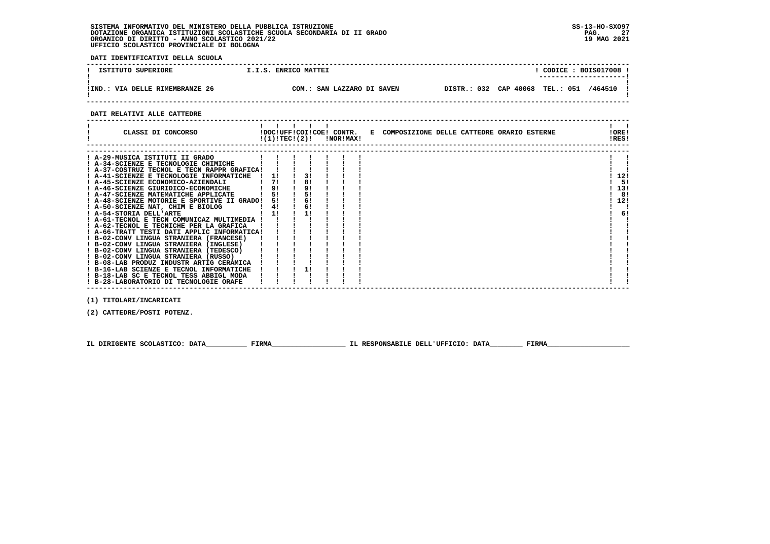SISTEMA INFORMATIVO DEL MINISTERO DELLA PUBBLICA ISTRUZIONE
DOTAZIONE ORGANICA ISTITUZIONI SCOLASTICHE SCUOLA SECONDARIA DI II GRADO
ORGANICO DI DIRITTO - ANNO SCOLASTICO 2021/22
UFFICIO SCOLASTICO PROVINCIALE DI BOLOGNA

SS-13-HO-SXO97
19 MAG 2021

**DATI IDENTIFICATIVI DELLA SCUOLA**

| ISTITUTO SUPERIORE | I.I.S. ENRICO MATTEI | | CODICE : BOIS017008 |
|---|---|---|---|
| IND.: VIA DELLE RIMEMBRANZE 26 | COM.: SAN LAZZARO DI SAVEN | DISTR.: 032 CAP 40068 | TEL.: 051 /464510 |

**DATI RELATIVI ALLE CATTEDRE**

| CLASSI DI CONCORSO | DOC (1) | UFF TEC | COI (2) | COE | CONTR. NOR | CONTR. MAX | E COMPOSIZIONE DELLE CATTEDRE ORARIO ESTERNE | ORE RES |
|---|---|---|---|---|---|---|---|---|
| A-29-MUSICA ISTITUTI II GRADO | | | | | | | | |
| A-34-SCIENZE E TECNOLOGIE CHIMICHE | | | | | | | | |
| A-37-COSTRUZ TECNOL E TECN RAPPR GRAFICA | | | | | | | | |
| A-41-SCIENZE E TECNOLOGIE INFORMATICHE | 1 | | 3 | | | | | 12 |
| A-45-SCIENZE ECONOMICO-AZIENDALI | 7 | | 8 | | | | | 5 |
| A-46-SCIENZE GIURIDICO-ECONOMICHE | 9 | | 9 | | | | | 13 |
| A-47-SCIENZE MATEMATICHE APPLICATE | 5 | | 5 | | | | | 8 |
| A-48-SCIENZE MOTORIE E SPORTIVE II GRADO | 5 | | 6 | | | | | 12 |
| A-50-SCIENZE NAT, CHIM E BIOLOG | 4 | | 6 | | | | | |
| A-54-STORIA DELL'ARTE | 1 | | 1 | | | | | 6 |
| A-61-TECNOL E TECN COMUNICAZ MULTIMEDIA | | | | | | | | |
| A-62-TECNOL E TECNICHE PER LA GRAFICA | | | | | | | | |
| A-66-TRATT TESTI DATI APPLIC INFORMATICA | | | | | | | | |
| B-02-CONV LINGUA STRANIERA (FRANCESE) | | | | | | | | |
| B-02-CONV LINGUA STRANIERA (INGLESE) | | | | | | | | |
| B-02-CONV LINGUA STRANIERA (TEDESCO) | | | | | | | | |
| B-02-CONV LINGUA STRANIERA (RUSSO) | | | | | | | | |
| B-08-LAB PRODUZ INDUSTR ARTIG CERAMICA | | | | | | | | |
| B-16-LAB SCIENZE E TECNOL INFORMATICHE | | | 1 | | | | | |
| B-18-LAB SC E TECNOL TESS ABBIGL MODA | | | | | | | | |
| B-28-LABORATORIO DI TECNOLOGIE ORAFE | | | | | | | | |

(1) TITOLARI/INCARICATI

(2) CATTEDRE/POSTI POTENZ.

IL DIRIGENTE SCOLASTICO: DATA__________ FIRMA__________________ IL RESPONSABILE DELL'UFFICIO: DATA________ FIRMA____________________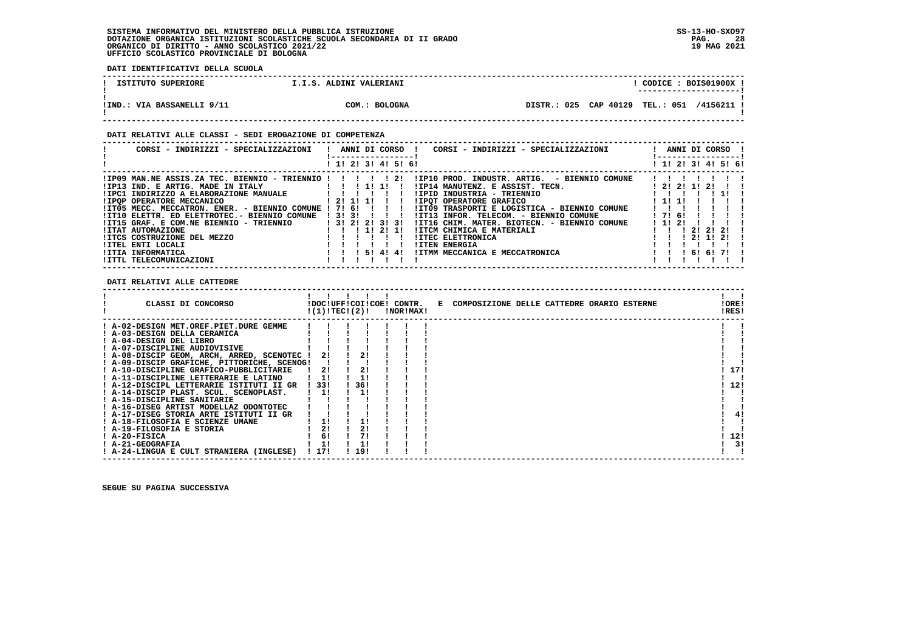SISTEMA INFORMATIVO DEL MINISTERO DELLA PUBBLICA ISTRUZIONE
DOTAZIONE ORGANICA ISTITUZIONI SCOLASTICHE SCUOLA SECONDARIA DI II GRADO
ORGANICO DI DIRITTO - ANNO SCOLASTICO 2021/22
UFFICIO SCOLASTICO PROVINCIALE DI BOLOGNA

SS-13-HO-SXO97
19 MAG 2021

**DATI IDENTIFICATIVI DELLA SCUOLA**

| ISTITUTO SUPERIORE | I.I.S. ALDINI VALERIANI | CODICE : BOIS01900X |
|---|---|---|
| IND.: VIA BASSANELLI 9/11 | COM.: BOLOGNA | DISTR.: 025 CAP 40129 TEL.: 051 /4156211 |

**DATI RELATIVI ALLE CLASSI - SEDI EROGAZIONE DI COMPETENZA**

| CORSI - INDIRIZZI - SPECIALIZZAZIONI | 1 | 2 | 3 | 4 | 5 | 6 | CORSI - INDIRIZZI - SPECIALIZZAZIONI | 1 | 2 | 3 | 4 | 5 | 6 |
|---|---|---|---|---|---|---|---|---|---|---|---|---|---|
| IP09 MAN.NE ASSIS.ZA TEC. BIENNIO - TRIENNIO | | | | | | 2 | IP10 PROD. INDUSTR. ARTIG. - BIENNIO COMUNE | | | | | | |
| IP13 IND. E ARTIG. MADE IN ITALY | | | 1 | 1 | | | IP14 MANUTENZ. E ASSIST. TECN. | 2 | 2 | 1 | 2 | | |
| IPC1 INDIRIZZO A ELABORAZIONE MANUALE | | | | | | | IPID INDUSTRIA - TRIENNIO | | | | | 1 | |
| IPQP OPERATORE MECCANICO | 2 | 1 | 1 | | | | IPQT OPERATORE GRAFICO | 1 | 1 | | | | |
| IT05 MECC. MECCATRON. ENER. - BIENNIO COMUNE | 7 | 6 | | | | | IT09 TRASPORTI E LOGISTICA - BIENNIO COMUNE | | | | | | |
| IT10 ELETTR. ED ELETTROTEC.- BIENNIO COMUNE | 3 | 3 | | | | | IT13 INFOR. TELECOM. - BIENNIO COMUNE | 7 | 6 | | | | |
| IT15 GRAF. E COM.NE BIENNIO - TRIENNIO | 3 | 2 | 2 | 3 | 3 | | IT16 CHIM. MATER. BIOTECN. - BIENNIO COMUNE | 1 | 2 | | | | |
| ITAT AUTOMAZIONE | | | 1 | 2 | 1 | | ITCM CHIMICA E MATERIALI | | | 2 | 2 | 2 | |
| ITCS COSTRUZIONE DEL MEZZO | | | | | | | ITEC ELETTRONICA | | | 2 | 1 | 2 | |
| ITEL ENTI LOCALI | | | | | | | ITEN ENERGIA | | | | | | |
| ITIA INFORMATICA | | | 5 | 4 | 4 | | ITMM MECCANICA E MECCATRONICA | | | 6 | 6 | 7 | |
| ITTL TELECOMUNICAZIONI | | | | | | | | | | | | | |

**DATI RELATIVI ALLE CATTEDRE**

| CLASSI DI CONCORSO | DOC (1) | UFF TEC | COI (2) | COE | CONTR. NOR | CONTR. MAX | E COMPOSIZIONE DELLE CATTEDRE ORARIO ESTERNE | ORE RES |
|---|---|---|---|---|---|---|---|---|
| A-02-DESIGN MET.OREF.PIET.DURE GEMME | | | | | | | | |
| A-03-DESIGN DELLA CERAMICA | | | | | | | | |
| A-04-DESIGN DEL LIBRO | | | | | | | | |
| A-07-DISCIPLINE AUDIOVISIVE | | | | | | | | |
| A-08-DISCIP GEOM, ARCH, ARRED, SCENOTEC | 2 | | 2 | | | | | |
| A-09-DISCIP GRAFICHE, PITTORICHE, SCENOG | | | | | | | | |
| A-10-DISCIPLINE GRAFICO-PUBBLICITARIE | 2 | | 2 | | | | | 17 |
| A-11-DISCIPLINE LETTERARIE E LATINO | 1 | | 1 | | | | | |
| A-12-DISCIPL LETTERARIE ISTITUTI II GR | 33 | | 36 | | | | | 12 |
| A-14-DISCIP PLAST. SCUL. SCENOPLAST. | 1 | | 1 | | | | | |
| A-15-DISCIPLINE SANITARIE | | | | | | | | |
| A-16-DISEG ARTIST MODELLAZ ODONTOTEC | | | | | | | | |
| A-17-DISEG STORIA ARTE ISTITUTI II GR | | | | | | | | 4 |
| A-18-FILOSOFIA E SCIENZE UMANE | 1 | | 1 | | | | | |
| A-19-FILOSOFIA E STORIA | 2 | | 2 | | | | | |
| A-20-FISICA | 6 | | 7 | | | | | 12 |
| A-21-GEOGRAFIA | 1 | | 1 | | | | | 3 |
| A-24-LINGUA E CULT STRANIERA (INGLESE) | 17 | | 19 | | | | | |

SEGUE SU PAGINA SUCCESSIVA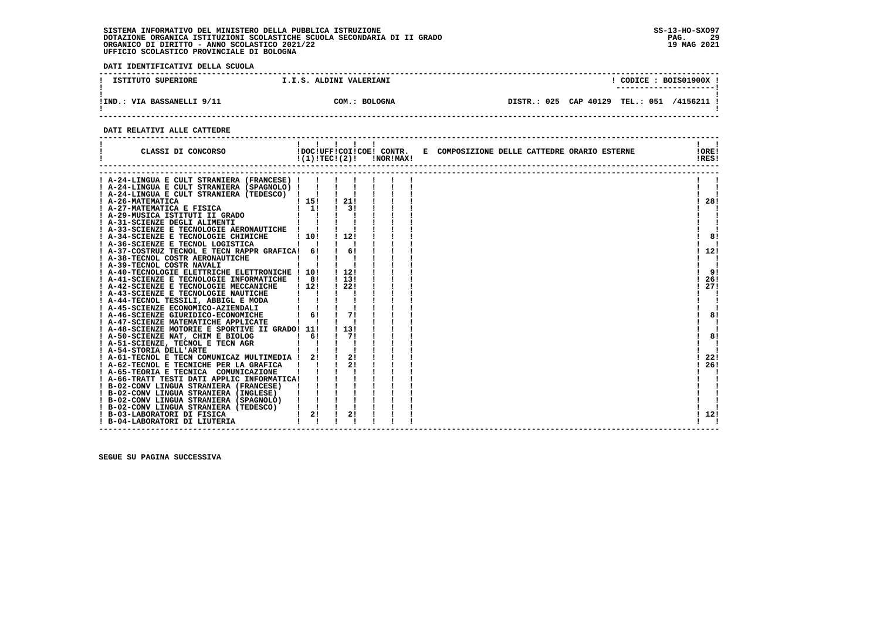SISTEMA INFORMATIVO DEL MINISTERO DELLA PUBBLICA ISTRUZIONE
DOTAZIONE ORGANICA ISTITUZIONI SCOLASTICHE SCUOLA SECONDARIA DI II GRADO
ORGANICO DI DIRITTO - ANNO SCOLASTICO 2021/22
UFFICIO SCOLASTICO PROVINCIALE DI BOLOGNA

SS-13-HO-SXO97
19 MAG 2021

**DATI IDENTIFICATIVI DELLA SCUOLA**

| ISTITUTO SUPERIORE | I.I.S. ALDINI VALERIANI | CODICE : BOIS01900X |
|---|---|---|
| IND.: VIA BASSANELLI 9/11 | COM.: BOLOGNA | DISTR.: 025 CAP 40129 TEL.: 051 /4156211 |

**DATI RELATIVI ALLE CATTEDRE**

| CLASSI DI CONCORSO | DOC (1) | UFF TEC | COI (2) | COE | CONTR. NOR | CONTR. MAX | E COMPOSIZIONE DELLE CATTEDRE ORARIO ESTERNE | ORE RES |
|---|---|---|---|---|---|---|---|---|
| A-24-LINGUA E CULT STRANIERA (FRANCESE) | | | | | | | | |
| A-24-LINGUA E CULT STRANIERA (SPAGNOLO) | | | | | | | | |
| A-24-LINGUA E CULT STRANIERA (TEDESCO) | | | | | | | | |
| A-26-MATEMATICA | 15 | | 21 | | | | | 28 |
| A-27-MATEMATICA E FISICA | 1 | | 3 | | | | | |
| A-29-MUSICA ISTITUTI II GRADO | | | | | | | | |
| A-31-SCIENZE DEGLI ALIMENTI | | | | | | | | |
| A-33-SCIENZE E TECNOLOGIE AERONAUTICHE | | | | | | | | |
| A-34-SCIENZE E TECNOLOGIE CHIMICHE | 10 | | 12 | | | | | 8 |
| A-36-SCIENZE E TECNOL LOGISTICA | | | | | | | | |
| A-37-COSTRUZ TECNOL E TECN RAPPR GRAFICA | 6 | | 6 | | | | | 12 |
| A-38-TECNOL COSTR AERONAUTICHE | | | | | | | | |
| A-39-TECNOL COSTR NAVALI | | | | | | | | |
| A-40-TECNOLOGIE ELETTRICHE ELETTRONICHE | 10 | | 12 | | | | | 9 |
| A-41-SCIENZE E TECNOLOGIE INFORMATICHE | 8 | | 13 | | | | | 26 |
| A-42-SCIENZE E TECNOLOGIE MECCANICHE | 12 | | 22 | | | | | 27 |
| A-43-SCIENZE E TECNOLOGIE NAUTICHE | | | | | | | | |
| A-44-TECNOL TESSILI, ABBIGL E MODA | | | | | | | | |
| A-45-SCIENZE ECONOMICO-AZIENDALI | | | | | | | | |
| A-46-SCIENZE GIURIDICO-ECONOMICHE | 6 | | 7 | | | | | 8 |
| A-47-SCIENZE MATEMATICHE APPLICATE | | | | | | | | |
| A-48-SCIENZE MOTORIE E SPORTIVE II GRADO | 11 | | 13 | | | | | |
| A-50-SCIENZE NAT, CHIM E BIOLOG | 6 | | 7 | | | | | 8 |
| A-51-SCIENZE, TECNOL E TECN AGR | | | | | | | | |
| A-54-STORIA DELL'ARTE | | | | | | | | |
| A-61-TECNOL E TECN COMUNICAZ MULTIMEDIA | 2 | | 2 | | | | | 22 |
| A-62-TECNOL E TECNICHE PER LA GRAFICA | | | 2 | | | | | 26 |
| A-65-TEORIA E TECNICA COMUNICAZIONE | | | | | | | | |
| A-66-TRATT TESTI DATI APPLIC INFORMATICA | | | | | | | | |
| B-02-CONV LINGUA STRANIERA (FRANCESE) | | | | | | | | |
| B-02-CONV LINGUA STRANIERA (INGLESE) | | | | | | | | |
| B-02-CONV LINGUA STRANIERA (SPAGNOLO) | | | | | | | | |
| B-02-CONV LINGUA STRANIERA (TEDESCO) | | | | | | | | |
| B-03-LABORATORI DI FISICA | 2 | | 2 | | | | | 12 |
| B-04-LABORATORI DI LIUTERIA | | | | | | | | |

SEGUE SU PAGINA SUCCESSIVA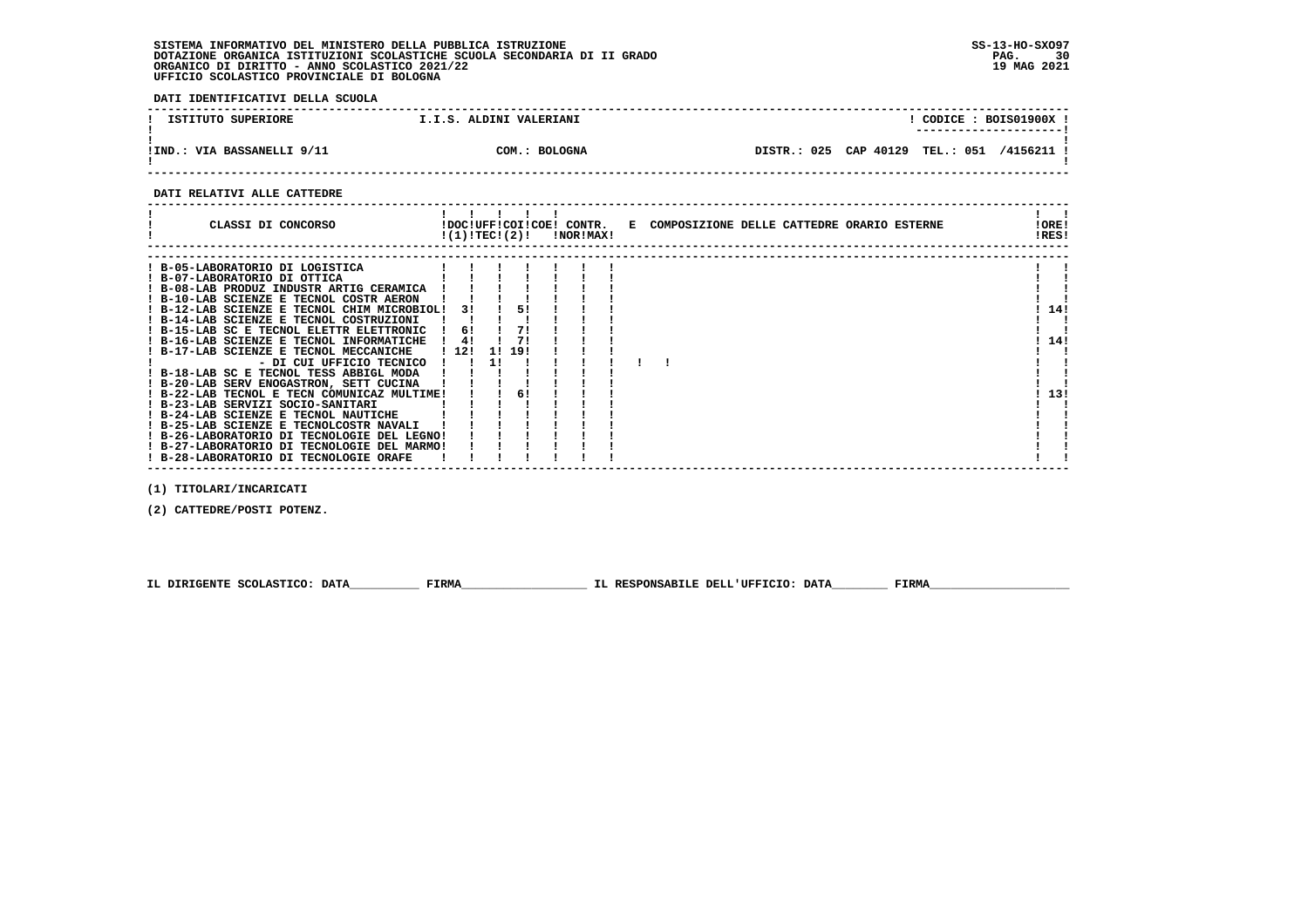SISTEMA INFORMATIVO DEL MINISTERO DELLA PUBBLICA ISTRUZIONE
DOTAZIONE ORGANICA ISTITUZIONI SCOLASTICHE SCUOLA SECONDARIA DI II GRADO
ORGANICO DI DIRITTO - ANNO SCOLASTICO 2021/22
UFFICIO SCOLASTICO PROVINCIALE DI BOLOGNA

SS-13-HO-SXO97
19 MAG 2021

**DATI IDENTIFICATIVI DELLA SCUOLA**

| ISTITUTO SUPERIORE | I.I.S. ALDINI VALERIANI | CODICE : BOIS01900X |
|---|---|---|
| IND.: VIA BASSANELLI 9/11 | COM.: BOLOGNA | DISTR.: 025 CAP 40129 TEL.: 051 /4156211 |

**DATI RELATIVI ALLE CATTEDRE**

| CLASSI DI CONCORSO | DOC (1) | UFF TEC | COI (2) | COE | CONTR. NOR | CONTR. MAX | E COMPOSIZIONE DELLE CATTEDRE ORARIO ESTERNE | ORE RES |
|---|---|---|---|---|---|---|---|---|
| B-05-LABORATORIO DI LOGISTICA | | | | | | | | |
| B-07-LABORATORIO DI OTTICA | | | | | | | | |
| B-08-LAB PRODUZ INDUSTR ARTIG CERAMICA | | | | | | | | |
| B-10-LAB SCIENZE E TECNOL COSTR AERON | | | | | | | | |
| B-12-LAB SCIENZE E TECNOL CHIM MICROBIOL | 3 | | 5 | | | | | 14 |
| B-14-LAB SCIENZE E TECNOL COSTRUZIONI | | | | | | | | |
| B-15-LAB SC E TECNOL ELETTR ELETTRONIC | 6 | | 7 | | | | | |
| B-16-LAB SCIENZE E TECNOL INFORMATICHE | 4 | | 7 | | | | | 14 |
| B-17-LAB SCIENZE E TECNOL MECCANICHE | 12 | 1 | 19 | | | | | |
| - DI CUI UFFICIO TECNICO | | 1 | | | | | | |
| B-18-LAB SC E TECNOL TESS ABBIGL MODA | | | | | | | | |
| B-20-LAB SERV ENOGASTRON, SETT CUCINA | | | | | | | | |
| B-22-LAB TECNOL E TECN COMUNICAZ MULTIME | | | 6 | | | | | 13 |
| B-23-LAB SERVIZI SOCIO-SANITARI | | | | | | | | |
| B-24-LAB SCIENZE E TECNOL NAUTICHE | | | | | | | | |
| B-25-LAB SCIENZE E TECNOLCOSTR NAVALI | | | | | | | | |
| B-26-LABORATORIO DI TECNOLOGIE DEL LEGNO | | | | | | | | |
| B-27-LABORATORIO DI TECNOLOGIE DEL MARMO | | | | | | | | |
| B-28-LABORATORIO DI TECNOLOGIE ORAFE | | | | | | | | |

(1) TITOLARI/INCARICATI

(2) CATTEDRE/POSTI POTENZ.

IL DIRIGENTE SCOLASTICO: DATA__________ FIRMA__________________ IL RESPONSABILE DELL'UFFICIO: DATA________ FIRMA____________________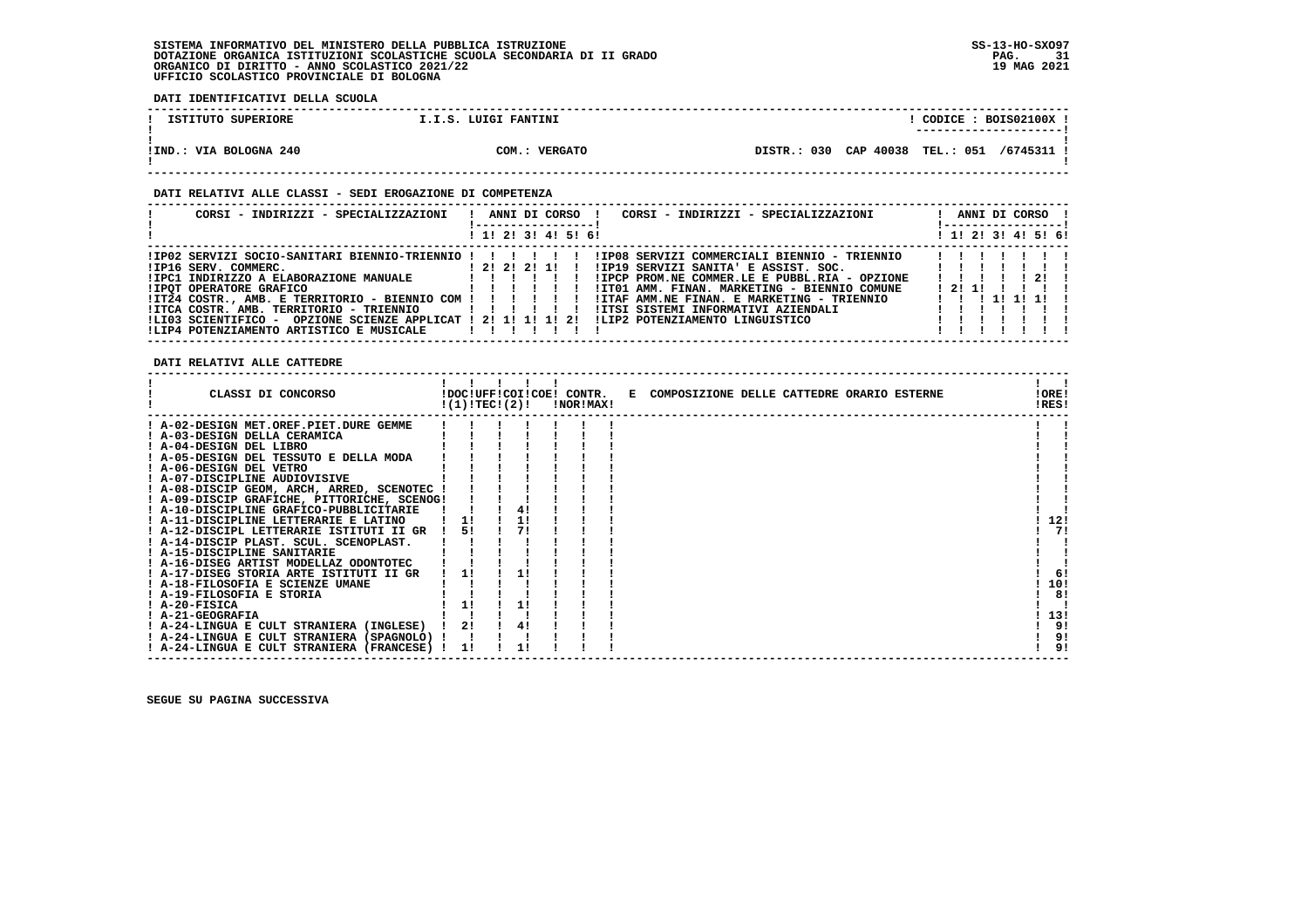SISTEMA INFORMATIVO DEL MINISTERO DELLA PUBBLICA ISTRUZIONE
DOTAZIONE ORGANICA ISTITUZIONI SCOLASTICHE SCUOLA SECONDARIA DI II GRADO
ORGANICO DI DIRITTO - ANNO SCOLASTICO 2021/22
UFFICIO SCOLASTICO PROVINCIALE DI BOLOGNA

SS-13-HO-SXO97
19 MAG 2021

**DATI IDENTIFICATIVI DELLA SCUOLA**

| ISTITUTO SUPERIORE | I.I.S. LUIGI FANTINI | CODICE : BOIS02100X |
|---|---|---|
| IND.: VIA BOLOGNA 240 | COM.: VERGATO | DISTR.: 030 CAP 40038 TEL.: 051 /6745311 |

**DATI RELATIVI ALLE CLASSI - SEDI EROGAZIONE DI COMPETENZA**

| CORSI - INDIRIZZI - SPECIALIZZAZIONI | 1 | 2 | 3 | 4 | 5 | 6 | CORSI - INDIRIZZI - SPECIALIZZAZIONI | 1 | 2 | 3 | 4 | 5 | 6 |
|---|---|---|---|---|---|---|---|---|---|---|---|---|---|
| IP02 SERVIZI SOCIO-SANITARI BIENNIO-TRIENNIO | | | | | | | IP08 SERVIZI COMMERCIALI BIENNIO - TRIENNIO | | | | | | |
| IP16 SERV. COMMERC. | 2 | 2 | 2 | 1 | | | IP19 SERVIZI SANITA' E ASSIST. SOC. | | | | | | |
| IPC1 INDIRIZZO A ELABORAZIONE MANUALE | | | | | | | IPCP PROM.NE COMMER.LE E PUBBL.RIA - OPZIONE | | | | | 2 | |
| IPQT OPERATORE GRAFICO | | | | | | | IT01 AMM. FINAN. MARKETING - BIENNIO COMUNE | 2 | 1 | | | | |
| IT24 COSTR., AMB. E TERRITORIO - BIENNIO COM | | | | | | | ITAF AMM.NE FINAN. E MARKETING - TRIENNIO | | | 1 | 1 | 1 | |
| ITCA COSTR. AMB. TERRITORIO - TRIENNIO | | | | | | | ITSI SISTEMI INFORMATIVI AZIENDALI | | | | | | |
| LI03 SCIENTIFICO - OPZIONE SCIENZE APPLICAT | 2 | 1 | 1 | 1 | 2 | | LIP2 POTENZIAMENTO LINGUISTICO | | | | | | |
| LIP4 POTENZIAMENTO ARTISTICO E MUSICALE | | | | | | | | | | | | | |

**DATI RELATIVI ALLE CATTEDRE**

| CLASSI DI CONCORSO | DOC (1) | UFF TEC | COI | COE (2) | CONTR. NOR | CONTR. MAX | E COMPOSIZIONE DELLE CATTEDRE ORARIO ESTERNE | ORE RES |
|---|---|---|---|---|---|---|---|---|
| A-02-DESIGN MET.OREF.PIET.DURE GEMME | | | | | | | | |
| A-03-DESIGN DELLA CERAMICA | | | | | | | | |
| A-04-DESIGN DEL LIBRO | | | | | | | | |
| A-05-DESIGN DEL TESSUTO E DELLA MODA | | | | | | | | |
| A-06-DESIGN DEL VETRO | | | | | | | | |
| A-07-DISCIPLINE AUDIOVISIVE | | | | | | | | |
| A-08-DISCIP GEOM, ARCH, ARRED, SCENOTEC | | | | | | | | |
| A-09-DISCIP GRAFICHE, PITTORICHE, SCENOG | | | | | | | | |
| A-10-DISCIPLINE GRAFICO-PUBBLICITARIE | | | 4 | | | | | |
| A-11-DISCIPLINE LETTERARIE E LATINO | 1 | | 1 | | | | | 12 |
| A-12-DISCIPL LETTERARIE ISTITUTI II GR | 5 | | 7 | | | | | 7 |
| A-14-DISCIP PLAST. SCUL. SCENOPLAST. | | | | | | | | |
| A-15-DISCIPLINE SANITARIE | | | | | | | | |
| A-16-DISEG ARTIST MODELLAZ ODONTOTEC | | | | | | | | |
| A-17-DISEG STORIA ARTE ISTITUTI II GR | 1 | | 1 | | | | | 6 |
| A-18-FILOSOFIA E SCIENZE UMANE | | | | | | | | 10 |
| A-19-FILOSOFIA E STORIA | | | | | | | | 8 |
| A-20-FISICA | 1 | | 1 | | | | | |
| A-21-GEOGRAFIA | | | | | | | | 13 |
| A-24-LINGUA E CULT STRANIERA (INGLESE) | 2 | | 4 | | | | | 9 |
| A-24-LINGUA E CULT STRANIERA (SPAGNOLO) | | | | | | | | 9 |
| A-24-LINGUA E CULT STRANIERA (FRANCESE) | 1 | | 1 | | | | | 9 |

SEGUE SU PAGINA SUCCESSIVA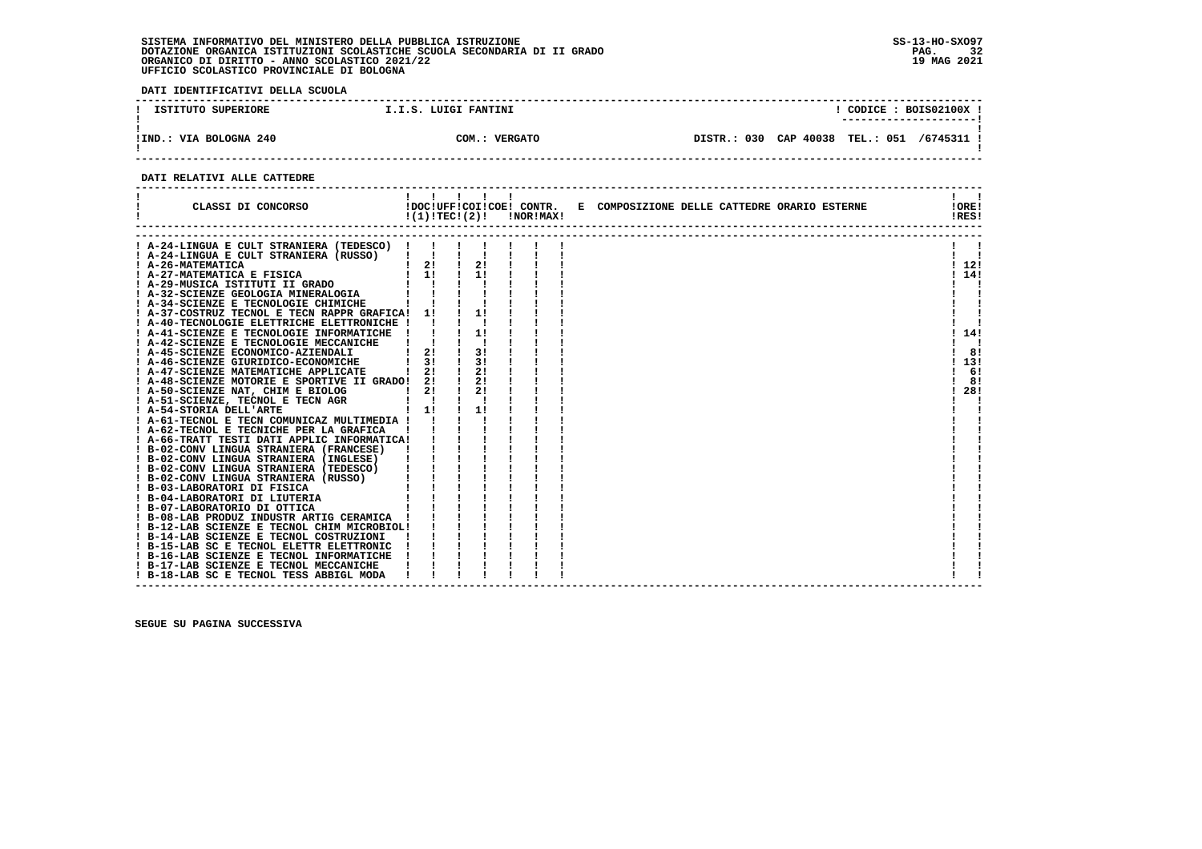SISTEMA INFORMATIVO DEL MINISTERO DELLA PUBBLICA ISTRUZIONE
DOTAZIONE ORGANICA ISTITUZIONI SCOLASTICHE SCUOLA SECONDARIA DI II GRADO
ORGANICO DI DIRITTO - ANNO SCOLASTICO 2021/22
UFFICIO SCOLASTICO PROVINCIALE DI BOLOGNA

SS-13-HO-SXO97
19 MAG 2021

**DATI IDENTIFICATIVI DELLA SCUOLA**

| ISTITUTO SUPERIORE | I.I.S. LUIGI FANTINI | CODICE : BOIS02100X |
|---|---|---|
| IND.: VIA BOLOGNA 240 | COM.: VERGATO | DISTR.: 030 CAP 40038 TEL.: 051 /6745311 |

**DATI RELATIVI ALLE CATTEDRE**

| CLASSI DI CONCORSO | DOC (1) | UFF TEC | COI (2) | COE | CONTR. NOR | CONTR. MAX | E COMPOSIZIONE DELLE CATTEDRE ORARIO ESTERNE | ORE RES |
|---|---|---|---|---|---|---|---|---|
| A-24-LINGUA E CULT STRANIERA (TEDESCO) | | | | | | | | |
| A-24-LINGUA E CULT STRANIERA (RUSSO) | | | | | | | | |
| A-26-MATEMATICA | 2 | | 2 | | | | | 12 |
| A-27-MATEMATICA E FISICA | 1 | | 1 | | | | | 14 |
| A-29-MUSICA ISTITUTI II GRADO | | | | | | | | |
| A-32-SCIENZE GEOLOGIA MINERALOGIA | | | | | | | | |
| A-34-SCIENZE E TECNOLOGIE CHIMICHE | | | | | | | | |
| A-37-COSTRUZ TECNOL E TECN RAPPR GRAFICA | 1 | | 1 | | | | | |
| A-40-TECNOLOGIE ELETTRICHE ELETTRONICHE | | | | | | | | |
| A-41-SCIENZE E TECNOLOGIE INFORMATICHE | | | 1 | | | | | 14 |
| A-42-SCIENZE E TECNOLOGIE MECCANICHE | | | | | | | | |
| A-45-SCIENZE ECONOMICO-AZIENDALI | 2 | | 3 | | | | | 8 |
| A-46-SCIENZE GIURIDICO-ECONOMICHE | 3 | | 3 | | | | | 13 |
| A-47-SCIENZE MATEMATICHE APPLICATE | 2 | | 2 | | | | | 6 |
| A-48-SCIENZE MOTORIE E SPORTIVE II GRADO | 2 | | 2 | | | | | 8 |
| A-50-SCIENZE NAT, CHIM E BIOLOG | 2 | | 2 | | | | | 28 |
| A-51-SCIENZE, TECNOL E TECN AGR | | | | | | | | |
| A-54-STORIA DELL'ARTE | 1 | | 1 | | | | | |
| A-61-TECNOL E TECN COMUNICAZ MULTIMEDIA | | | | | | | | |
| A-62-TECNOL E TECNICHE PER LA GRAFICA | | | | | | | | |
| A-66-TRATT TESTI DATI APPLIC INFORMATICA | | | | | | | | |
| B-02-CONV LINGUA STRANIERA (FRANCESE) | | | | | | | | |
| B-02-CONV LINGUA STRANIERA (INGLESE) | | | | | | | | |
| B-02-CONV LINGUA STRANIERA (TEDESCO) | | | | | | | | |
| B-02-CONV LINGUA STRANIERA (RUSSO) | | | | | | | | |
| B-03-LABORATORI DI FISICA | | | | | | | | |
| B-04-LABORATORI DI LIUTERIA | | | | | | | | |
| B-07-LABORATORIO DI OTTICA | | | | | | | | |
| B-08-LAB PRODUZ INDUSTR ARTIG CERAMICA | | | | | | | | |
| B-12-LAB SCIENZE E TECNOL CHIM MICROBIOL | | | | | | | | |
| B-14-LAB SCIENZE E TECNOL COSTRUZIONI | | | | | | | | |
| B-15-LAB SC E TECNOL ELETTR ELETTRONIC | | | | | | | | |
| B-16-LAB SCIENZE E TECNOL INFORMATICHE | | | | | | | | |
| B-17-LAB SCIENZE E TECNOL MECCANICHE | | | | | | | | |
| B-18-LAB SC E TECNOL TESS ABBIGL MODA | | | | | | | | |

SEGUE SU PAGINA SUCCESSIVA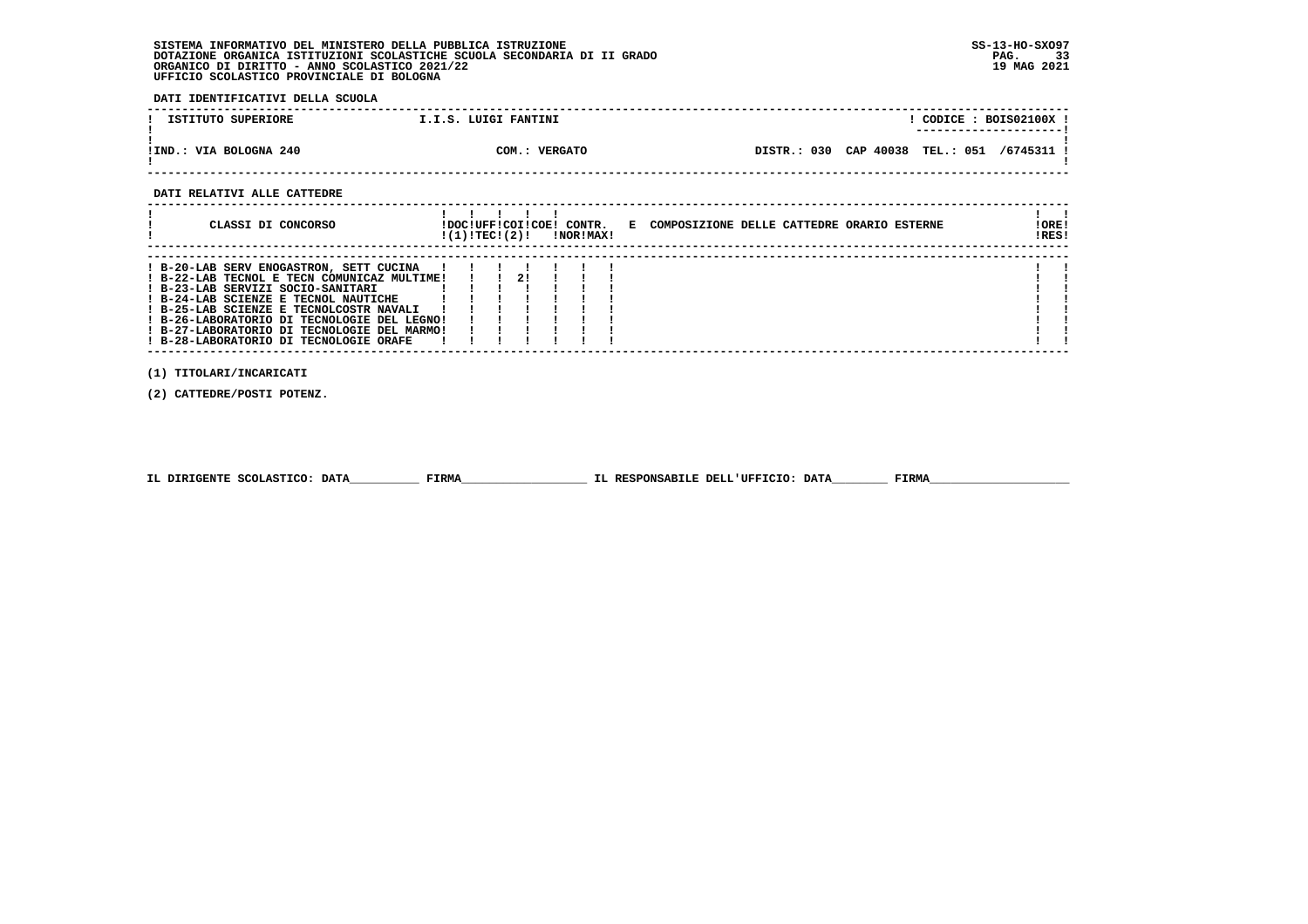SISTEMA INFORMATIVO DEL MINISTERO DELLA PUBBLICA ISTRUZIONE
DOTAZIONE ORGANICA ISTITUZIONI SCOLASTICHE SCUOLA SECONDARIA DI II GRADO
ORGANICO DI DIRITTO - ANNO SCOLASTICO 2021/22
UFFICIO SCOLASTICO PROVINCIALE DI BOLOGNA

SS-13-HO-SXO97
19 MAG 2021

**DATI IDENTIFICATIVI DELLA SCUOLA**

| ISTITUTO SUPERIORE | I.I.S. LUIGI FANTINI | CODICE : BOIS02100X |
|---|---|---|
| IND.: VIA BOLOGNA 240 | COM.: VERGATO | DISTR.: 030 CAP 40038 TEL.: 051 /6745311 |

**DATI RELATIVI ALLE CATTEDRE**

| CLASSI DI CONCORSO | DOC (1) | UFF TEC | COI (2) | COE | CONTR. NOR | CONTR. MAX | E COMPOSIZIONE DELLE CATTEDRE ORARIO ESTERNE | ORE RES |
|---|---|---|---|---|---|---|---|---|
| B-20-LAB SERV ENOGASTRON, SETT CUCINA | | | | | | | | |
| B-22-LAB TECNOL E TECN COMUNICAZ MULTIME | | | 2 | | | | | |
| B-23-LAB SERVIZI SOCIO-SANITARI | | | | | | | | |
| B-24-LAB SCIENZE E TECNOL NAUTICHE | | | | | | | | |
| B-25-LAB SCIENZE E TECNOLCOSTR NAVALI | | | | | | | | |
| B-26-LABORATORIO DI TECNOLOGIE DEL LEGNO | | | | | | | | |
| B-27-LABORATORIO DI TECNOLOGIE DEL MARMO | | | | | | | | |
| B-28-LABORATORIO DI TECNOLOGIE ORAFE | | | | | | | | |

(1) TITOLARI/INCARICATI

(2) CATTEDRE/POSTI POTENZ.

IL DIRIGENTE SCOLASTICO: DATA__________ FIRMA__________________ IL RESPONSABILE DELL'UFFICIO: DATA________ FIRMA____________________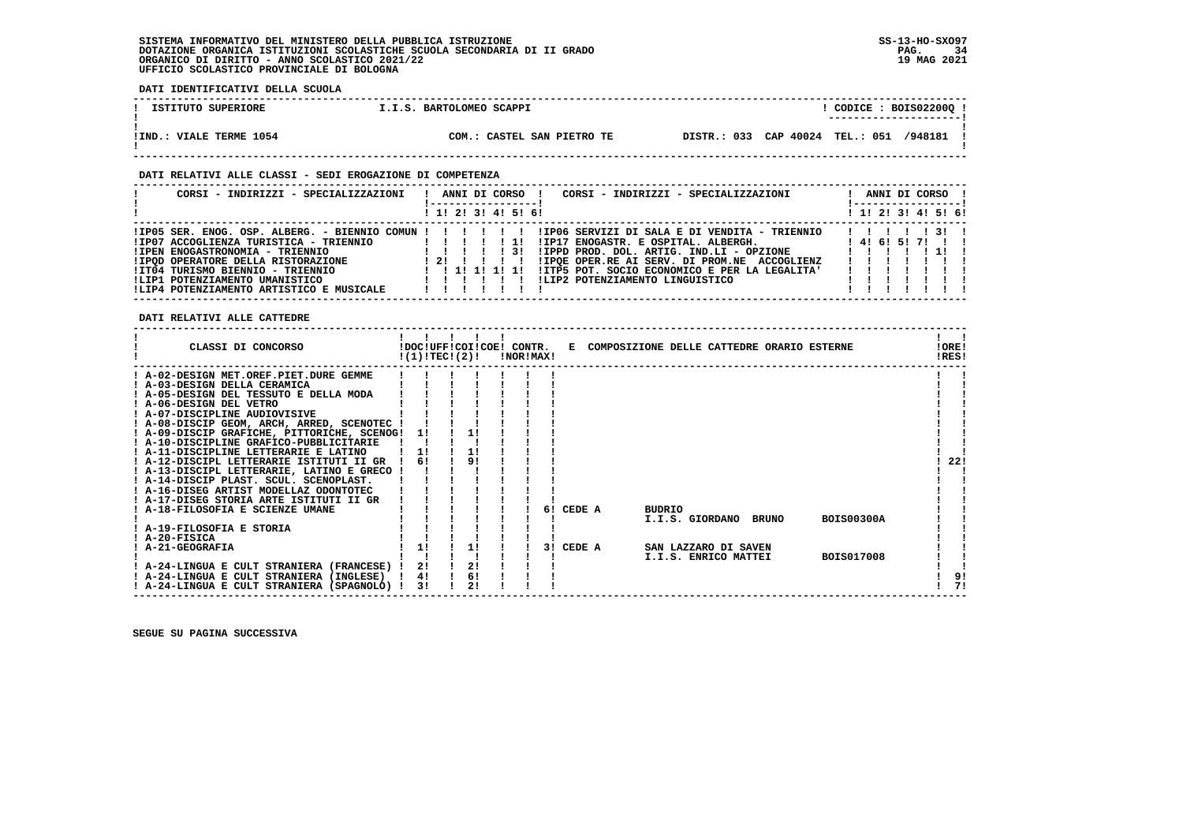SISTEMA INFORMATIVO DEL MINISTERO DELLA PUBBLICA ISTRUZIONE
DOTAZIONE ORGANICA ISTITUZIONI SCOLASTICHE SCUOLA SECONDARIA DI II GRADO
ORGANICO DI DIRITTO - ANNO SCOLASTICO 2021/22
UFFICIO SCOLASTICO PROVINCIALE DI BOLOGNA

SS-13-HO-SXO97
19 MAG 2021

**DATI IDENTIFICATIVI DELLA SCUOLA**

| ISTITUTO SUPERIORE | I.I.S. BARTOLOMEO SCAPPI | | CODICE : BOIS02200Q |
|---|---|---|---|
| IND.: VIALE TERME 1054 | COM.: CASTEL SAN PIETRO TE | DISTR.: 033 CAP 40024 | TEL.: 051 /948181 |

**DATI RELATIVI ALLE CLASSI - SEDI EROGAZIONE DI COMPETENZA**

| CORSI - INDIRIZZI - SPECIALIZZAZIONI | 1 | 2 | 3 | 4 | 5 | 6 | CORSI - INDIRIZZI - SPECIALIZZAZIONI | 1 | 2 | 3 | 4 | 5 | 6 |
|---|---|---|---|---|---|---|---|---|---|---|---|---|---|
| IP05 SER. ENOG. OSP. ALBERG. - BIENNIO COMUN | | | | | | | IP06 SERVIZI DI SALA E DI VENDITA - TRIENNIO | | | | | 3 | |
| IP07 ACCOGLIENZA TURISTICA - TRIENNIO | | | | | 1 | | IP17 ENOGASTR. E OSPITAL. ALBERGH. | 4 | 6 | 5 | 7 | | |
| IPEN ENOGASTRONOMIA - TRIENNIO | | | | | 3 | | IPPD PROD. DOL. ARTIG. IND.LI - OPZIONE | | | | | 1 | |
| IPQD OPERATORE DELLA RISTORAZIONE | 2 | | | | | | IPQE OPER.RE AI SERV. DI PROM.NE ACCOGLIENZ | | | | | | |
| IT04 TURISMO BIENNIO - TRIENNIO | | 1 | 1 | 1 | 1 | | ITP5 POT. SOCIO ECONOMICO E PER LA LEGALITA' | | | | | | |
| LIP1 POTENZIAMENTO UMANISTICO | | | | | | | LIP2 POTENZIAMENTO LINGUISTICO | | | | | | |
| LIP4 POTENZIAMENTO ARTISTICO E MUSICALE | | | | | | | | | | | | | |

**DATI RELATIVI ALLE CATTEDRE**

| CLASSI DI CONCORSO | DOC (1) | UFF TEC | COI (2) | COE | CONTR. NOR | CONTR. MAX | E COMPOSIZIONE DELLE CATTEDRE ORARIO ESTERNE | ORE RES |
|---|---|---|---|---|---|---|---|---|
| A-02-DESIGN MET.OREF.PIET.DURE GEMME | | | | | | | | |
| A-03-DESIGN DELLA CERAMICA | | | | | | | | |
| A-05-DESIGN DEL TESSUTO E DELLA MODA | | | | | | | | |
| A-06-DESIGN DEL VETRO | | | | | | | | |
| A-07-DISCIPLINE AUDIOVISIVE | | | | | | | | |
| A-08-DISCIP GEOM, ARCH, ARRED, SCENOTEC | | | | | | | | |
| A-09-DISCIP GRAFICHE, PITTORICHE, SCENOG | 1 | | 1 | | | | | |
| A-10-DISCIPLINE GRAFICO-PUBBLICITARIE | | | | | | | | |
| A-11-DISCIPLINE LETTERARIE E LATINO | 1 | | 1 | | | | | |
| A-12-DISCIPL LETTERARIE ISTITUTI II GR | 6 | | 9 | | | | | 22 |
| A-13-DISCIPL LETTERARIE, LATINO E GRECO | | | | | | | | |
| A-14-DISCIP PLAST. SCUL. SCENOPLAST. | | | | | | | | |
| A-16-DISEG ARTIST MODELLAZ ODONTOTEC | | | | | | | | |
| A-17-DISEG STORIA ARTE ISTITUTI II GR | | | | | | | | |
| A-18-FILOSOFIA E SCIENZE UMANE | | | | | | 6 | CEDE A BUDRIO I.I.S. GIORDANO BRUNO BOIS00300A | |
| A-19-FILOSOFIA E STORIA | | | | | | | | |
| A-20-FISICA | | | | | | | | |
| A-21-GEOGRAFIA | 1 | | 1 | | | 3 | CEDE A SAN LAZZARO DI SAVEN I.I.S. ENRICO MATTEI BOIS017008 | |
| A-24-LINGUA E CULT STRANIERA (FRANCESE) | 2 | | 2 | | | | | |
| A-24-LINGUA E CULT STRANIERA (INGLESE) | 4 | | 6 | | | | | 9 |
| A-24-LINGUA E CULT STRANIERA (SPAGNOLO) | 3 | | 2 | | | | | 7 |

SEGUE SU PAGINA SUCCESSIVA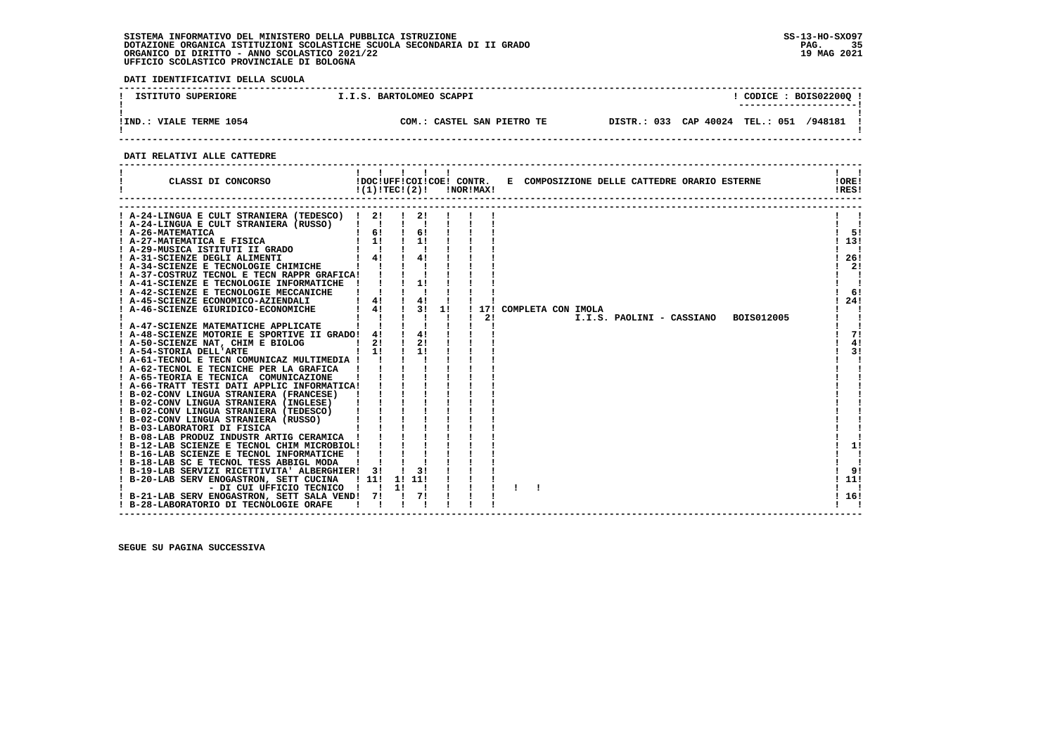SISTEMA INFORMATIVO DEL MINISTERO DELLA PUBBLICA ISTRUZIONE
DOTAZIONE ORGANICA ISTITUZIONI SCOLASTICHE SCUOLA SECONDARIA DI II GRADO
ORGANICO DI DIRITTO - ANNO SCOLASTICO 2021/22
UFFICIO SCOLASTICO PROVINCIALE DI BOLOGNA

SS-13-HO-SXO97
19 MAG 2021

**DATI IDENTIFICATIVI DELLA SCUOLA**

| ISTITUTO SUPERIORE | I.I.S. BARTOLOMEO SCAPPI | CODICE : BOIS02200Q |
|---|---|---|
| IND.: VIALE TERME 1054 | COM.: CASTEL SAN PIETRO TE | DISTR.: 033 CAP 40024 TEL.: 051 /948181 |

**DATI RELATIVI ALLE CATTEDRE**

| CLASSI DI CONCORSO | DOC (1) | UFF TEC | COI (2) | COE | CONTR. NOR | CONTR. MAX | E COMPOSIZIONE DELLE CATTEDRE ORARIO ESTERNE | ORE RES |
|---|---|---|---|---|---|---|---|---|
| A-24-LINGUA E CULT STRANIERA (TEDESCO) | 2 | | 2 | | | | | |
| A-24-LINGUA E CULT STRANIERA (RUSSO) | | | | | | | | |
| A-26-MATEMATICA | 6 | | 6 | | | | | 5 |
| A-27-MATEMATICA E FISICA | 1 | | 1 | | | | | 13 |
| A-29-MUSICA ISTITUTI II GRADO | | | | | | | | |
| A-31-SCIENZE DEGLI ALIMENTI | 4 | | 4 | | | | | 26 |
| A-34-SCIENZE E TECNOLOGIE CHIMICHE | | | | | | | | 2 |
| A-37-COSTRUZ TECNOL E TECN RAPPR GRAFICA | | | | | | | | |
| A-41-SCIENZE E TECNOLOGIE INFORMATICHE | | | 1 | | | | | |
| A-42-SCIENZE E TECNOLOGIE MECCANICHE | | | | | | | | 6 |
| A-45-SCIENZE ECONOMICO-AZIENDALI | 4 | | 4 | | | | | 24 |
| A-46-SCIENZE GIURIDICO-ECONOMICHE | 4 | | 3 | 1 | | 17 | COMPLETA CON IMOLA | |
| | | | | | | 2 | I.I.S. PAOLINI - CASSIANO BOIS012005 | |
| A-47-SCIENZE MATEMATICHE APPLICATE | | | | | | | | |
| A-48-SCIENZE MOTORIE E SPORTIVE II GRADO | 4 | | 4 | | | | | 7 |
| A-50-SCIENZE NAT, CHIM E BIOLOG | 2 | | 2 | | | | | 4 |
| A-54-STORIA DELL'ARTE | 1 | | 1 | | | | | 3 |
| A-61-TECNOL E TECN COMUNICAZ MULTIMEDIA | | | | | | | | |
| A-62-TECNOL E TECNICHE PER LA GRAFICA | | | | | | | | |
| A-65-TEORIA E TECNICA COMUNICAZIONE | | | | | | | | |
| A-66-TRATT TESTI DATI APPLIC INFORMATICA | | | | | | | | |
| B-02-CONV LINGUA STRANIERA (FRANCESE) | | | | | | | | |
| B-02-CONV LINGUA STRANIERA (INGLESE) | | | | | | | | |
| B-02-CONV LINGUA STRANIERA (TEDESCO) | | | | | | | | |
| B-02-CONV LINGUA STRANIERA (RUSSO) | | | | | | | | |
| B-03-LABORATORI DI FISICA | | | | | | | | |
| B-08-LAB PRODUZ INDUSTR ARTIG CERAMICA | | | | | | | | |
| B-12-LAB SCIENZE E TECNOL CHIM MICROBIOL | | | | | | | | 1 |
| B-16-LAB SCIENZE E TECNOL INFORMATICHE | | | | | | | | |
| B-18-LAB SC E TECNOL TESS ABBIGL MODA | | | | | | | | |
| B-19-LAB SERVIZI RICETTIVITA' ALBERGHIER | 3 | | 3 | | | | | 9 |
| B-20-LAB SERV ENOGASTRON, SETT CUCINA | 11 | 1 | 11 | | | | | 11 |
| - DI CUI UFFICIO TECNICO | | 1 | | | | | | |
| B-21-LAB SERV ENOGASTRON, SETT SALA VEND | 7 | | 7 | | | | | 16 |
| B-28-LABORATORIO DI TECNOLOGIE ORAFE | | | | | | | | |

SEGUE SU PAGINA SUCCESSIVA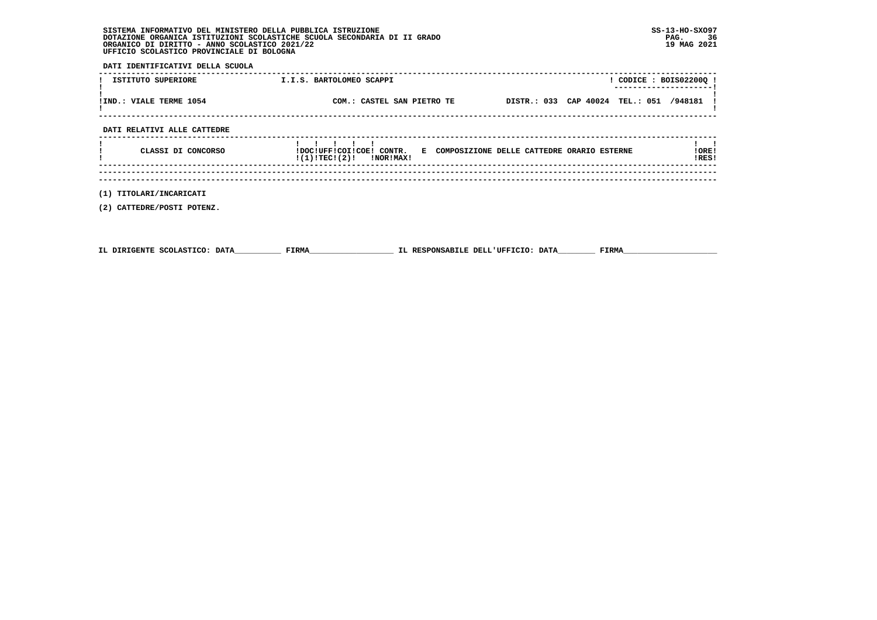SISTEMA INFORMATIVO DEL MINISTERO DELLA PUBBLICA ISTRUZIONE
DOTAZIONE ORGANICA ISTITUZIONI SCOLASTICHE SCUOLA SECONDARIA DI II GRADO
ORGANICO DI DIRITTO - ANNO SCOLASTICO 2021/22
UFFICIO SCOLASTICO PROVINCIALE DI BOLOGNA

SS-13-HO-SXO97
19 MAG 2021

**DATI IDENTIFICATIVI DELLA SCUOLA**

| ISTITUTO SUPERIORE | I.I.S. BARTOLOMEO SCAPPI | | CODICE : BOIS02200Q |
|---|---|---|---|
| IND.: VIALE TERME 1054 | COM.: CASTEL SAN PIETRO TE | DISTR.: 033 CAP 40024 | TEL.: 051 /948181 |

**DATI RELATIVI ALLE CATTEDRE**

| CLASSI DI CONCORSO | DOC (1) | UFF TEC | COI (2) | COE | CONTR. NOR | CONTR. MAX | E COMPOSIZIONE DELLE CATTEDRE ORARIO ESTERNE | ORE RES |
|---|---|---|---|---|---|---|---|---|

(1) TITOLARI/INCARICATI

(2) CATTEDRE/POSTI POTENZ.

IL DIRIGENTE SCOLASTICO: DATA__________ FIRMA__________________ IL RESPONSABILE DELL'UFFICIO: DATA________ FIRMA____________________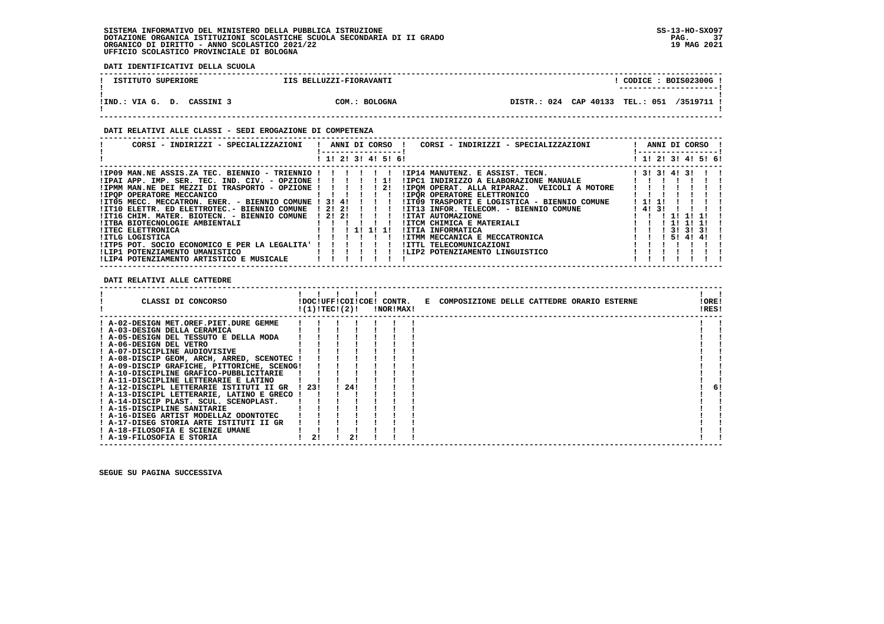SISTEMA INFORMATIVO DEL MINISTERO DELLA PUBBLICA ISTRUZIONE
DOTAZIONE ORGANICA ISTITUZIONI SCOLASTICHE SCUOLA SECONDARIA DI II GRADO
ORGANICO DI DIRITTO - ANNO SCOLASTICO 2021/22
UFFICIO SCOLASTICO PROVINCIALE DI BOLOGNA

SS-13-HO-SXO97
19 MAG 2021

**DATI IDENTIFICATIVI DELLA SCUOLA**

| ISTITUTO SUPERIORE | IIS BELLUZZI-FIORAVANTI | CODICE : BOIS02300G |
|---|---|---|
| IND.: VIA G. D. CASSINI 3 | COM.: BOLOGNA | DISTR.: 024 CAP 40133 TEL.: 051 /3519711 |

**DATI RELATIVI ALLE CLASSI - SEDI EROGAZIONE DI COMPETENZA**

| CORSI - INDIRIZZI - SPECIALIZZAZIONI | 1 | 2 | 3 | 4 | 5 | 6 | CORSI - INDIRIZZI - SPECIALIZZAZIONI | 1 | 2 | 3 | 4 | 5 | 6 |
|---|---|---|---|---|---|---|---|---|---|---|---|---|---|
| IP09 MAN.NE ASSIS.ZA TEC. BIENNIO - TRIENNIO | | | | | | | IP14 MANUTENZ. E ASSIST. TECN. | 3 | 3 | 4 | 3 | | |
| IPAI APP. IMP. SER. TEC. IND. CIV. - OPZIONE | | | | | 1 | | IPC1 INDIRIZZO A ELABORAZIONE MANUALE | | | | | | |
| IPMM MAN.NE DEI MEZZI DI TRASPORTO - OPZIONE | | | | | 2 | | IPQM OPERAT. ALLA RIPARAZ. VEICOLI A MOTORE | | | | | | |
| IPQP OPERATORE MECCANICO | | | | | | | IPQR OPERATORE ELETTRONICO | | | | | | |
| IT05 MECC. MECCATRON. ENER. - BIENNIO COMUNE | 3 | 4 | | | | | IT09 TRASPORTI E LOGISTICA - BIENNIO COMUNE | 1 | 1 | | | | |
| IT10 ELETTR. ED ELETTROTEC.- BIENNIO COMUNE | 2 | 2 | | | | | IT13 INFOR. TELECOM. - BIENNIO COMUNE | 4 | 3 | | | | |
| IT16 CHIM. MATER. BIOTECN. - BIENNIO COMUNE | 2 | 2 | | | | | ITAT AUTOMAZIONE | | | 1 | 1 | 1 | |
| ITBA BIOTECNOLOGIE AMBIENTALI | | | | | | | ITCM CHIMICA E MATERIALI | | | 1 | 1 | 1 | |
| ITEC ELETTRONICA | | | 1 | 1 | 1 | | ITIA INFORMATICA | | | 3 | 3 | 3 | |
| ITLG LOGISTICA | | | | | | | ITMM MECCANICA E MECCATRONICA | | | 5 | 4 | 4 | |
| ITP5 POT. SOCIO ECONOMICO E PER LA LEGALITA' | | | | | | | ITTL TELECOMUNICAZIONI | | | | | | |
| LIP1 POTENZIAMENTO UMANISTICO | | | | | | | LIP2 POTENZIAMENTO LINGUISTICO | | | | | | |
| LIP4 POTENZIAMENTO ARTISTICO E MUSICALE | | | | | | | | | | | | | |

**DATI RELATIVI ALLE CATTEDRE**

| CLASSI DI CONCORSO | DOC (1) | UFF TEC | COI (2) | COE | CONTR. NOR | CONTR. MAX | E COMPOSIZIONE DELLE CATTEDRE ORARIO ESTERNE | ORE RES |
|---|---|---|---|---|---|---|---|---|
| A-02-DESIGN MET.OREF.PIET.DURE GEMME | | | | | | | | |
| A-03-DESIGN DELLA CERAMICA | | | | | | | | |
| A-05-DESIGN DEL TESSUTO E DELLA MODA | | | | | | | | |
| A-06-DESIGN DEL VETRO | | | | | | | | |
| A-07-DISCIPLINE AUDIOVISIVE | | | | | | | | |
| A-08-DISCIP GEOM, ARCH, ARRED, SCENOTEC | | | | | | | | |
| A-09-DISCIP GRAFICHE, PITTORICHE, SCENOG | | | | | | | | |
| A-10-DISCIPLINE GRAFICO-PUBBLICITARIE | | | | | | | | |
| A-11-DISCIPLINE LETTERARIE E LATINO | | | | | | | | |
| A-12-DISCIPL LETTERARIE ISTITUTI II GR | 23 | | 24 | | | | | 6 |
| A-13-DISCIPL LETTERARIE, LATINO E GRECO | | | | | | | | |
| A-14-DISCIP PLAST. SCUL. SCENOPLAST. | | | | | | | | |
| A-15-DISCIPLINE SANITARIE | | | | | | | | |
| A-16-DISEG ARTIST MODELLAZ ODONTOTEC | | | | | | | | |
| A-17-DISEG STORIA ARTE ISTITUTI II GR | | | | | | | | |
| A-18-FILOSOFIA E SCIENZE UMANE | | | | | | | | |
| A-19-FILOSOFIA E STORIA | 2 | | 2 | | | | | |

SEGUE SU PAGINA SUCCESSIVA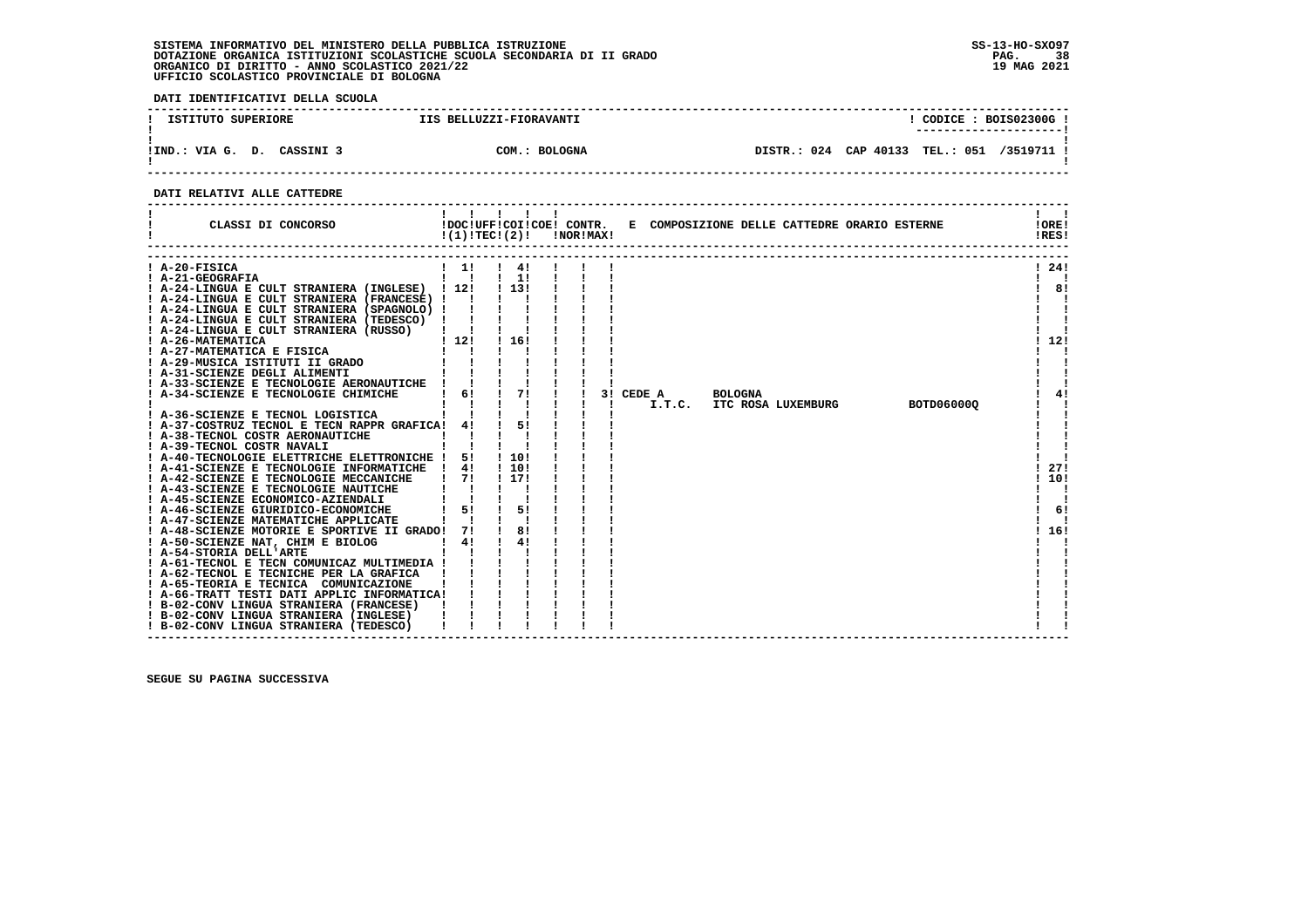SISTEMA INFORMATIVO DEL MINISTERO DELLA PUBBLICA ISTRUZIONE
DOTAZIONE ORGANICA ISTITUZIONI SCOLASTICHE SCUOLA SECONDARIA DI II GRADO
ORGANICO DI DIRITTO - ANNO SCOLASTICO 2021/22
UFFICIO SCOLASTICO PROVINCIALE DI BOLOGNA

SS-13-HO-SXO97
19 MAG 2021

**DATI IDENTIFICATIVI DELLA SCUOLA**

| ISTITUTO SUPERIORE | IIS BELLUZZI-FIORAVANTI | CODICE : BOIS02300G |
|---|---|---|
| IND.: VIA G. D. CASSINI 3 | COM.: BOLOGNA | DISTR.: 024 CAP 40133 TEL.: 051 /3519711 |

**DATI RELATIVI ALLE CATTEDRE**

| CLASSI DI CONCORSO | DOC (1) | UFF TEC | COI (2) | COE NOR | CONTR. MAX | E COMPOSIZIONE DELLE CATTEDRE ORARIO ESTERNE | ORE RES |
|---|---|---|---|---|---|---|---|
| A-20-FISICA | 1 | 4 | | | | | 24 |
| A-21-GEOGRAFIA | | 1 | | | | | |
| A-24-LINGUA E CULT STRANIERA (INGLESE) | 12 | 13 | | | | | 8 |
| A-24-LINGUA E CULT STRANIERA (FRANCESE) | | | | | | | |
| A-24-LINGUA E CULT STRANIERA (SPAGNOLO) | | | | | | | |
| A-24-LINGUA E CULT STRANIERA (TEDESCO) | | | | | | | |
| A-24-LINGUA E CULT STRANIERA (RUSSO) | | | | | | | |
| A-26-MATEMATICA | 12 | 16 | | | | | 12 |
| A-27-MATEMATICA E FISICA | | | | | | | |
| A-29-MUSICA ISTITUTI II GRADO | | | | | | | |
| A-31-SCIENZE DEGLI ALIMENTI | | | | | | | |
| A-33-SCIENZE E TECNOLOGIE AERONAUTICHE | | | | | | | |
| A-34-SCIENZE E TECNOLOGIE CHIMICHE | 6 | 7 | | | | 3 CEDE A BOLOGNA I.T.C. ITC ROSA LUXEMBURG BOTD06000Q | 4 |
| A-36-SCIENZE E TECNOL LOGISTICA | | | | | | | |
| A-37-COSTRUZ TECNOL E TECN RAPPR GRAFICA | 4 | 5 | | | | | |
| A-38-TECNOL COSTR AERONAUTICHE | | | | | | | |
| A-39-TECNOL COSTR NAVALI | | | | | | | |
| A-40-TECNOLOGIE ELETTRICHE ELETTRONICHE | 5 | 10 | | | | | |
| A-41-SCIENZE E TECNOLOGIE INFORMATICHE | 4 | 10 | | | | | 27 |
| A-42-SCIENZE E TECNOLOGIE MECCANICHE | 7 | 17 | | | | | 10 |
| A-43-SCIENZE E TECNOLOGIE NAUTICHE | | | | | | | |
| A-45-SCIENZE ECONOMICO-AZIENDALI | | | | | | | |
| A-46-SCIENZE GIURIDICO-ECONOMICHE | 5 | 5 | | | | | 6 |
| A-47-SCIENZE MATEMATICHE APPLICATE | | | | | | | |
| A-48-SCIENZE MOTORIE E SPORTIVE II GRADO | 7 | 8 | | | | | 16 |
| A-50-SCIENZE NAT, CHIM E BIOLOG | 4 | 4 | | | | | |
| A-54-STORIA DELL'ARTE | | | | | | | |
| A-61-TECNOL E TECN COMUNICAZ MULTIMEDIA | | | | | | | |
| A-62-TECNOL E TECNICHE PER LA GRAFICA | | | | | | | |
| A-65-TEORIA E TECNICA COMUNICAZIONE | | | | | | | |
| A-66-TRATT TESTI DATI APPLIC INFORMATICA | | | | | | | |
| B-02-CONV LINGUA STRANIERA (FRANCESE) | | | | | | | |
| B-02-CONV LINGUA STRANIERA (INGLESE) | | | | | | | |
| B-02-CONV LINGUA STRANIERA (TEDESCO) | | | | | | | |

SEGUE SU PAGINA SUCCESSIVA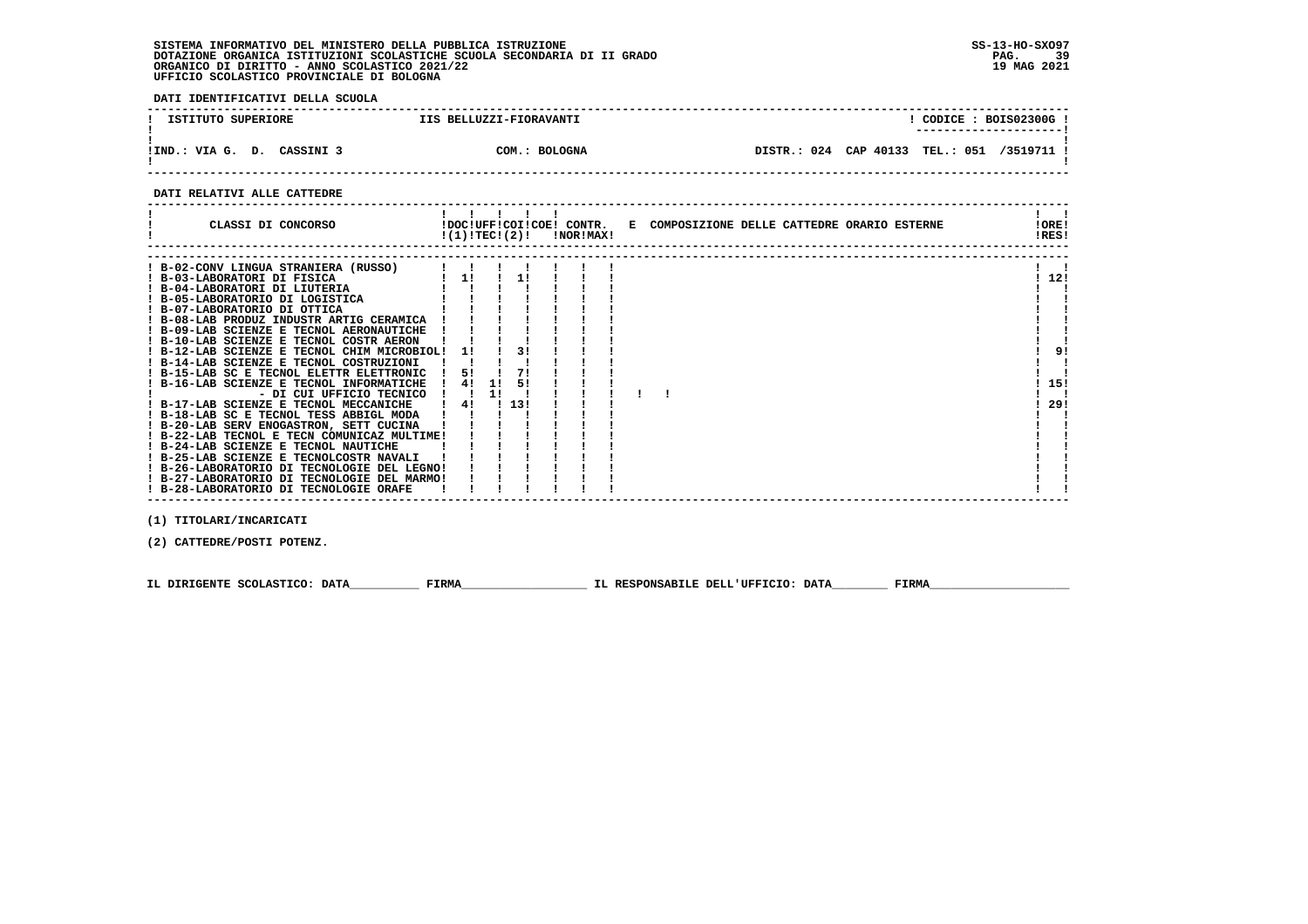DATI IDENTIFICATIVI DELLA SCUOLA

| ISTITUTO SUPERIORE | IIS BELLUZZI-FIORAVANTI | CODICE : BOIS02300G |
|---|---|---|
| IND.: VIA G. D. CASSINI 3 | COM.: BOLOGNA | DISTR.: 024 CAP 40133 TEL.: 051 /3519711 |

DATI RELATIVI ALLE CATTEDRE

| CLASSI DI CONCORSO | DOC (1) | UFF TEC | COI | COE (2) | CONTR. NOR | CONTR. MAX | E COMPOSIZIONE DELLE CATTEDRE ORARIO ESTERNE | ORE RES |
|---|---|---|---|---|---|---|---|---|
| B-02-CONV LINGUA STRANIERA (RUSSO) | | | | | | | | |
| B-03-LABORATORI DI FISICA | 1 | | 1 | | | | | 12 |
| B-04-LABORATORI DI LIUTERIA | | | | | | | | |
| B-05-LABORATORIO DI LOGISTICA | | | | | | | | |
| B-07-LABORATORIO DI OTTICA | | | | | | | | |
| B-08-LAB PRODUZ INDUSTR ARTIG CERAMICA | | | | | | | | |
| B-09-LAB SCIENZE E TECNOL AERONAUTICHE | | | | | | | | |
| B-10-LAB SCIENZE E TECNOL COSTR AERON | | | | | | | | |
| B-12-LAB SCIENZE E TECNOL CHIM MICROBIOL | 1 | | 3 | | | | | 9 |
| B-14-LAB SCIENZE E TECNOL COSTRUZIONI | | | | | | | | |
| B-15-LAB SC E TECNOL ELETTR ELETTRONIC | 5 | | 7 | | | | | |
| B-16-LAB SCIENZE E TECNOL INFORMATICHE | 4 | 1 | 5 | | | | | 15 |
| - DI CUI UFFICIO TECNICO | | 1 | | | | | | |
| B-17-LAB SCIENZE E TECNOL MECCANICHE | 4 | | 13 | | | | | 29 |
| B-18-LAB SC E TECNOL TESS ABBIGL MODA | | | | | | | | |
| B-20-LAB SERV ENOGASTRON, SETT CUCINA | | | | | | | | |
| B-22-LAB TECNOL E TECN COMUNICAZ MULTIME | | | | | | | | |
| B-24-LAB SCIENZE E TECNOL NAUTICHE | | | | | | | | |
| B-25-LAB SCIENZE E TECNOLCOSTR NAVALI | | | | | | | | |
| B-26-LABORATORIO DI TECNOLOGIE DEL LEGNO | | | | | | | | |
| B-27-LABORATORIO DI TECNOLOGIE DEL MARMO | | | | | | | | |
| B-28-LABORATORIO DI TECNOLOGIE ORAFE | | | | | | | | |

(1) TITOLARI/INCARICATI

(2) CATTEDRE/POSTI POTENZ.

IL DIRIGENTE SCOLASTICO: DATA__________ FIRMA__________________ IL RESPONSABILE DELL'UFFICIO: DATA________ FIRMA____________________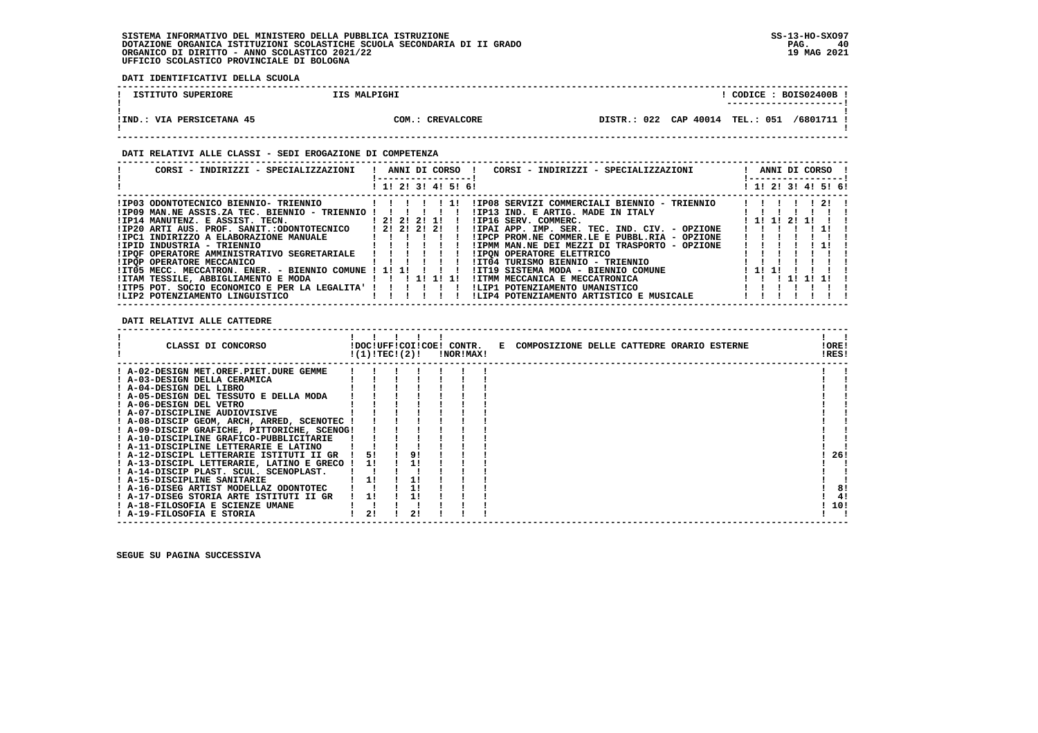SISTEMA INFORMATIVO DEL MINISTERO DELLA PUBBLICA ISTRUZIONE
DOTAZIONE ORGANICA ISTITUZIONI SCOLASTICHE SCUOLA SECONDARIA DI II GRADO
ORGANICO DI DIRITTO - ANNO SCOLASTICO 2021/22
UFFICIO SCOLASTICO PROVINCIALE DI BOLOGNA

SS-13-HO-SXO97
19 MAG 2021

**DATI IDENTIFICATIVI DELLA SCUOLA**

| ISTITUTO SUPERIORE | IIS MALPIGHI | | CODICE : BOIS02400B |
|---|---|---|---|
| IND.: VIA PERSICETANA 45 | COM.: CREVALCORE | DISTR.: 022 CAP 40014 | TEL.: 051 /6801711 |

**DATI RELATIVI ALLE CLASSI - SEDI EROGAZIONE DI COMPETENZA**

| CORSI - INDIRIZZI - SPECIALIZZAZIONI | 1 | 2 | 3 | 4 | 5 | 6 | CORSI - INDIRIZZI - SPECIALIZZAZIONI | 1 | 2 | 3 | 4 | 5 | 6 |
|---|---|---|---|---|---|---|---|---|---|---|---|---|---|
| IP03 ODONTOTECNICO BIENNIO- TRIENNIO | | | | | 1 | | IP08 SERVIZI COMMERCIALI BIENNIO - TRIENNIO | | | | | 2 | |
| IP09 MAN.NE ASSIS.ZA TEC. BIENNIO - TRIENNIO | | | | | | | IP13 IND. E ARTIG. MADE IN ITALY | | | | | | |
| IP14 MANUTENZ. E ASSIST. TECN. | 2 | 2 | 2 | 1 | | | IP16 SERV. COMMERC. | 1 | 1 | 2 | 1 | | |
| IP20 ARTI AUS. PROF. SANIT.:ODONTOTECNICO | 2 | 2 | 2 | 2 | | | IPAI APP. IMP. SER. TEC. IND. CIV. - OPZIONE | | | | | 1 | |
| IPC1 INDIRIZZO A ELABORAZIONE MANUALE | | | | | | | IPCP PROM.NE COMMER.LE E PUBBL.RIA - OPZIONE | | | | | | |
| IPID INDUSTRIA - TRIENNIO | | | | | | | IPMM MAN.NE DEI MEZZI DI TRASPORTO - OPZIONE | | | | | 1 | |
| IPQF OPERATORE AMMINISTRATIVO SEGRETARIALE | | | | | | | IPQN OPERATORE ELETTRICO | | | | | | |
| IPQP OPERATORE MECCANICO | | | | | | | IT04 TURISMO BIENNIO - TRIENNIO | | | | | | |
| IT05 MECC. MECCATRON. ENER. - BIENNIO COMUNE | 1 | 1 | | | | | IT19 SISTEMA MODA - BIENNIO COMUNE | 1 | 1 | | | | |
| ITAM TESSILE, ABBIGLIAMENTO E MODA | | | 1 | 1 | 1 | | ITMM MECCANICA E MECCATRONICA | | | 1 | 1 | 1 | |
| ITP5 POT. SOCIO ECONOMICO E PER LA LEGALITA' | | | | | | | LIP1 POTENZIAMENTO UMANISTICO | | | | | | |
| LIP2 POTENZIAMENTO LINGUISTICO | | | | | | | LIP4 POTENZIAMENTO ARTISTICO E MUSICALE | | | | | | |

**DATI RELATIVI ALLE CATTEDRE**

| CLASSI DI CONCORSO | DOC (1) | UFF TEC | COI (2) | COE | CONTR. NOR | CONTR. MAX | E COMPOSIZIONE DELLE CATTEDRE ORARIO ESTERNE | ORE RES |
|---|---|---|---|---|---|---|---|---|
| A-02-DESIGN MET.OREF.PIET.DURE GEMME | | | | | | | | |
| A-03-DESIGN DELLA CERAMICA | | | | | | | | |
| A-04-DESIGN DEL LIBRO | | | | | | | | |
| A-05-DESIGN DEL TESSUTO E DELLA MODA | | | | | | | | |
| A-06-DESIGN DEL VETRO | | | | | | | | |
| A-07-DISCIPLINE AUDIOVISIVE | | | | | | | | |
| A-08-DISCIP GEOM, ARCH, ARRED, SCENOTEC | | | | | | | | |
| A-09-DISCIP GRAFICHE, PITTORICHE, SCENOG | | | | | | | | |
| A-10-DISCIPLINE GRAFICO-PUBBLICITARIE | | | | | | | | |
| A-11-DISCIPLINE LETTERARIE E LATINO | | | | | | | | |
| A-12-DISCIPL LETTERARIE ISTITUTI II GR | 5 | | 9 | | | | | 26 |
| A-13-DISCIPL LETTERARIE, LATINO E GRECO | 1 | | 1 | | | | | |
| A-14-DISCIP PLAST. SCUL. SCENOPLAST. | | | | | | | | |
| A-15-DISCIPLINE SANITARIE | 1 | | 1 | | | | | |
| A-16-DISEG ARTIST MODELLAZ ODONTOTEC | | | 1 | | | | | 8 |
| A-17-DISEG STORIA ARTE ISTITUTI II GR | 1 | | 1 | | | | | 4 |
| A-18-FILOSOFIA E SCIENZE UMANE | | | | | | | | 10 |
| A-19-FILOSOFIA E STORIA | 2 | | 2 | | | | | |

SEGUE SU PAGINA SUCCESSIVA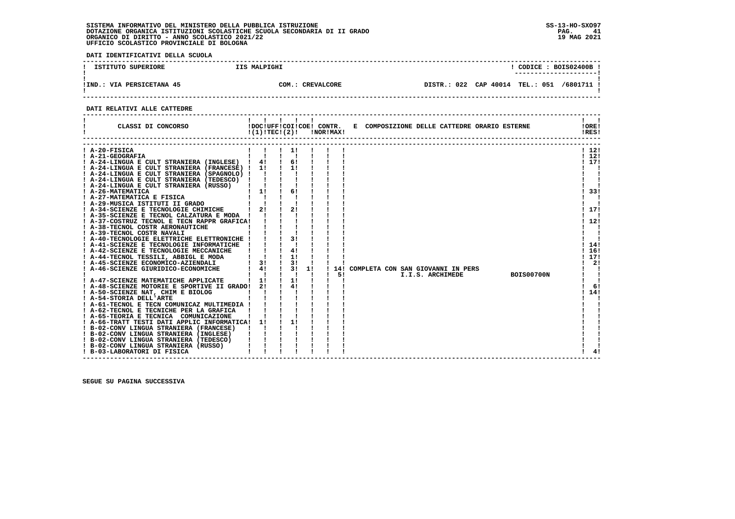SISTEMA INFORMATIVO DEL MINISTERO DELLA PUBBLICA ISTRUZIONE
DOTAZIONE ORGANICA ISTITUZIONI SCOLASTICHE SCUOLA SECONDARIA DI II GRADO
ORGANICO DI DIRITTO - ANNO SCOLASTICO 2021/22
UFFICIO SCOLASTICO PROVINCIALE DI BOLOGNA

SS-13-HO-SXO97
19 MAG 2021

**DATI IDENTIFICATIVI DELLA SCUOLA**

| ISTITUTO SUPERIORE | IIS MALPIGHI | | CODICE : BOIS02400B |
|---|---|---|---|
| IND.: VIA PERSICETANA 45 | COM.: CREVALCORE | DISTR.: 022 CAP 40014 | TEL.: 051 /6801711 |

**DATI RELATIVI ALLE CATTEDRE**

| CLASSI DI CONCORSO | DOC (1) | UFF TEC | COI (2) | COE | CONTR. NOR | CONTR. MAX | E COMPOSIZIONE DELLE CATTEDRE ORARIO ESTERNE | ORE RES |
|---|---|---|---|---|---|---|---|---|
| A-20-FISICA | | | 1 | | | | | 12 |
| A-21-GEOGRAFIA | | | | | | | | 12 |
| A-24-LINGUA E CULT STRANIERA (INGLESE) | 4 | | 6 | | | | | 17 |
| A-24-LINGUA E CULT STRANIERA (FRANCESE) | 1 | | 1 | | | | | |
| A-24-LINGUA E CULT STRANIERA (SPAGNOLO) | | | | | | | | |
| A-24-LINGUA E CULT STRANIERA (TEDESCO) | | | | | | | | |
| A-24-LINGUA E CULT STRANIERA (RUSSO) | | | | | | | | |
| A-26-MATEMATICA | 1 | | 6 | | | | | 33 |
| A-27-MATEMATICA E FISICA | | | | | | | | |
| A-29-MUSICA ISTITUTI II GRADO | | | | | | | | |
| A-34-SCIENZE E TECNOLOGIE CHIMICHE | 2 | | 2 | | | | | 17 |
| A-35-SCIENZE E TECNOL CALZATURA E MODA | | | | | | | | |
| A-37-COSTRUZ TECNOL E TECN RAPPR GRAFICA | | | | | | | | 12 |
| A-38-TECNOL COSTR AERONAUTICHE | | | | | | | | |
| A-39-TECNOL COSTR NAVALI | | | | | | | | |
| A-40-TECNOLOGIE ELETTRICHE ELETTRONICHE | | | 3 | | | | | |
| A-41-SCIENZE E TECNOLOGIE INFORMATICHE | | | | | | | | 14 |
| A-42-SCIENZE E TECNOLOGIE MECCANICHE | | | 4 | | | | | 16 |
| A-44-TECNOL TESSILI, ABBIGL E MODA | | | 1 | | | | | 17 |
| A-45-SCIENZE ECONOMICO-AZIENDALI | 3 | | 3 | | | | | 2 |
| A-46-SCIENZE GIURIDICO-ECONOMICHE | 4 | | 3 | 1 | | 14 | COMPLETA CON SAN GIOVANNI IN PERS | |
| | | | | | | 5 | I.I.S. ARCHIMEDE BOIS00700N | |
| A-47-SCIENZE MATEMATICHE APPLICATE | 1 | | 1 | | | | | |
| A-48-SCIENZE MOTORIE E SPORTIVE II GRADO | 2 | | 4 | | | | | 6 |
| A-50-SCIENZE NAT, CHIM E BIOLOG | | | | | | | | 14 |
| A-54-STORIA DELL'ARTE | | | | | | | | |
| A-61-TECNOL E TECN COMUNICAZ MULTIMEDIA | | | | | | | | |
| A-62-TECNOL E TECNICHE PER LA GRAFICA | | | | | | | | |
| A-65-TEORIA E TECNICA COMUNICAZIONE | | | | | | | | |
| A-66-TRATT TESTI DATI APPLIC INFORMATICA | 1 | | 1 | | | | | |
| B-02-CONV LINGUA STRANIERA (FRANCESE) | | | | | | | | |
| B-02-CONV LINGUA STRANIERA (INGLESE) | | | | | | | | |
| B-02-CONV LINGUA STRANIERA (TEDESCO) | | | | | | | | |
| B-02-CONV LINGUA STRANIERA (RUSSO) | | | | | | | | |
| B-03-LABORATORI DI FISICA | | | | | | | | 4 |

SEGUE SU PAGINA SUCCESSIVA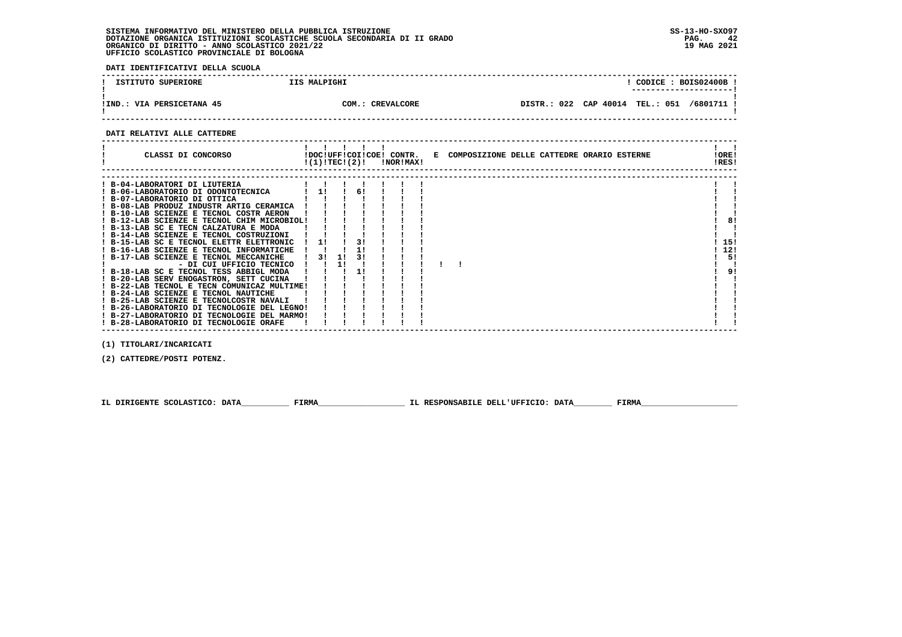SISTEMA INFORMATIVO DEL MINISTERO DELLA PUBBLICA ISTRUZIONE
DOTAZIONE ORGANICA ISTITUZIONI SCOLASTICHE SCUOLA SECONDARIA DI II GRADO
ORGANICO DI DIRITTO - ANNO SCOLASTICO 2021/22
UFFICIO SCOLASTICO PROVINCIALE DI BOLOGNA

SS-13-HO-SXO97
19 MAG 2021

**DATI IDENTIFICATIVI DELLA SCUOLA**

| ISTITUTO SUPERIORE | IIS MALPIGHI | | CODICE : BOIS02400B |
|---|---|---|---|
| IND.: VIA PERSICETANA 45 | COM.: CREVALCORE | DISTR.: 022 CAP 40014 TEL.: 051 /6801711 | |

**DATI RELATIVI ALLE CATTEDRE**

| CLASSI DI CONCORSO | DOC (1) | UFF TEC | COI (2) | COE | CONTR. NOR | CONTR. MAX | E COMPOSIZIONE DELLE CATTEDRE ORARIO ESTERNE | ORE RES |
|---|---|---|---|---|---|---|---|---|
| B-04-LABORATORI DI LIUTERIA | | | | | | | | |
| B-06-LABORATORIO DI ODONTOTECNICA | 1 | | 6 | | | | | |
| B-07-LABORATORIO DI OTTICA | | | | | | | | |
| B-08-LAB PRODUZ INDUSTR ARTIG CERAMICA | | | | | | | | |
| B-10-LAB SCIENZE E TECNOL COSTR AERON | | | | | | | | |
| B-12-LAB SCIENZE E TECNOL CHIM MICROBIOL | | | | | | | | 8 |
| B-13-LAB SC E TECN CALZATURA E MODA | | | | | | | | |
| B-14-LAB SCIENZE E TECNOL COSTRUZIONI | | | | | | | | |
| B-15-LAB SC E TECNOL ELETTR ELETTRONIC | 1 | | 3 | | | | | 15 |
| B-16-LAB SCIENZE E TECNOL INFORMATICHE | | | 1 | | | | | 12 |
| B-17-LAB SCIENZE E TECNOL MECCANICHE | 3 | 1 | 3 | | | | | 5 |
| - DI CUI UFFICIO TECNICO | | 1 | | | | | | |
| B-18-LAB SC E TECNOL TESS ABBIGL MODA | | | 1 | | | | | 9 |
| B-20-LAB SERV ENOGASTRON, SETT CUCINA | | | | | | | | |
| B-22-LAB TECNOL E TECN COMUNICAZ MULTIME | | | | | | | | |
| B-24-LAB SCIENZE E TECNOL NAUTICHE | | | | | | | | |
| B-25-LAB SCIENZE E TECNOLCOSTR NAVALI | | | | | | | | |
| B-26-LABORATORIO DI TECNOLOGIE DEL LEGNO | | | | | | | | |
| B-27-LABORATORIO DI TECNOLOGIE DEL MARMO | | | | | | | | |
| B-28-LABORATORIO DI TECNOLOGIE ORAFE | | | | | | | | |

(1) TITOLARI/INCARICATI

(2) CATTEDRE/POSTI POTENZ.

IL DIRIGENTE SCOLASTICO: DATA__________ FIRMA__________________ IL RESPONSABILE DELL'UFFICIO: DATA________ FIRMA____________________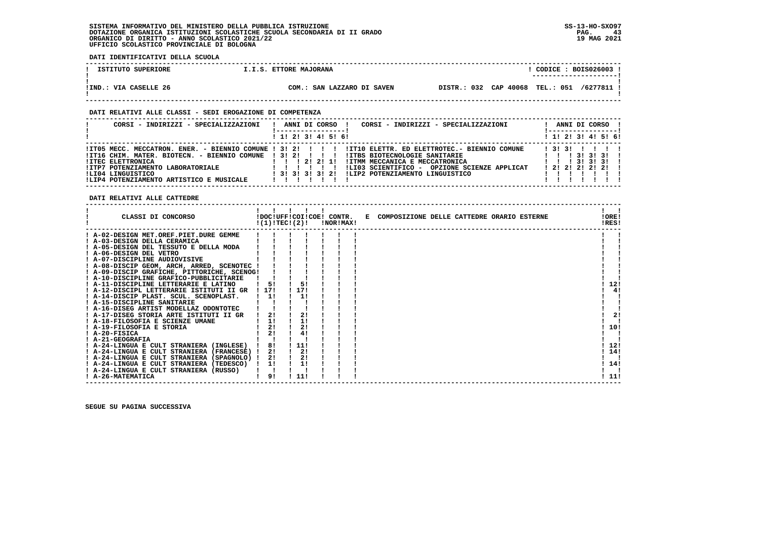SISTEMA INFORMATIVO DEL MINISTERO DELLA PUBBLICA ISTRUZIONE
DOTAZIONE ORGANICA ISTITUZIONI SCOLASTICHE SCUOLA SECONDARIA DI II GRADO
ORGANICO DI DIRITTO - ANNO SCOLASTICO 2021/22
UFFICIO SCOLASTICO PROVINCIALE DI BOLOGNA

SS-13-HO-SXO97
19 MAG 2021

**DATI IDENTIFICATIVI DELLA SCUOLA**

| ISTITUTO SUPERIORE | I.I.S. ETTORE MAJORANA | CODICE : BOIS026003 |
|---|---|---|
| IND.: VIA CASELLE 26 | COM.: SAN LAZZARO DI SAVEN | DISTR.: 032 CAP 40068 TEL.: 051 /6277811 |

**DATI RELATIVI ALLE CLASSI - SEDI EROGAZIONE DI COMPETENZA**

| CORSI - INDIRIZZI - SPECIALIZZAZIONI | 1 | 2 | 3 | 4 | 5 | 6 | CORSI - INDIRIZZI - SPECIALIZZAZIONI | 1 | 2 | 3 | 4 | 5 | 6 |
|---|---|---|---|---|---|---|---|---|---|---|---|---|---|
| IT05 MECC. MECCATRON. ENER. - BIENNIO COMUNE | 3 | 2 | | | | | IT10 ELETTR. ED ELETTROTEC.- BIENNIO COMUNE | 3 | 3 | | | | |
| IT16 CHIM. MATER. BIOTECN. - BIENNIO COMUNE | 3 | 2 | | | | | ITBS BIOTECNOLOGIE SANITARIE | | | 3 | 3 | 3 | |
| ITEC ELETTRONICA | | | 2 | 2 | 1 | | ITMM MECCANICA E MECCATRONICA | | | 3 | 3 | 3 | |
| ITP7 POTENZIAMENTO LABORATORIALE | | | | | | | LI03 SCIENTIFICO - OPZIONE SCIENZE APPLICAT | 2 | 2 | 2 | 2 | 2 | |
| LI04 LINGUISTICO | 3 | 3 | 3 | 3 | 2 | | LIP2 POTENZIAMENTO LINGUISTICO | | | | | | |
| LIP4 POTENZIAMENTO ARTISTICO E MUSICALE | | | | | | | | | | | | | |

**DATI RELATIVI ALLE CATTEDRE**

| CLASSI DI CONCORSO | DOC (1) | UFF TEC | COI (2) | COE | CONTR. NOR | CONTR. MAX | E COMPOSIZIONE DELLE CATTEDRE ORARIO ESTERNE | ORE RES |
|---|---|---|---|---|---|---|---|---|
| A-02-DESIGN MET.OREF.PIET.DURE GEMME | | | | | | | | |
| A-03-DESIGN DELLA CERAMICA | | | | | | | | |
| A-05-DESIGN DEL TESSUTO E DELLA MODA | | | | | | | | |
| A-06-DESIGN DEL VETRO | | | | | | | | |
| A-07-DISCIPLINE AUDIOVISIVE | | | | | | | | |
| A-08-DISCIP GEOM, ARCH, ARRED, SCENOTEC | | | | | | | | |
| A-09-DISCIP GRAFICHE, PITTORICHE, SCENOG | | | | | | | | |
| A-10-DISCIPLINE GRAFICO-PUBBLICITARIE | | | | | | | | |
| A-11-DISCIPLINE LETTERARIE E LATINO | 5 | | 5 | | | | | 12 |
| A-12-DISCIPL LETTERARIE ISTITUTI II GR | 17 | | 17 | | | | | 4 |
| A-14-DISCIP PLAST. SCUL. SCENOPLAST. | 1 | | 1 | | | | | |
| A-15-DISCIPLINE SANITARIE | | | | | | | | |
| A-16-DISEG ARTIST MODELLAZ ODONTOTEC | | | | | | | | |
| A-17-DISEG STORIA ARTE ISTITUTI II GR | 2 | | 2 | | | | | 2 |
| A-18-FILOSOFIA E SCIENZE UMANE | 1 | | 1 | | | | | |
| A-19-FILOSOFIA E STORIA | 2 | | 2 | | | | | 10 |
| A-20-FISICA | 2 | | 4 | | | | | |
| A-21-GEOGRAFIA | | | | | | | | |
| A-24-LINGUA E CULT STRANIERA (INGLESE) | 8 | | 11 | | | | | 12 |
| A-24-LINGUA E CULT STRANIERA (FRANCESE) | 2 | | 2 | | | | | 14 |
| A-24-LINGUA E CULT STRANIERA (SPAGNOLO) | 2 | | 2 | | | | | |
| A-24-LINGUA E CULT STRANIERA (TEDESCO) | 1 | | 1 | | | | | 14 |
| A-24-LINGUA E CULT STRANIERA (RUSSO) | | | | | | | | |
| A-26-MATEMATICA | 9 | | 11 | | | | | 11 |

SEGUE SU PAGINA SUCCESSIVA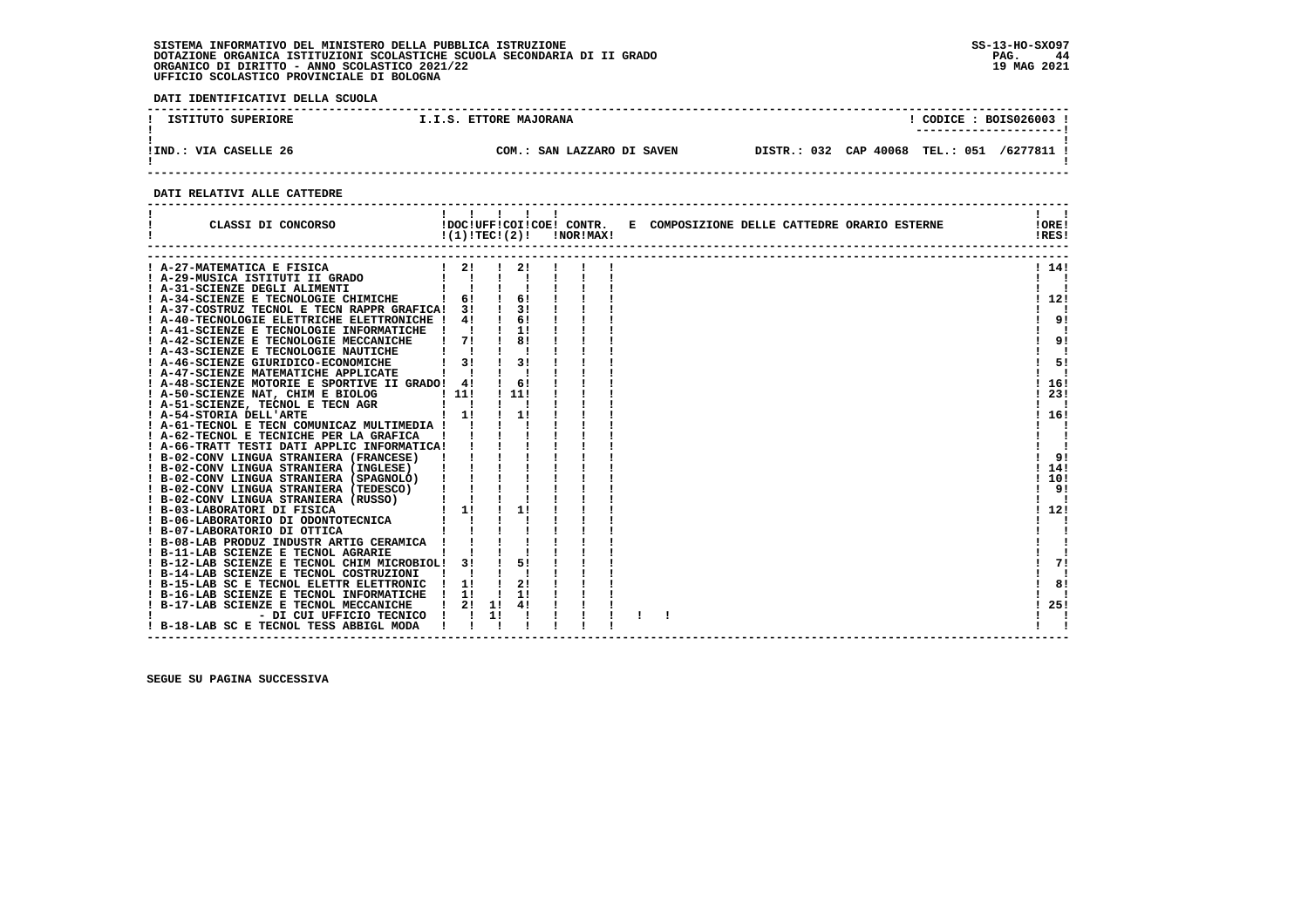SISTEMA INFORMATIVO DEL MINISTERO DELLA PUBBLICA ISTRUZIONE
DOTAZIONE ORGANICA ISTITUZIONI SCOLASTICHE SCUOLA SECONDARIA DI II GRADO
ORGANICO DI DIRITTO - ANNO SCOLASTICO 2021/22
UFFICIO SCOLASTICO PROVINCIALE DI BOLOGNA

SS-13-HO-SXO97
19 MAG 2021

**DATI IDENTIFICATIVI DELLA SCUOLA**

| ISTITUTO SUPERIORE | I.I.S. ETTORE MAJORANA | | CODICE : BOIS026003 |
|---|---|---|---|
| IND.: VIA CASELLE 26 | COM.: SAN LAZZARO DI SAVEN | DISTR.: 032 CAP 40068 | TEL.: 051 /6277811 |

**DATI RELATIVI ALLE CATTEDRE**

| CLASSI DI CONCORSO | DOC (1) | UFF TEC | COI (2) | COE | CONTR. NOR | CONTR. MAX | E COMPOSIZIONE DELLE CATTEDRE ORARIO ESTERNE | ORE RES |
|---|---|---|---|---|---|---|---|---|
| A-27-MATEMATICA E FISICA | 2 | | 2 | | | | | 14 |
| A-29-MUSICA ISTITUTI II GRADO | | | | | | | | |
| A-31-SCIENZE DEGLI ALIMENTI | | | | | | | | |
| A-34-SCIENZE E TECNOLOGIE CHIMICHE | 6 | | 6 | | | | | 12 |
| A-37-COSTRUZ TECNOL E TECN RAPPR GRAFICA | 3 | | 3 | | | | | |
| A-40-TECNOLOGIE ELETTRICHE ELETTRONICHE | 4 | | 6 | | | | | 9 |
| A-41-SCIENZE E TECNOLOGIE INFORMATICHE | | | 1 | | | | | |
| A-42-SCIENZE E TECNOLOGIE MECCANICHE | 7 | | 8 | | | | | 9 |
| A-43-SCIENZE E TECNOLOGIE NAUTICHE | | | | | | | | |
| A-46-SCIENZE GIURIDICO-ECONOMICHE | 3 | | 3 | | | | | 5 |
| A-47-SCIENZE MATEMATICHE APPLICATE | | | | | | | | |
| A-48-SCIENZE MOTORIE E SPORTIVE II GRADO | 4 | | 6 | | | | | 16 |
| A-50-SCIENZE NAT, CHIM E BIOLOG | 11 | | 11 | | | | | 23 |
| A-51-SCIENZE, TECNOL E TECN AGR | | | | | | | | |
| A-54-STORIA DELL'ARTE | 1 | | 1 | | | | | 16 |
| A-61-TECNOL E TECN COMUNICAZ MULTIMEDIA | | | | | | | | |
| A-62-TECNOL E TECNICHE PER LA GRAFICA | | | | | | | | |
| A-66-TRATT TESTI DATI APPLIC INFORMATICA | | | | | | | | |
| B-02-CONV LINGUA STRANIERA (FRANCESE) | | | | | | | | 9 |
| B-02-CONV LINGUA STRANIERA (INGLESE) | | | | | | | | 14 |
| B-02-CONV LINGUA STRANIERA (SPAGNOLO) | | | | | | | | 10 |
| B-02-CONV LINGUA STRANIERA (TEDESCO) | | | | | | | | 9 |
| B-02-CONV LINGUA STRANIERA (RUSSO) | | | | | | | | |
| B-03-LABORATORI DI FISICA | 1 | | 1 | | | | | 12 |
| B-06-LABORATORIO DI ODONTOTECNICA | | | | | | | | |
| B-07-LABORATORIO DI OTTICA | | | | | | | | |
| B-08-LAB PRODUZ INDUSTR ARTIG CERAMICA | | | | | | | | |
| B-11-LAB SCIENZE E TECNOL AGRARIE | | | | | | | | |
| B-12-LAB SCIENZE E TECNOL CHIM MICROBIOL | 3 | | 5 | | | | | 7 |
| B-14-LAB SCIENZE E TECNOL COSTRUZIONI | | | | | | | | |
| B-15-LAB SC E TECNOL ELETTR ELETTRONIC | 1 | | 2 | | | | | 8 |
| B-16-LAB SCIENZE E TECNOL INFORMATICHE | 1 | | 1 | | | | | |
| B-17-LAB SCIENZE E TECNOL MECCANICHE | 2 | 1 | 4 | | | | | 25 |
| - DI CUI UFFICIO TECNICO | | 1 | | | | | | |
| B-18-LAB SC E TECNOL TESS ABBIGL MODA | | | | | | | | |

SEGUE SU PAGINA SUCCESSIVA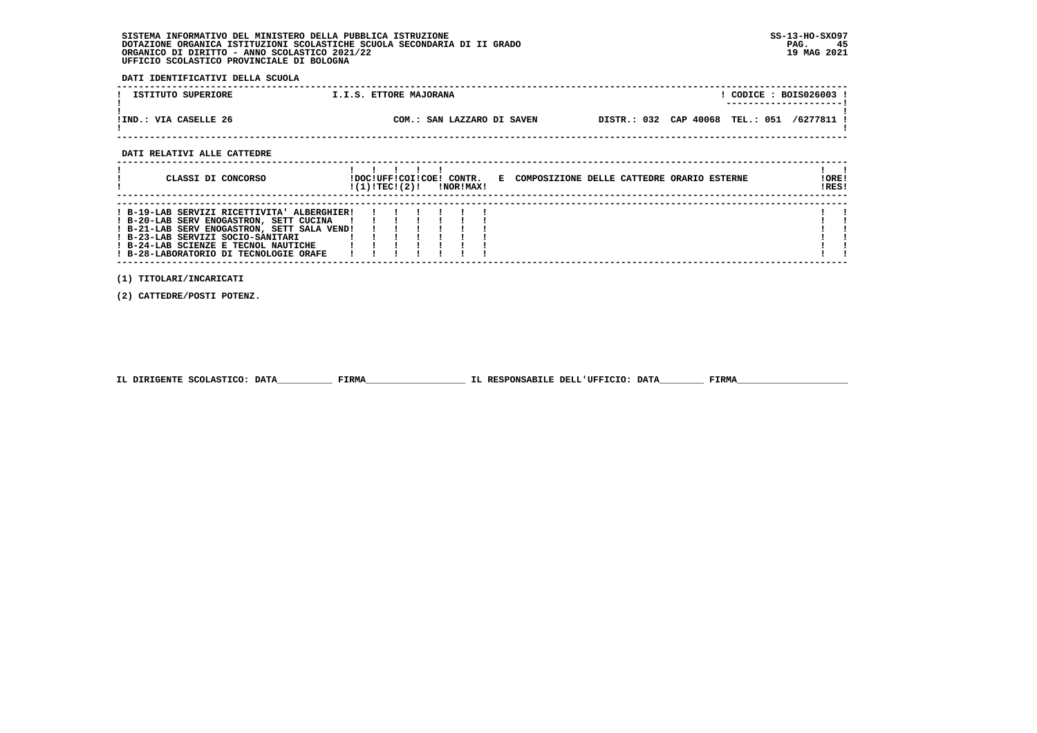SISTEMA INFORMATIVO DEL MINISTERO DELLA PUBBLICA ISTRUZIONE
DOTAZIONE ORGANICA ISTITUZIONI SCOLASTICHE SCUOLA SECONDARIA DI II GRADO
ORGANICO DI DIRITTO - ANNO SCOLASTICO 2021/22
UFFICIO SCOLASTICO PROVINCIALE DI BOLOGNA

SS-13-HO-SXO97
19 MAG 2021

**DATI IDENTIFICATIVI DELLA SCUOLA**

| ISTITUTO SUPERIORE | I.I.S. ETTORE MAJORANA | | CODICE : BOIS026003 |
|---|---|---|---|
| IND.: VIA CASELLE 26 | COM.: SAN LAZZARO DI SAVEN | DISTR.: 032 CAP 40068 | TEL.: 051 /6277811 |

**DATI RELATIVI ALLE CATTEDRE**

| CLASSI DI CONCORSO | DOC (1) | UFF TEC | COI (2) | COE | CONTR. NOR | CONTR. MAX | E COMPOSIZIONE DELLE CATTEDRE ORARIO ESTERNE | ORE RES |
|---|---|---|---|---|---|---|---|---|
| B-19-LAB SERVIZI RICETTIVITA' ALBERGHIER | | | | | | | | |
| B-20-LAB SERV ENOGASTRON, SETT CUCINA | | | | | | | | |
| B-21-LAB SERV ENOGASTRON, SETT SALA VEND | | | | | | | | |
| B-23-LAB SERVIZI SOCIO-SANITARI | | | | | | | | |
| B-24-LAB SCIENZE E TECNOL NAUTICHE | | | | | | | | |
| B-28-LABORATORIO DI TECNOLOGIE ORAFE | | | | | | | | |

(1) TITOLARI/INCARICATI

(2) CATTEDRE/POSTI POTENZ.

IL DIRIGENTE SCOLASTICO: DATA__________ FIRMA__________________ IL RESPONSABILE DELL'UFFICIO: DATA________ FIRMA____________________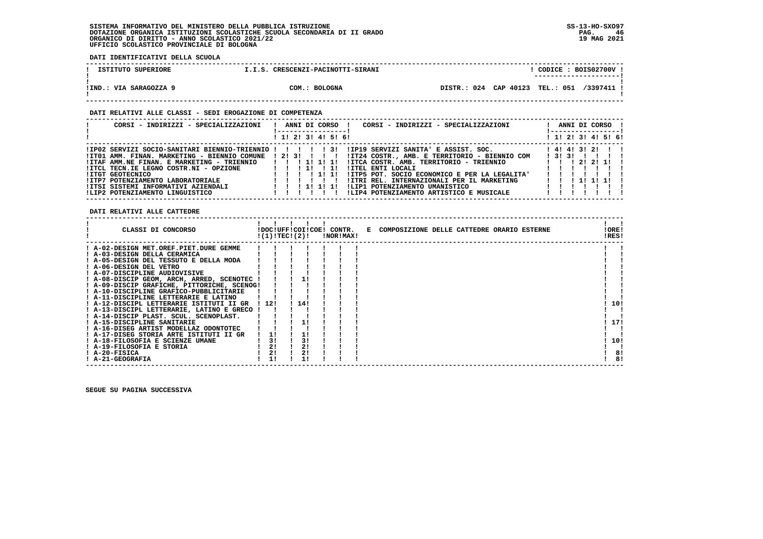SISTEMA INFORMATIVO DEL MINISTERO DELLA PUBBLICA ISTRUZIONE
DOTAZIONE ORGANICA ISTITUZIONI SCOLASTICHE SCUOLA SECONDARIA DI II GRADO
ORGANICO DI DIRITTO - ANNO SCOLASTICO 2021/22
UFFICIO SCOLASTICO PROVINCIALE DI BOLOGNA

SS-13-HO-SXO97
19 MAG 2021

**DATI IDENTIFICATIVI DELLA SCUOLA**

| ISTITUTO SUPERIORE | I.I.S. CRESCENZI-PACINOTTI-SIRANI | CODICE : BOIS02700V |
|---|---|---|
| IND.: VIA SARAGOZZA 9 | COM.: BOLOGNA | DISTR.: 024 CAP 40123 TEL.: 051 /3397411 |

**DATI RELATIVI ALLE CLASSI - SEDI EROGAZIONE DI COMPETENZA**

| CORSI - INDIRIZZI - SPECIALIZZAZIONI | 1 | 2 | 3 | 4 | 5 | 6 | CORSI - INDIRIZZI - SPECIALIZZAZIONI | 1 | 2 | 3 | 4 | 5 | 6 |
|---|---|---|---|---|---|---|---|---|---|---|---|---|---|
| IP02 SERVIZI SOCIO-SANITARI BIENNIO-TRIENNIO | | | | | 3 | | IP19 SERVIZI SANITA' E ASSIST. SOC. | 4 | 4 | 3 | 2 | | |
| IT01 AMM. FINAN. MARKETING - BIENNIO COMUNE | 2 | 3 | | | | | IT24 COSTR., AMB. E TERRITORIO - BIENNIO COM | 3 | 3 | | | | |
| ITAF AMM.NE FINAN. E MARKETING - TRIENNIO | | | 1 | 1 | 1 | | ITCA COSTR. AMB. TERRITORIO - TRIENNIO | | | 2 | 2 | 1 | |
| ITCL TECN.IE LEGNO COSTR.NI - OPZIONE | | | 1 | | 1 | | ITEL ENTI LOCALI | | | | | | |
| ITGT GEOTECNICO | | | | 1 | 1 | | ITP5 POT. SOCIO ECONOMICO E PER LA LEGALITA' | | | | | | |
| ITP7 POTENZIAMENTO LABORATORIALE | | | | | | | ITRI REL. INTERNAZIONALI PER IL MARKETING | | | 1 | 1 | 1 | |
| ITSI SISTEMI INFORMATIVI AZIENDALI | | | 1 | 1 | 1 | | LIP1 POTENZIAMENTO UMANISTICO | | | | | | |
| LIP2 POTENZIAMENTO LINGUISTICO | | | | | | | LIP4 POTENZIAMENTO ARTISTICO E MUSICALE | | | | | | |

**DATI RELATIVI ALLE CATTEDRE**

| CLASSI DI CONCORSO | DOC (1) | UFF TEC | COI (2) | COE | CONTR. NOR | CONTR. MAX | E COMPOSIZIONE DELLE CATTEDRE ORARIO ESTERNE | ORE RES |
|---|---|---|---|---|---|---|---|---|
| A-02-DESIGN MET.OREF.PIET.DURE GEMME | | | | | | | | |
| A-03-DESIGN DELLA CERAMICA | | | | | | | | |
| A-05-DESIGN DEL TESSUTO E DELLA MODA | | | | | | | | |
| A-06-DESIGN DEL VETRO | | | | | | | | |
| A-07-DISCIPLINE AUDIOVISIVE | | | | | | | | |
| A-08-DISCIP GEOM, ARCH, ARRED, SCENOTEC | | | 1 | | | | | |
| A-09-DISCIP GRAFICHE, PITTORICHE, SCENOG | | | | | | | | |
| A-10-DISCIPLINE GRAFICO-PUBBLICITARIE | | | | | | | | |
| A-11-DISCIPLINE LETTERARIE E LATINO | | | | | | | | |
| A-12-DISCIPL LETTERARIE ISTITUTI II GR | 12 | | 14 | | | | | 10 |
| A-13-DISCIPL LETTERARIE, LATINO E GRECO | | | | | | | | |
| A-14-DISCIP PLAST. SCUL. SCENOPLAST. | | | | | | | | |
| A-15-DISCIPLINE SANITARIE | | | 1 | | | | | 17 |
| A-16-DISEG ARTIST MODELLAZ ODONTOTEC | | | | | | | | |
| A-17-DISEG STORIA ARTE ISTITUTI II GR | 1 | | 1 | | | | | |
| A-18-FILOSOFIA E SCIENZE UMANE | 3 | | 3 | | | | | 10 |
| A-19-FILOSOFIA E STORIA | 2 | | 2 | | | | | |
| A-20-FISICA | 2 | | 2 | | | | | 8 |
| A-21-GEOGRAFIA | 1 | | 1 | | | | | 8 |

SEGUE SU PAGINA SUCCESSIVA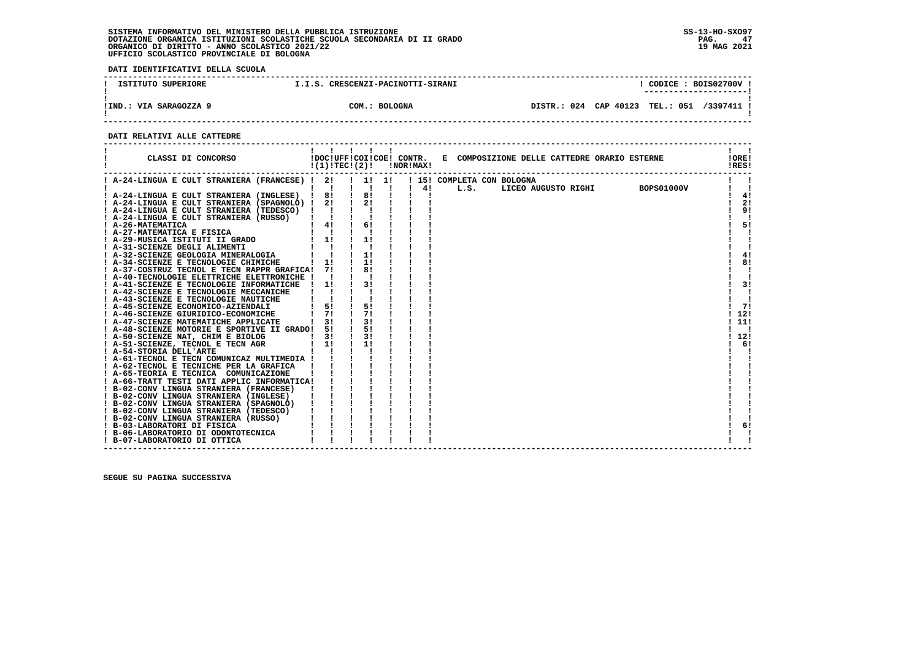SISTEMA INFORMATIVO DEL MINISTERO DELLA PUBBLICA ISTRUZIONE
DOTAZIONE ORGANICA ISTITUZIONI SCOLASTICHE SCUOLA SECONDARIA DI II GRADO
ORGANICO DI DIRITTO - ANNO SCOLASTICO 2021/22
UFFICIO SCOLASTICO PROVINCIALE DI BOLOGNA

**DATI IDENTIFICATIVI DELLA SCUOLA**

| ISTITUTO SUPERIORE | I.I.S. CRESCENZI-PACINOTTI-SIRANI | CODICE : BOIS02700V |
|---|---|---|
| IND.: VIA SARAGOZZA 9 | COM.: BOLOGNA | DISTR.: 024 CAP 40123 TEL.: 051 /3397411 |

**DATI RELATIVI ALLE CATTEDRE**

| CLASSI DI CONCORSO | DOC (1) | UFF TEC | COI (2) | COE | CONTR. NOR | CONTR. MAX | E COMPOSIZIONE DELLE CATTEDRE ORARIO ESTERNE | ORE RES |
|---|---|---|---|---|---|---|---|---|
| A-24-LINGUA E CULT STRANIERA (FRANCESE) | 2 | | 1 | 1 | | 15 | COMPLETA CON BOLOGNA | |
| | | | | | | 4 | L.S. LICEO AUGUSTO RIGHI BOPS01000V | |
| A-24-LINGUA E CULT STRANIERA (INGLESE) | 8 | | 8 | | | | | 4 |
| A-24-LINGUA E CULT STRANIERA (SPAGNOLO) | 2 | | 2 | | | | | 2 |
| A-24-LINGUA E CULT STRANIERA (TEDESCO) | | | | | | | | 9 |
| A-24-LINGUA E CULT STRANIERA (RUSSO) | | | | | | | | |
| A-26-MATEMATICA | 4 | | 6 | | | | | 5 |
| A-27-MATEMATICA E FISICA | | | | | | | | |
| A-29-MUSICA ISTITUTI II GRADO | 1 | | 1 | | | | | |
| A-31-SCIENZE DEGLI ALIMENTI | | | | | | | | |
| A-32-SCIENZE GEOLOGIA MINERALOGIA | | | 1 | | | | | 4 |
| A-34-SCIENZE E TECNOLOGIE CHIMICHE | 1 | | 1 | | | | | 8 |
| A-37-COSTRUZ TECNOL E TECN RAPPR GRAFICA | 7 | | 8 | | | | | |
| A-40-TECNOLOGIE ELETTRICHE ELETTRONICHE | | | | | | | | |
| A-41-SCIENZE E TECNOLOGIE INFORMATICHE | 1 | | 3 | | | | | 3 |
| A-42-SCIENZE E TECNOLOGIE MECCANICHE | | | | | | | | |
| A-43-SCIENZE E TECNOLOGIE NAUTICHE | | | | | | | | |
| A-45-SCIENZE ECONOMICO-AZIENDALI | 5 | | 5 | | | | | 7 |
| A-46-SCIENZE GIURIDICO-ECONOMICHE | 7 | | 7 | | | | | 12 |
| A-47-SCIENZE MATEMATICHE APPLICATE | 3 | | 3 | | | | | 11 |
| A-48-SCIENZE MOTORIE E SPORTIVE II GRADO | 5 | | 5 | | | | | |
| A-50-SCIENZE NAT, CHIM E BIOLOG | 3 | | 3 | | | | | 12 |
| A-51-SCIENZE, TECNOL E TECN AGR | 1 | | 1 | | | | | 6 |
| A-54-STORIA DELL'ARTE | | | | | | | | |
| A-61-TECNOL E TECN COMUNICAZ MULTIMEDIA | | | | | | | | |
| A-62-TECNOL E TECNICHE PER LA GRAFICA | | | | | | | | |
| A-65-TEORIA E TECNICA COMUNICAZIONE | | | | | | | | |
| A-66-TRATT TESTI DATI APPLIC INFORMATICA | | | | | | | | |
| B-02-CONV LINGUA STRANIERA (FRANCESE) | | | | | | | | |
| B-02-CONV LINGUA STRANIERA (INGLESE) | | | | | | | | |
| B-02-CONV LINGUA STRANIERA (SPAGNOLO) | | | | | | | | |
| B-02-CONV LINGUA STRANIERA (TEDESCO) | | | | | | | | |
| B-02-CONV LINGUA STRANIERA (RUSSO) | | | | | | | | |
| B-03-LABORATORI DI FISICA | | | | | | | | 6 |
| B-06-LABORATORIO DI ODONTOTECNICA | | | | | | | | |
| B-07-LABORATORIO DI OTTICA | | | | | | | | |

SEGUE SU PAGINA SUCCESSIVA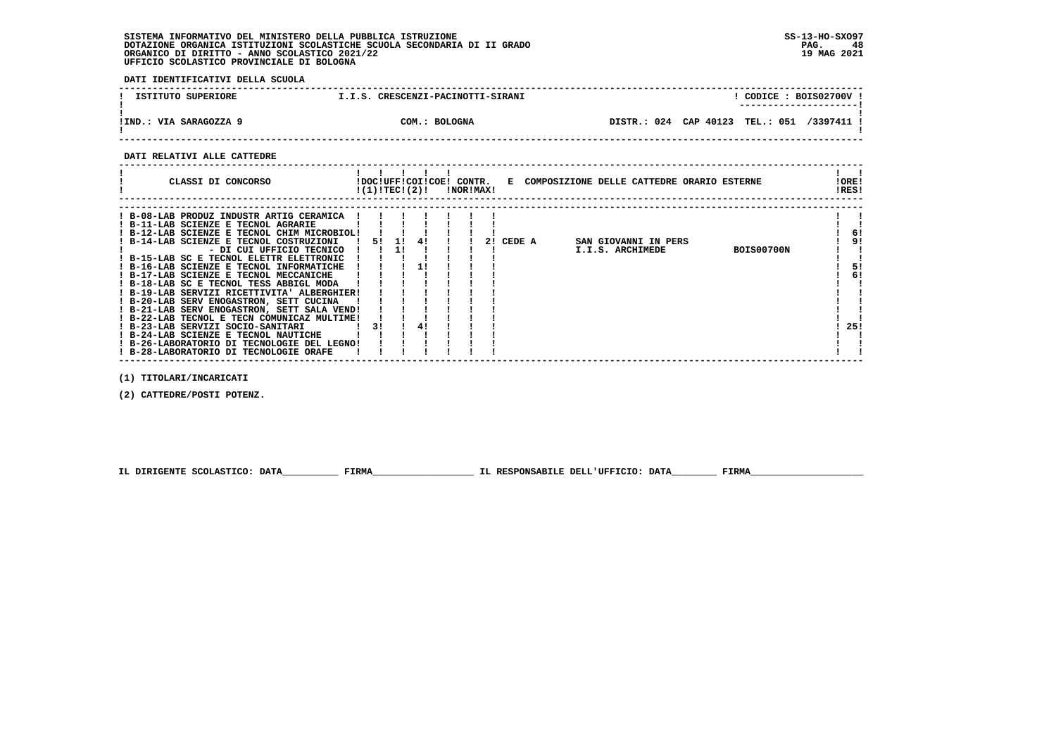SISTEMA INFORMATIVO DEL MINISTERO DELLA PUBBLICA ISTRUZIONE
DOTAZIONE ORGANICA ISTITUZIONI SCOLASTICHE SCUOLA SECONDARIA DI II GRADO
ORGANICO DI DIRITTO - ANNO SCOLASTICO 2021/22
UFFICIO SCOLASTICO PROVINCIALE DI BOLOGNA

SS-13-HO-SXO97
19 MAG 2021

**DATI IDENTIFICATIVI DELLA SCUOLA**

| ISTITUTO SUPERIORE | I.I.S. CRESCENZI-PACINOTTI-SIRANI | CODICE : BOIS02700V |
|---|---|---|
| IND.: VIA SARAGOZZA 9 | COM.: BOLOGNA | DISTR.: 024 CAP 40123 TEL.: 051 /3397411 |

**DATI RELATIVI ALLE CATTEDRE**

| CLASSI DI CONCORSO | DOC (1) | UFF TEC | COI (2) | COE | CONTR. NOR | CONTR. MAX | E COMPOSIZIONE DELLE CATTEDRE ORARIO ESTERNE | ORE RES |
|---|---|---|---|---|---|---|---|---|
| B-08-LAB PRODUZ INDUSTR ARTIG CERAMICA | | | | | | | | |
| B-11-LAB SCIENZE E TECNOL AGRARIE | | | | | | | | |
| B-12-LAB SCIENZE E TECNOL CHIM MICROBIOL | | | | | | | | 6 |
| B-14-LAB SCIENZE E TECNOL COSTRUZIONI | 5 | 1 | 4 | | | 2 | CEDE A SAN GIOVANNI IN PERS I.I.S. ARCHIMEDE BOIS00700N | 9 |
| - DI CUI UFFICIO TECNICO | | 1 | | | | | | |
| B-15-LAB SC E TECNOL ELETTR ELETTRONIC | | | | | | | | |
| B-16-LAB SCIENZE E TECNOL INFORMATICHE | | | 1 | | | | | 5 |
| B-17-LAB SCIENZE E TECNOL MECCANICHE | | | | | | | | 6 |
| B-18-LAB SC E TECNOL TESS ABBIGL MODA | | | | | | | | |
| B-19-LAB SERVIZI RICETTIVITA' ALBERGHIER | | | | | | | | |
| B-20-LAB SERV ENOGASTRON, SETT CUCINA | | | | | | | | |
| B-21-LAB SERV ENOGASTRON, SETT SALA VEND | | | | | | | | |
| B-22-LAB TECNOL E TECN COMUNICAZ MULTIME | | | | | | | | |
| B-23-LAB SERVIZI SOCIO-SANITARI | 3 | | 4 | | | | | 25 |
| B-24-LAB SCIENZE E TECNOL NAUTICHE | | | | | | | | |
| B-26-LABORATORIO DI TECNOLOGIE DEL LEGNO | | | | | | | | |
| B-28-LABORATORIO DI TECNOLOGIE ORAFE | | | | | | | | |

(1) TITOLARI/INCARICATI

(2) CATTEDRE/POSTI POTENZ.

IL DIRIGENTE SCOLASTICO: DATA__________ FIRMA__________________ IL RESPONSABILE DELL'UFFICIO: DATA________ FIRMA____________________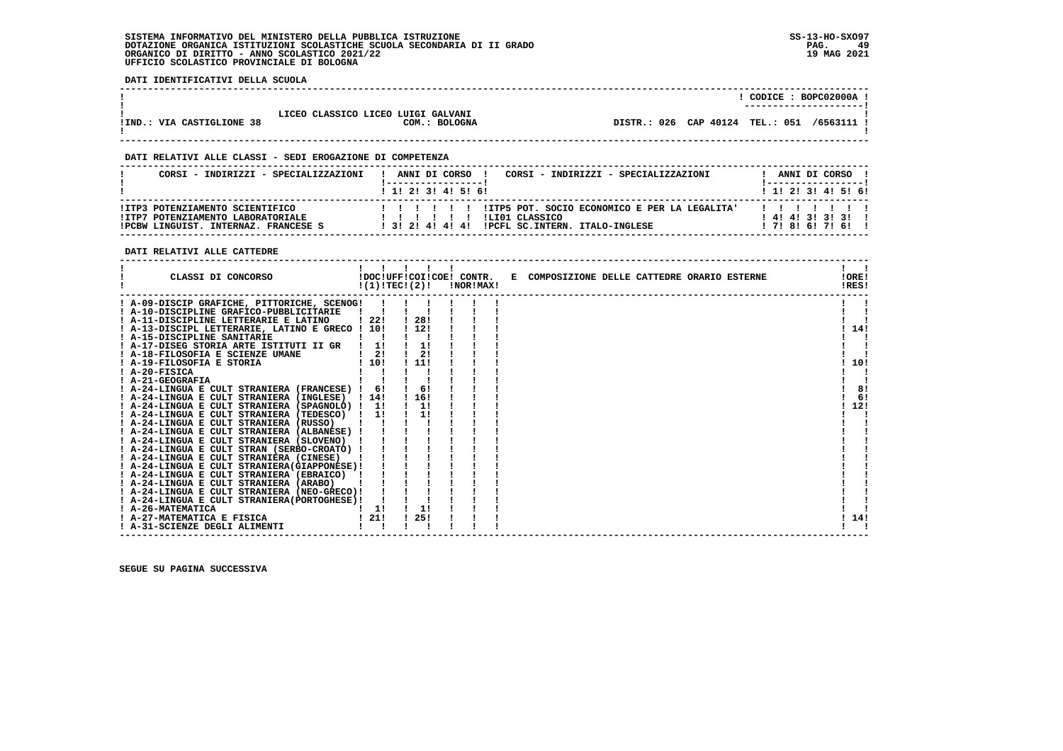**SISTEMA INFORMATIVO DEL MINISTERO DELLA PUBBLICA ISTRUZIONE**
**DOTAZIONE ORGANICA ISTITUZIONI SCOLASTICHE SCUOLA SECONDARIA DI II GRADO**
**ORGANICO DI DIRITTO - ANNO SCOLASTICO 2021/22**
**UFFICIO SCOLASTICO PROVINCIALE DI BOLOGNA**

SS-13-HO-SXO97
19 MAG 2021

**DATI IDENTIFICATIVI DELLA SCUOLA**

| | | CODICE : BOPC02000A |
|---|---|---|
| IND.: VIA CASTIGLIONE 38 | LICEO CLASSICO LICEO LUIGI GALVANI COM.: BOLOGNA | DISTR.: 026 CAP 40124 TEL.: 051 /6563111 |

**DATI RELATIVI ALLE CLASSI - SEDI EROGAZIONE DI COMPETENZA**

| CORSI - INDIRIZZI - SPECIALIZZAZIONI | 1 | 2 | 3 | 4 | 5 | 6 | CORSI - INDIRIZZI - SPECIALIZZAZIONI | 1 | 2 | 3 | 4 | 5 | 6 |
|---|---|---|---|---|---|---|---|---|---|---|---|---|---|
| ITP3 POTENZIAMENTO SCIENTIFICO | | | | | | | ITP5 POT. SOCIO ECONOMICO E PER LA LEGALITA' | | | | | | |
| ITP7 POTENZIAMENTO LABORATORIALE | | | | | | | LI01 CLASSICO | 4 | 4 | 3 | 3 | 3 | |
| PCBW LINGUIST. INTERNAZ. FRANCESE S | 3 | 2 | 4 | 4 | 4 | | PCFL SC.INTERN. ITALO-INGLESE | 7 | 8 | 6 | 7 | 6 | |

**DATI RELATIVI ALLE CATTEDRE**

| CLASSI DI CONCORSO | DOC (1) | UFF TEC | COI (2) | COE | CONTR. NOR | CONTR. MAX | E COMPOSIZIONE DELLE CATTEDRE ORARIO ESTERNE | ORE RES |
|---|---|---|---|---|---|---|---|---|
| A-09-DISCIP GRAFICHE, PITTORICHE, SCENOG | | | | | | | | |
| A-10-DISCIPLINE GRAFICO-PUBBLICITARIE | | | | | | | | |
| A-11-DISCIPLINE LETTERARIE E LATINO | 22 | | 28 | | | | | |
| A-13-DISCIPL LETTERARIE, LATINO E GRECO | 10 | | 12 | | | | | 14 |
| A-15-DISCIPLINE SANITARIE | | | | | | | | |
| A-17-DISEG STORIA ARTE ISTITUTI II GR | 1 | | 1 | | | | | |
| A-18-FILOSOFIA E SCIENZE UMANE | 2 | | 2 | | | | | |
| A-19-FILOSOFIA E STORIA | 10 | | 11 | | | | | 10 |
| A-20-FISICA | | | | | | | | |
| A-21-GEOGRAFIA | | | | | | | | |
| A-24-LINGUA E CULT STRANIERA (FRANCESE) | 6 | | 6 | | | | | 8 |
| A-24-LINGUA E CULT STRANIERA (INGLESE) | 14 | | 16 | | | | | 6 |
| A-24-LINGUA E CULT STRANIERA (SPAGNOLO) | 1 | | 1 | | | | | 12 |
| A-24-LINGUA E CULT STRANIERA (TEDESCO) | 1 | | 1 | | | | | |
| A-24-LINGUA E CULT STRANIERA (RUSSO) | | | | | | | | |
| A-24-LINGUA E CULT STRANIERA (ALBANESE) | | | | | | | | |
| A-24-LINGUA E CULT STRANIERA (SLOVENO) | | | | | | | | |
| A-24-LINGUA E CULT STRAN (SERBO-CROATO) | | | | | | | | |
| A-24-LINGUA E CULT STRANIERA (CINESE) | | | | | | | | |
| A-24-LINGUA E CULT STRANIERA(GIAPPONESE) | | | | | | | | |
| A-24-LINGUA E CULT STRANIERA (EBRAICO) | | | | | | | | |
| A-24-LINGUA E CULT STRANIERA (ARABO) | | | | | | | | |
| A-24-LINGUA E CULT STRANIERA (NEO-GRECO) | | | | | | | | |
| A-24-LINGUA E CULT STRANIERA(PORTOGHESE) | | | | | | | | |
| A-26-MATEMATICA | 1 | | 1 | | | | | |
| A-27-MATEMATICA E FISICA | 21 | | 25 | | | | | 14 |
| A-31-SCIENZE DEGLI ALIMENTI | | | | | | | | |

SEGUE SU PAGINA SUCCESSIVA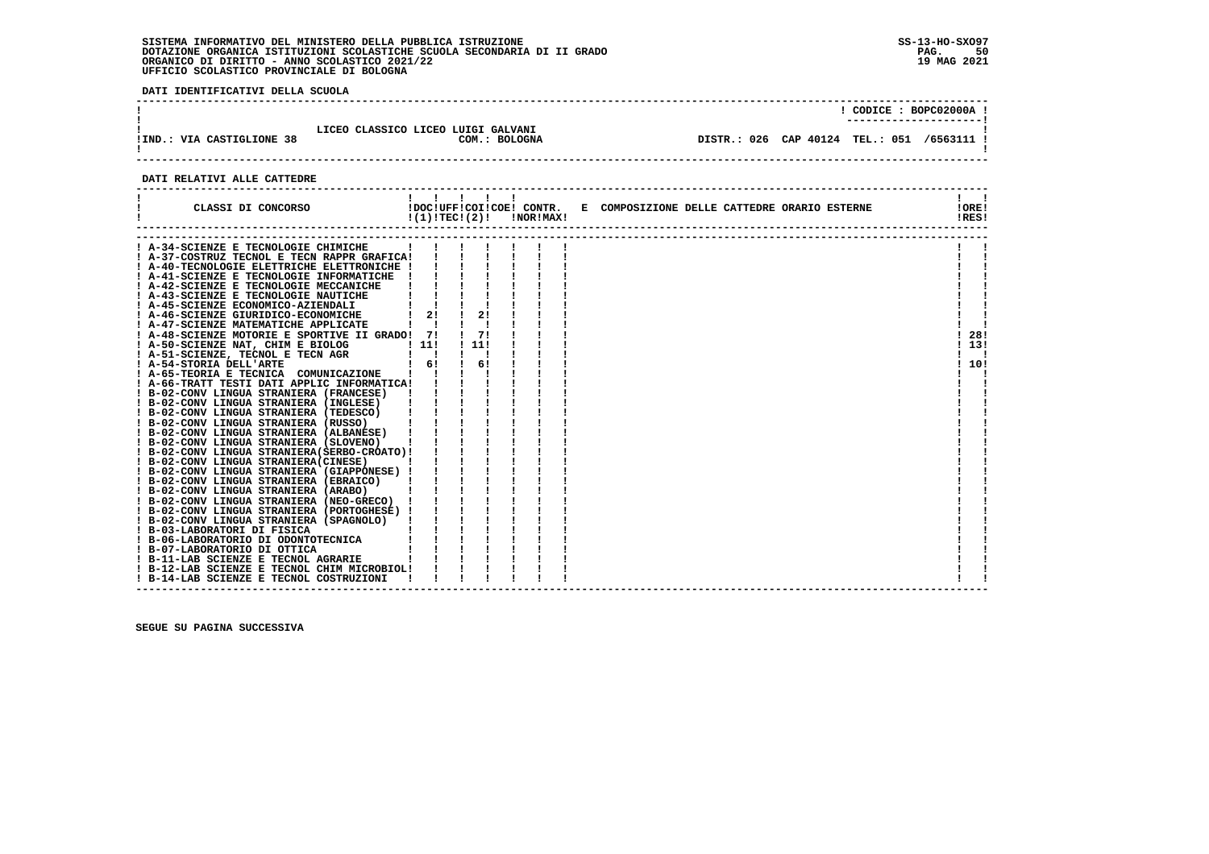SISTEMA INFORMATIVO DEL MINISTERO DELLA PUBBLICA ISTRUZIONE
DOTAZIONE ORGANICA ISTITUZIONI SCOLASTICHE SCUOLA SECONDARIA DI II GRADO
ORGANICO DI DIRITTO - ANNO SCOLASTICO 2021/22
UFFICIO SCOLASTICO PROVINCIALE DI BOLOGNA

SS-13-HO-SXO97
19 MAG 2021

**DATI IDENTIFICATIVI DELLA SCUOLA**

CODICE : BOPC02000A

LICEO CLASSICO LICEO LUIGI GALVANI

IND.: VIA CASTIGLIONE 38 — COM.: BOLOGNA — DISTR.: 026 CAP 40124 TEL.: 051 /6563111

**DATI RELATIVI ALLE CATTEDRE**

| CLASSI DI CONCORSO | DOC (1) | UFF TEC | COI (2) | COE | CONTR. NOR | CONTR. MAX | E COMPOSIZIONE DELLE CATTEDRE ORARIO ESTERNE | ORE RES |
|---|---|---|---|---|---|---|---|---|
| A-34-SCIENZE E TECNOLOGIE CHIMICHE | | | | | | | | |
| A-37-COSTRUZ TECNOL E TECN RAPPR GRAFICA | | | | | | | | |
| A-40-TECNOLOGIE ELETTRICHE ELETTRONICHE | | | | | | | | |
| A-41-SCIENZE E TECNOLOGIE INFORMATICHE | | | | | | | | |
| A-42-SCIENZE E TECNOLOGIE MECCANICHE | | | | | | | | |
| A-43-SCIENZE E TECNOLOGIE NAUTICHE | | | | | | | | |
| A-45-SCIENZE ECONOMICO-AZIENDALI | | | | | | | | |
| A-46-SCIENZE GIURIDICO-ECONOMICHE | 2 | | 2 | | | | | |
| A-47-SCIENZE MATEMATICHE APPLICATE | | | | | | | | |
| A-48-SCIENZE MOTORIE E SPORTIVE II GRADO | 7 | | 7 | | | | | 28 |
| A-50-SCIENZE NAT, CHIM E BIOLOG | 11 | | 11 | | | | | 13 |
| A-51-SCIENZE, TECNOL E TECN AGR | | | | | | | | |
| A-54-STORIA DELL'ARTE | 6 | | 6 | | | | | 10 |
| A-65-TEORIA E TECNICA COMUNICAZIONE | | | | | | | | |
| A-66-TRATT TESTI DATI APPLIC INFORMATICA | | | | | | | | |
| B-02-CONV LINGUA STRANIERA (FRANCESE) | | | | | | | | |
| B-02-CONV LINGUA STRANIERA (INGLESE) | | | | | | | | |
| B-02-CONV LINGUA STRANIERA (TEDESCO) | | | | | | | | |
| B-02-CONV LINGUA STRANIERA (RUSSO) | | | | | | | | |
| B-02-CONV LINGUA STRANIERA (ALBANESE) | | | | | | | | |
| B-02-CONV LINGUA STRANIERA (SLOVENO) | | | | | | | | |
| B-02-CONV LINGUA STRANIERA(SERBO-CROATO) | | | | | | | | |
| B-02-CONV LINGUA STRANIERA(CINESE) | | | | | | | | |
| B-02-CONV LINGUA STRANIERA (GIAPPONESE) | | | | | | | | |
| B-02-CONV LINGUA STRANIERA (EBRAICO) | | | | | | | | |
| B-02-CONV LINGUA STRANIERA (ARABO) | | | | | | | | |
| B-02-CONV LINGUA STRANIERA (NEO-GRECO) | | | | | | | | |
| B-02-CONV LINGUA STRANIERA (PORTOGHESE) | | | | | | | | |
| B-02-CONV LINGUA STRANIERA (SPAGNOLO) | | | | | | | | |
| B-03-LABORATORI DI FISICA | | | | | | | | |
| B-06-LABORATORIO DI ODONTOTECNICA | | | | | | | | |
| B-07-LABORATORIO DI OTTICA | | | | | | | | |
| B-11-LAB SCIENZE E TECNOL AGRARIE | | | | | | | | |
| B-12-LAB SCIENZE E TECNOL CHIM MICROBIOL | | | | | | | | |
| B-14-LAB SCIENZE E TECNOL COSTRUZIONI | | | | | | | | |

SEGUE SU PAGINA SUCCESSIVA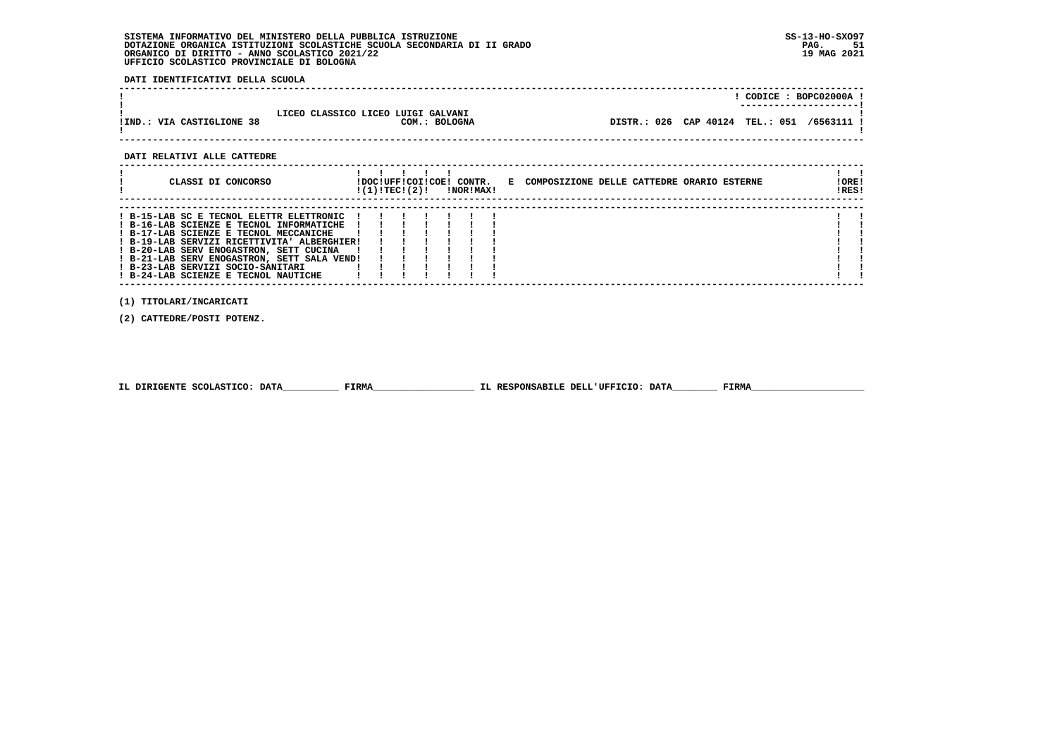SISTEMA INFORMATIVO DEL MINISTERO DELLA PUBBLICA ISTRUZIONE
DOTAZIONE ORGANICA ISTITUZIONI SCOLASTICHE SCUOLA SECONDARIA DI II GRADO
ORGANICO DI DIRITTO - ANNO SCOLASTICO 2021/22
UFFICIO SCOLASTICO PROVINCIALE DI BOLOGNA

**DATI IDENTIFICATIVI DELLA SCUOLA**

| | | |
|---|---|---|
| | | CODICE : BOPC02000A |
| IND.: VIA CASTIGLIONE 38 | LICEO CLASSICO LICEO LUIGI GALVANI COM.: BOLOGNA | DISTR.: 026 CAP 40124 TEL.: 051 /6563111 |

**DATI RELATIVI ALLE CATTEDRE**

| CLASSI DI CONCORSO | DOC (1) | UFF TEC | COI (2) | COE | CONTR. NOR | CONTR. MAX | E COMPOSIZIONE DELLE CATTEDRE ORARIO ESTERNE | ORE RES |
|---|---|---|---|---|---|---|---|---|
| B-15-LAB SC E TECNOL ELETTR ELETTRONIC | | | | | | | | |
| B-16-LAB SCIENZE E TECNOL INFORMATICHE | | | | | | | | |
| B-17-LAB SCIENZE E TECNOL MECCANICHE | | | | | | | | |
| B-19-LAB SERVIZI RICETTIVITA' ALBERGHIER | | | | | | | | |
| B-20-LAB SERV ENOGASTRON, SETT CUCINA | | | | | | | | |
| B-21-LAB SERV ENOGASTRON, SETT SALA VEND | | | | | | | | |
| B-23-LAB SERVIZI SOCIO-SANITARI | | | | | | | | |
| B-24-LAB SCIENZE E TECNOL NAUTICHE | | | | | | | | |

(1) TITOLARI/INCARICATI

(2) CATTEDRE/POSTI POTENZ.

IL DIRIGENTE SCOLASTICO: DATA__________ FIRMA__________________ IL RESPONSABILE DELL'UFFICIO: DATA________ FIRMA____________________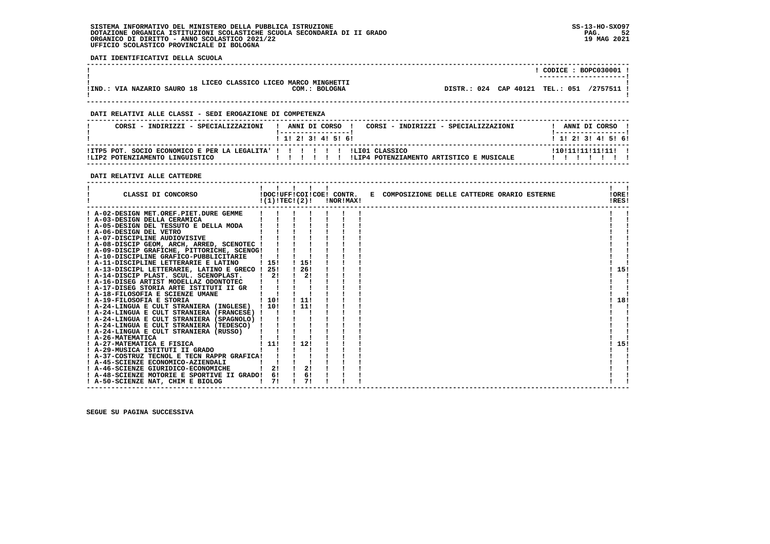SISTEMA INFORMATIVO DEL MINISTERO DELLA PUBBLICA ISTRUZIONE
DOTAZIONE ORGANICA ISTITUZIONI SCOLASTICHE SCUOLA SECONDARIA DI II GRADO
ORGANICO DI DIRITTO - ANNO SCOLASTICO 2021/22
UFFICIO SCOLASTICO PROVINCIALE DI BOLOGNA

SS-13-HO-SXO97
19 MAG 2021

**DATI IDENTIFICATIVI DELLA SCUOLA**

| | | CODICE : BOPC030001 |
|---|---|---|
| !IND.: VIA NAZARIO SAURO 18 | LICEO CLASSICO LICEO MARCO MINGHETTI COM.: BOLOGNA | DISTR.: 024 CAP 40121 TEL.: 051 /2757511 |

**DATI RELATIVI ALLE CLASSI - SEDI EROGAZIONE DI COMPETENZA**

| CORSI - INDIRIZZI - SPECIALIZZAZIONI | 1 | 2 | 3 | 4 | 5 | 6 | CORSI - INDIRIZZI - SPECIALIZZAZIONI | 1 | 2 | 3 | 4 | 5 | 6 |
|---|---|---|---|---|---|---|---|---|---|---|---|---|---|
| ITP5 POT. SOCIO ECONOMICO E PER LA LEGALITA' | | | | | | | LI01 CLASSICO | 10 | 11 | 11 | 11 | 11 | |
| LIP2 POTENZIAMENTO LINGUISTICO | | | | | | | LIP4 POTENZIAMENTO ARTISTICO E MUSICALE | | | | | | |

**DATI RELATIVI ALLE CATTEDRE**

| CLASSI DI CONCORSO | DOC (1) | UFF TEC | COI (2) | COE | CONTR. NOR | CONTR. MAX | E COMPOSIZIONE DELLE CATTEDRE ORARIO ESTERNE | ORE RES |
|---|---|---|---|---|---|---|---|---|
| A-02-DESIGN MET.OREF.PIET.DURE GEMME | | | | | | | | |
| A-03-DESIGN DELLA CERAMICA | | | | | | | | |
| A-05-DESIGN DEL TESSUTO E DELLA MODA | | | | | | | | |
| A-06-DESIGN DEL VETRO | | | | | | | | |
| A-07-DISCIPLINE AUDIOVISIVE | | | | | | | | |
| A-08-DISCIP GEOM, ARCH, ARRED, SCENOTEC | | | | | | | | |
| A-09-DISCIP GRAFICHE, PITTORICHE, SCENOG | | | | | | | | |
| A-10-DISCIPLINE GRAFICO-PUBBLICITARIE | | | | | | | | |
| A-11-DISCIPLINE LETTERARIE E LATINO | 15 | | 15 | | | | | |
| A-13-DISCIPL LETTERARIE, LATINO E GRECO | 25 | | 26 | | | | | 15 |
| A-14-DISCIP PLAST. SCUL. SCENOPLAST. | 2 | | 2 | | | | | |
| A-16-DISEG ARTIST MODELLAZ ODONTOTEC | | | | | | | | |
| A-17-DISEG STORIA ARTE ISTITUTI II GR | | | | | | | | |
| A-18-FILOSOFIA E SCIENZE UMANE | | | | | | | | |
| A-19-FILOSOFIA E STORIA | 10 | | 11 | | | | | 18 |
| A-24-LINGUA E CULT STRANIERA (INGLESE) | 10 | | 11 | | | | | |
| A-24-LINGUA E CULT STRANIERA (FRANCESE) | | | | | | | | |
| A-24-LINGUA E CULT STRANIERA (SPAGNOLO) | | | | | | | | |
| A-24-LINGUA E CULT STRANIERA (TEDESCO) | | | | | | | | |
| A-24-LINGUA E CULT STRANIERA (RUSSO) | | | | | | | | |
| A-26-MATEMATICA | | | | | | | | |
| A-27-MATEMATICA E FISICA | 11 | | 12 | | | | | 15 |
| A-29-MUSICA ISTITUTI II GRADO | | | | | | | | |
| A-37-COSTRUZ TECNOL E TECN RAPPR GRAFICA | | | | | | | | |
| A-45-SCIENZE ECONOMICO-AZIENDALI | | | | | | | | |
| A-46-SCIENZE GIURIDICO-ECONOMICHE | 2 | | 2 | | | | | |
| A-48-SCIENZE MOTORIE E SPORTIVE II GRADO | 6 | | 6 | | | | | |
| A-50-SCIENZE NAT, CHIM E BIOLOG | 7 | | 7 | | | | | |

SEGUE SU PAGINA SUCCESSIVA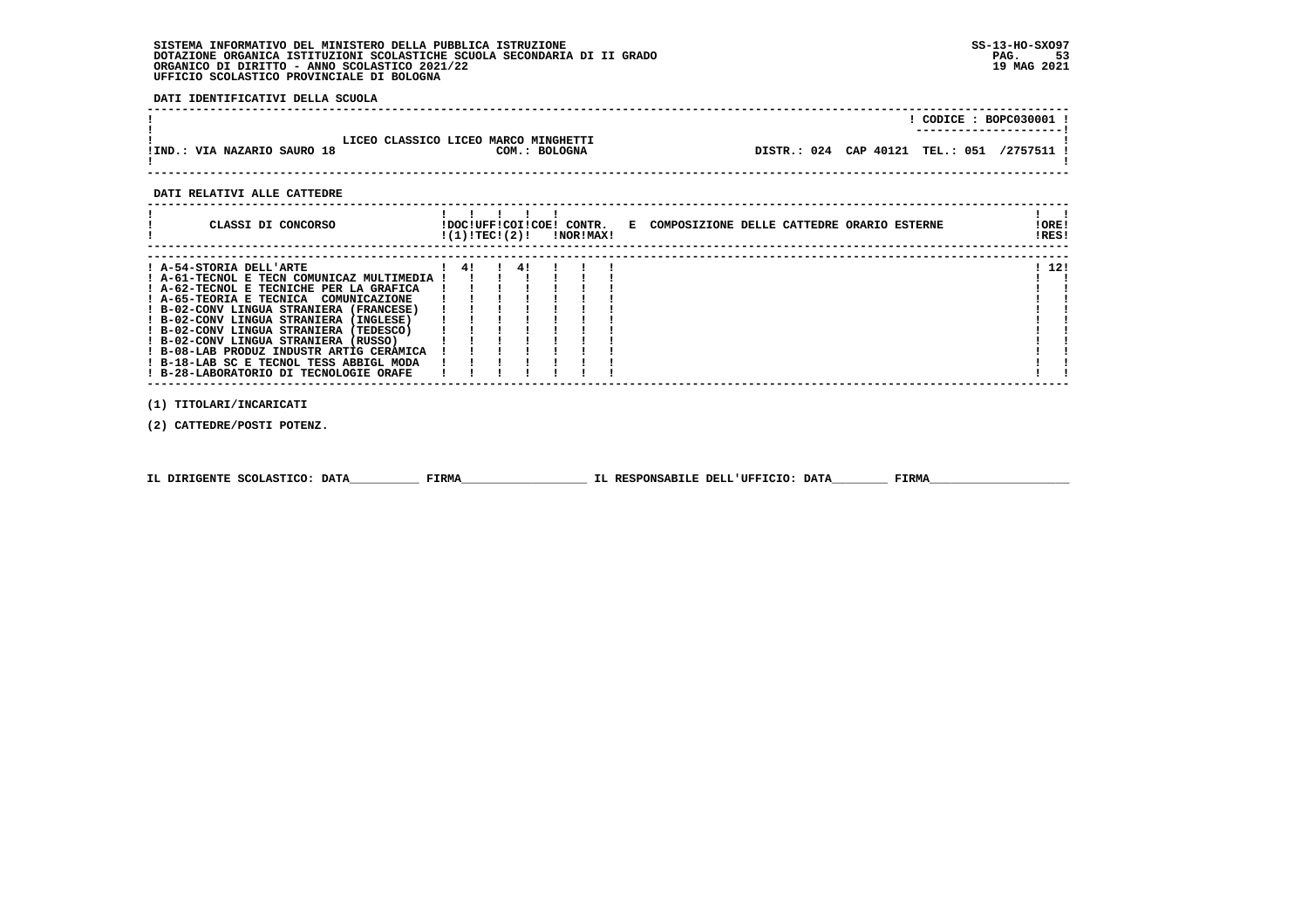SISTEMA INFORMATIVO DEL MINISTERO DELLA PUBBLICA ISTRUZIONE
DOTAZIONE ORGANICA ISTITUZIONI SCOLASTICHE SCUOLA SECONDARIA DI II GRADO
ORGANICO DI DIRITTO - ANNO SCOLASTICO 2021/22
UFFICIO SCOLASTICO PROVINCIALE DI BOLOGNA

SS-13-HO-SXO97
19 MAG 2021

**DATI IDENTIFICATIVI DELLA SCUOLA**

| | |
|---|---|
| LICEO CLASSICO LICEO MARCO MINGHETTI | CODICE : BOPC030001 |
| IND.: VIA NAZARIO SAURO 18 — COM.: BOLOGNA | DISTR.: 024 CAP 40121 TEL.: 051 /2757511 |

**DATI RELATIVI ALLE CATTEDRE**

| CLASSI DI CONCORSO | DOC (1) | UFF TEC | COI | COE (2) | CONTR. NOR | CONTR. MAX | E COMPOSIZIONE DELLE CATTEDRE ORARIO ESTERNE | ORE RES |
|---|---|---|---|---|---|---|---|---|
| A-54-STORIA DELL'ARTE | 4 | | 4 | | | | | 12 |
| A-61-TECNOL E TECN COMUNICAZ MULTIMEDIA | | | | | | | | |
| A-62-TECNOL E TECNICHE PER LA GRAFICA | | | | | | | | |
| A-65-TEORIA E TECNICA COMUNICAZIONE | | | | | | | | |
| B-02-CONV LINGUA STRANIERA (FRANCESE) | | | | | | | | |
| B-02-CONV LINGUA STRANIERA (INGLESE) | | | | | | | | |
| B-02-CONV LINGUA STRANIERA (TEDESCO) | | | | | | | | |
| B-02-CONV LINGUA STRANIERA (RUSSO) | | | | | | | | |
| B-08-LAB PRODUZ INDUSTR ARTIG CERAMICA | | | | | | | | |
| B-18-LAB SC E TECNOL TESS ABBIGL MODA | | | | | | | | |
| B-28-LABORATORIO DI TECNOLOGIE ORAFE | | | | | | | | |

(1) TITOLARI/INCARICATI

(2) CATTEDRE/POSTI POTENZ.

IL DIRIGENTE SCOLASTICO: DATA__________ FIRMA__________________ IL RESPONSABILE DELL'UFFICIO: DATA________ FIRMA____________________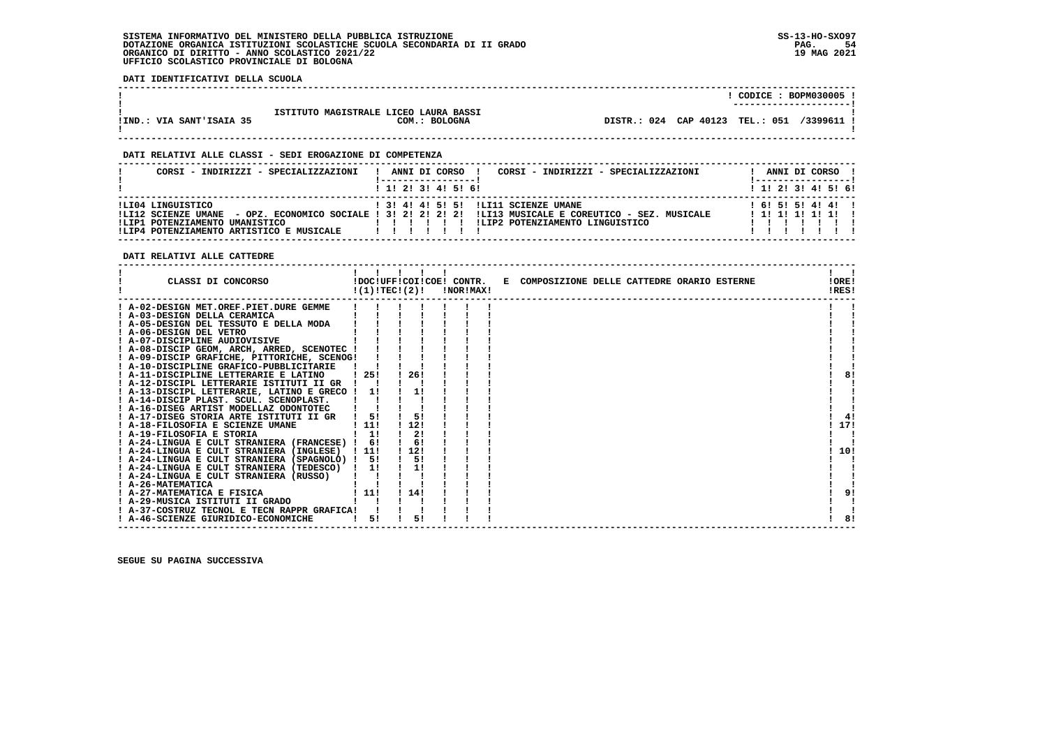SISTEMA INFORMATIVO DEL MINISTERO DELLA PUBBLICA ISTRUZIONE
DOTAZIONE ORGANICA ISTITUZIONI SCOLASTICHE SCUOLA SECONDARIA DI II GRADO
ORGANICO DI DIRITTO - ANNO SCOLASTICO 2021/22
UFFICIO SCOLASTICO PROVINCIALE DI BOLOGNA

SS-13-HO-SXO97
19 MAG 2021

**DATI IDENTIFICATIVI DELLA SCUOLA**

| | | |
|---|---|---|
| | | CODICE : BOPM030005 |
| IND.: VIA SANT'ISAIA 35 | ISTITUTO MAGISTRALE LICEO LAURA BASSI COM.: BOLOGNA | DISTR.: 024 CAP 40123 TEL.: 051 /3399611 |

**DATI RELATIVI ALLE CLASSI - SEDI EROGAZIONE DI COMPETENZA**

| CORSI - INDIRIZZI - SPECIALIZZAZIONI | 1 | 2 | 3 | 4 | 5 | 6 | CORSI - INDIRIZZI - SPECIALIZZAZIONI | 1 | 2 | 3 | 4 | 5 | 6 |
|---|---|---|---|---|---|---|---|---|---|---|---|---|---|
| LI04 LINGUISTICO | 3 | 4 | 4 | 5 | 5 | | LI11 SCIENZE UMANE | 6 | 5 | 5 | 4 | 4 | |
| LI12 SCIENZE UMANE - OPZ. ECONOMICO SOCIALE | 3 | 2 | 2 | 2 | 2 | | LI13 MUSICALE E COREUTICO - SEZ. MUSICALE | 1 | 1 | 1 | 1 | 1 | |
| LIP1 POTENZIAMENTO UMANISTICO | | | | | | | LIP2 POTENZIAMENTO LINGUISTICO | | | | | | |
| LIP4 POTENZIAMENTO ARTISTICO E MUSICALE | | | | | | | | | | | | | |

**DATI RELATIVI ALLE CATTEDRE**

| CLASSI DI CONCORSO | DOC (1) | UFF TEC | COI (2) | COE | CONTR. NOR | CONTR. MAX | E COMPOSIZIONE DELLE CATTEDRE ORARIO ESTERNE | ORE RES |
|---|---|---|---|---|---|---|---|---|
| A-02-DESIGN MET.OREF.PIET.DURE GEMME | | | | | | | | |
| A-03-DESIGN DELLA CERAMICA | | | | | | | | |
| A-05-DESIGN DEL TESSUTO E DELLA MODA | | | | | | | | |
| A-06-DESIGN DEL VETRO | | | | | | | | |
| A-07-DISCIPLINE AUDIOVISIVE | | | | | | | | |
| A-08-DISCIP GEOM, ARCH, ARRED, SCENOTEC | | | | | | | | |
| A-09-DISCIP GRAFICHE, PITTORICHE, SCENOG | | | | | | | | |
| A-10-DISCIPLINE GRAFICO-PUBBLICITARIE | | | | | | | | |
| A-11-DISCIPLINE LETTERARIE E LATINO | 25 | | 26 | | | | | 8 |
| A-12-DISCIPL LETTERARIE ISTITUTI II GR | | | | | | | | |
| A-13-DISCIPL LETTERARIE, LATINO E GRECO | 1 | | 1 | | | | | |
| A-14-DISCIP PLAST. SCUL. SCENOPLAST. | | | | | | | | |
| A-16-DISEG ARTIST MODELLAZ ODONTOTEC | | | | | | | | |
| A-17-DISEG STORIA ARTE ISTITUTI II GR | 5 | | 5 | | | | | 4 |
| A-18-FILOSOFIA E SCIENZE UMANE | 11 | | 12 | | | | | 17 |
| A-19-FILOSOFIA E STORIA | 1 | | 2 | | | | | |
| A-24-LINGUA E CULT STRANIERA (FRANCESE) | 6 | | 6 | | | | | |
| A-24-LINGUA E CULT STRANIERA (INGLESE) | 11 | | 12 | | | | | 10 |
| A-24-LINGUA E CULT STRANIERA (SPAGNOLO) | 5 | | 5 | | | | | |
| A-24-LINGUA E CULT STRANIERA (TEDESCO) | 1 | | 1 | | | | | |
| A-24-LINGUA E CULT STRANIERA (RUSSO) | | | | | | | | |
| A-26-MATEMATICA | | | | | | | | |
| A-27-MATEMATICA E FISICA | 11 | | 14 | | | | | 9 |
| A-29-MUSICA ISTITUTI II GRADO | | | | | | | | |
| A-37-COSTRUZ TECNOL E TECN RAPPR GRAFICA | | | | | | | | |
| A-46-SCIENZE GIURIDICO-ECONOMICHE | 5 | | 5 | | | | | 8 |

SEGUE SU PAGINA SUCCESSIVA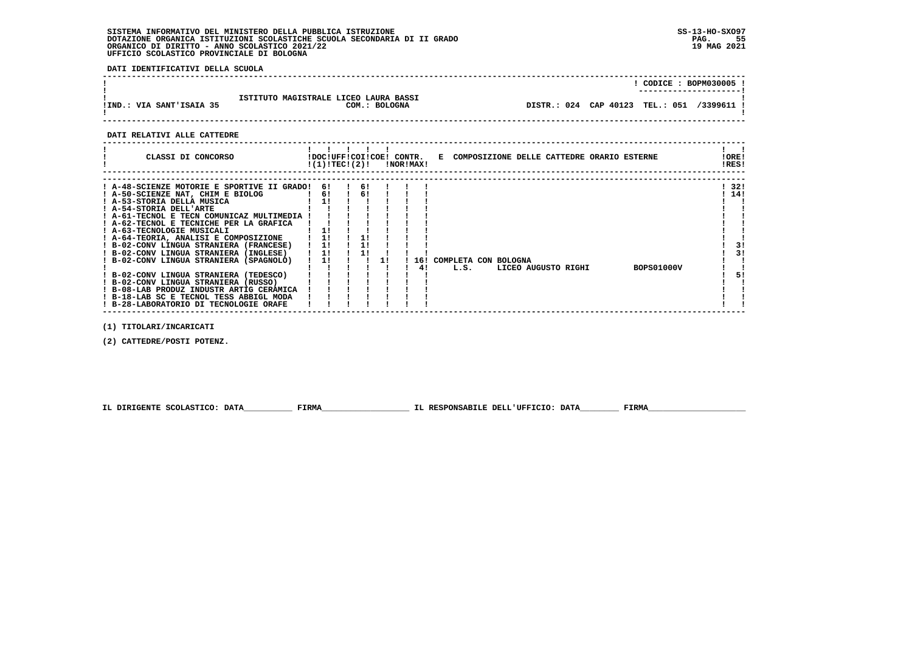SISTEMA INFORMATIVO DEL MINISTERO DELLA PUBBLICA ISTRUZIONE
DOTAZIONE ORGANICA ISTITUZIONI SCOLASTICHE SCUOLA SECONDARIA DI II GRADO
ORGANICO DI DIRITTO - ANNO SCOLASTICO 2021/22
UFFICIO SCOLASTICO PROVINCIALE DI BOLOGNA

SS-13-HO-SXO97
19 MAG 2021

**DATI IDENTIFICATIVI DELLA SCUOLA**

| | | |
|---|---|---|
| | | CODICE : BOPM030005 |
| IND.: VIA SANT'ISAIA 35 | ISTITUTO MAGISTRALE LICEO LAURA BASSI COM.: BOLOGNA | DISTR.: 024 CAP 40123 TEL.: 051 /3399611 |

**DATI RELATIVI ALLE CATTEDRE**

| CLASSI DI CONCORSO | DOC (1) | UFF TEC | COI (2) | COE | CONTR. NOR | CONTR. MAX | E COMPOSIZIONE DELLE CATTEDRE ORARIO ESTERNE | ORE RES |
|---|---|---|---|---|---|---|---|---|
| A-48-SCIENZE MOTORIE E SPORTIVE II GRADO | 6 | | 6 | | | | | 32 |
| A-50-SCIENZE NAT, CHIM E BIOLOG | 6 | | 6 | | | | | 14 |
| A-53-STORIA DELLA MUSICA | 1 | | | | | | | |
| A-54-STORIA DELL'ARTE | | | | | | | | |
| A-61-TECNOL E TECN COMUNICAZ MULTIMEDIA | | | | | | | | |
| A-62-TECNOL E TECNICHE PER LA GRAFICA | | | | | | | | |
| A-63-TECNOLOGIE MUSICALI | 1 | | | | | | | |
| A-64-TEORIA, ANALISI E COMPOSIZIONE | 1 | | 1 | | | | | |
| B-02-CONV LINGUA STRANIERA (FRANCESE) | 1 | | 1 | | | | | 3 |
| B-02-CONV LINGUA STRANIERA (INGLESE) | 1 | | 1 | | | | | 3 |
| B-02-CONV LINGUA STRANIERA (SPAGNOLO) | 1 | | | 1 | | 16 | COMPLETA CON BOLOGNA | |
| | | | | | | 4 | L.S. LICEO AUGUSTO RIGHI BOPS01000V | |
| B-02-CONV LINGUA STRANIERA (TEDESCO) | | | | | | | | 5 |
| B-02-CONV LINGUA STRANIERA (RUSSO) | | | | | | | | |
| B-08-LAB PRODUZ INDUSTR ARTIG CERAMICA | | | | | | | | |
| B-18-LAB SC E TECNOL TESS ABBIGL MODA | | | | | | | | |
| B-28-LABORATORIO DI TECNOLOGIE ORAFE | | | | | | | | |

(1) TITOLARI/INCARICATI

(2) CATTEDRE/POSTI POTENZ.

IL DIRIGENTE SCOLASTICO: DATA__________ FIRMA__________________ IL RESPONSABILE DELL'UFFICIO: DATA________ FIRMA____________________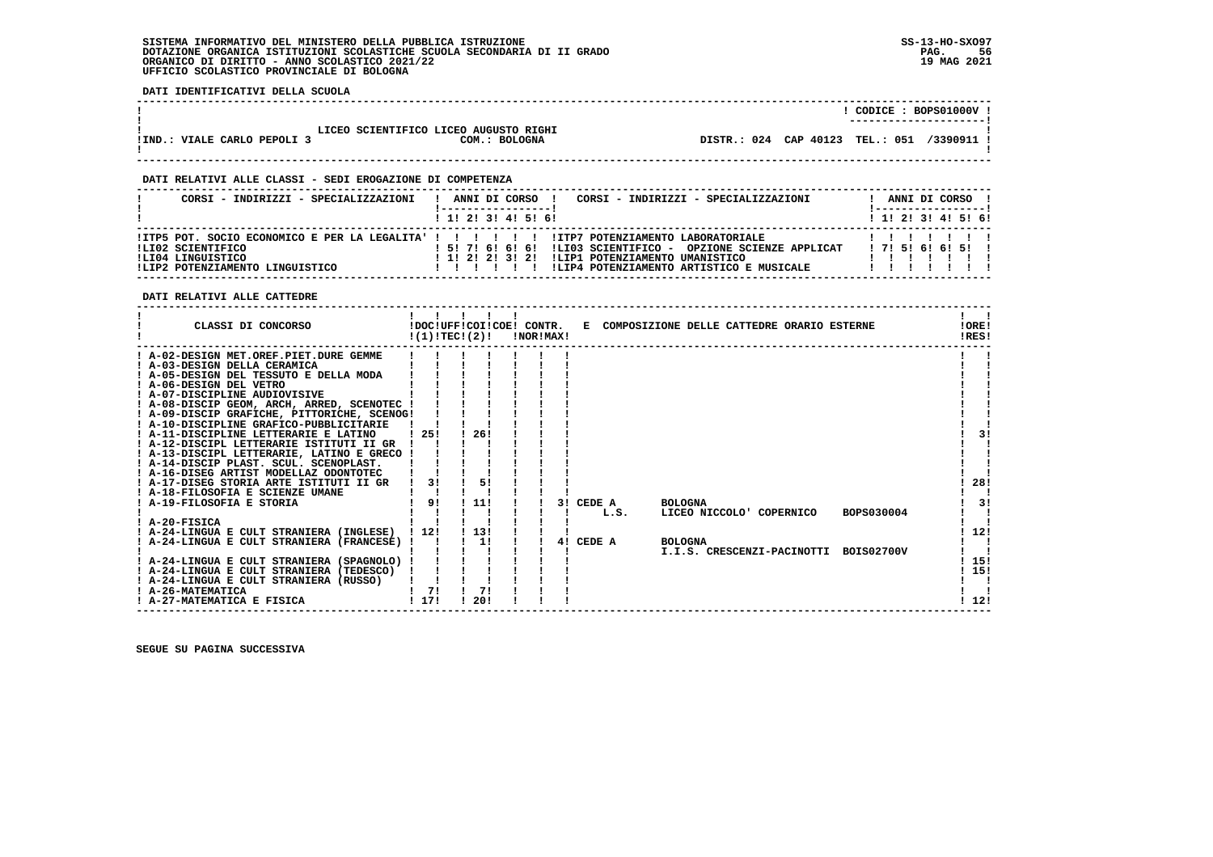SISTEMA INFORMATIVO DEL MINISTERO DELLA PUBBLICA ISTRUZIONE
DOTAZIONE ORGANICA ISTITUZIONI SCOLASTICHE SCUOLA SECONDARIA DI II GRADO
ORGANICO DI DIRITTO - ANNO SCOLASTICO 2021/22
UFFICIO SCOLASTICO PROVINCIALE DI BOLOGNA

SS-13-HO-SXO97
19 MAG 2021

**DATI IDENTIFICATIVI DELLA SCUOLA**

CODICE : BOPS01000V

LICEO SCIENTIFICO LICEO AUGUSTO RIGHI
IND.: VIALE CARLO PEPOLI 3 — COM.: BOLOGNA — DISTR.: 024 CAP 40123 TEL.: 051 /3390911

**DATI RELATIVI ALLE CLASSI - SEDI EROGAZIONE DI COMPETENZA**

| CORSI - INDIRIZZI - SPECIALIZZAZIONI | 1 | 2 | 3 | 4 | 5 | 6 | CORSI - INDIRIZZI - SPECIALIZZAZIONI | 1 | 2 | 3 | 4 | 5 | 6 |
|---|---|---|---|---|---|---|---|---|---|---|---|---|---|
| ITP5 POT. SOCIO ECONOMICO E PER LA LEGALITA' | | | | | | | ITP7 POTENZIAMENTO LABORATORIALE | | | | | | |
| LI02 SCIENTIFICO | 5 | 7 | 6 | 6 | 6 | | LI03 SCIENTIFICO - OPZIONE SCIENZE APPLICAT | 7 | 5 | 6 | 6 | 5 | |
| LI04 LINGUISTICO | 1 | 2 | 2 | 3 | 2 | | LIP1 POTENZIAMENTO UMANISTICO | | | | | | |
| LIP2 POTENZIAMENTO LINGUISTICO | | | | | | | LIP4 POTENZIAMENTO ARTISTICO E MUSICALE | | | | | | |

**DATI RELATIVI ALLE CATTEDRE**

| CLASSI DI CONCORSO | DOC (1) | UFF TEC (2) | COI | COE | CONTR. NOR | CONTR. MAX | E COMPOSIZIONE DELLE CATTEDRE ORARIO ESTERNE | ORE RES |
|---|---|---|---|---|---|---|---|---|
| A-02-DESIGN MET.OREF.PIET.DURE GEMME | | | | | | | | |
| A-03-DESIGN DELLA CERAMICA | | | | | | | | |
| A-05-DESIGN DEL TESSUTO E DELLA MODA | | | | | | | | |
| A-06-DESIGN DEL VETRO | | | | | | | | |
| A-07-DISCIPLINE AUDIOVISIVE | | | | | | | | |
| A-08-DISCIP GEOM, ARCH, ARRED, SCENOTEC | | | | | | | | |
| A-09-DISCIP GRAFICHE, PITTORICHE, SCENOG | | | | | | | | |
| A-10-DISCIPLINE GRAFICO-PUBBLICITARIE | | | | | | | | |
| A-11-DISCIPLINE LETTERARIE E LATINO | 25 | | 26 | | | | | 3 |
| A-12-DISCIPL LETTERARIE ISTITUTI II GR | | | | | | | | |
| A-13-DISCIPL LETTERARIE, LATINO E GRECO | | | | | | | | |
| A-14-DISCIP PLAST. SCUL. SCENOPLAST. | | | | | | | | |
| A-16-DISEG ARTIST MODELLAZ ODONTOTEC | | | | | | | | |
| A-17-DISEG STORIA ARTE ISTITUTI II GR | 3 | | 5 | | | | | 28 |
| A-18-FILOSOFIA E SCIENZE UMANE | | | | | | | | |
| A-19-FILOSOFIA E STORIA | 9 | | 11 | | | 3 | CEDE A L.S. BOLOGNA LICEO NICCOLO' COPERNICO BOPS030004 | 3 |
| A-20-FISICA | | | | | | | | |
| A-24-LINGUA E CULT STRANIERA (INGLESE) | 12 | | 13 | | | | | 12 |
| A-24-LINGUA E CULT STRANIERA (FRANCESE) | | | 1 | | | 4 | CEDE A BOLOGNA I.I.S. CRESCENZI-PACINOTTI BOIS02700V | |
| A-24-LINGUA E CULT STRANIERA (SPAGNOLO) | | | | | | | | 15 |
| A-24-LINGUA E CULT STRANIERA (TEDESCO) | | | | | | | | 15 |
| A-24-LINGUA E CULT STRANIERA (RUSSO) | | | | | | | | |
| A-26-MATEMATICA | 7 | | 7 | | | | | |
| A-27-MATEMATICA E FISICA | 17 | | 20 | | | | | 12 |

SEGUE SU PAGINA SUCCESSIVA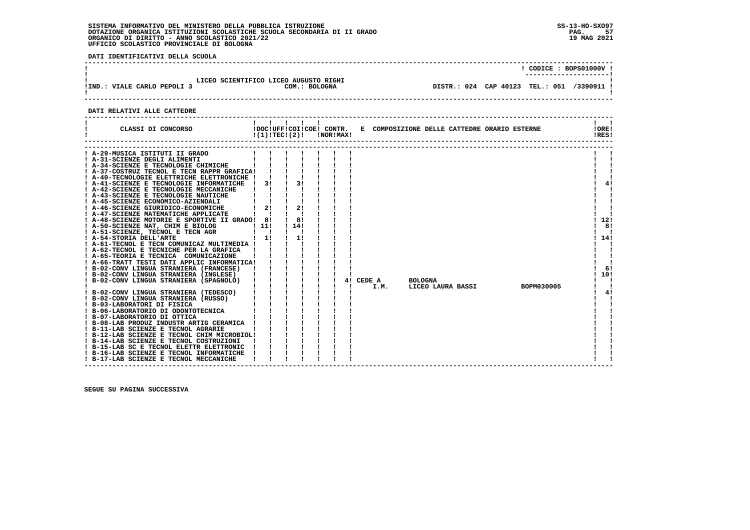SISTEMA INFORMATIVO DEL MINISTERO DELLA PUBBLICA ISTRUZIONE
DOTAZIONE ORGANICA ISTITUZIONI SCOLASTICHE SCUOLA SECONDARIA DI II GRADO
ORGANICO DI DIRITTO - ANNO SCOLASTICO 2021/22
UFFICIO SCOLASTICO PROVINCIALE DI BOLOGNA

SS-13-HO-SXO97
19 MAG 2021

**DATI IDENTIFICATIVI DELLA SCUOLA**

CODICE : BOPS01000V

LICEO SCIENTIFICO LICEO AUGUSTO RIGHI
IND.: VIALE CARLO PEPOLI 3 — COM.: BOLOGNA — DISTR.: 024 CAP 40123 TEL.: 051 /3390911

**DATI RELATIVI ALLE CATTEDRE**

| CLASSI DI CONCORSO | DOC (1) | UFF TEC | COI (2) | COE | CONTR. NOR | CONTR. MAX | E COMPOSIZIONE DELLE CATTEDRE ORARIO ESTERNE | ORE RES |
|---|---|---|---|---|---|---|---|---|
| A-29-MUSICA ISTITUTI II GRADO | | | | | | | | |
| A-31-SCIENZE DEGLI ALIMENTI | | | | | | | | |
| A-34-SCIENZE E TECNOLOGIE CHIMICHE | | | | | | | | |
| A-37-COSTRUZ TECNOL E TECN RAPPR GRAFICA | | | | | | | | |
| A-40-TECNOLOGIE ELETTRICHE ELETTRONICHE | | | | | | | | |
| A-41-SCIENZE E TECNOLOGIE INFORMATICHE | 3 | | 3 | | | | | 4 |
| A-42-SCIENZE E TECNOLOGIE MECCANICHE | | | | | | | | |
| A-43-SCIENZE E TECNOLOGIE NAUTICHE | | | | | | | | |
| A-45-SCIENZE ECONOMICO-AZIENDALI | | | | | | | | |
| A-46-SCIENZE GIURIDICO-ECONOMICHE | 2 | | 2 | | | | | |
| A-47-SCIENZE MATEMATICHE APPLICATE | | | | | | | | |
| A-48-SCIENZE MOTORIE E SPORTIVE II GRADO | 8 | | 8 | | | | | 12 |
| A-50-SCIENZE NAT, CHIM E BIOLOG | 11 | | 14 | | | | | 8 |
| A-51-SCIENZE, TECNOL E TECN AGR | | | | | | | | |
| A-54-STORIA DELL'ARTE | 1 | | 1 | | | | | 14 |
| A-61-TECNOL E TECN COMUNICAZ MULTIMEDIA | | | | | | | | |
| A-62-TECNOL E TECNICHE PER LA GRAFICA | | | | | | | | |
| A-65-TEORIA E TECNICA COMUNICAZIONE | | | | | | | | |
| A-66-TRATT TESTI DATI APPLIC INFORMATICA | | | | | | | | |
| B-02-CONV LINGUA STRANIERA (FRANCESE) | | | | | | | | 6 |
| B-02-CONV LINGUA STRANIERA (INGLESE) | | | | | | | | 10 |
| B-02-CONV LINGUA STRANIERA (SPAGNOLO) | | | | | | | 4 CEDE A BOLOGNA — I.M. LICEO LAURA BASSI BOPM030005 | |
| B-02-CONV LINGUA STRANIERA (TEDESCO) | | | | | | | | 4 |
| B-02-CONV LINGUA STRANIERA (RUSSO) | | | | | | | | |
| B-03-LABORATORI DI FISICA | | | | | | | | |
| B-06-LABORATORIO DI ODONTOTECNICA | | | | | | | | |
| B-07-LABORATORIO DI OTTICA | | | | | | | | |
| B-08-LAB PRODUZ INDUSTR ARTIG CERAMICA | | | | | | | | |
| B-11-LAB SCIENZE E TECNOL AGRARIE | | | | | | | | |
| B-12-LAB SCIENZE E TECNOL CHIM MICROBIOL | | | | | | | | |
| B-14-LAB SCIENZE E TECNOL COSTRUZIONI | | | | | | | | |
| B-15-LAB SC E TECNOL ELETTR ELETTRONIC | | | | | | | | |
| B-16-LAB SCIENZE E TECNOL INFORMATICHE | | | | | | | | |
| B-17-LAB SCIENZE E TECNOL MECCANICHE | | | | | | | | |

SEGUE SU PAGINA SUCCESSIVA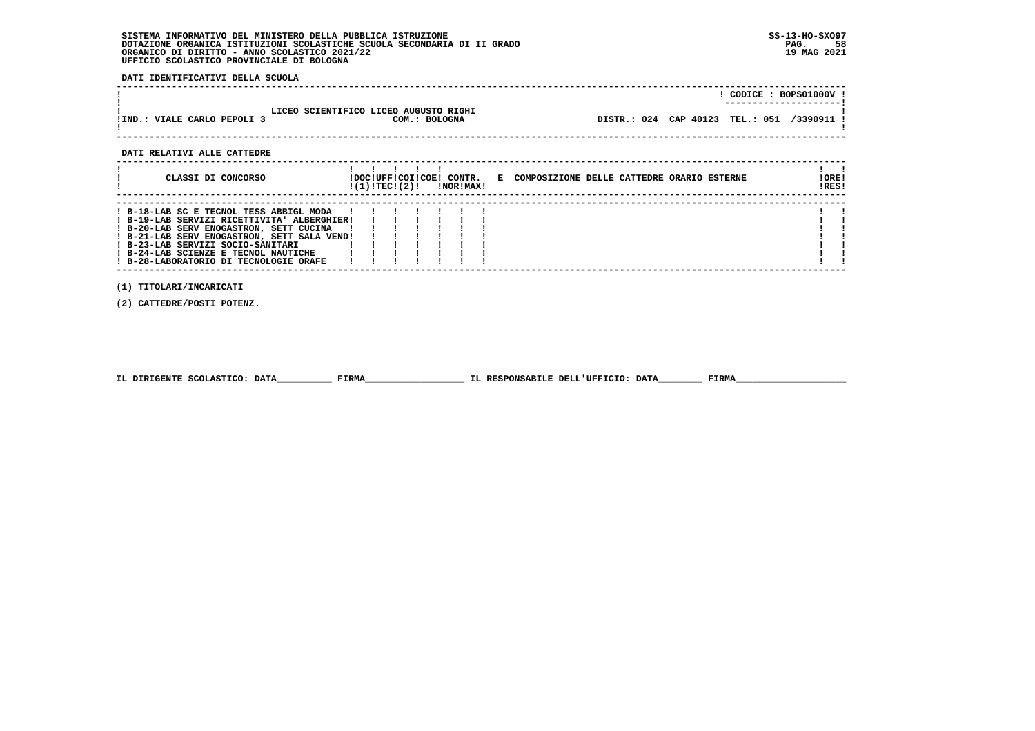**DATI IDENTIFICATIVI DELLA SCUOLA**

| | |
|---|---|
| | CODICE : BOPS01000V |
| LICEO SCIENTIFICO LICEO AUGUSTO RIGHI | |
| IND.: VIALE CARLO PEPOLI 3 — COM.: BOLOGNA | DISTR.: 024 CAP 40123 TEL.: 051 /3390911 |

**DATI RELATIVI ALLE CATTEDRE**

| CLASSI DI CONCORSO | DOC (1) | UFF TEC | COI (2) | COE | CONTR. NOR | CONTR. MAX | E COMPOSIZIONE DELLE CATTEDRE ORARIO ESTERNE | ORE RES |
|---|---|---|---|---|---|---|---|---|
| B-18-LAB SC E TECNOL TESS ABBIGL MODA | | | | | | | | |
| B-19-LAB SERVIZI RICETTIVITA' ALBERGHIER | | | | | | | | |
| B-20-LAB SERV ENOGASTRON, SETT CUCINA | | | | | | | | |
| B-21-LAB SERV ENOGASTRON, SETT SALA VEND | | | | | | | | |
| B-23-LAB SERVIZI SOCIO-SANITARI | | | | | | | | |
| B-24-LAB SCIENZE E TECNOL NAUTICHE | | | | | | | | |
| B-28-LABORATORIO DI TECNOLOGIE ORAFE | | | | | | | | |

(1) TITOLARI/INCARICATI

(2) CATTEDRE/POSTI POTENZ.

IL DIRIGENTE SCOLASTICO: DATA__________ FIRMA__________________ IL RESPONSABILE DELL'UFFICIO: DATA________ FIRMA____________________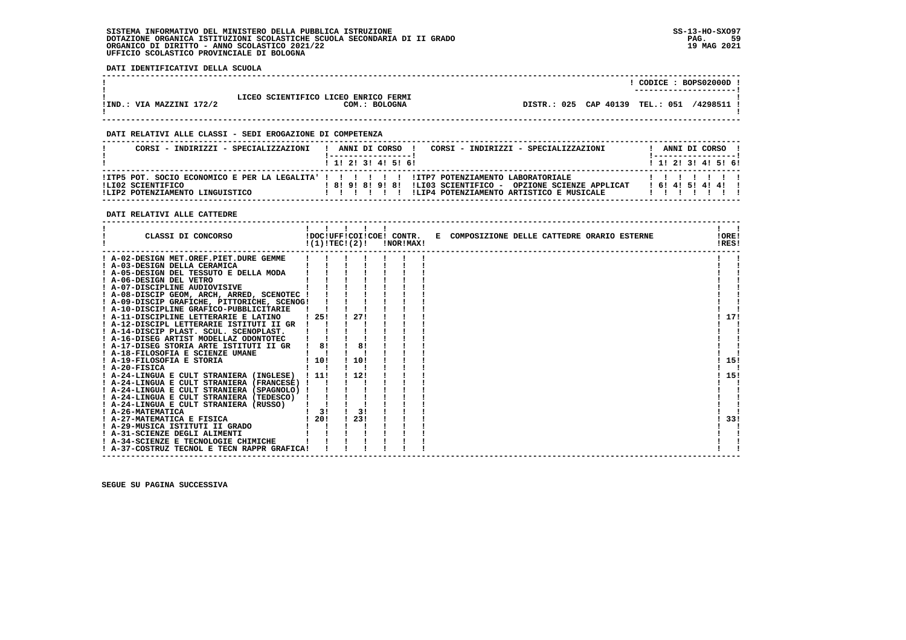SISTEMA INFORMATIVO DEL MINISTERO DELLA PUBBLICA ISTRUZIONE
DOTAZIONE ORGANICA ISTITUZIONI SCOLASTICHE SCUOLA SECONDARIA DI II GRADO
ORGANICO DI DIRITTO - ANNO SCOLASTICO 2021/22
UFFICIO SCOLASTICO PROVINCIALE DI BOLOGNA

SS-13-HO-SXO97
19 MAG 2021

**DATI IDENTIFICATIVI DELLA SCUOLA**

| | | CODICE : BOPS02000D |
|---|---|---|
| IND.: VIA MAZZINI 172/2 | LICEO SCIENTIFICO LICEO ENRICO FERMI COM.: BOLOGNA | DISTR.: 025 CAP 40139 TEL.: 051 /4298511 |

**DATI RELATIVI ALLE CLASSI - SEDI EROGAZIONE DI COMPETENZA**

| CORSI - INDIRIZZI - SPECIALIZZAZIONI | 1 | 2 | 3 | 4 | 5 | 6 | CORSI - INDIRIZZI - SPECIALIZZAZIONI | 1 | 2 | 3 | 4 | 5 | 6 |
|---|---|---|---|---|---|---|---|---|---|---|---|---|---|
| ITP5 POT. SOCIO ECONOMICO E PER LA LEGALITA' | | | | | | | ITP7 POTENZIAMENTO LABORATORIALE | | | | | | |
| LI02 SCIENTIFICO | 8 | 9 | 8 | 9 | 8 | | LI03 SCIENTIFICO - OPZIONE SCIENZE APPLICAT | 6 | 4 | 5 | 4 | 4 | |
| LIP2 POTENZIAMENTO LINGUISTICO | | | | | | | LIP4 POTENZIAMENTO ARTISTICO E MUSICALE | | | | | | |

**DATI RELATIVI ALLE CATTEDRE**

| CLASSI DI CONCORSO | DOC (1) | UFF TEC | COI (2) | COE | CONTR. NOR | CONTR. MAX | E COMPOSIZIONE DELLE CATTEDRE ORARIO ESTERNE | ORE RES |
|---|---|---|---|---|---|---|---|---|
| A-02-DESIGN MET.OREF.PIET.DURE GEMME | | | | | | | | |
| A-03-DESIGN DELLA CERAMICA | | | | | | | | |
| A-05-DESIGN DEL TESSUTO E DELLA MODA | | | | | | | | |
| A-06-DESIGN DEL VETRO | | | | | | | | |
| A-07-DISCIPLINE AUDIOVISIVE | | | | | | | | |
| A-08-DISCIP GEOM, ARCH, ARRED, SCENOTEC | | | | | | | | |
| A-09-DISCIP GRAFICHE, PITTORICHE, SCENOG | | | | | | | | |
| A-10-DISCIPLINE GRAFICO-PUBBLICITARIE | | | | | | | | |
| A-11-DISCIPLINE LETTERARIE E LATINO | 25 | | 27 | | | | | 17 |
| A-12-DISCIPL LETTERARIE ISTITUTI II GR | | | | | | | | |
| A-14-DISCIP PLAST. SCUL. SCENOPLAST. | | | | | | | | |
| A-16-DISEG ARTIST MODELLAZ ODONTOTEC | | | | | | | | |
| A-17-DISEG STORIA ARTE ISTITUTI II GR | 8 | | 8 | | | | | |
| A-18-FILOSOFIA E SCIENZE UMANE | | | | | | | | |
| A-19-FILOSOFIA E STORIA | 10 | | 10 | | | | | 15 |
| A-20-FISICA | | | | | | | | |
| A-24-LINGUA E CULT STRANIERA (INGLESE) | 11 | | 12 | | | | | 15 |
| A-24-LINGUA E CULT STRANIERA (FRANCESE) | | | | | | | | |
| A-24-LINGUA E CULT STRANIERA (SPAGNOLO) | | | | | | | | |
| A-24-LINGUA E CULT STRANIERA (TEDESCO) | | | | | | | | |
| A-24-LINGUA E CULT STRANIERA (RUSSO) | | | | | | | | |
| A-26-MATEMATICA | 3 | | 3 | | | | | |
| A-27-MATEMATICA E FISICA | 20 | | 23 | | | | | 33 |
| A-29-MUSICA ISTITUTI II GRADO | | | | | | | | |
| A-31-SCIENZE DEGLI ALIMENTI | | | | | | | | |
| A-34-SCIENZE E TECNOLOGIE CHIMICHE | | | | | | | | |
| A-37-COSTRUZ TECNOL E TECN RAPPR GRAFICA | | | | | | | | |

SEGUE SU PAGINA SUCCESSIVA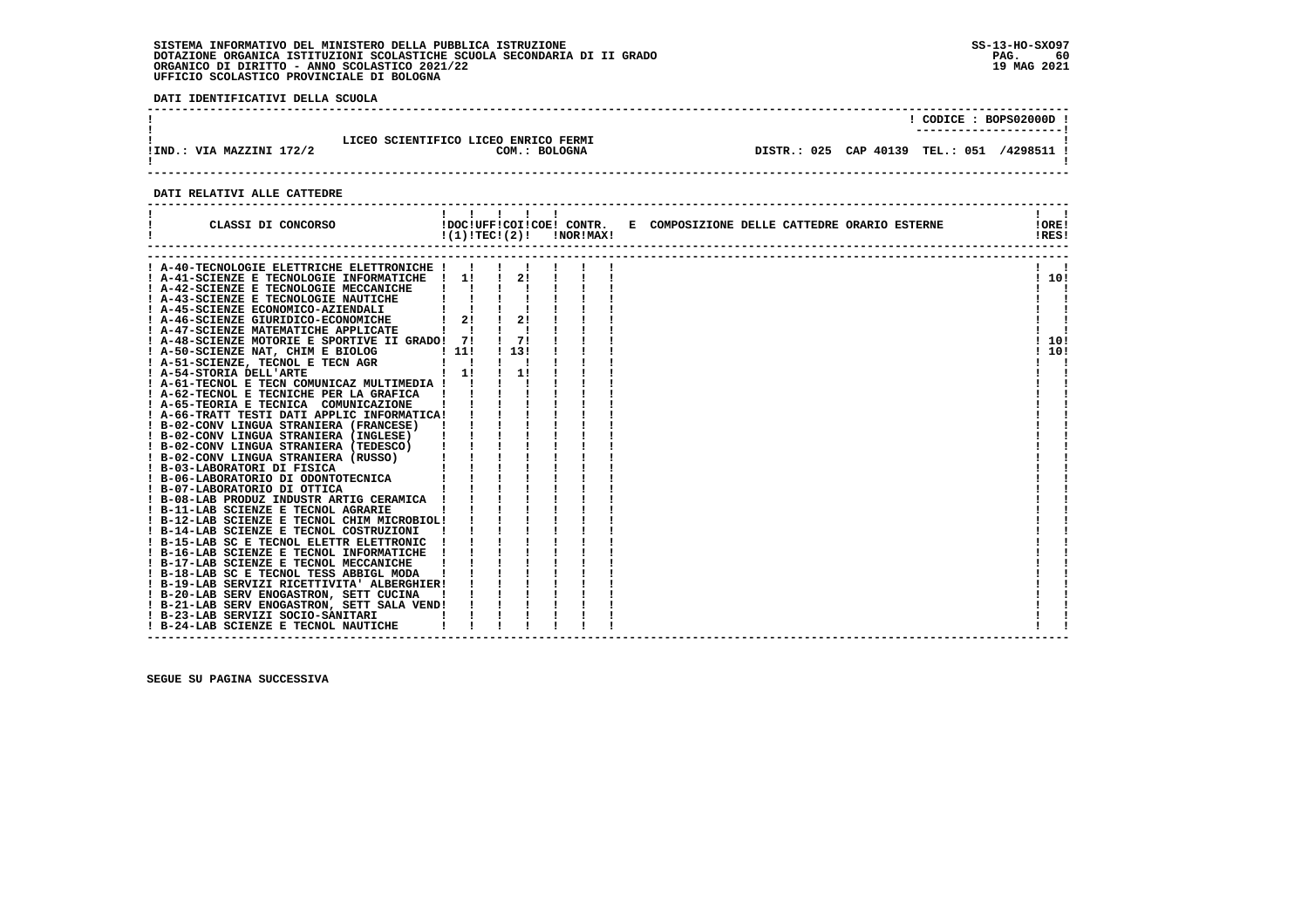SISTEMA INFORMATIVO DEL MINISTERO DELLA PUBBLICA ISTRUZIONE
DOTAZIONE ORGANICA ISTITUZIONI SCOLASTICHE SCUOLA SECONDARIA DI II GRADO
ORGANICO DI DIRITTO - ANNO SCOLASTICO 2021/22
UFFICIO SCOLASTICO PROVINCIALE DI BOLOGNA

SS-13-HO-SXO97
19 MAG 2021

**DATI IDENTIFICATIVI DELLA SCUOLA**

| | | |
|---|---|---|
| | | CODICE : BOPS02000D |
| IND.: VIA MAZZINI 172/2 | LICEO SCIENTIFICO LICEO ENRICO FERMI<br>COM.: BOLOGNA | DISTR.: 025 CAP 40139 TEL.: 051 /4298511 |

**DATI RELATIVI ALLE CATTEDRE**

| CLASSI DI CONCORSO | DOC (1) | UFF TEC | COI (2) | COE | CONTR. NOR | CONTR. MAX | E COMPOSIZIONE DELLE CATTEDRE ORARIO ESTERNE | ORE RES |
|---|---|---|---|---|---|---|---|---|
| A-40-TECNOLOGIE ELETTRICHE ELETTRONICHE | | | | | | | | |
| A-41-SCIENZE E TECNOLOGIE INFORMATICHE | 1 | | 2 | | | | | 10 |
| A-42-SCIENZE E TECNOLOGIE MECCANICHE | | | | | | | | |
| A-43-SCIENZE E TECNOLOGIE NAUTICHE | | | | | | | | |
| A-45-SCIENZE ECONOMICO-AZIENDALI | | | | | | | | |
| A-46-SCIENZE GIURIDICO-ECONOMICHE | 2 | | 2 | | | | | |
| A-47-SCIENZE MATEMATICHE APPLICATE | | | | | | | | |
| A-48-SCIENZE MOTORIE E SPORTIVE II GRADO | 7 | | 7 | | | | | 10 |
| A-50-SCIENZE NAT, CHIM E BIOLOG | 11 | | 13 | | | | | 10 |
| A-51-SCIENZE, TECNOL E TECN AGR | | | | | | | | |
| A-54-STORIA DELL'ARTE | 1 | | 1 | | | | | |
| A-61-TECNOL E TECN COMUNICAZ MULTIMEDIA | | | | | | | | |
| A-62-TECNOL E TECNICHE PER LA GRAFICA | | | | | | | | |
| A-65-TEORIA E TECNICA COMUNICAZIONE | | | | | | | | |
| A-66-TRATT TESTI DATI APPLIC INFORMATICA | | | | | | | | |
| B-02-CONV LINGUA STRANIERA (FRANCESE) | | | | | | | | |
| B-02-CONV LINGUA STRANIERA (INGLESE) | | | | | | | | |
| B-02-CONV LINGUA STRANIERA (TEDESCO) | | | | | | | | |
| B-02-CONV LINGUA STRANIERA (RUSSO) | | | | | | | | |
| B-03-LABORATORI DI FISICA | | | | | | | | |
| B-06-LABORATORIO DI ODONTOTECNICA | | | | | | | | |
| B-07-LABORATORIO DI OTTICA | | | | | | | | |
| B-08-LAB PRODUZ INDUSTR ARTIG CERAMICA | | | | | | | | |
| B-11-LAB SCIENZE E TECNOL AGRARIE | | | | | | | | |
| B-12-LAB SCIENZE E TECNOL CHIM MICROBIOL | | | | | | | | |
| B-14-LAB SCIENZE E TECNOL COSTRUZIONI | | | | | | | | |
| B-15-LAB SC E TECNOL ELETTR ELETTRONIC | | | | | | | | |
| B-16-LAB SCIENZE E TECNOL INFORMATICHE | | | | | | | | |
| B-17-LAB SCIENZE E TECNOL MECCANICHE | | | | | | | | |
| B-18-LAB SC E TECNOL TESS ABBIGL MODA | | | | | | | | |
| B-19-LAB SERVIZI RICETTIVITA' ALBERGHIER | | | | | | | | |
| B-20-LAB SERV ENOGASTRON, SETT CUCINA | | | | | | | | |
| B-21-LAB SERV ENOGASTRON, SETT SALA VEND | | | | | | | | |
| B-23-LAB SERVIZI SOCIO-SANITARI | | | | | | | | |
| B-24-LAB SCIENZE E TECNOL NAUTICHE | | | | | | | | |

SEGUE SU PAGINA SUCCESSIVA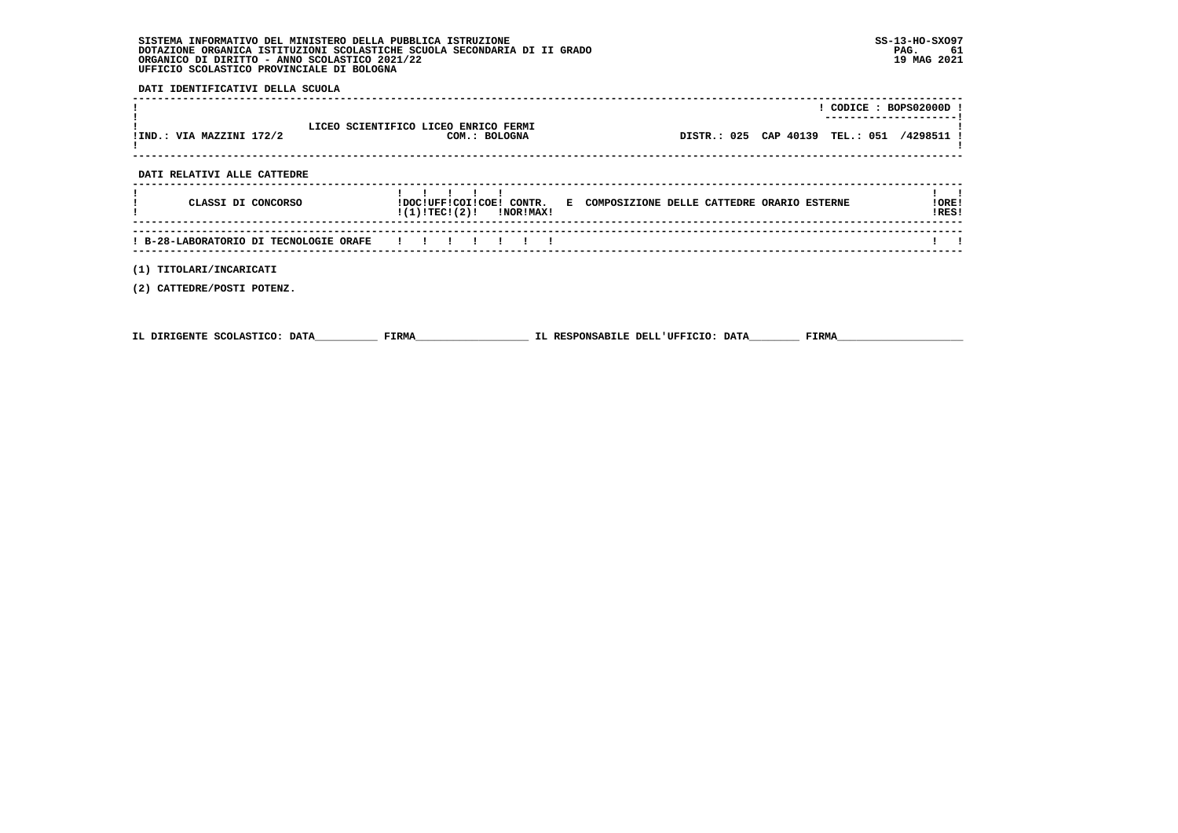SISTEMA INFORMATIVO DEL MINISTERO DELLA PUBBLICA ISTRUZIONE
DOTAZIONE ORGANICA ISTITUZIONI SCOLASTICHE SCUOLA SECONDARIA DI II GRADO
ORGANICO DI DIRITTO - ANNO SCOLASTICO 2021/22
UFFICIO SCOLASTICO PROVINCIALE DI BOLOGNA

SS-13-HO-SXO97
19 MAG 2021

**DATI IDENTIFICATIVI DELLA SCUOLA**

| | | CODICE : BOPS02000D |
|---|---|---|
| LICEO SCIENTIFICO LICEO ENRICO FERMI | | |
| IND.: VIA MAZZINI 172/2 | COM.: BOLOGNA | DISTR.: 025 CAP 40139 TEL.: 051 /4298511 |

**DATI RELATIVI ALLE CATTEDRE**

| CLASSI DI CONCORSO | DOC (1) | UFF TEC | COI (2) | COE | CONTR. NOR | CONTR. MAX | E COMPOSIZIONE DELLE CATTEDRE ORARIO ESTERNE | ORE RES |
|---|---|---|---|---|---|---|---|---|
| B-28-LABORATORIO DI TECNOLOGIE ORAFE | | | | | | | | |

(1) TITOLARI/INCARICATI

(2) CATTEDRE/POSTI POTENZ.

IL DIRIGENTE SCOLASTICO: DATA__________ FIRMA__________________ IL RESPONSABILE DELL'UFFICIO: DATA________ FIRMA____________________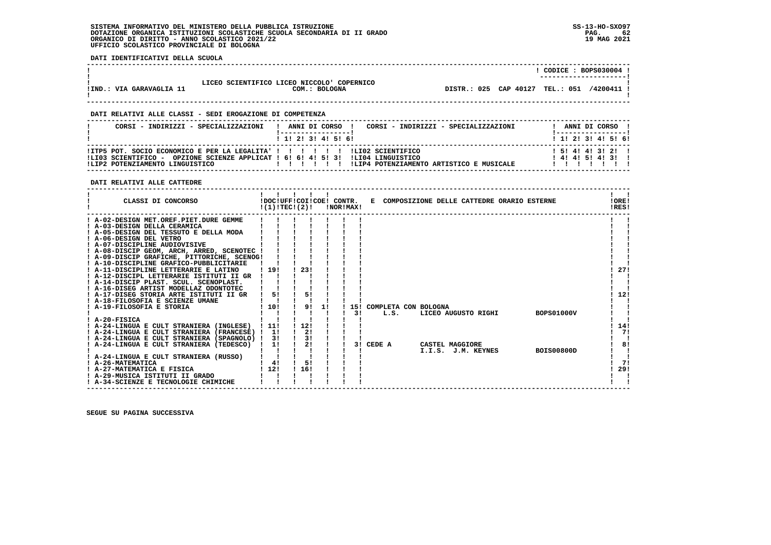SISTEMA INFORMATIVO DEL MINISTERO DELLA PUBBLICA ISTRUZIONE
DOTAZIONE ORGANICA ISTITUZIONI SCOLASTICHE SCUOLA SECONDARIA DI II GRADO
ORGANICO DI DIRITTO - ANNO SCOLASTICO 2021/22
UFFICIO SCOLASTICO PROVINCIALE DI BOLOGNA

SS-13-HO-SXO97
19 MAG 2021

**DATI IDENTIFICATIVI DELLA SCUOLA**

| | | |
|---|---|---|
| | | CODICE : BOPS030004 |
| IND.: VIA GARAVAGLIA 11 | LICEO SCIENTIFICO LICEO NICCOLO' COPERNICO COM.: BOLOGNA | DISTR.: 025 CAP 40127 TEL.: 051 /4200411 |

**DATI RELATIVI ALLE CLASSI - SEDI EROGAZIONE DI COMPETENZA**

| CORSI - INDIRIZZI - SPECIALIZZAZIONI | 1 | 2 | 3 | 4 | 5 | 6 | CORSI - INDIRIZZI - SPECIALIZZAZIONI | 1 | 2 | 3 | 4 | 5 | 6 |
|---|---|---|---|---|---|---|---|---|---|---|---|---|---|
| ITP5 POT. SOCIO ECONOMICO E PER LA LEGALITA' | | | | | | | LI02 SCIENTIFICO | 5 | 4 | 4 | 3 | 2 | |
| LI03 SCIENTIFICO - OPZIONE SCIENZE APPLICAT | 6 | 6 | 4 | 5 | 3 | | LI04 LINGUISTICO | 4 | 4 | 5 | 4 | 3 | |
| LIP2 POTENZIAMENTO LINGUISTICO | | | | | | | LIP4 POTENZIAMENTO ARTISTICO E MUSICALE | | | | | | |

**DATI RELATIVI ALLE CATTEDRE**

| CLASSI DI CONCORSO | DOC (1) | UFF TEC | COI (2) | COE | CONTR. NOR | CONTR. MAX | E COMPOSIZIONE DELLE CATTEDRE ORARIO ESTERNE | ORE RES |
|---|---|---|---|---|---|---|---|---|
| A-02-DESIGN MET.OREF.PIET.DURE GEMME | | | | | | | | |
| A-03-DESIGN DELLA CERAMICA | | | | | | | | |
| A-05-DESIGN DEL TESSUTO E DELLA MODA | | | | | | | | |
| A-06-DESIGN DEL VETRO | | | | | | | | |
| A-07-DISCIPLINE AUDIOVISIVE | | | | | | | | |
| A-08-DISCIP GEOM, ARCH, ARRED, SCENOTEC | | | | | | | | |
| A-09-DISCIP GRAFICHE, PITTORICHE, SCENOG | | | | | | | | |
| A-10-DISCIPLINE GRAFICO-PUBBLICITARIE | | | | | | | | |
| A-11-DISCIPLINE LETTERARIE E LATINO | 19 | | 23 | | | | | 27 |
| A-12-DISCIPL LETTERARIE ISTITUTI II GR | | | | | | | | |
| A-14-DISCIP PLAST. SCUL. SCENOPLAST. | | | | | | | | |
| A-16-DISEG ARTIST MODELLAZ ODONTOTEC | | | | | | | | |
| A-17-DISEG STORIA ARTE ISTITUTI II GR | 5 | | 5 | | | | | 12 |
| A-18-FILOSOFIA E SCIENZE UMANE | | | | | | | | |
| A-19-FILOSOFIA E STORIA | 10 | | 9 | 1 | | 15 | COMPLETA CON BOLOGNA | |
| | | | | | | 3 | L.S. LICEO AUGUSTO RIGHI BOPS01000V | |
| A-20-FISICA | | | | | | | | |
| A-24-LINGUA E CULT STRANIERA (INGLESE) | 11 | | 12 | | | | | 14 |
| A-24-LINGUA E CULT STRANIERA (FRANCESE) | 1 | | 2 | | | | | 7 |
| A-24-LINGUA E CULT STRANIERA (SPAGNOLO) | 3 | | 3 | | | | | |
| A-24-LINGUA E CULT STRANIERA (TEDESCO) | 1 | | 2 | | | 3 | CEDE A CASTEL MAGGIORE | 8 |
| | | | | | | | I.I.S. J.M. KEYNES BOIS00800D | |
| A-24-LINGUA E CULT STRANIERA (RUSSO) | | | | | | | | |
| A-26-MATEMATICA | 4 | | 5 | | | | | 7 |
| A-27-MATEMATICA E FISICA | 12 | | 16 | | | | | 29 |
| A-29-MUSICA ISTITUTI II GRADO | | | | | | | | |
| A-34-SCIENZE E TECNOLOGIE CHIMICHE | | | | | | | | |

SEGUE SU PAGINA SUCCESSIVA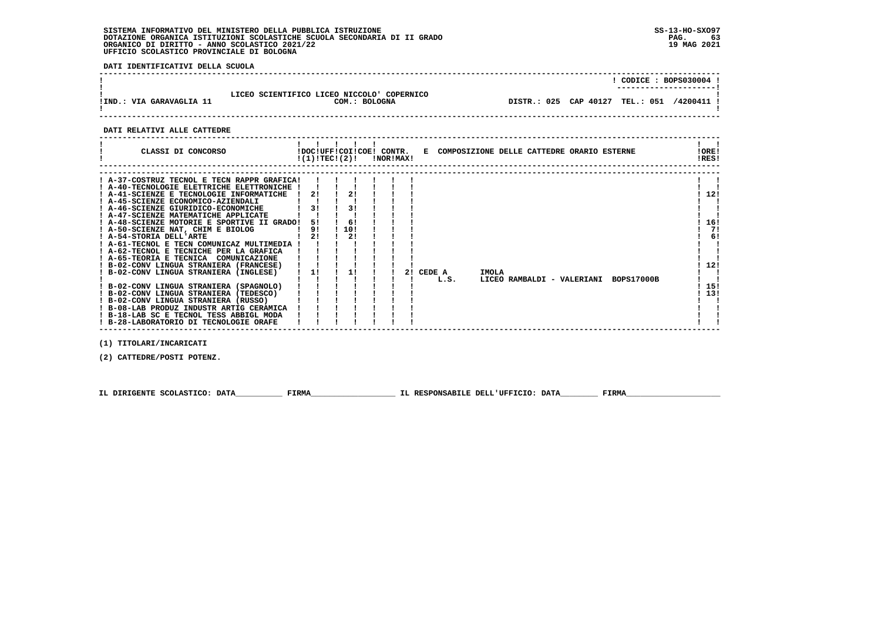SISTEMA INFORMATIVO DEL MINISTERO DELLA PUBBLICA ISTRUZIONE
DOTAZIONE ORGANICA ISTITUZIONI SCOLASTICHE SCUOLA SECONDARIA DI II GRADO
ORGANICO DI DIRITTO - ANNO SCOLASTICO 2021/22
UFFICIO SCOLASTICO PROVINCIALE DI BOLOGNA

SS-13-HO-SXO97
19 MAG 2021

**DATI IDENTIFICATIVI DELLA SCUOLA**

CODICE : BOPS030004

LICEO SCIENTIFICO LICEO NICCOLO' COPERNICO
IND.: VIA GARAVAGLIA 11 — COM.: BOLOGNA — DISTR.: 025 CAP 40127 TEL.: 051 /4200411

**DATI RELATIVI ALLE CATTEDRE**

| CLASSI DI CONCORSO | DOC (1) | UFF TEC | COI (2) | COE | CONTR. NOR | CONTR. MAX | E COMPOSIZIONE DELLE CATTEDRE ORARIO ESTERNE | ORE RES |
|---|---|---|---|---|---|---|---|---|
| A-37-COSTRUZ TECNOL E TECN RAPPR GRAFICA | | | | | | | | |
| A-40-TECNOLOGIE ELETTRICHE ELETTRONICHE | | | | | | | | |
| A-41-SCIENZE E TECNOLOGIE INFORMATICHE | 2 | | 2 | | | | | 12 |
| A-45-SCIENZE ECONOMICO-AZIENDALI | | | | | | | | |
| A-46-SCIENZE GIURIDICO-ECONOMICHE | 3 | | 3 | | | | | |
| A-47-SCIENZE MATEMATICHE APPLICATE | | | | | | | | |
| A-48-SCIENZE MOTORIE E SPORTIVE II GRADO | 5 | | 6 | | | | | 16 |
| A-50-SCIENZE NAT, CHIM E BIOLOG | 9 | | 10 | | | | | 7 |
| A-54-STORIA DELL'ARTE | 2 | | 2 | | | | | 6 |
| A-61-TECNOL E TECN COMUNICAZ MULTIMEDIA | | | | | | | | |
| A-62-TECNOL E TECNICHE PER LA GRAFICA | | | | | | | | |
| A-65-TEORIA E TECNICA COMUNICAZIONE | | | | | | | | |
| B-02-CONV LINGUA STRANIERA (FRANCESE) | | | | | | | | 12 |
| B-02-CONV LINGUA STRANIERA (INGLESE) | 1 | | 1 | | | 2 | CEDE A IMOLA L.S. LICEO RAMBALDI - VALERIANI BOPS17000B | |
| B-02-CONV LINGUA STRANIERA (SPAGNOLO) | | | | | | | | 15 |
| B-02-CONV LINGUA STRANIERA (TEDESCO) | | | | | | | | 13 |
| B-02-CONV LINGUA STRANIERA (RUSSO) | | | | | | | | |
| B-08-LAB PRODUZ INDUSTR ARTIG CERAMICA | | | | | | | | |
| B-18-LAB SC E TECNOL TESS ABBIGL MODA | | | | | | | | |
| B-28-LABORATORIO DI TECNOLOGIE ORAFE | | | | | | | | |

(1) TITOLARI/INCARICATI

(2) CATTEDRE/POSTI POTENZ.

IL DIRIGENTE SCOLASTICO: DATA__________ FIRMA__________________ IL RESPONSABILE DELL'UFFICIO: DATA________ FIRMA____________________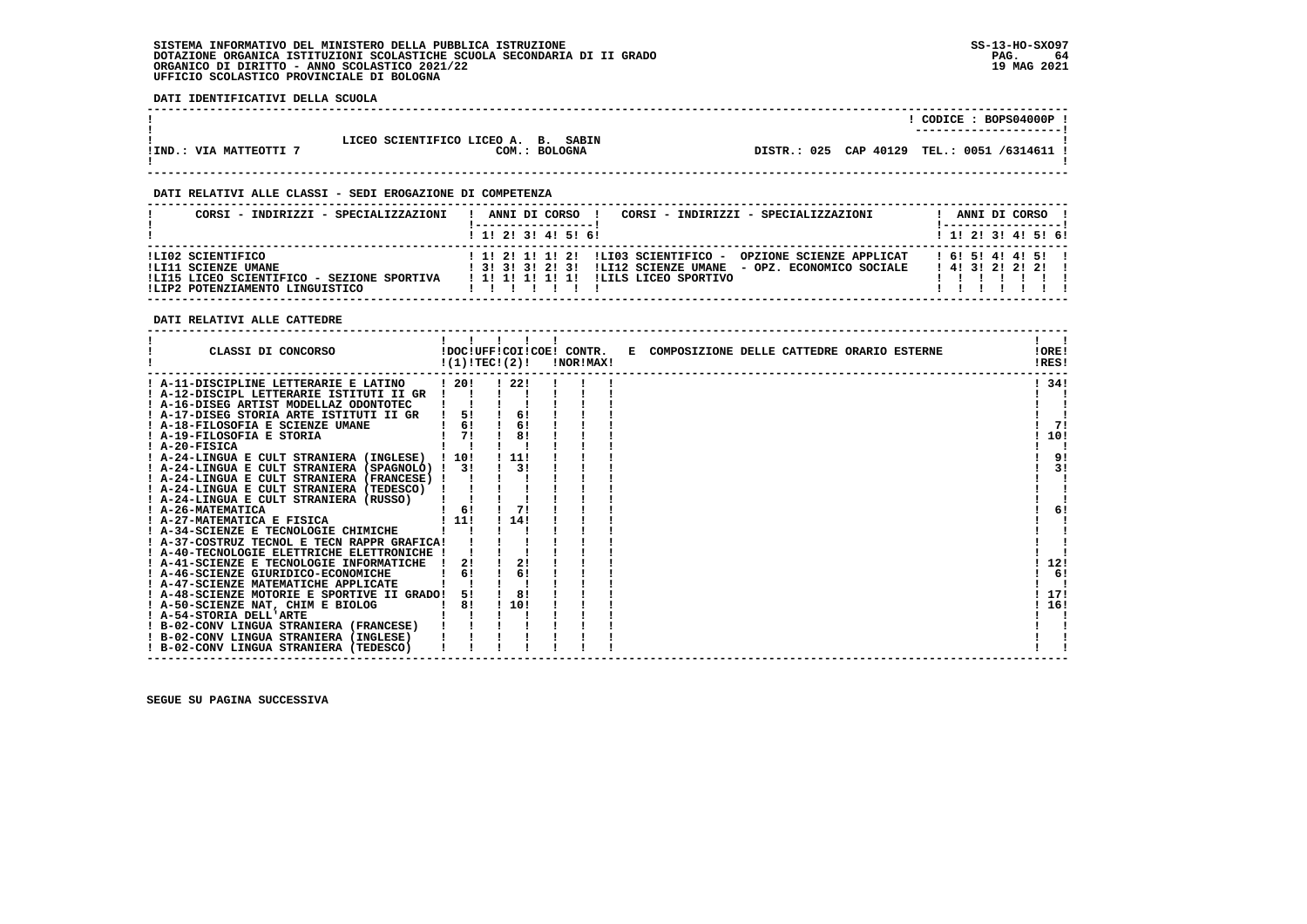**SISTEMA INFORMATIVO DEL MINISTERO DELLA PUBBLICA ISTRUZIONE**
**DOTAZIONE ORGANICA ISTITUZIONI SCOLASTICHE SCUOLA SECONDARIA DI II GRADO**
**ORGANICO DI DIRITTO - ANNO SCOLASTICO 2021/22**
**UFFICIO SCOLASTICO PROVINCIALE DI BOLOGNA**

SS-13-HO-SXO97
19 MAG 2021

**DATI IDENTIFICATIVI DELLA SCUOLA**

| | | |
|---|---|---|
| | | CODICE : BOPS04000P |
| IND.: VIA MATTEOTTI 7 | LICEO SCIENTIFICO LICEO A. B. SABIN COM.: BOLOGNA | DISTR.: 025 CAP 40129 TEL.: 0051 /6314611 |

**DATI RELATIVI ALLE CLASSI - SEDI EROGAZIONE DI COMPETENZA**

| CORSI - INDIRIZZI - SPECIALIZZAZIONI | 1 | 2 | 3 | 4 | 5 | 6 | CORSI - INDIRIZZI - SPECIALIZZAZIONI | 1 | 2 | 3 | 4 | 5 | 6 |
|---|---|---|---|---|---|---|---|---|---|---|---|---|---|
| LI02 SCIENTIFICO | 1 | 2 | 1 | 1 | 2 | | LI03 SCIENTIFICO - OPZIONE SCIENZE APPLICAT | 6 | 5 | 4 | 4 | 5 | |
| LI11 SCIENZE UMANE | 3 | 3 | 3 | 2 | 3 | | LI12 SCIENZE UMANE - OPZ. ECONOMICO SOCIALE | 4 | 3 | 2 | 2 | 2 | |
| LI15 LICEO SCIENTIFICO - SEZIONE SPORTIVA | 1 | 1 | 1 | 1 | 1 | | LILS LICEO SPORTIVO | | | | | | |
| LIP2 POTENZIAMENTO LINGUISTICO | | | | | | | | | | | | | |

**DATI RELATIVI ALLE CATTEDRE**

| CLASSI DI CONCORSO | DOC (1) | UFF TEC | COI (2) | COE | CONTR. NOR | CONTR. MAX | E COMPOSIZIONE DELLE CATTEDRE ORARIO ESTERNE | ORE RES |
|---|---|---|---|---|---|---|---|---|
| A-11-DISCIPLINE LETTERARIE E LATINO | 20 | | 22 | | | | | 34 |
| A-12-DISCIPL LETTERARIE ISTITUTI II GR | | | | | | | | |
| A-16-DISEG ARTIST MODELLAZ ODONTOTEC | | | | | | | | |
| A-17-DISEG STORIA ARTE ISTITUTI II GR | 5 | | 6 | | | | | |
| A-18-FILOSOFIA E SCIENZE UMANE | 6 | | 6 | | | | | 7 |
| A-19-FILOSOFIA E STORIA | 7 | | 8 | | | | | 10 |
| A-20-FISICA | | | | | | | | |
| A-24-LINGUA E CULT STRANIERA (INGLESE) | 10 | | 11 | | | | | 9 |
| A-24-LINGUA E CULT STRANIERA (SPAGNOLO) | 3 | | 3 | | | | | 3 |
| A-24-LINGUA E CULT STRANIERA (FRANCESE) | | | | | | | | |
| A-24-LINGUA E CULT STRANIERA (TEDESCO) | | | | | | | | |
| A-24-LINGUA E CULT STRANIERA (RUSSO) | | | | | | | | |
| A-26-MATEMATICA | 6 | | 7 | | | | | 6 |
| A-27-MATEMATICA E FISICA | 11 | | 14 | | | | | |
| A-34-SCIENZE E TECNOLOGIE CHIMICHE | | | | | | | | |
| A-37-COSTRUZ TECNOL E TECN RAPPR GRAFICA | | | | | | | | |
| A-40-TECNOLOGIE ELETTRICHE ELETTRONICHE | | | | | | | | |
| A-41-SCIENZE E TECNOLOGIE INFORMATICHE | 2 | | 2 | | | | | 12 |
| A-46-SCIENZE GIURIDICO-ECONOMICHE | 6 | | 6 | | | | | 6 |
| A-47-SCIENZE MATEMATICHE APPLICATE | | | | | | | | |
| A-48-SCIENZE MOTORIE E SPORTIVE II GRADO | 5 | | 8 | | | | | 17 |
| A-50-SCIENZE NAT, CHIM E BIOLOG | 8 | | 10 | | | | | 16 |
| A-54-STORIA DELL'ARTE | | | | | | | | |
| B-02-CONV LINGUA STRANIERA (FRANCESE) | | | | | | | | |
| B-02-CONV LINGUA STRANIERA (INGLESE) | | | | | | | | |
| B-02-CONV LINGUA STRANIERA (TEDESCO) | | | | | | | | |

**SEGUE SU PAGINA SUCCESSIVA**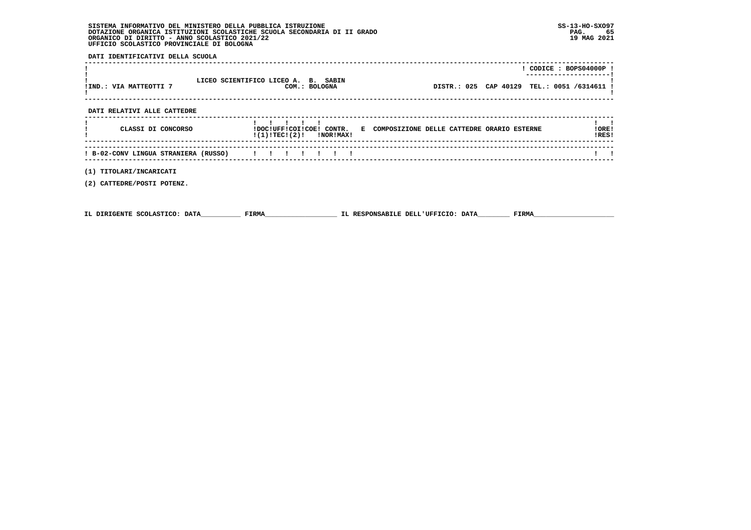SISTEMA INFORMATIVO DEL MINISTERO DELLA PUBBLICA ISTRUZIONE
DOTAZIONE ORGANICA ISTITUZIONI SCOLASTICHE SCUOLA SECONDARIA DI II GRADO
ORGANICO DI DIRITTO - ANNO SCOLASTICO 2021/22
UFFICIO SCOLASTICO PROVINCIALE DI BOLOGNA

SS-13-HO-SXO97
19 MAG 2021

**DATI IDENTIFICATIVI DELLA SCUOLA**

| | | | CODICE : BOPS04000P |
|---|---|---|---|
| IND.: VIA MATTEOTTI 7 | LICEO SCIENTIFICO LICEO A. B. SABIN<br>COM.: BOLOGNA | DISTR.: 025 CAP 40129 | TEL.: 0051 /6314611 |

**DATI RELATIVI ALLE CATTEDRE**

| CLASSI DI CONCORSO | DOC (1) | UFF TEC | COI (2) | COE | CONTR. NOR | CONTR. MAX | E | COMPOSIZIONE DELLE CATTEDRE ORARIO ESTERNE | ORE RES |
|---|---|---|---|---|---|---|---|---|---|
| B-02-CONV LINGUA STRANIERA (RUSSO) | | | | | | | | | |

(1) TITOLARI/INCARICATI

(2) CATTEDRE/POSTI POTENZ.

IL DIRIGENTE SCOLASTICO: DATA__________ FIRMA__________________ IL RESPONSABILE DELL'UFFICIO: DATA________ FIRMA____________________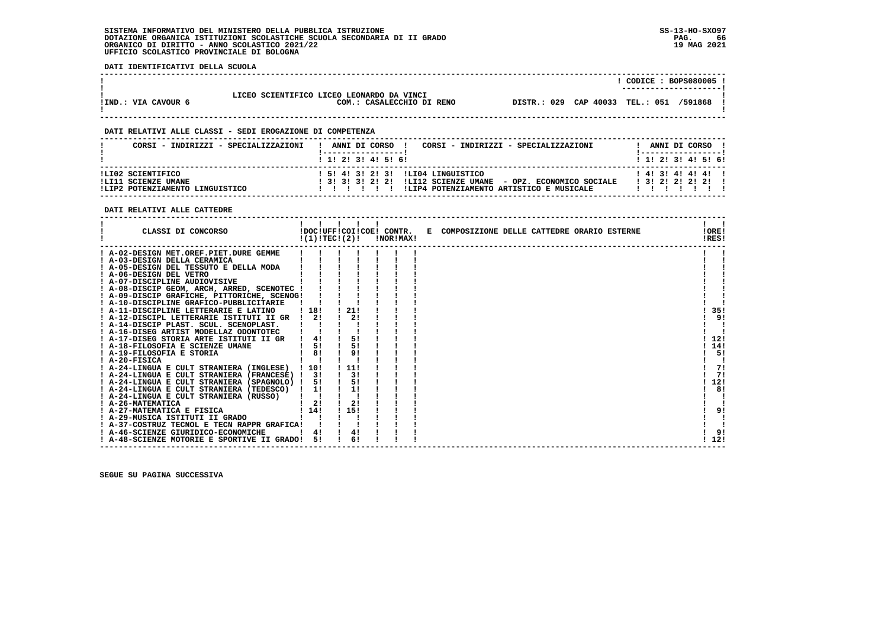SISTEMA INFORMATIVO DEL MINISTERO DELLA PUBBLICA ISTRUZIONE
DOTAZIONE ORGANICA ISTITUZIONI SCOLASTICHE SCUOLA SECONDARIA DI II GRADO
ORGANICO DI DIRITTO - ANNO SCOLASTICO 2021/22
UFFICIO SCOLASTICO PROVINCIALE DI BOLOGNA

SS-13-HO-SXO97
19 MAG 2021

**DATI IDENTIFICATIVI DELLA SCUOLA**

| | | |
|---|---|---|
| | | CODICE : BOPS080005 |
| IND.: VIA CAVOUR 6 | LICEO SCIENTIFICO LICEO LEONARDO DA VINCI COM.: CASALECCHIO DI RENO | DISTR.: 029 CAP 40033 TEL.: 051 /591868 |

**DATI RELATIVI ALLE CLASSI - SEDI EROGAZIONE DI COMPETENZA**

| CORSI - INDIRIZZI - SPECIALIZZAZIONI | 1 | 2 | 3 | 4 | 5 | 6 | CORSI - INDIRIZZI - SPECIALIZZAZIONI | 1 | 2 | 3 | 4 | 5 | 6 |
|---|---|---|---|---|---|---|---|---|---|---|---|---|---|
| LI02 SCIENTIFICO | 5 | 4 | 3 | 2 | 3 | | LI04 LINGUISTICO | 4 | 3 | 4 | 4 | 4 | |
| LI11 SCIENZE UMANE | 3 | 3 | 3 | 2 | 2 | | LI12 SCIENZE UMANE - OPZ. ECONOMICO SOCIALE | 3 | 2 | 2 | 2 | 2 | |
| LIP2 POTENZIAMENTO LINGUISTICO | | | | | | | LIP4 POTENZIAMENTO ARTISTICO E MUSICALE | | | | | | |

**DATI RELATIVI ALLE CATTEDRE**

| CLASSI DI CONCORSO | DOC (1) | UFF TEC | COI (2) | COE | CONTR. NOR | CONTR. MAX | E COMPOSIZIONE DELLE CATTEDRE ORARIO ESTERNE | ORE RES |
|---|---|---|---|---|---|---|---|---|
| A-02-DESIGN MET.OREF.PIET.DURE GEMME | | | | | | | | |
| A-03-DESIGN DELLA CERAMICA | | | | | | | | |
| A-05-DESIGN DEL TESSUTO E DELLA MODA | | | | | | | | |
| A-06-DESIGN DEL VETRO | | | | | | | | |
| A-07-DISCIPLINE AUDIOVISIVE | | | | | | | | |
| A-08-DISCIP GEOM, ARCH, ARRED, SCENOTEC | | | | | | | | |
| A-09-DISCIP GRAFICHE, PITTORICHE, SCENOG | | | | | | | | |
| A-10-DISCIPLINE GRAFICO-PUBBLICITARIE | | | | | | | | |
| A-11-DISCIPLINE LETTERARIE E LATINO | 18 | | 21 | | | | | 35 |
| A-12-DISCIPL LETTERARIE ISTITUTI II GR | 2 | | 2 | | | | | 9 |
| A-14-DISCIP PLAST. SCUL. SCENOPLAST. | | | | | | | | |
| A-16-DISEG ARTIST MODELLAZ ODONTOTEC | | | | | | | | |
| A-17-DISEG STORIA ARTE ISTITUTI II GR | 4 | | 5 | | | | | 12 |
| A-18-FILOSOFIA E SCIENZE UMANE | 5 | | 5 | | | | | 14 |
| A-19-FILOSOFIA E STORIA | 8 | | 9 | | | | | 5 |
| A-20-FISICA | | | | | | | | |
| A-24-LINGUA E CULT STRANIERA (INGLESE) | 10 | | 11 | | | | | 7 |
| A-24-LINGUA E CULT STRANIERA (FRANCESE) | 3 | | 3 | | | | | 7 |
| A-24-LINGUA E CULT STRANIERA (SPAGNOLO) | 5 | | 5 | | | | | 12 |
| A-24-LINGUA E CULT STRANIERA (TEDESCO) | 1 | | 1 | | | | | 8 |
| A-24-LINGUA E CULT STRANIERA (RUSSO) | | | | | | | | |
| A-26-MATEMATICA | 2 | | 2 | | | | | |
| A-27-MATEMATICA E FISICA | 14 | | 15 | | | | | 9 |
| A-29-MUSICA ISTITUTI II GRADO | | | | | | | | |
| A-37-COSTRUZ TECNOL E TECN RAPPR GRAFICA | | | | | | | | |
| A-46-SCIENZE GIURIDICO-ECONOMICHE | 4 | | 4 | | | | | 9 |
| A-48-SCIENZE MOTORIE E SPORTIVE II GRADO | 5 | | 6 | | | | | 12 |

SEGUE SU PAGINA SUCCESSIVA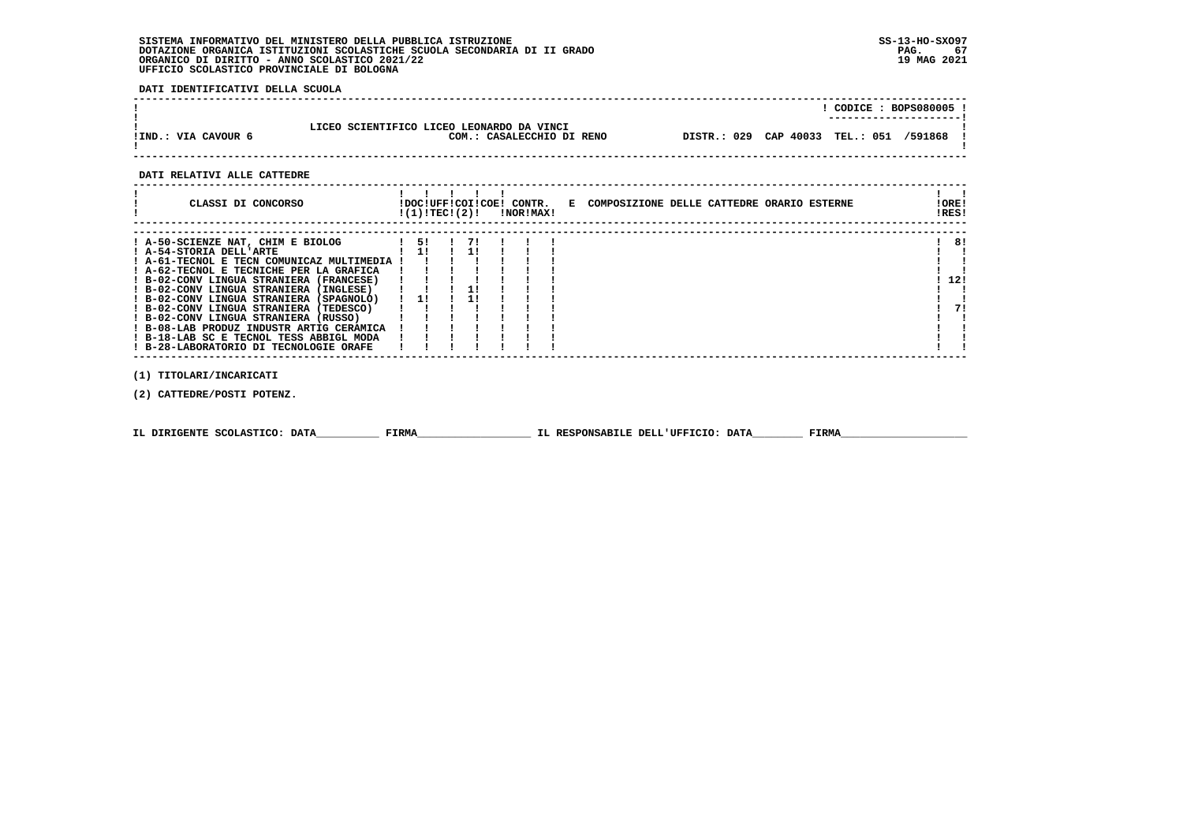SISTEMA INFORMATIVO DEL MINISTERO DELLA PUBBLICA ISTRUZIONE
DOTAZIONE ORGANICA ISTITUZIONI SCOLASTICHE SCUOLA SECONDARIA DI II GRADO
ORGANICO DI DIRITTO - ANNO SCOLASTICO 2021/22
UFFICIO SCOLASTICO PROVINCIALE DI BOLOGNA

SS-13-HO-SXO97
19 MAG 2021

**DATI IDENTIFICATIVI DELLA SCUOLA**

CODICE : BOPS080005

LICEO SCIENTIFICO LICEO LEONARDO DA VINCI
IND.: VIA CAVOUR 6 — COM.: CASALECCHIO DI RENO — DISTR.: 029 CAP 40033 TEL.: 051 /591868

**DATI RELATIVI ALLE CATTEDRE**

| CLASSI DI CONCORSO | DOC (1) | UFF TEC | COI (2) | COE | CONTR. NOR | CONTR. MAX | E COMPOSIZIONE DELLE CATTEDRE ORARIO ESTERNE | ORE RES |
|---|---|---|---|---|---|---|---|---|
| A-50-SCIENZE NAT, CHIM E BIOLOG | 5 | | 7 | | | | | 8 |
| A-54-STORIA DELL'ARTE | 1 | | 1 | | | | | |
| A-61-TECNOL E TECN COMUNICAZ MULTIMEDIA | | | | | | | | |
| A-62-TECNOL E TECNICHE PER LA GRAFICA | | | | | | | | |
| B-02-CONV LINGUA STRANIERA (FRANCESE) | | | | | | | | 12 |
| B-02-CONV LINGUA STRANIERA (INGLESE) | | | 1 | | | | | |
| B-02-CONV LINGUA STRANIERA (SPAGNOLO) | 1 | | 1 | | | | | |
| B-02-CONV LINGUA STRANIERA (TEDESCO) | | | | | | | | 7 |
| B-02-CONV LINGUA STRANIERA (RUSSO) | | | | | | | | |
| B-08-LAB PRODUZ INDUSTR ARTIG CERAMICA | | | | | | | | |
| B-18-LAB SC E TECNOL TESS ABBIGL MODA | | | | | | | | |
| B-28-LABORATORIO DI TECNOLOGIE ORAFE | | | | | | | | |

(1) TITOLARI/INCARICATI

(2) CATTEDRE/POSTI POTENZ.

IL DIRIGENTE SCOLASTICO: DATA__________ FIRMA__________________ IL RESPONSABILE DELL'UFFICIO: DATA________ FIRMA____________________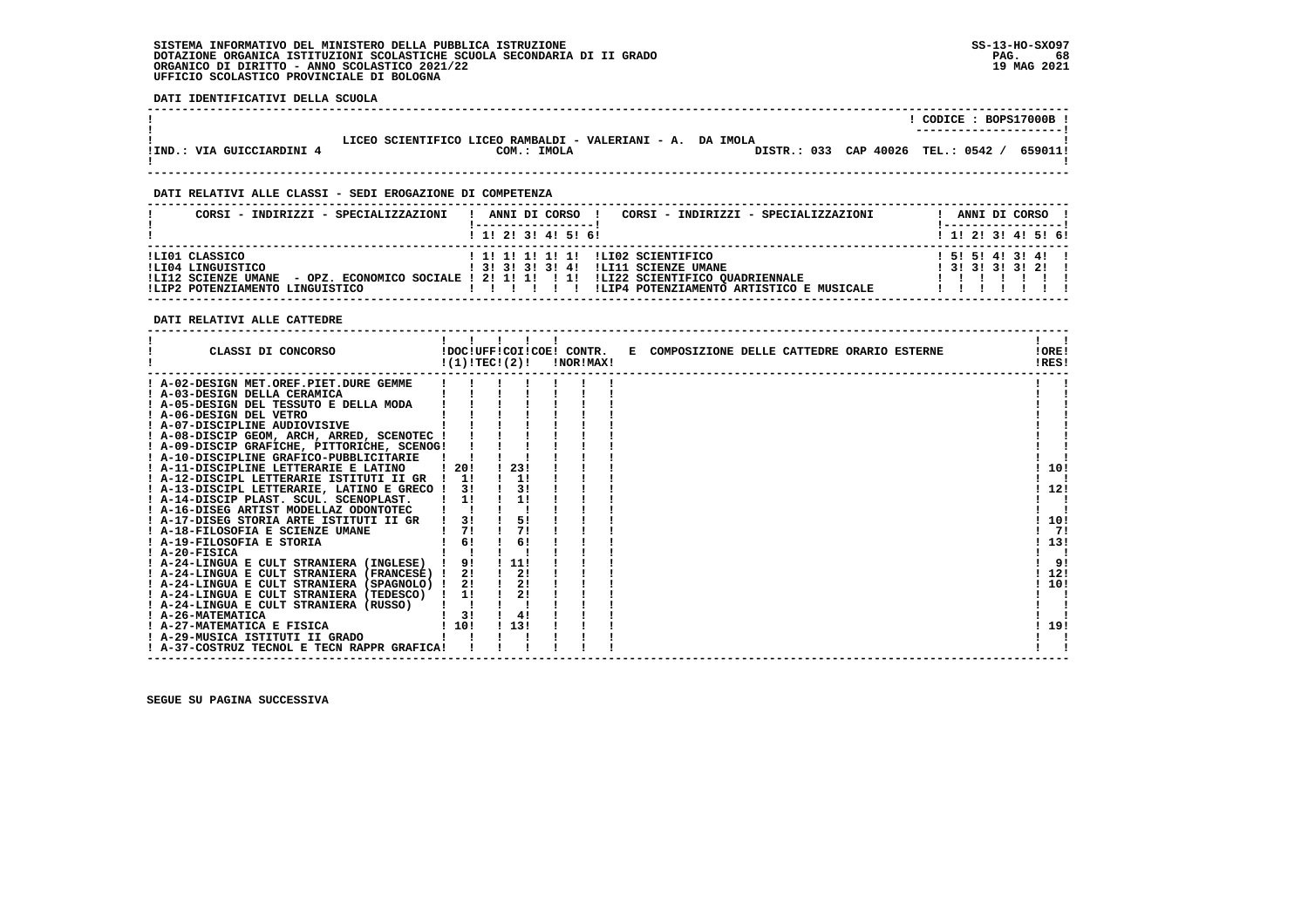SISTEMA INFORMATIVO DEL MINISTERO DELLA PUBBLICA ISTRUZIONE
DOTAZIONE ORGANICA ISTITUZIONI SCOLASTICHE SCUOLA SECONDARIA DI II GRADO
ORGANICO DI DIRITTO - ANNO SCOLASTICO 2021/22
UFFICIO SCOLASTICO PROVINCIALE DI BOLOGNA

SS-13-HO-SXO97
19 MAG 2021

**DATI IDENTIFICATIVI DELLA SCUOLA**

CODICE : BOPS17000B

LICEO SCIENTIFICO LICEO RAMBALDI - VALERIANI - A. DA IMOLA

IND.: VIA GUICCIARDINI 4 — COM.: IMOLA — DISTR.: 033 CAP 40026 TEL.: 0542 / 659011

**DATI RELATIVI ALLE CLASSI - SEDI EROGAZIONE DI COMPETENZA**

| CORSI - INDIRIZZI - SPECIALIZZAZIONI | 1 | 2 | 3 | 4 | 5 | 6 | CORSI - INDIRIZZI - SPECIALIZZAZIONI | 1 | 2 | 3 | 4 | 5 | 6 |
|---|---|---|---|---|---|---|---|---|---|---|---|---|---|
| LI01 CLASSICO | 1 | 1 | 1 | 1 | 1 | | LI02 SCIENTIFICO | 5 | 5 | 4 | 3 | 4 | |
| LI04 LINGUISTICO | 3 | 3 | 3 | 3 | 4 | | LI11 SCIENZE UMANE | 3 | 3 | 3 | 3 | 2 | |
| LI12 SCIENZE UMANE - OPZ. ECONOMICO SOCIALE | 2 | 1 | 1 | | 1 | | LI22 SCIENTIFICO QUADRIENNALE | | | | | | |
| LIP2 POTENZIAMENTO LINGUISTICO | | | | | | | LIP4 POTENZIAMENTO ARTISTICO E MUSICALE | | | | | | |

**DATI RELATIVI ALLE CATTEDRE**

| CLASSI DI CONCORSO | DOC (1) | UFF TEC (2) | COI | COE | CONTR. NOR | CONTR. MAX | E COMPOSIZIONE DELLE CATTEDRE ORARIO ESTERNE | ORE RES |
|---|---|---|---|---|---|---|---|---|
| A-02-DESIGN MET.OREF.PIET.DURE GEMME | | | | | | | | |
| A-03-DESIGN DELLA CERAMICA | | | | | | | | |
| A-05-DESIGN DEL TESSUTO E DELLA MODA | | | | | | | | |
| A-06-DESIGN DEL VETRO | | | | | | | | |
| A-07-DISCIPLINE AUDIOVISIVE | | | | | | | | |
| A-08-DISCIP GEOM, ARCH, ARRED, SCENOTEC | | | | | | | | |
| A-09-DISCIP GRAFICHE, PITTORICHE, SCENOG | | | | | | | | |
| A-10-DISCIPLINE GRAFICO-PUBBLICITARIE | | | | | | | | |
| A-11-DISCIPLINE LETTERARIE E LATINO | 20 | | 23 | | | | | 10 |
| A-12-DISCIPL LETTERARIE ISTITUTI II GR | 1 | | 1 | | | | | |
| A-13-DISCIPL LETTERARIE, LATINO E GRECO | 3 | | 3 | | | | | 12 |
| A-14-DISCIP PLAST. SCUL. SCENOPLAST. | 1 | | 1 | | | | | |
| A-16-DISEG ARTIST MODELLAZ ODONTOTEC | | | | | | | | |
| A-17-DISEG STORIA ARTE ISTITUTI II GR | 3 | | 5 | | | | | 10 |
| A-18-FILOSOFIA E SCIENZE UMANE | 7 | | 7 | | | | | 7 |
| A-19-FILOSOFIA E STORIA | 6 | | 6 | | | | | 13 |
| A-20-FISICA | | | | | | | | |
| A-24-LINGUA E CULT STRANIERA (INGLESE) | 9 | | 11 | | | | | 9 |
| A-24-LINGUA E CULT STRANIERA (FRANCESE) | 2 | | 2 | | | | | 12 |
| A-24-LINGUA E CULT STRANIERA (SPAGNOLO) | 2 | | 2 | | | | | 10 |
| A-24-LINGUA E CULT STRANIERA (TEDESCO) | 1 | | 2 | | | | | |
| A-24-LINGUA E CULT STRANIERA (RUSSO) | | | | | | | | |
| A-26-MATEMATICA | 3 | | 4 | | | | | |
| A-27-MATEMATICA E FISICA | 10 | | 13 | | | | | 19 |
| A-29-MUSICA ISTITUTI II GRADO | | | | | | | | |
| A-37-COSTRUZ TECNOL E TECN RAPPR GRAFICA | | | | | | | | |

SEGUE SU PAGINA SUCCESSIVA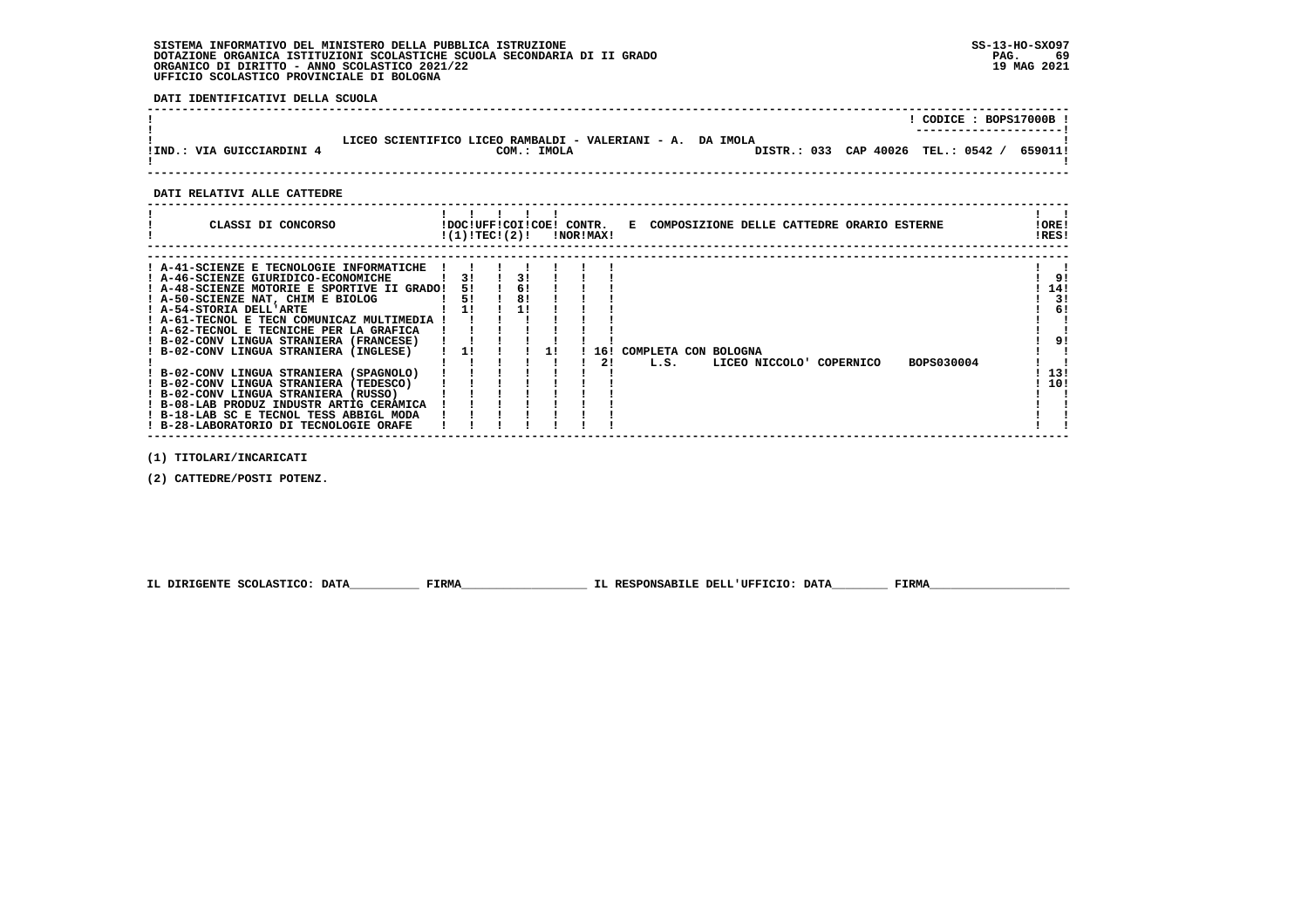SISTEMA INFORMATIVO DEL MINISTERO DELLA PUBBLICA ISTRUZIONE
DOTAZIONE ORGANICA ISTITUZIONI SCOLASTICHE SCUOLA SECONDARIA DI II GRADO
ORGANICO DI DIRITTO - ANNO SCOLASTICO 2021/22
UFFICIO SCOLASTICO PROVINCIALE DI BOLOGNA

SS-13-HO-SXO97
19 MAG 2021

**DATI IDENTIFICATIVI DELLA SCUOLA**

CODICE : BOPS17000B

LICEO SCIENTIFICO LICEO RAMBALDI - VALERIANI - A. DA IMOLA

IND.: VIA GUICCIARDINI 4 — COM.: IMOLA — DISTR.: 033 CAP 40026 TEL.: 0542 / 659011

**DATI RELATIVI ALLE CATTEDRE**

| CLASSI DI CONCORSO | DOC (1) | UFF TEC | COI (2) | COE | CONTR. NOR | CONTR. MAX | E COMPOSIZIONE DELLE CATTEDRE ORARIO ESTERNE | ORE RES |
|---|---|---|---|---|---|---|---|---|
| A-41-SCIENZE E TECNOLOGIE INFORMATICHE | | | | | | | | |
| A-46-SCIENZE GIURIDICO-ECONOMICHE | 3 | | 3 | | | | | 9 |
| A-48-SCIENZE MOTORIE E SPORTIVE II GRADO | 5 | | 6 | | | | | 14 |
| A-50-SCIENZE NAT, CHIM E BIOLOG | 5 | | 8 | | | | | 3 |
| A-54-STORIA DELL'ARTE | 1 | | 1 | | | | | 6 |
| A-61-TECNOL E TECN COMUNICAZ MULTIMEDIA | | | | | | | | |
| A-62-TECNOL E TECNICHE PER LA GRAFICA | | | | | | | | |
| B-02-CONV LINGUA STRANIERA (FRANCESE) | | | | | | | | 9 |
| B-02-CONV LINGUA STRANIERA (INGLESE) | 1 | | | 1 | | 16 | COMPLETA CON BOLOGNA | |
| | | | | | | 2 | L.S. LICEO NICCOLO' COPERNICO BOPS030004 | |
| B-02-CONV LINGUA STRANIERA (SPAGNOLO) | | | | | | | | 13 |
| B-02-CONV LINGUA STRANIERA (TEDESCO) | | | | | | | | 10 |
| B-02-CONV LINGUA STRANIERA (RUSSO) | | | | | | | | |
| B-08-LAB PRODUZ INDUSTR ARTIG CERAMICA | | | | | | | | |
| B-18-LAB SC E TECNOL TESS ABBIGL MODA | | | | | | | | |
| B-28-LABORATORIO DI TECNOLOGIE ORAFE | | | | | | | | |

(1) TITOLARI/INCARICATI

(2) CATTEDRE/POSTI POTENZ.

IL DIRIGENTE SCOLASTICO: DATA__________ FIRMA__________________ IL RESPONSABILE DELL'UFFICIO: DATA________ FIRMA____________________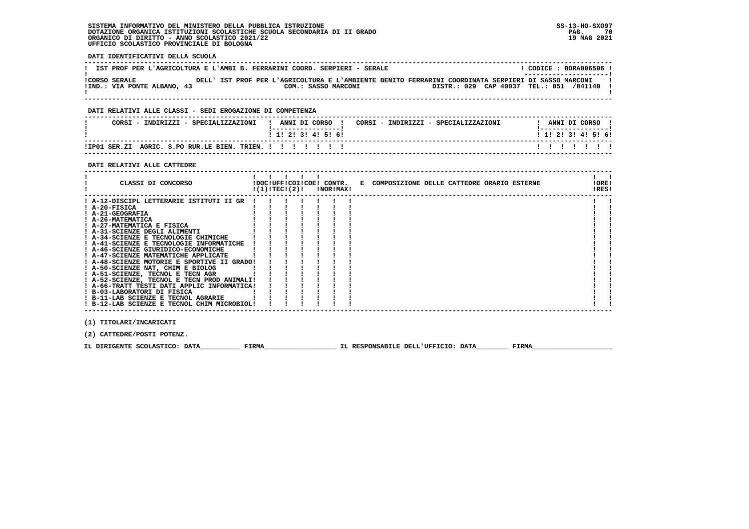SISTEMA INFORMATIVO DEL MINISTERO DELLA PUBBLICA ISTRUZIONE
DOTAZIONE ORGANICA ISTITUZIONI SCOLASTICHE SCUOLA SECONDARIA DI II GRADO
ORGANICO DI DIRITTO - ANNO SCOLASTICO 2021/22
UFFICIO SCOLASTICO PROVINCIALE DI BOLOGNA

SS-13-HO-SXO97
19 MAG 2021

**DATI IDENTIFICATIVI DELLA SCUOLA**

| IST PROF PER L'AGRICOLTURA E L'AMBI B. FERRARINI COORD. SERPIERI - SERALE | CODICE : BORA006506 |
|---|---|
| CORSO SERALE DELL' IST PROF PER L'AGRICOLTURA E L'AMBIENTE BENITO FERRARINI COORDINATA SERPIERI DI SASSO MARCONI | |
| IND.: VIA PONTE ALBANO, 43 COM.: SASSO MARCONI DISTR.: 029 CAP 40037 TEL.: 051 /841140 | |

**DATI RELATIVI ALLE CLASSI - SEDI EROGAZIONE DI COMPETENZA**

| CORSI - INDIRIZZI - SPECIALIZZAZIONI | 1 | 2 | 3 | 4 | 5 | 6 | CORSI - INDIRIZZI - SPECIALIZZAZIONI | 1 | 2 | 3 | 4 | 5 | 6 |
|---|---|---|---|---|---|---|---|---|---|---|---|---|---|
| IP01 SER.ZI AGRIC. S.PO RUR.LE BIEN. TRIEN. | | | | | | | | | | | | | |

**DATI RELATIVI ALLE CATTEDRE**

| CLASSI DI CONCORSO | DOC (1) | UFF TEC | COI | COE (2) | CONTR. NOR | CONTR. MAX | E COMPOSIZIONE DELLE CATTEDRE ORARIO ESTERNE | ORE RES |
|---|---|---|---|---|---|---|---|---|
| A-12-DISCIPL LETTERARIE ISTITUTI II GR | | | | | | | | |
| A-20-FISICA | | | | | | | | |
| A-21-GEOGRAFIA | | | | | | | | |
| A-26-MATEMATICA | | | | | | | | |
| A-27-MATEMATICA E FISICA | | | | | | | | |
| A-31-SCIENZE DEGLI ALIMENTI | | | | | | | | |
| A-34-SCIENZE E TECNOLOGIE CHIMICHE | | | | | | | | |
| A-41-SCIENZE E TECNOLOGIE INFORMATICHE | | | | | | | | |
| A-46-SCIENZE GIURIDICO-ECONOMICHE | | | | | | | | |
| A-47-SCIENZE MATEMATICHE APPLICATE | | | | | | | | |
| A-48-SCIENZE MOTORIE E SPORTIVE II GRADO | | | | | | | | |
| A-50-SCIENZE NAT, CHIM E BIOLOG | | | | | | | | |
| A-51-SCIENZE, TECNOL E TECN AGR | | | | | | | | |
| A-52-SCIENZE, TECNOL E TECN PROD ANIMALI | | | | | | | | |
| A-66-TRATT TESTI DATI APPLIC INFORMATICA | | | | | | | | |
| B-03-LABORATORI DI FISICA | | | | | | | | |
| B-11-LAB SCIENZE E TECNOL AGRARIE | | | | | | | | |
| B-12-LAB SCIENZE E TECNOL CHIM MICROBIOL | | | | | | | | |

(1) TITOLARI/INCARICATI

(2) CATTEDRE/POSTI POTENZ.

IL DIRIGENTE SCOLASTICO: DATA__________ FIRMA__________________ IL RESPONSABILE DELL'UFFICIO: DATA________ FIRMA____________________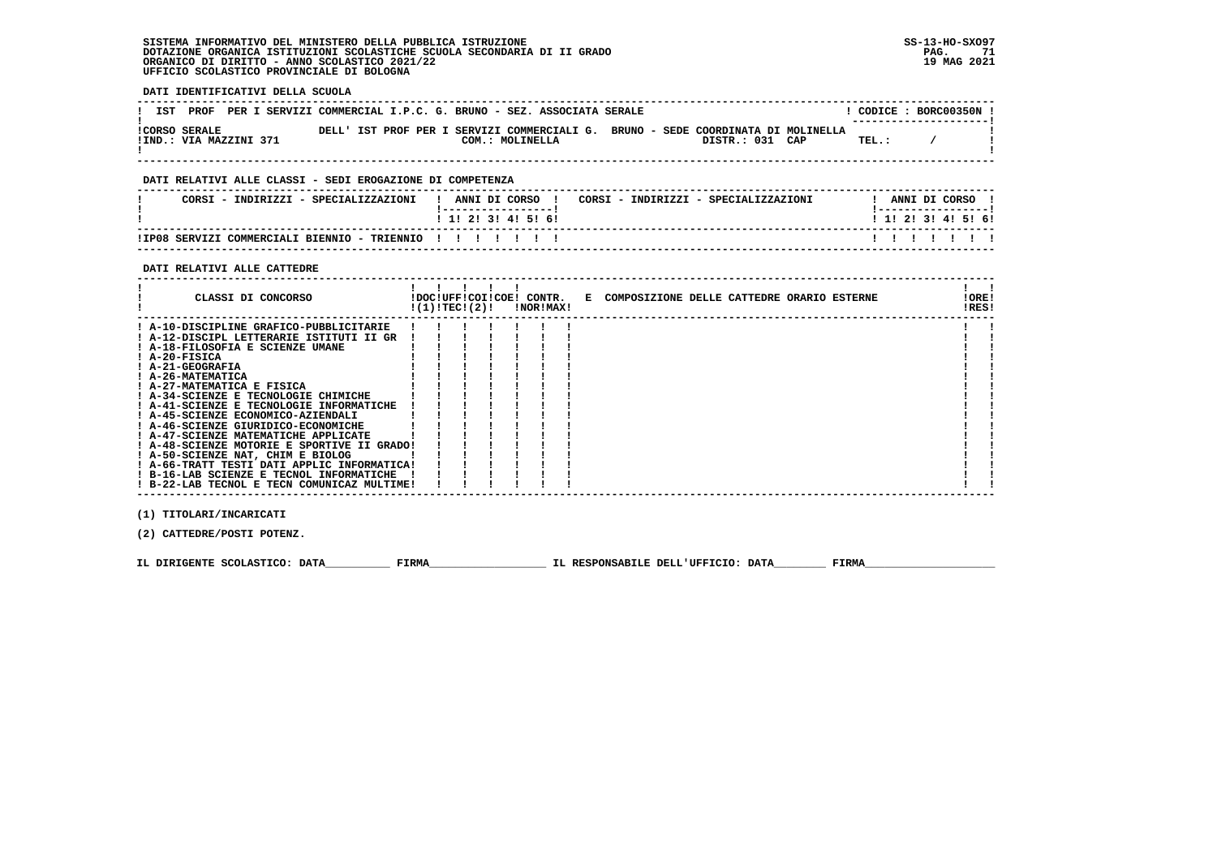SISTEMA INFORMATIVO DEL MINISTERO DELLA PUBBLICA ISTRUZIONE
DOTAZIONE ORGANICA ISTITUZIONI SCOLASTICHE SCUOLA SECONDARIA DI II GRADO
ORGANICO DI DIRITTO - ANNO SCOLASTICO 2021/22
UFFICIO SCOLASTICO PROVINCIALE DI BOLOGNA

SS-13-HO-SXO97
19 MAG 2021

**DATI IDENTIFICATIVI DELLA SCUOLA**

| IST PROF PER I SERVIZI COMMERCIAL I.P.C. G. BRUNO - SEZ. ASSOCIATA SERALE | | | CODICE : BORC00350N |
|---|---|---|---|
| CORSO SERALE | DELL' IST PROF PER I SERVIZI COMMERCIALI G. BRUNO - SEDE COORDINATA DI MOLINELLA | | |
| IND.: VIA MAZZINI 371 | COM.: MOLINELLA | DISTR.: 031 CAP | TEL.: / |

**DATI RELATIVI ALLE CLASSI - SEDI EROGAZIONE DI COMPETENZA**

| CORSI - INDIRIZZI - SPECIALIZZAZIONI | 1 | 2 | 3 | 4 | 5 | 6 | CORSI - INDIRIZZI - SPECIALIZZAZIONI | 1 | 2 | 3 | 4 | 5 | 6 |
|---|---|---|---|---|---|---|---|---|---|---|---|---|---|
| IP08 SERVIZI COMMERCIALI BIENNIO - TRIENNIO | | | | | | | | | | | | | |

**DATI RELATIVI ALLE CATTEDRE**

| CLASSI DI CONCORSO | DOC (1) | UFF TEC | COI (2) | COE | CONTR. NOR | CONTR. MAX | E COMPOSIZIONE DELLE CATTEDRE ORARIO ESTERNE | ORE RES |
|---|---|---|---|---|---|---|---|---|
| A-10-DISCIPLINE GRAFICO-PUBBLICITARIE | | | | | | | | |
| A-12-DISCIPL LETTERARIE ISTITUTI II GR | | | | | | | | |
| A-18-FILOSOFIA E SCIENZE UMANE | | | | | | | | |
| A-20-FISICA | | | | | | | | |
| A-21-GEOGRAFIA | | | | | | | | |
| A-26-MATEMATICA | | | | | | | | |
| A-27-MATEMATICA E FISICA | | | | | | | | |
| A-34-SCIENZE E TECNOLOGIE CHIMICHE | | | | | | | | |
| A-41-SCIENZE E TECNOLOGIE INFORMATICHE | | | | | | | | |
| A-45-SCIENZE ECONOMICO-AZIENDALI | | | | | | | | |
| A-46-SCIENZE GIURIDICO-ECONOMICHE | | | | | | | | |
| A-47-SCIENZE MATEMATICHE APPLICATE | | | | | | | | |
| A-48-SCIENZE MOTORIE E SPORTIVE II GRADO | | | | | | | | |
| A-50-SCIENZE NAT, CHIM E BIOLOG | | | | | | | | |
| A-66-TRATT TESTI DATI APPLIC INFORMATICA | | | | | | | | |
| B-16-LAB SCIENZE E TECNOL INFORMATICHE | | | | | | | | |
| B-22-LAB TECNOL E TECN COMUNICAZ MULTIME | | | | | | | | |

(1) TITOLARI/INCARICATI

(2) CATTEDRE/POSTI POTENZ.

IL DIRIGENTE SCOLASTICO: DATA__________ FIRMA__________________ IL RESPONSABILE DELL'UFFICIO: DATA________ FIRMA____________________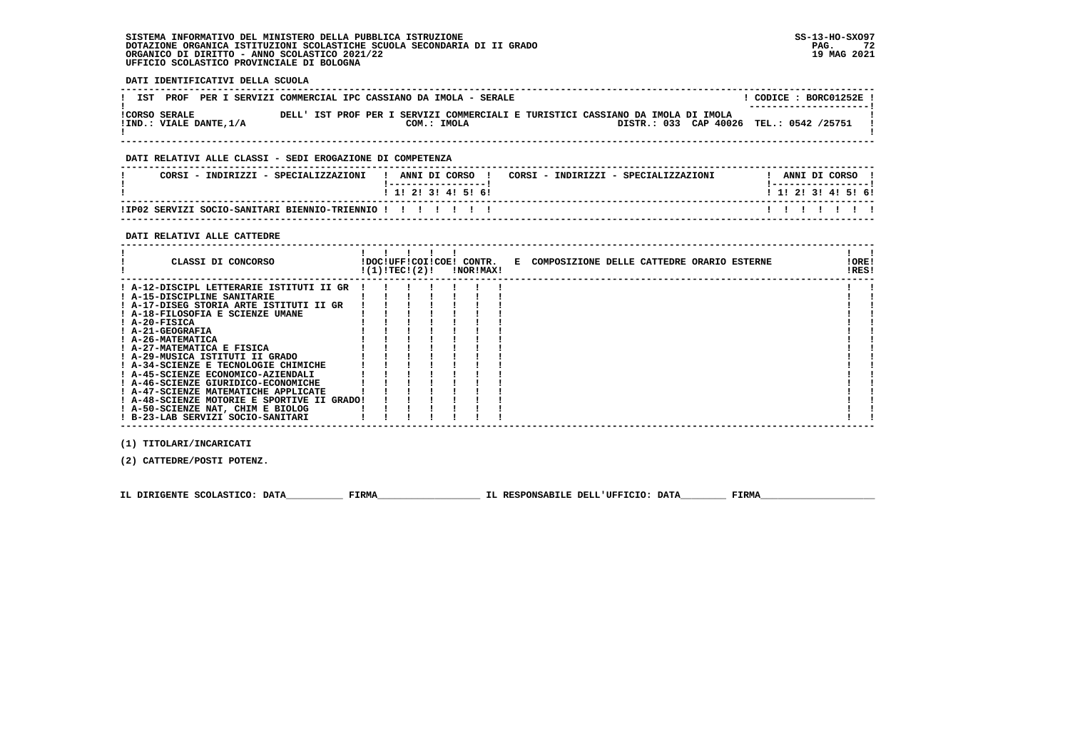SISTEMA INFORMATIVO DEL MINISTERO DELLA PUBBLICA ISTRUZIONE
DOTAZIONE ORGANICA ISTITUZIONI SCOLASTICHE SCUOLA SECONDARIA DI II GRADO
ORGANICO DI DIRITTO - ANNO SCOLASTICO 2021/22
UFFICIO SCOLASTICO PROVINCIALE DI BOLOGNA

SS-13-HO-SXO97
19 MAG 2021

**DATI IDENTIFICATIVI DELLA SCUOLA**

| IST PROF PER I SERVIZI COMMERCIAL IPC CASSIANO DA IMOLA - SERALE | CODICE : BORC01252E |
|---|---|
| CORSO SERALE DELL' IST PROF PER I SERVIZI COMMERCIALI E TURISTICI CASSIANO DA IMOLA DI IMOLA | |
| IND.: VIALE DANTE,1/A COM.: IMOLA DISTR.: 033 CAP 40026 TEL.: 0542 /25751 | |

**DATI RELATIVI ALLE CLASSI - SEDI EROGAZIONE DI COMPETENZA**

| CORSI - INDIRIZZI - SPECIALIZZAZIONI | 1 | 2 | 3 | 4 | 5 | 6 | CORSI - INDIRIZZI - SPECIALIZZAZIONI | 1 | 2 | 3 | 4 | 5 | 6 |
|---|---|---|---|---|---|---|---|---|---|---|---|---|---|
| IP02 SERVIZI SOCIO-SANITARI BIENNIO-TRIENNIO | | | | | | | | | | | | | |

**DATI RELATIVI ALLE CATTEDRE**

| CLASSI DI CONCORSO | DOC (1) | UFF TEC | COI (2) | COE | CONTR. NOR | CONTR. MAX | E COMPOSIZIONE DELLE CATTEDRE ORARIO ESTERNE | ORE RES |
|---|---|---|---|---|---|---|---|---|
| A-12-DISCIPL LETTERARIE ISTITUTI II GR | | | | | | | | |
| A-15-DISCIPLINE SANITARIE | | | | | | | | |
| A-17-DISEG STORIA ARTE ISTITUTI II GR | | | | | | | | |
| A-18-FILOSOFIA E SCIENZE UMANE | | | | | | | | |
| A-20-FISICA | | | | | | | | |
| A-21-GEOGRAFIA | | | | | | | | |
| A-26-MATEMATICA | | | | | | | | |
| A-27-MATEMATICA E FISICA | | | | | | | | |
| A-29-MUSICA ISTITUTI II GRADO | | | | | | | | |
| A-34-SCIENZE E TECNOLOGIE CHIMICHE | | | | | | | | |
| A-45-SCIENZE ECONOMICO-AZIENDALI | | | | | | | | |
| A-46-SCIENZE GIURIDICO-ECONOMICHE | | | | | | | | |
| A-47-SCIENZE MATEMATICHE APPLICATE | | | | | | | | |
| A-48-SCIENZE MOTORIE E SPORTIVE II GRADO | | | | | | | | |
| A-50-SCIENZE NAT, CHIM E BIOLOG | | | | | | | | |
| B-23-LAB SERVIZI SOCIO-SANITARI | | | | | | | | |

(1) TITOLARI/INCARICATI

(2) CATTEDRE/POSTI POTENZ.

IL DIRIGENTE SCOLASTICO: DATA__________ FIRMA__________________ IL RESPONSABILE DELL'UFFICIO: DATA________ FIRMA____________________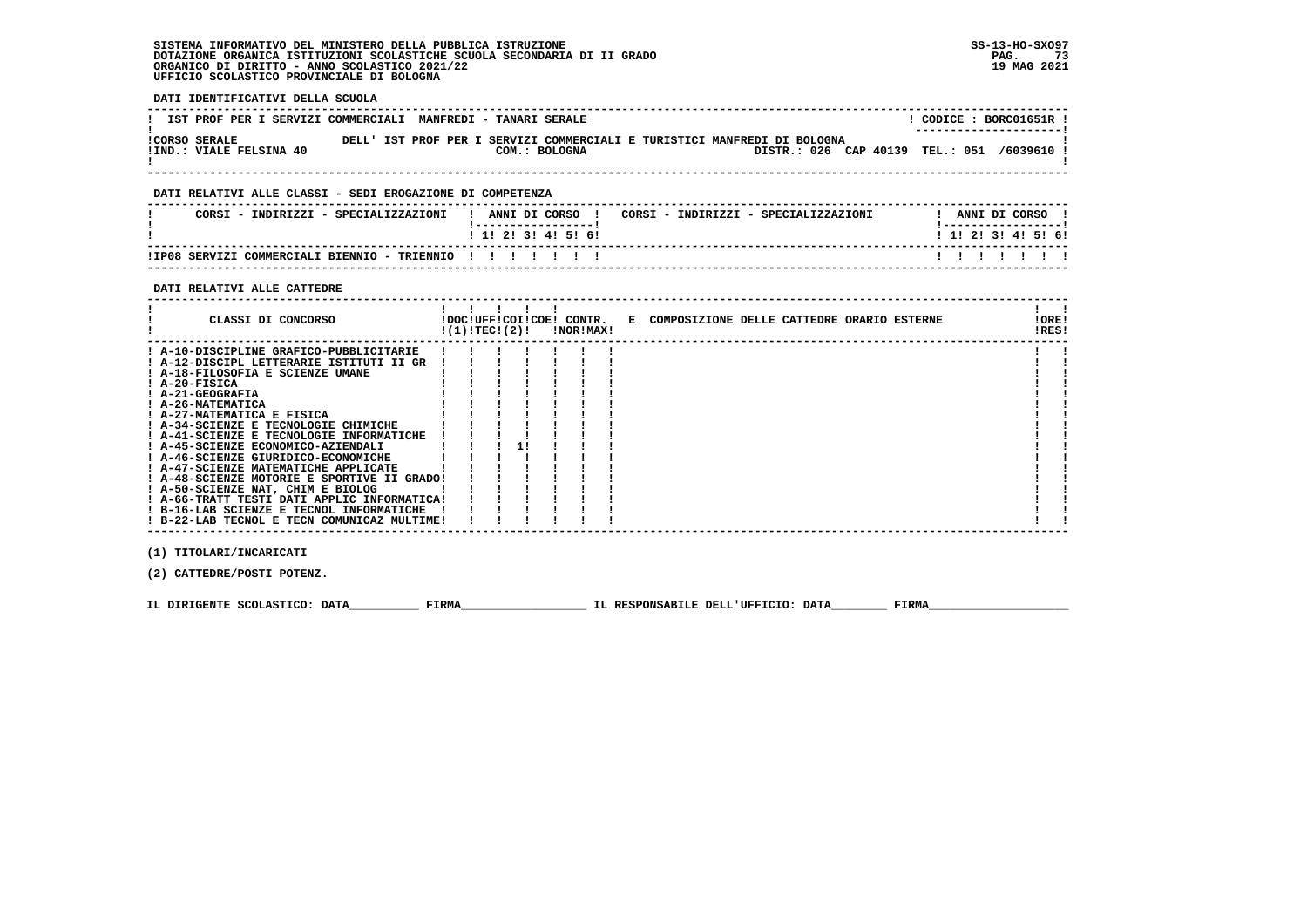SISTEMA INFORMATIVO DEL MINISTERO DELLA PUBBLICA ISTRUZIONE
DOTAZIONE ORGANICA ISTITUZIONI SCOLASTICHE SCUOLA SECONDARIA DI II GRADO
ORGANICO DI DIRITTO - ANNO SCOLASTICO 2021/22
UFFICIO SCOLASTICO PROVINCIALE DI BOLOGNA

SS-13-HO-SXO97
19 MAG 2021

**DATI IDENTIFICATIVI DELLA SCUOLA**

| IST PROF PER I SERVIZI COMMERCIALI MANFREDI - TANARI SERALE | CODICE : BORC01651R |
|---|---|
| CORSO SERALE DELL' IST PROF PER I SERVIZI COMMERCIALI E TURISTICI MANFREDI DI BOLOGNA | |
| IND.: VIALE FELSINA 40 COM.: BOLOGNA | DISTR.: 026 CAP 40139 TEL.: 051 /6039610 |

**DATI RELATIVI ALLE CLASSI - SEDI EROGAZIONE DI COMPETENZA**

| CORSI - INDIRIZZI - SPECIALIZZAZIONI | 1 | 2 | 3 | 4 | 5 | 6 | CORSI - INDIRIZZI - SPECIALIZZAZIONI | 1 | 2 | 3 | 4 | 5 | 6 |
|---|---|---|---|---|---|---|---|---|---|---|---|---|---|
| IP08 SERVIZI COMMERCIALI BIENNIO - TRIENNIO | | | | | | | | | | | | | |

**DATI RELATIVI ALLE CATTEDRE**

| CLASSI DI CONCORSO | DOC (1) | UFF TEC | COI (2) | COE | CONTR. NOR | CONTR. MAX | E COMPOSIZIONE DELLE CATTEDRE ORARIO ESTERNE | ORE RES |
|---|---|---|---|---|---|---|---|---|
| A-10-DISCIPLINE GRAFICO-PUBBLICITARIE | | | | | | | | |
| A-12-DISCIPL LETTERARIE ISTITUTI II GR | | | | | | | | |
| A-18-FILOSOFIA E SCIENZE UMANE | | | | | | | | |
| A-20-FISICA | | | | | | | | |
| A-21-GEOGRAFIA | | | | | | | | |
| A-26-MATEMATICA | | | | | | | | |
| A-27-MATEMATICA E FISICA | | | | | | | | |
| A-34-SCIENZE E TECNOLOGIE CHIMICHE | | | | | | | | |
| A-41-SCIENZE E TECNOLOGIE INFORMATICHE | | | | | | | | |
| A-45-SCIENZE ECONOMICO-AZIENDALI | | | 1 | | | | | |
| A-46-SCIENZE GIURIDICO-ECONOMICHE | | | | | | | | |
| A-47-SCIENZE MATEMATICHE APPLICATE | | | | | | | | |
| A-48-SCIENZE MOTORIE E SPORTIVE II GRADO | | | | | | | | |
| A-50-SCIENZE NAT, CHIM E BIOLOG | | | | | | | | |
| A-66-TRATT TESTI DATI APPLIC INFORMATICA | | | | | | | | |
| B-16-LAB SCIENZE E TECNOL INFORMATICHE | | | | | | | | |
| B-22-LAB TECNOL E TECN COMUNICAZ MULTIME | | | | | | | | |

(1) TITOLARI/INCARICATI

(2) CATTEDRE/POSTI POTENZ.

IL DIRIGENTE SCOLASTICO: DATA__________ FIRMA__________________ IL RESPONSABILE DELL'UFFICIO: DATA________ FIRMA____________________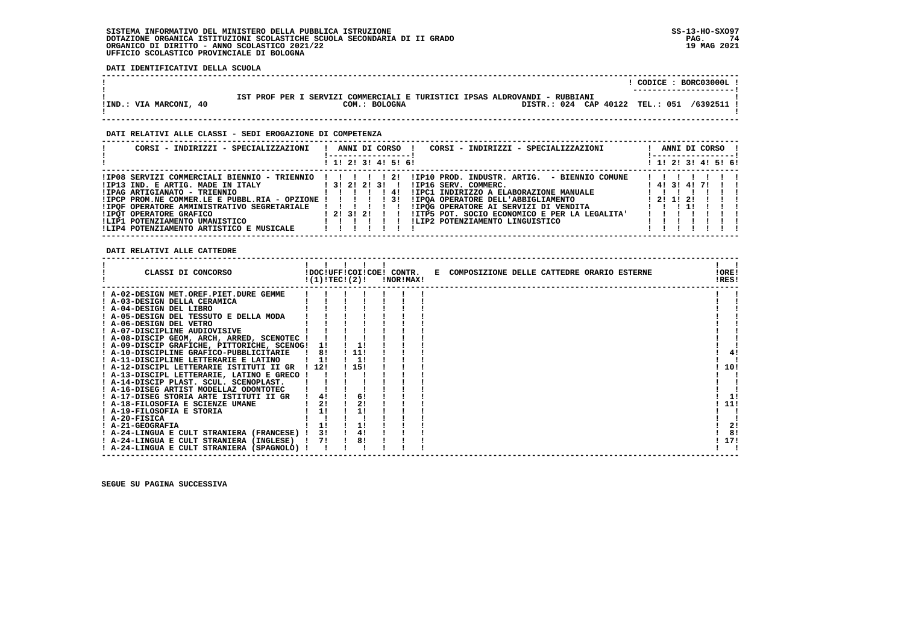SISTEMA INFORMATIVO DEL MINISTERO DELLA PUBBLICA ISTRUZIONE
DOTAZIONE ORGANICA ISTITUZIONI SCOLASTICHE SCUOLA SECONDARIA DI II GRADO
ORGANICO DI DIRITTO - ANNO SCOLASTICO 2021/22
UFFICIO SCOLASTICO PROVINCIALE DI BOLOGNA

SS-13-HO-SXO97
19 MAG 2021

**DATI IDENTIFICATIVI DELLA SCUOLA**

CODICE : BORC03000L

IST PROF PER I SERVIZI COMMERCIALI E TURISTICI IPSAS ALDROVANDI - RUBBIANI

IND.: VIA MARCONI, 40 — COM.: BOLOGNA — DISTR.: 024 CAP 40122 TEL.: 051 /6392511

**DATI RELATIVI ALLE CLASSI - SEDI EROGAZIONE DI COMPETENZA**

| CORSI - INDIRIZZI - SPECIALIZZAZIONI | 1 | 2 | 3 | 4 | 5 | 6 | CORSI - INDIRIZZI - SPECIALIZZAZIONI | 1 | 2 | 3 | 4 | 5 | 6 |
|---|---|---|---|---|---|---|---|---|---|---|---|---|---|
| IP08 SERVIZI COMMERCIALI BIENNIO - TRIENNIO | | | | | 2 | | IP10 PROD. INDUSTR. ARTIG. - BIENNIO COMUNE | | | | | | |
| IP13 IND. E ARTIG. MADE IN ITALY | 3 | 2 | 2 | 3 | | | IP16 SERV. COMMERC. | 4 | 3 | 4 | 7 | | |
| IPAG ARTIGIANATO - TRIENNIO | | | | | 4 | | IPC1 INDIRIZZO A ELABORAZIONE MANUALE | | | | | | |
| IPCP PROM.NE COMMER.LE E PUBBL.RIA - OPZIONE | | | | | 3 | | IPQA OPERATORE DELL'ABBIGLIAMENTO | 2 | 1 | 2 | | | |
| IPQF OPERATORE AMMINISTRATIVO SEGRETARIALE | | | | | | | IPQG OPERATORE AI SERVIZI DI VENDITA | | | 1 | | | |
| IPQT OPERATORE GRAFICO | 2 | 3 | 2 | | | | ITP5 POT. SOCIO ECONOMICO E PER LA LEGALITA' | | | | | | |
| LIP1 POTENZIAMENTO UMANISTICO | | | | | | | LIP2 POTENZIAMENTO LINGUISTICO | | | | | | |
| LIP4 POTENZIAMENTO ARTISTICO E MUSICALE | | | | | | | | | | | | | |

**DATI RELATIVI ALLE CATTEDRE**

| CLASSI DI CONCORSO | DOC (1) | UFF TEC | COI (2) | COE | CONTR. NOR | CONTR. MAX | E COMPOSIZIONE DELLE CATTEDRE ORARIO ESTERNE | ORE RES |
|---|---|---|---|---|---|---|---|---|
| A-02-DESIGN MET.OREF.PIET.DURE GEMME | | | | | | | | |
| A-03-DESIGN DELLA CERAMICA | | | | | | | | |
| A-04-DESIGN DEL LIBRO | | | | | | | | |
| A-05-DESIGN DEL TESSUTO E DELLA MODA | | | | | | | | |
| A-06-DESIGN DEL VETRO | | | | | | | | |
| A-07-DISCIPLINE AUDIOVISIVE | | | | | | | | |
| A-08-DISCIP GEOM, ARCH, ARRED, SCENOTEC | | | | | | | | |
| A-09-DISCIP GRAFICHE, PITTORICHE, SCENOG | 1 | | 1 | | | | | |
| A-10-DISCIPLINE GRAFICO-PUBBLICITARIE | 8 | | 11 | | | | | 4 |
| A-11-DISCIPLINE LETTERARIE E LATINO | 1 | | 1 | | | | | |
| A-12-DISCIPL LETTERARIE ISTITUTI II GR | 12 | | 15 | | | | | 10 |
| A-13-DISCIPL LETTERARIE, LATINO E GRECO | | | | | | | | |
| A-14-DISCIP PLAST. SCUL. SCENOPLAST. | | | | | | | | |
| A-16-DISEG ARTIST MODELLAZ ODONTOTEC | | | | | | | | |
| A-17-DISEG STORIA ARTE ISTITUTI II GR | 4 | | 6 | | | | | 1 |
| A-18-FILOSOFIA E SCIENZE UMANE | 2 | | 2 | | | | | 11 |
| A-19-FILOSOFIA E STORIA | 1 | | 1 | | | | | |
| A-20-FISICA | | | | | | | | |
| A-21-GEOGRAFIA | 1 | | 1 | | | | | 2 |
| A-24-LINGUA E CULT STRANIERA (FRANCESE) | 3 | | 4 | | | | | 8 |
| A-24-LINGUA E CULT STRANIERA (INGLESE) | 7 | | 8 | | | | | 17 |
| A-24-LINGUA E CULT STRANIERA (SPAGNOLO) | | | | | | | | |

SEGUE SU PAGINA SUCCESSIVA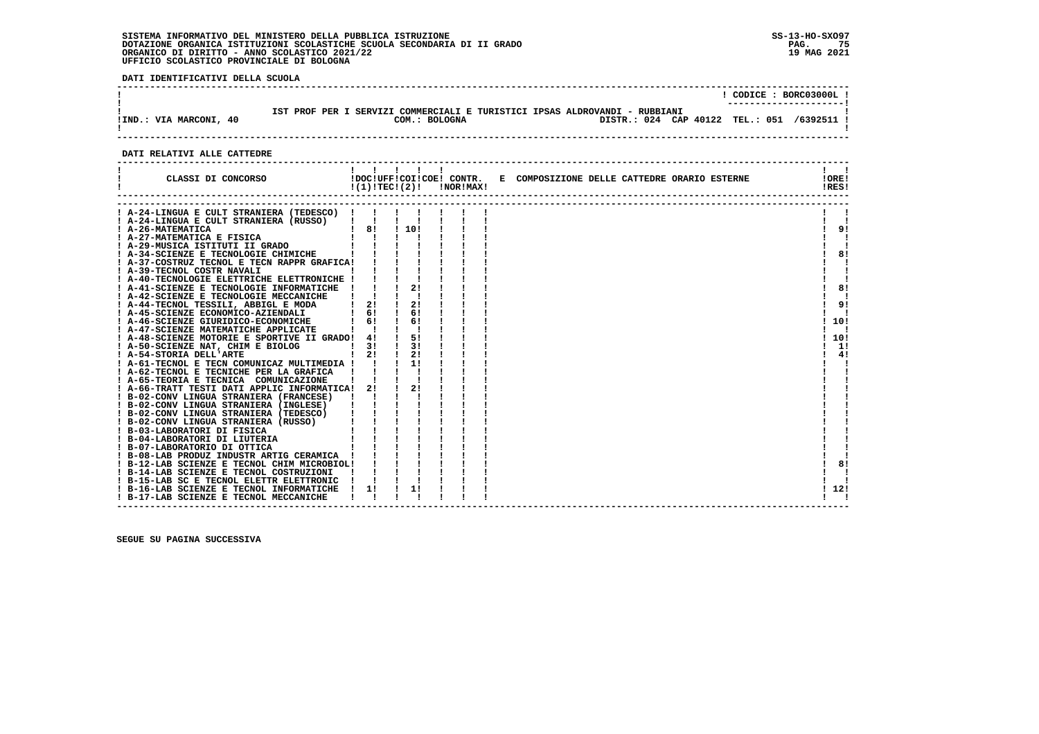SISTEMA INFORMATIVO DEL MINISTERO DELLA PUBBLICA ISTRUZIONE
DOTAZIONE ORGANICA ISTITUZIONI SCOLASTICHE SCUOLA SECONDARIA DI II GRADO
ORGANICO DI DIRITTO - ANNO SCOLASTICO 2021/22
UFFICIO SCOLASTICO PROVINCIALE DI BOLOGNA

SS-13-HO-SXO97
19 MAG 2021

**DATI IDENTIFICATIVI DELLA SCUOLA**

CODICE : BORC03000L

IST PROF PER I SERVIZI COMMERCIALI E TURISTICI IPSAS ALDROVANDI - RUBBIANI

IND.: VIA MARCONI, 40 — COM.: BOLOGNA — DISTR.: 024 CAP 40122 TEL.: 051 /6392511

**DATI RELATIVI ALLE CATTEDRE**

| CLASSI DI CONCORSO | DOC (1) | UFF TEC | COI (2) | COE | CONTR. NOR | CONTR. MAX | E COMPOSIZIONE DELLE CATTEDRE ORARIO ESTERNE | ORE RES |
|---|---|---|---|---|---|---|---|---|
| A-24-LINGUA E CULT STRANIERA (TEDESCO) | | | | | | | | |
| A-24-LINGUA E CULT STRANIERA (RUSSO) | | | | | | | | |
| A-26-MATEMATICA | 8 | | 10 | | | | | 9 |
| A-27-MATEMATICA E FISICA | | | | | | | | |
| A-29-MUSICA ISTITUTI II GRADO | | | | | | | | |
| A-34-SCIENZE E TECNOLOGIE CHIMICHE | | | | | | | | 8 |
| A-37-COSTRUZ TECNOL E TECN RAPPR GRAFICA | | | | | | | | |
| A-39-TECNOL COSTR NAVALI | | | | | | | | |
| A-40-TECNOLOGIE ELETTRICHE ELETTRONICHE | | | | | | | | |
| A-41-SCIENZE E TECNOLOGIE INFORMATICHE | | | 2 | | | | | 8 |
| A-42-SCIENZE E TECNOLOGIE MECCANICHE | | | | | | | | |
| A-44-TECNOL TESSILI, ABBIGL E MODA | 2 | | 2 | | | | | 9 |
| A-45-SCIENZE ECONOMICO-AZIENDALI | 6 | | 6 | | | | | |
| A-46-SCIENZE GIURIDICO-ECONOMICHE | 6 | | 6 | | | | | 10 |
| A-47-SCIENZE MATEMATICHE APPLICATE | | | | | | | | |
| A-48-SCIENZE MOTORIE E SPORTIVE II GRADO | 4 | | 5 | | | | | 10 |
| A-50-SCIENZE NAT, CHIM E BIOLOG | 3 | | 3 | | | | | 1 |
| A-54-STORIA DELL'ARTE | 2 | | 2 | | | | | 4 |
| A-61-TECNOL E TECN COMUNICAZ MULTIMEDIA | | | 1 | | | | | |
| A-62-TECNOL E TECNICHE PER LA GRAFICA | | | | | | | | |
| A-65-TEORIA E TECNICA COMUNICAZIONE | | | | | | | | |
| A-66-TRATT TESTI DATI APPLIC INFORMATICA | 2 | | 2 | | | | | |
| B-02-CONV LINGUA STRANIERA (FRANCESE) | | | | | | | | |
| B-02-CONV LINGUA STRANIERA (INGLESE) | | | | | | | | |
| B-02-CONV LINGUA STRANIERA (TEDESCO) | | | | | | | | |
| B-02-CONV LINGUA STRANIERA (RUSSO) | | | | | | | | |
| B-03-LABORATORI DI FISICA | | | | | | | | |
| B-04-LABORATORI DI LIUTERIA | | | | | | | | |
| B-07-LABORATORIO DI OTTICA | | | | | | | | |
| B-08-LAB PRODUZ INDUSTR ARTIG CERAMICA | | | | | | | | |
| B-12-LAB SCIENZE E TECNOL CHIM MICROBIOL | | | | | | | | 8 |
| B-14-LAB SCIENZE E TECNOL COSTRUZIONI | | | | | | | | |
| B-15-LAB SC E TECNOL ELETTR ELETTRONIC | | | | | | | | |
| B-16-LAB SCIENZE E TECNOL INFORMATICHE | 1 | | 1 | | | | | 12 |
| B-17-LAB SCIENZE E TECNOL MECCANICHE | | | | | | | | |

SEGUE SU PAGINA SUCCESSIVA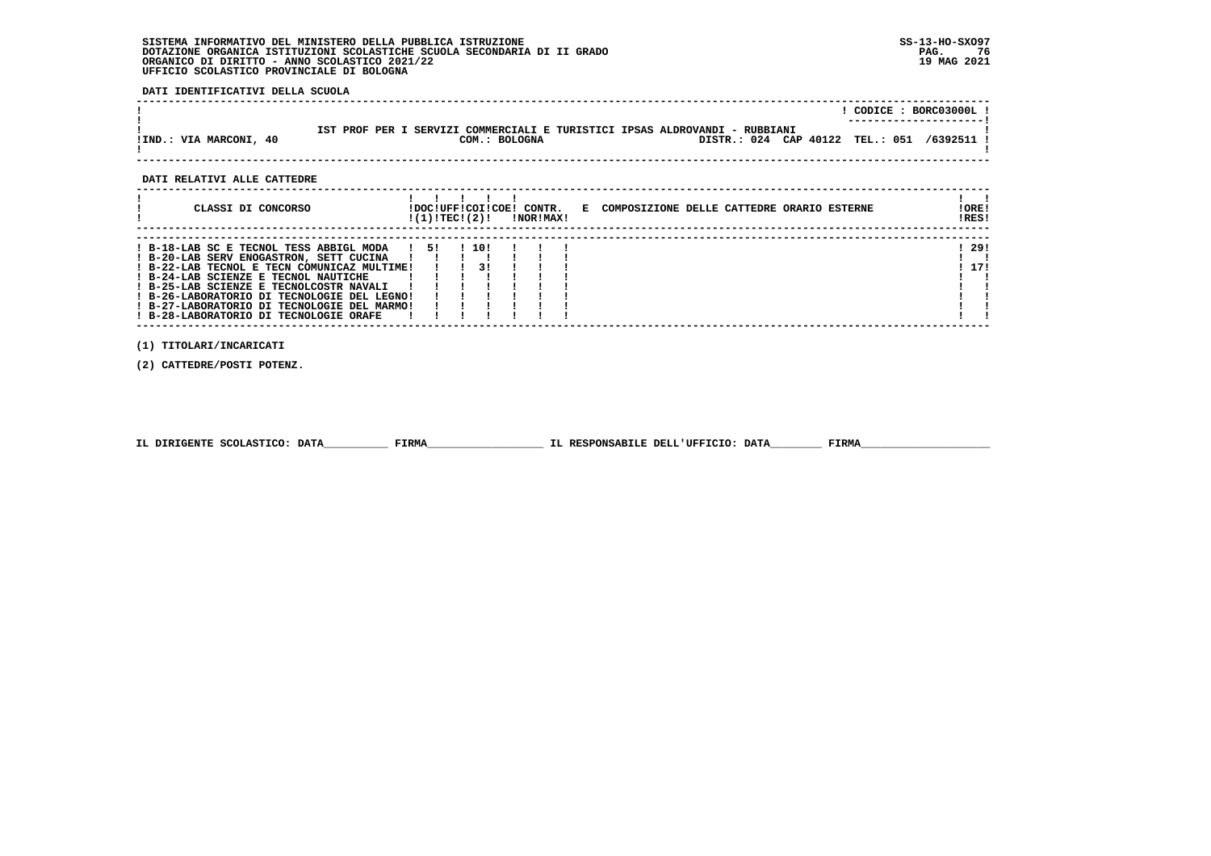SISTEMA INFORMATIVO DEL MINISTERO DELLA PUBBLICA ISTRUZIONE
DOTAZIONE ORGANICA ISTITUZIONI SCOLASTICHE SCUOLA SECONDARIA DI II GRADO
ORGANICO DI DIRITTO - ANNO SCOLASTICO 2021/22
UFFICIO SCOLASTICO PROVINCIALE DI BOLOGNA

SS-13-HO-SXO97
19 MAG 2021

**DATI IDENTIFICATIVI DELLA SCUOLA**

CODICE : BORC03000L

IST PROF PER I SERVIZI COMMERCIALI E TURISTICI IPSAS ALDROVANDI - RUBBIANI

IND.: VIA MARCONI, 40 — COM.: BOLOGNA — DISTR.: 024 CAP 40122 TEL.: 051 /6392511

**DATI RELATIVI ALLE CATTEDRE**

| CLASSI DI CONCORSO | DOC (1) | UFF TEC | COI | COE (2) | CONTR. NOR | CONTR. MAX | E COMPOSIZIONE DELLE CATTEDRE ORARIO ESTERNE | ORE RES |
|---|---|---|---|---|---|---|---|---|
| B-18-LAB SC E TECNOL TESS ABBIGL MODA | 5 | | 10 | | | | | 29 |
| B-20-LAB SERV ENOGASTRON, SETT CUCINA | | | | | | | | |
| B-22-LAB TECNOL E TECN COMUNICAZ MULTIME | | | 3 | | | | | 17 |
| B-24-LAB SCIENZE E TECNOL NAUTICHE | | | | | | | | |
| B-25-LAB SCIENZE E TECNOLCOSTR NAVALI | | | | | | | | |
| B-26-LABORATORIO DI TECNOLOGIE DEL LEGNO | | | | | | | | |
| B-27-LABORATORIO DI TECNOLOGIE DEL MARMO | | | | | | | | |
| B-28-LABORATORIO DI TECNOLOGIE ORAFE | | | | | | | | |

(1) TITOLARI/INCARICATI

(2) CATTEDRE/POSTI POTENZ.

IL DIRIGENTE SCOLASTICO: DATA__________ FIRMA__________________ IL RESPONSABILE DELL'UFFICIO: DATA________ FIRMA____________________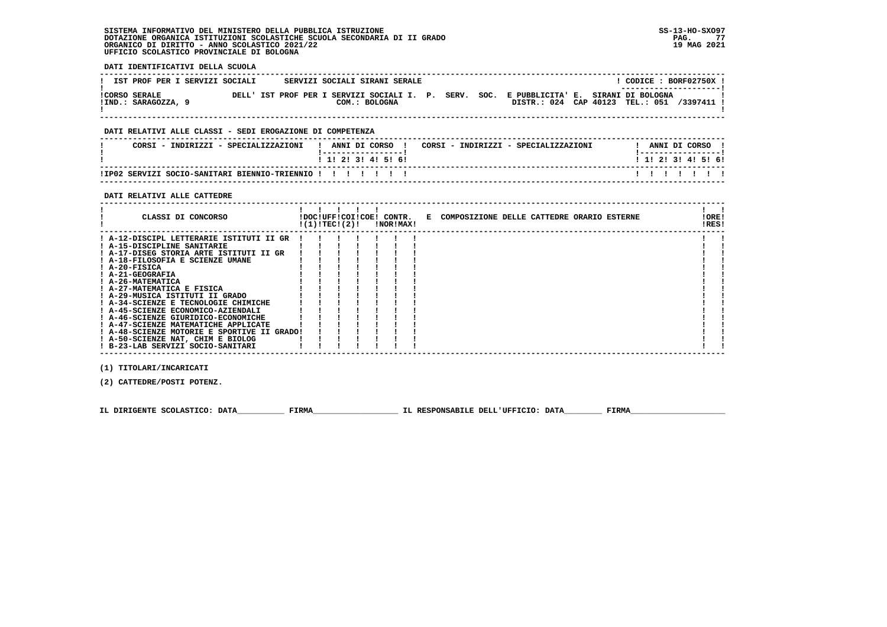SISTEMA INFORMATIVO DEL MINISTERO DELLA PUBBLICA ISTRUZIONE
DOTAZIONE ORGANICA ISTITUZIONI SCOLASTICHE SCUOLA SECONDARIA DI II GRADO
ORGANICO DI DIRITTO - ANNO SCOLASTICO 2021/22
UFFICIO SCOLASTICO PROVINCIALE DI BOLOGNA

SS-13-HO-SXO97
19 MAG 2021

**DATI IDENTIFICATIVI DELLA SCUOLA**

| IST PROF PER I SERVIZI SOCIALI | SERVIZI SOCIALI SIRANI SERALE | CODICE : BORF02750X |
|---|---|---|
| CORSO SERALE<br>IND.: SARAGOZZA, 9 | DELL' IST PROF PER I SERVIZI SOCIALI I. P. SERV. SOC. E PUBBLICITA' E. SIRANI DI BOLOGNA<br>COM.: BOLOGNA | DISTR.: 024 CAP 40123 TEL.: 051 /3397411 |

**DATI RELATIVI ALLE CLASSI - SEDI EROGAZIONE DI COMPETENZA**

| CORSI - INDIRIZZI - SPECIALIZZAZIONI | 1 | 2 | 3 | 4 | 5 | 6 | CORSI - INDIRIZZI - SPECIALIZZAZIONI | 1 | 2 | 3 | 4 | 5 | 6 |
|---|---|---|---|---|---|---|---|---|---|---|---|---|---|
| IP02 SERVIZI SOCIO-SANITARI BIENNIO-TRIENNIO | | | | | | | | | | | | | |

**DATI RELATIVI ALLE CATTEDRE**

| CLASSI DI CONCORSO | DOC (1) | UFF TEC | COI | COE (2) | CONTR. NOR | CONTR. MAX | E COMPOSIZIONE DELLE CATTEDRE ORARIO ESTERNE | ORE RES |
|---|---|---|---|---|---|---|---|---|
| A-12-DISCIPL LETTERARIE ISTITUTI II GR | | | | | | | | |
| A-15-DISCIPLINE SANITARIE | | | | | | | | |
| A-17-DISEG STORIA ARTE ISTITUTI II GR | | | | | | | | |
| A-18-FILOSOFIA E SCIENZE UMANE | | | | | | | | |
| A-20-FISICA | | | | | | | | |
| A-21-GEOGRAFIA | | | | | | | | |
| A-26-MATEMATICA | | | | | | | | |
| A-27-MATEMATICA E FISICA | | | | | | | | |
| A-29-MUSICA ISTITUTI II GRADO | | | | | | | | |
| A-34-SCIENZE E TECNOLOGIE CHIMICHE | | | | | | | | |
| A-45-SCIENZE ECONOMICO-AZIENDALI | | | | | | | | |
| A-46-SCIENZE GIURIDICO-ECONOMICHE | | | | | | | | |
| A-47-SCIENZE MATEMATICHE APPLICATE | | | | | | | | |
| A-48-SCIENZE MOTORIE E SPORTIVE II GRADO | | | | | | | | |
| A-50-SCIENZE NAT, CHIM E BIOLOG | | | | | | | | |
| B-23-LAB SERVIZI SOCIO-SANITARI | | | | | | | | |

(1) TITOLARI/INCARICATI

(2) CATTEDRE/POSTI POTENZ.

IL DIRIGENTE SCOLASTICO: DATA__________ FIRMA__________________ IL RESPONSABILE DELL'UFFICIO: DATA________ FIRMA____________________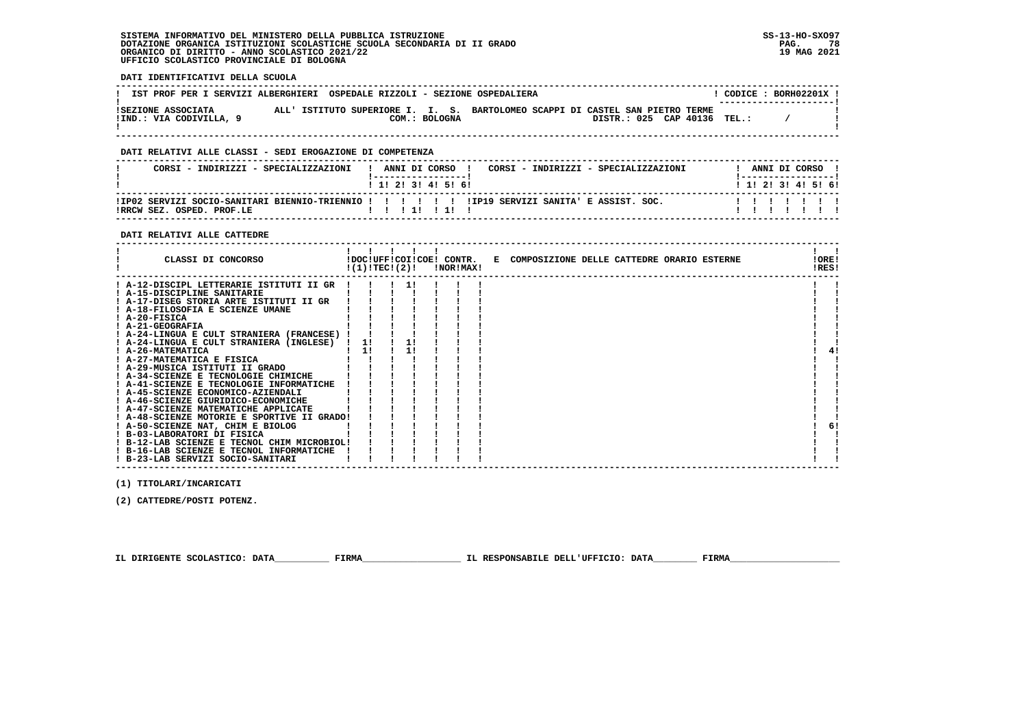SISTEMA INFORMATIVO DEL MINISTERO DELLA PUBBLICA ISTRUZIONE
DOTAZIONE ORGANICA ISTITUZIONI SCOLASTICHE SCUOLA SECONDARIA DI II GRADO
ORGANICO DI DIRITTO - ANNO SCOLASTICO 2021/22
UFFICIO SCOLASTICO PROVINCIALE DI BOLOGNA

SS-13-HO-SXO97
19 MAG 2021

**DATI IDENTIFICATIVI DELLA SCUOLA**

IST PROF PER I SERVIZI ALBERGHIERI OSPEDALE RIZZOLI - SEZIONE OSPEDALIERA — CODICE : BORH02201X

SEZIONE ASSOCIATA ALL' ISTITUTO SUPERIORE I. I. S. BARTOLOMEO SCAPPI DI CASTEL SAN PIETRO TERME
IND.: VIA CODIVILLA, 9 — COM.: BOLOGNA — DISTR.: 025 CAP 40136 TEL.: /

**DATI RELATIVI ALLE CLASSI - SEDI EROGAZIONE DI COMPETENZA**

| CORSI - INDIRIZZI - SPECIALIZZAZIONI | 1 | 2 | 3 | 4 | 5 | 6 | CORSI - INDIRIZZI - SPECIALIZZAZIONI | 1 | 2 | 3 | 4 | 5 | 6 |
|---|---|---|---|---|---|---|---|---|---|---|---|---|---|
| IP02 SERVIZI SOCIO-SANITARI BIENNIO-TRIENNIO RRCW SEZ. OSPED. PROF.LE | | | 1 | | 1 | | IP19 SERVIZI SANITA' E ASSIST. SOC. | | | | | | |

**DATI RELATIVI ALLE CATTEDRE**

| CLASSI DI CONCORSO | DOC (1) | UFF TEC | COI (2) | COE | CONTR. NOR | CONTR. MAX | COMPOSIZIONE DELLE CATTEDRE ORARIO ESTERNE | ORE RES |
|---|---|---|---|---|---|---|---|---|
| A-12-DISCIPL LETTERARIE ISTITUTI II GR | | | 1 | | | | | |
| A-15-DISCIPLINE SANITARIE | | | | | | | | |
| A-17-DISEG STORIA ARTE ISTITUTI II GR | | | | | | | | |
| A-18-FILOSOFIA E SCIENZE UMANE | | | | | | | | |
| A-20-FISICA | | | | | | | | |
| A-21-GEOGRAFIA | | | | | | | | |
| A-24-LINGUA E CULT STRANIERA (FRANCESE) | | | | | | | | |
| A-24-LINGUA E CULT STRANIERA (INGLESE) | 1 | | 1 | | | | | |
| A-26-MATEMATICA | 1 | | 1 | | | | | 4 |
| A-27-MATEMATICA E FISICA | | | | | | | | |
| A-29-MUSICA ISTITUTI II GRADO | | | | | | | | |
| A-34-SCIENZE E TECNOLOGIE CHIMICHE | | | | | | | | |
| A-41-SCIENZE E TECNOLOGIE INFORMATICHE | | | | | | | | |
| A-45-SCIENZE ECONOMICO-AZIENDALI | | | | | | | | |
| A-46-SCIENZE GIURIDICO-ECONOMICHE | | | | | | | | |
| A-47-SCIENZE MATEMATICHE APPLICATE | | | | | | | | |
| A-48-SCIENZE MOTORIE E SPORTIVE II GRADO | | | | | | | | |
| A-50-SCIENZE NAT, CHIM E BIOLOG | | | | | | | | 6 |
| B-03-LABORATORI DI FISICA | | | | | | | | |
| B-12-LAB SCIENZE E TECNOL CHIM MICROBIOL | | | | | | | | |
| B-16-LAB SCIENZE E TECNOL INFORMATICHE | | | | | | | | |
| B-23-LAB SERVIZI SOCIO-SANITARI | | | | | | | | |

(1) TITOLARI/INCARICATI

(2) CATTEDRE/POSTI POTENZ.

IL DIRIGENTE SCOLASTICO: DATA__________ FIRMA__________________ IL RESPONSABILE DELL'UFFICIO: DATA________ FIRMA____________________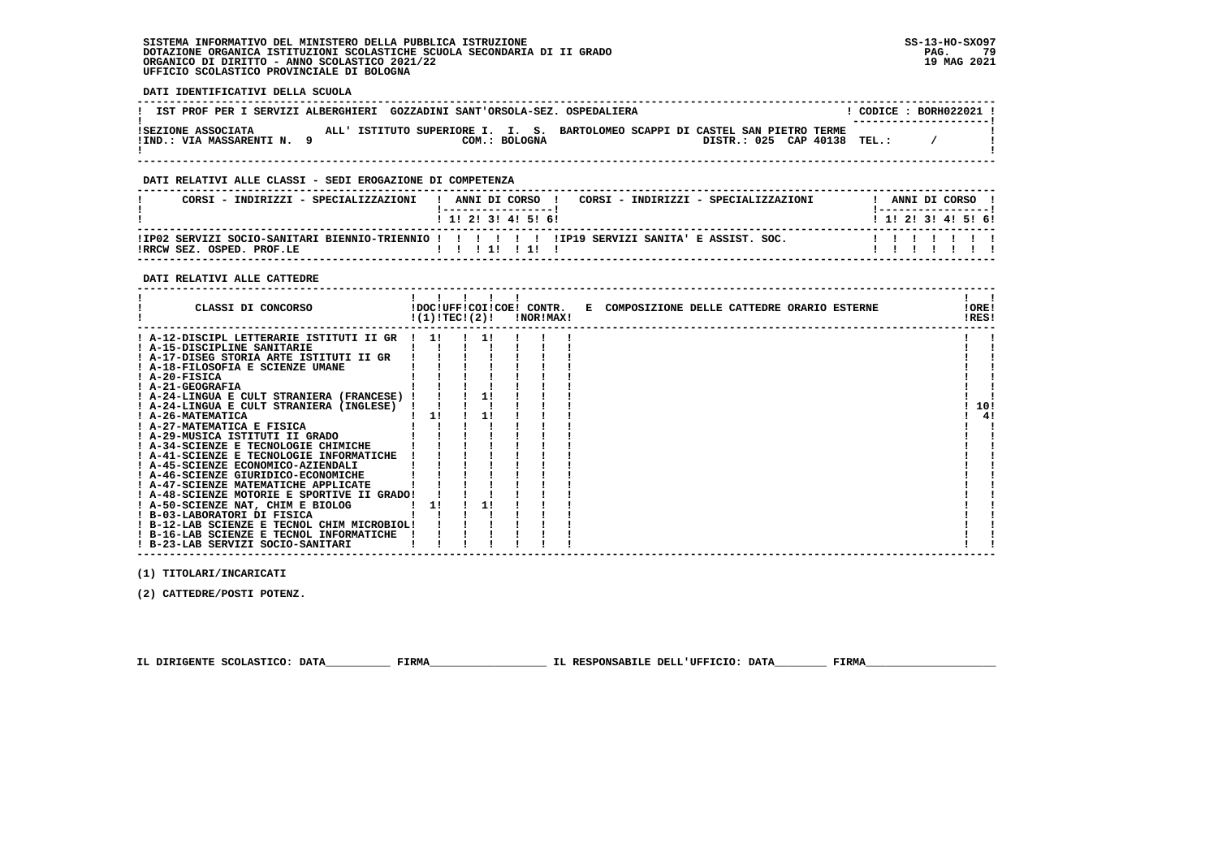SISTEMA INFORMATIVO DEL MINISTERO DELLA PUBBLICA ISTRUZIONE
DOTAZIONE ORGANICA ISTITUZIONI SCOLASTICHE SCUOLA SECONDARIA DI II GRADO
ORGANICO DI DIRITTO - ANNO SCOLASTICO 2021/22
UFFICIO SCOLASTICO PROVINCIALE DI BOLOGNA

SS-13-HO-SXO97
19 MAG 2021

**DATI IDENTIFICATIVI DELLA SCUOLA**

IST PROF PER I SERVIZI ALBERGHIERI GOZZADINI SANT'ORSOLA-SEZ. OSPEDALIERA — CODICE : BORH022021

SEZIONE ASSOCIATA ALL' ISTITUTO SUPERIORE I. I. S. BARTOLOMEO SCAPPI DI CASTEL SAN PIETRO TERME
IND.: VIA MASSARENTI N. 9 — COM.: BOLOGNA — DISTR.: 025 CAP 40138 TEL.: /

**DATI RELATIVI ALLE CLASSI - SEDI EROGAZIONE DI COMPETENZA**

| CORSI - INDIRIZZI - SPECIALIZZAZIONI | 1 | 2 | 3 | 4 | 5 | 6 | CORSI - INDIRIZZI - SPECIALIZZAZIONI | 1 | 2 | 3 | 4 | 5 | 6 |
|---|---|---|---|---|---|---|---|---|---|---|---|---|---|
| IP02 SERVIZI SOCIO-SANITARI BIENNIO-TRIENNIO RRCW SEZ. OSPED. PROF.LE | | | 1 | | 1 | | IP19 SERVIZI SANITA' E ASSIST. SOC. | | | | | | |

**DATI RELATIVI ALLE CATTEDRE**

| CLASSI DI CONCORSO | DOC (1) | UFF TEC | COI (2) | COE | CONTR. NOR | CONTR. MAX | E COMPOSIZIONE DELLE CATTEDRE ORARIO ESTERNE | ORE RES |
|---|---|---|---|---|---|---|---|---|
| A-12-DISCIPL LETTERARIE ISTITUTI II GR | 1 | | 1 | | | | | |
| A-15-DISCIPLINE SANITARIE | | | | | | | | |
| A-17-DISEG STORIA ARTE ISTITUTI II GR | | | | | | | | |
| A-18-FILOSOFIA E SCIENZE UMANE | | | | | | | | |
| A-20-FISICA | | | | | | | | |
| A-21-GEOGRAFIA | | | | | | | | |
| A-24-LINGUA E CULT STRANIERA (FRANCESE) | | | 1 | | | | | |
| A-24-LINGUA E CULT STRANIERA (INGLESE) | | | | | | | | 10 |
| A-26-MATEMATICA | 1 | | 1 | | | | | 4 |
| A-27-MATEMATICA E FISICA | | | | | | | | |
| A-29-MUSICA ISTITUTI II GRADO | | | | | | | | |
| A-34-SCIENZE E TECNOLOGIE CHIMICHE | | | | | | | | |
| A-41-SCIENZE E TECNOLOGIE INFORMATICHE | | | | | | | | |
| A-45-SCIENZE ECONOMICO-AZIENDALI | | | | | | | | |
| A-46-SCIENZE GIURIDICO-ECONOMICHE | | | | | | | | |
| A-47-SCIENZE MATEMATICHE APPLICATE | | | | | | | | |
| A-48-SCIENZE MOTORIE E SPORTIVE II GRADO | | | | | | | | |
| A-50-SCIENZE NAT, CHIM E BIOLOG | 1 | | 1 | | | | | |
| B-03-LABORATORI DI FISICA | | | | | | | | |
| B-12-LAB SCIENZE E TECNOL CHIM MICROBIOL | | | | | | | | |
| B-16-LAB SCIENZE E TECNOL INFORMATICHE | | | | | | | | |
| B-23-LAB SERVIZI SOCIO-SANITARI | | | | | | | | |

(1) TITOLARI/INCARICATI

(2) CATTEDRE/POSTI POTENZ.

IL DIRIGENTE SCOLASTICO: DATA__________ FIRMA__________________ IL RESPONSABILE DELL'UFFICIO: DATA________ FIRMA____________________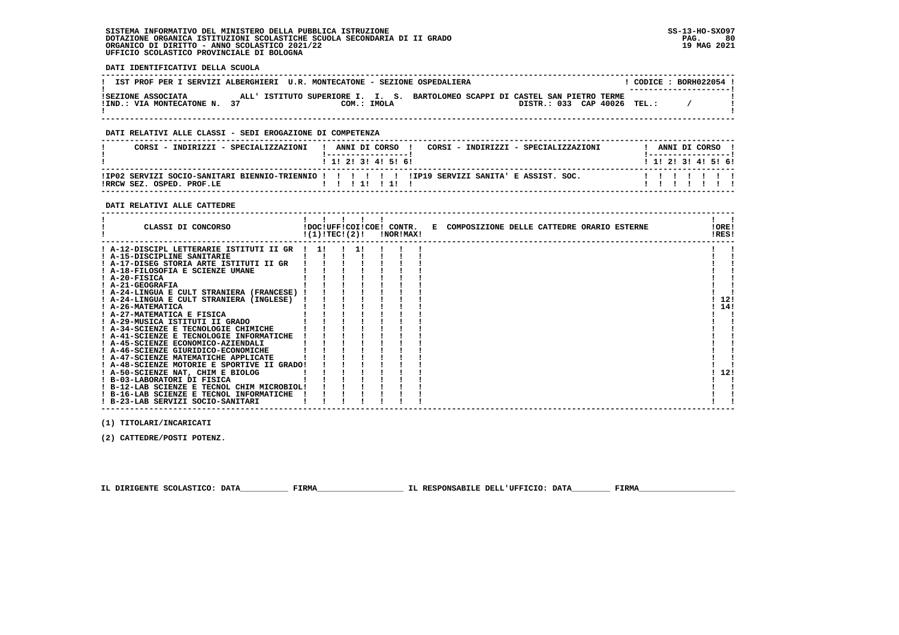SISTEMA INFORMATIVO DEL MINISTERO DELLA PUBBLICA ISTRUZIONE
DOTAZIONE ORGANICA ISTITUZIONI SCOLASTICHE SCUOLA SECONDARIA DI II GRADO
ORGANICO DI DIRITTO - ANNO SCOLASTICO 2021/22
UFFICIO SCOLASTICO PROVINCIALE DI BOLOGNA

SS-13-HO-SXO97
19 MAG 2021

**DATI IDENTIFICATIVI DELLA SCUOLA**

IST PROF PER I SERVIZI ALBERGHIERI U.R. MONTECATONE - SEZIONE OSPEDALIERA — CODICE : BORH022054

SEZIONE ASSOCIATA ALL' ISTITUTO SUPERIORE I. I. S. BARTOLOMEO SCAPPI DI CASTEL SAN PIETRO TERME
IND.: VIA MONTECATONE N. 37 — COM.: IMOLA — DISTR.: 033 CAP 40026 TEL.: /

**DATI RELATIVI ALLE CLASSI - SEDI EROGAZIONE DI COMPETENZA**

| CORSI - INDIRIZZI - SPECIALIZZAZIONI | 1 | 2 | 3 | 4 | 5 | 6 | CORSI - INDIRIZZI - SPECIALIZZAZIONI | 1 | 2 | 3 | 4 | 5 | 6 |
|---|---|---|---|---|---|---|---|---|---|---|---|---|---|
| IP02 SERVIZI SOCIO-SANITARI BIENNIO-TRIENNIO RRCW SEZ. OSPED. PROF.LE | | | 1 | | 1 | | IP19 SERVIZI SANITA' E ASSIST. SOC. | | | | | | |

**DATI RELATIVI ALLE CATTEDRE**

| CLASSI DI CONCORSO | DOC (1) | UFF TEC | COI (2) | COE | CONTR. NOR | CONTR. MAX | E COMPOSIZIONE DELLE CATTEDRE ORARIO ESTERNE | ORE RES |
|---|---|---|---|---|---|---|---|---|
| A-12-DISCIPL LETTERARIE ISTITUTI II GR | 1 | | 1 | | | | | |
| A-15-DISCIPLINE SANITARIE | | | | | | | | |
| A-17-DISEG STORIA ARTE ISTITUTI II GR | | | | | | | | |
| A-18-FILOSOFIA E SCIENZE UMANE | | | | | | | | |
| A-20-FISICA | | | | | | | | |
| A-21-GEOGRAFIA | | | | | | | | |
| A-24-LINGUA E CULT STRANIERA (FRANCESE) | | | | | | | | |
| A-24-LINGUA E CULT STRANIERA (INGLESE) | | | | | | | | 12 |
| A-26-MATEMATICA | | | | | | | | 14 |
| A-27-MATEMATICA E FISICA | | | | | | | | |
| A-29-MUSICA ISTITUTI II GRADO | | | | | | | | |
| A-34-SCIENZE E TECNOLOGIE CHIMICHE | | | | | | | | |
| A-41-SCIENZE E TECNOLOGIE INFORMATICHE | | | | | | | | |
| A-45-SCIENZE ECONOMICO-AZIENDALI | | | | | | | | |
| A-46-SCIENZE GIURIDICO-ECONOMICHE | | | | | | | | |
| A-47-SCIENZE MATEMATICHE APPLICATE | | | | | | | | |
| A-48-SCIENZE MOTORIE E SPORTIVE II GRADO | | | | | | | | |
| A-50-SCIENZE NAT, CHIM E BIOLOG | | | | | | | | 12 |
| B-03-LABORATORI DI FISICA | | | | | | | | |
| B-12-LAB SCIENZE E TECNOL CHIM MICROBIOL | | | | | | | | |
| B-16-LAB SCIENZE E TECNOL INFORMATICHE | | | | | | | | |
| B-23-LAB SERVIZI SOCIO-SANITARI | | | | | | | | |

(1) TITOLARI/INCARICATI

(2) CATTEDRE/POSTI POTENZ.

IL DIRIGENTE SCOLASTICO: DATA__________ FIRMA__________________ IL RESPONSABILE DELL'UFFICIO: DATA________ FIRMA____________________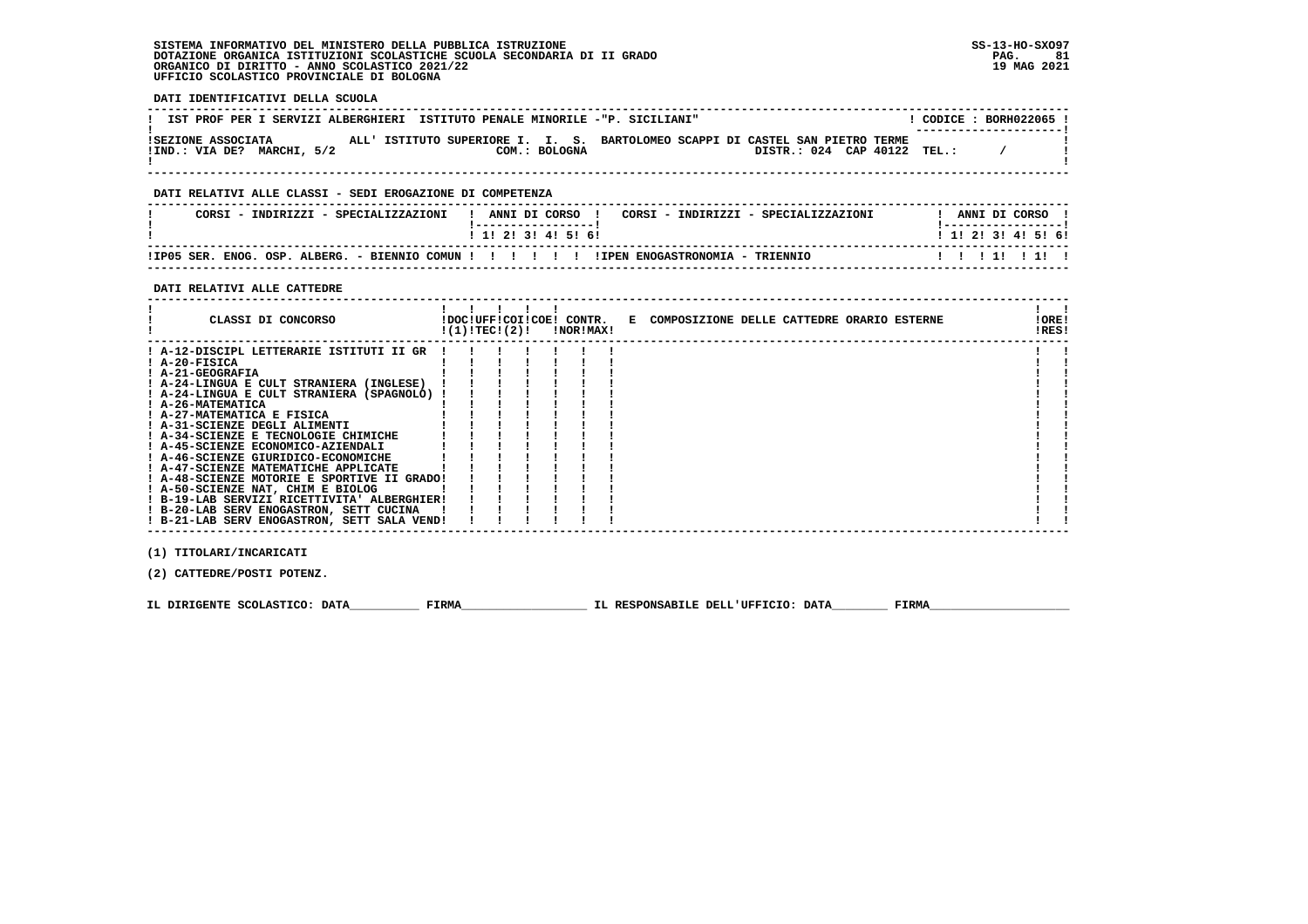SISTEMA INFORMATIVO DEL MINISTERO DELLA PUBBLICA ISTRUZIONE
DOTAZIONE ORGANICA ISTITUZIONI SCOLASTICHE SCUOLA SECONDARIA DI II GRADO
ORGANICO DI DIRITTO - ANNO SCOLASTICO 2021/22
UFFICIO SCOLASTICO PROVINCIALE DI BOLOGNA

SS-13-HO-SXO97
19 MAG 2021

**DATI IDENTIFICATIVI DELLA SCUOLA**

| IST PROF PER I SERVIZI ALBERGHIERI ISTITUTO PENALE MINORILE -"P. SICILIANI" | CODICE : BORH022065 |
|---|---|
| SEZIONE ASSOCIATA ALL' ISTITUTO SUPERIORE I. I. S. BARTOLOMEO SCAPPI DI CASTEL SAN PIETRO TERME | |
| IND.: VIA DE? MARCHI, 5/2 COM.: BOLOGNA DISTR.: 024 CAP 40122 TEL.: / | |

**DATI RELATIVI ALLE CLASSI - SEDI EROGAZIONE DI COMPETENZA**

| CORSI - INDIRIZZI - SPECIALIZZAZIONI | 1 | 2 | 3 | 4 | 5 | 6 | CORSI - INDIRIZZI - SPECIALIZZAZIONI | 1 | 2 | 3 | 4 | 5 | 6 |
|---|---|---|---|---|---|---|---|---|---|---|---|---|---|
| IP05 SER. ENOG. OSP. ALBERG. - BIENNIO COMUN | | | | | | | IPEN ENOGASTRONOMIA - TRIENNIO | | | 1 | | 1 | |

**DATI RELATIVI ALLE CATTEDRE**

| CLASSI DI CONCORSO | DOC (1) | UFF TEC | COI | COE (2) | CONTR. NOR | CONTR. MAX | E COMPOSIZIONE DELLE CATTEDRE ORARIO ESTERNE | ORE RES |
|---|---|---|---|---|---|---|---|---|
| A-12-DISCIPL LETTERARIE ISTITUTI II GR | | | | | | | | |
| A-20-FISICA | | | | | | | | |
| A-21-GEOGRAFIA | | | | | | | | |
| A-24-LINGUA E CULT STRANIERA (INGLESE) | | | | | | | | |
| A-24-LINGUA E CULT STRANIERA (SPAGNOLO) | | | | | | | | |
| A-26-MATEMATICA | | | | | | | | |
| A-27-MATEMATICA E FISICA | | | | | | | | |
| A-31-SCIENZE DEGLI ALIMENTI | | | | | | | | |
| A-34-SCIENZE E TECNOLOGIE CHIMICHE | | | | | | | | |
| A-45-SCIENZE ECONOMICO-AZIENDALI | | | | | | | | |
| A-46-SCIENZE GIURIDICO-ECONOMICHE | | | | | | | | |
| A-47-SCIENZE MATEMATICHE APPLICATE | | | | | | | | |
| A-48-SCIENZE MOTORIE E SPORTIVE II GRADO | | | | | | | | |
| A-50-SCIENZE NAT, CHIM E BIOLOG | | | | | | | | |
| B-19-LAB SERVIZI RICETTIVITA' ALBERGHIER | | | | | | | | |
| B-20-LAB SERV ENOGASTRON, SETT CUCINA | | | | | | | | |
| B-21-LAB SERV ENOGASTRON, SETT SALA VEND | | | | | | | | |

(1) TITOLARI/INCARICATI

(2) CATTEDRE/POSTI POTENZ.

IL DIRIGENTE SCOLASTICO: DATA__________ FIRMA__________________ IL RESPONSABILE DELL'UFFICIO: DATA________ FIRMA____________________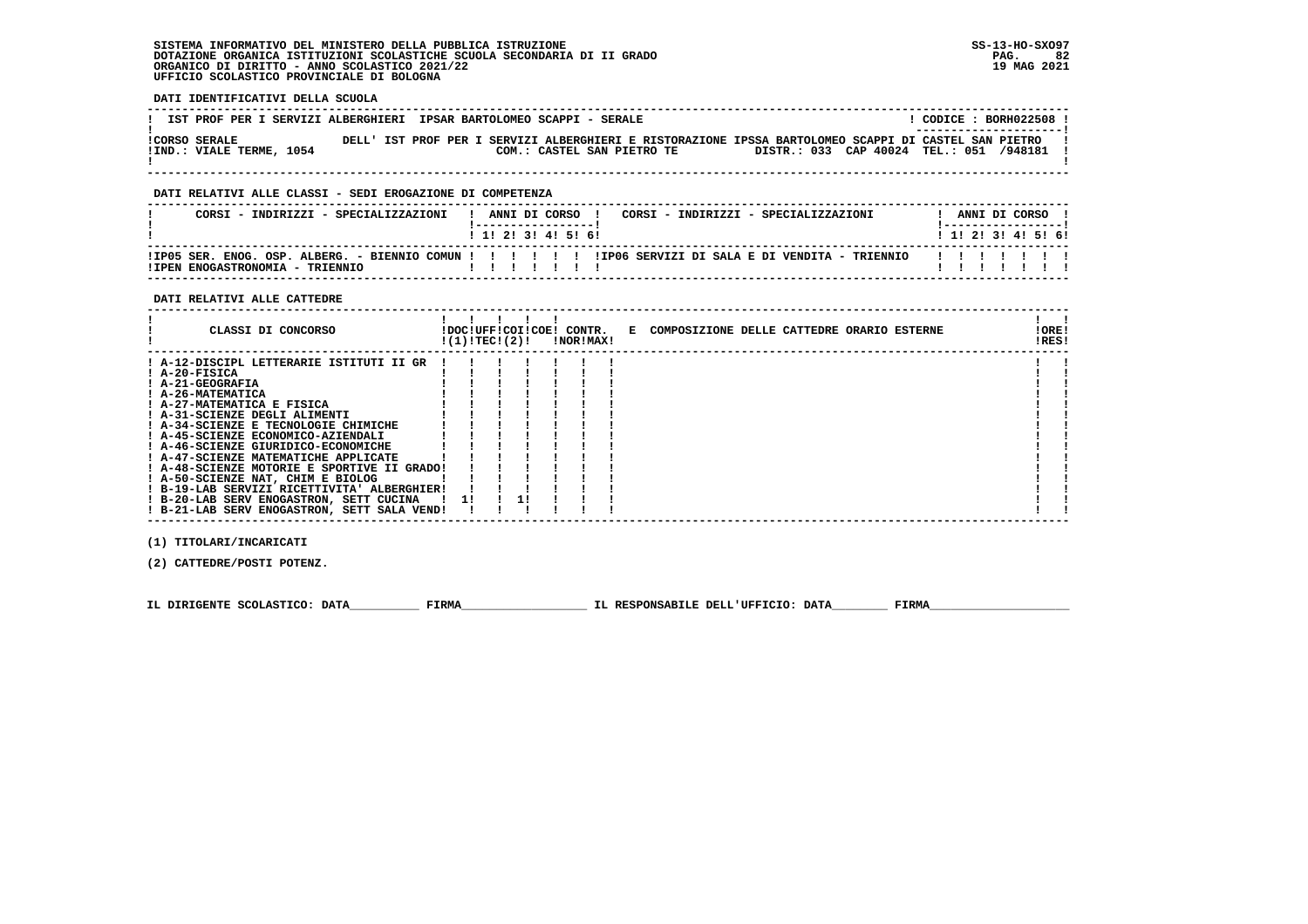SISTEMA INFORMATIVO DEL MINISTERO DELLA PUBBLICA ISTRUZIONE
DOTAZIONE ORGANICA ISTITUZIONI SCOLASTICHE SCUOLA SECONDARIA DI II GRADO
ORGANICO DI DIRITTO - ANNO SCOLASTICO 2021/22
UFFICIO SCOLASTICO PROVINCIALE DI BOLOGNA

SS-13-HO-SXO97
19 MAG 2021

**DATI IDENTIFICATIVI DELLA SCUOLA**

| IST PROF PER I SERVIZI ALBERGHIERI IPSAR BARTOLOMEO SCAPPI - SERALE | CODICE : BORH022508 |
|---|---|
| CORSO SERALE DELL' IST PROF PER I SERVIZI ALBERGHIERI E RISTORAZIONE IPSSA BARTOLOMEO SCAPPI DI CASTEL SAN PIETRO | |
| IND.: VIALE TERME, 1054 — COM.: CASTEL SAN PIETRO TE — DISTR.: 033 CAP 40024 TEL.: 051 /948181 | |

**DATI RELATIVI ALLE CLASSI - SEDI EROGAZIONE DI COMPETENZA**

| CORSI - INDIRIZZI - SPECIALIZZAZIONI | 1 | 2 | 3 | 4 | 5 | 6 | CORSI - INDIRIZZI - SPECIALIZZAZIONI | 1 | 2 | 3 | 4 | 5 | 6 |
|---|---|---|---|---|---|---|---|---|---|---|---|---|---|
| IP05 SER. ENOG. OSP. ALBERG. - BIENNIO COMUN | | | | | | | IP06 SERVIZI DI SALA E DI VENDITA - TRIENNIO | | | | | | |
| IPEN ENOGASTRONOMIA - TRIENNIO | | | | | | | | | | | | | |

**DATI RELATIVI ALLE CATTEDRE**

| CLASSI DI CONCORSO | DOC (1) | UFF TEC | COI (2) | COE | CONTR. NOR | CONTR. MAX | E COMPOSIZIONE DELLE CATTEDRE ORARIO ESTERNE | ORE RES |
|---|---|---|---|---|---|---|---|---|
| A-12-DISCIPL LETTERARIE ISTITUTI II GR | | | | | | | | |
| A-20-FISICA | | | | | | | | |
| A-21-GEOGRAFIA | | | | | | | | |
| A-26-MATEMATICA | | | | | | | | |
| A-27-MATEMATICA E FISICA | | | | | | | | |
| A-31-SCIENZE DEGLI ALIMENTI | | | | | | | | |
| A-34-SCIENZE E TECNOLOGIE CHIMICHE | | | | | | | | |
| A-45-SCIENZE ECONOMICO-AZIENDALI | | | | | | | | |
| A-46-SCIENZE GIURIDICO-ECONOMICHE | | | | | | | | |
| A-47-SCIENZE MATEMATICHE APPLICATE | | | | | | | | |
| A-48-SCIENZE MOTORIE E SPORTIVE II GRADO | | | | | | | | |
| A-50-SCIENZE NAT, CHIM E BIOLOG | | | | | | | | |
| B-19-LAB SERVIZI RICETTIVITA' ALBERGHIER | | | | | | | | |
| B-20-LAB SERV ENOGASTRON, SETT CUCINA | 1 | | 1 | | | | | |
| B-21-LAB SERV ENOGASTRON, SETT SALA VEND | | | | | | | | |

(1) TITOLARI/INCARICATI

(2) CATTEDRE/POSTI POTENZ.

IL DIRIGENTE SCOLASTICO: DATA__________ FIRMA__________________ IL RESPONSABILE DELL'UFFICIO: DATA________ FIRMA____________________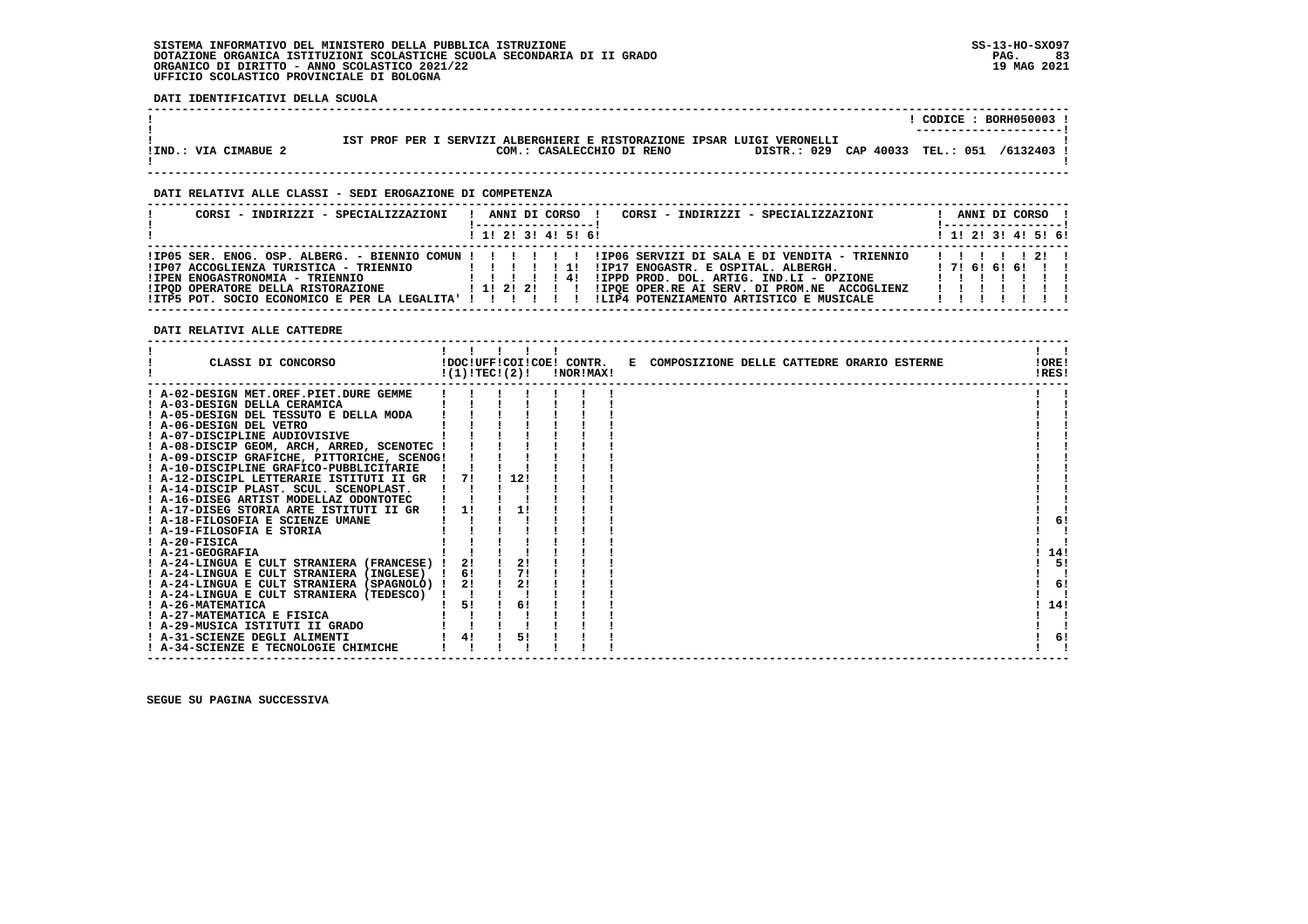SISTEMA INFORMATIVO DEL MINISTERO DELLA PUBBLICA ISTRUZIONE
DOTAZIONE ORGANICA ISTITUZIONI SCOLASTICHE SCUOLA SECONDARIA DI II GRADO
ORGANICO DI DIRITTO - ANNO SCOLASTICO 2021/22
UFFICIO SCOLASTICO PROVINCIALE DI BOLOGNA

SS-13-HO-SXO97
19 MAG 2021

**DATI IDENTIFICATIVI DELLA SCUOLA**

CODICE : BORH050003

IST PROF PER I SERVIZI ALBERGHIERI E RISTORAZIONE IPSAR LUIGI VERONELLI

IND.: VIA CIMABUE 2 — COM.: CASALECCHIO DI RENO — DISTR.: 029 CAP 40033 TEL.: 051 /6132403

**DATI RELATIVI ALLE CLASSI - SEDI EROGAZIONE DI COMPETENZA**

| CORSI - INDIRIZZI - SPECIALIZZAZIONI | 1 | 2 | 3 | 4 | 5 | 6 | CORSI - INDIRIZZI - SPECIALIZZAZIONI | 1 | 2 | 3 | 4 | 5 | 6 |
|---|---|---|---|---|---|---|---|---|---|---|---|---|---|
| IP05 SER. ENOG. OSP. ALBERG. - BIENNIO COMUN | | | | | | | IP06 SERVIZI DI SALA E DI VENDITA - TRIENNIO | | | | | 2 | |
| IP07 ACCOGLIENZA TURISTICA - TRIENNIO | | | | | 1 | | IP17 ENOGASTR. E OSPITAL. ALBERGH. | 7 | 6 | 6 | 6 | | |
| IPEN ENOGASTRONOMIA - TRIENNIO | | | | | 4 | | IPPD PROD. DOL. ARTIG. IND.LI - OPZIONE | | | | | | |
| IPQD OPERATORE DELLA RISTORAZIONE | 1 | 2 | 2 | | | | IPQE OPER.RE AI SERV. DI PROM.NE ACCOGLIENZ | | | | | | |
| ITP5 POT. SOCIO ECONOMICO E PER LA LEGALITA' | | | | | | | LIP4 POTENZIAMENTO ARTISTICO E MUSICALE | | | | | | |

**DATI RELATIVI ALLE CATTEDRE**

| CLASSI DI CONCORSO | DOC (1) | UFF TEC | COI (2) | COE | CONTR. NOR | CONTR. MAX | E COMPOSIZIONE DELLE CATTEDRE ORARIO ESTERNE | ORE RES |
|---|---|---|---|---|---|---|---|---|
| A-02-DESIGN MET.OREF.PIET.DURE GEMME | | | | | | | | |
| A-03-DESIGN DELLA CERAMICA | | | | | | | | |
| A-05-DESIGN DEL TESSUTO E DELLA MODA | | | | | | | | |
| A-06-DESIGN DEL VETRO | | | | | | | | |
| A-07-DISCIPLINE AUDIOVISIVE | | | | | | | | |
| A-08-DISCIP GEOM, ARCH, ARRED, SCENOTEC | | | | | | | | |
| A-09-DISCIP GRAFICHE, PITTORICHE, SCENOG | | | | | | | | |
| A-10-DISCIPLINE GRAFICO-PUBBLICITARIE | | | | | | | | |
| A-12-DISCIPL LETTERARIE ISTITUTI II GR | 7 | | 12 | | | | | |
| A-14-DISCIP PLAST. SCUL. SCENOPLAST. | | | | | | | | |
| A-16-DISEG ARTIST MODELLAZ ODONTOTEC | | | | | | | | |
| A-17-DISEG STORIA ARTE ISTITUTI II GR | 1 | | 1 | | | | | |
| A-18-FILOSOFIA E SCIENZE UMANE | | | | | | | | 6 |
| A-19-FILOSOFIA E STORIA | | | | | | | | |
| A-20-FISICA | | | | | | | | |
| A-21-GEOGRAFIA | | | | | | | | 14 |
| A-24-LINGUA E CULT STRANIERA (FRANCESE) | 2 | | 2 | | | | | 5 |
| A-24-LINGUA E CULT STRANIERA (INGLESE) | 6 | | 7 | | | | | |
| A-24-LINGUA E CULT STRANIERA (SPAGNOLO) | 2 | | 2 | | | | | 6 |
| A-24-LINGUA E CULT STRANIERA (TEDESCO) | | | | | | | | |
| A-26-MATEMATICA | 5 | | 6 | | | | | 14 |
| A-27-MATEMATICA E FISICA | | | | | | | | |
| A-29-MUSICA ISTITUTI II GRADO | | | | | | | | |
| A-31-SCIENZE DEGLI ALIMENTI | 4 | | 5 | | | | | 6 |
| A-34-SCIENZE E TECNOLOGIE CHIMICHE | | | | | | | | |

SEGUE SU PAGINA SUCCESSIVA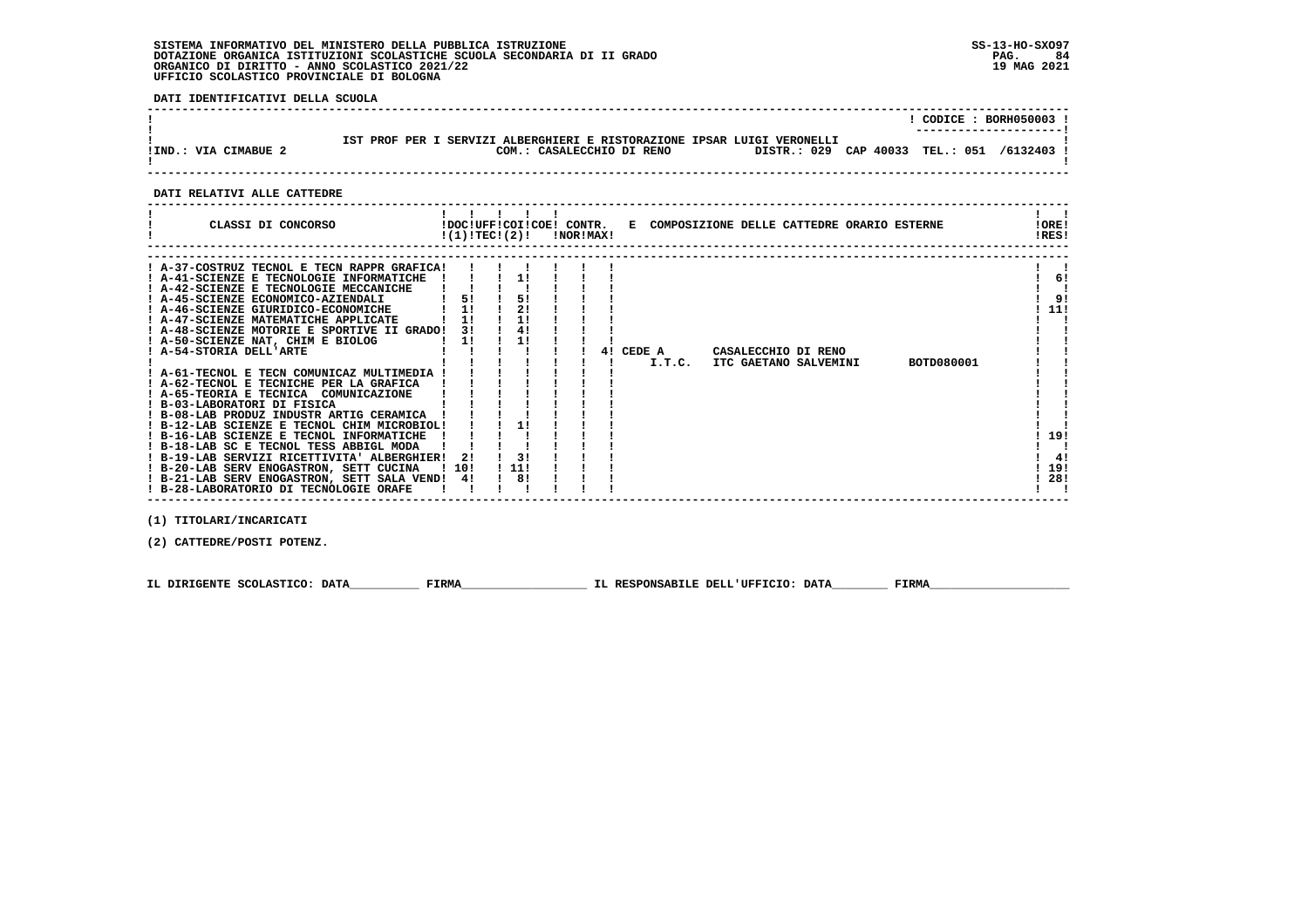SISTEMA INFORMATIVO DEL MINISTERO DELLA PUBBLICA ISTRUZIONE
DOTAZIONE ORGANICA ISTITUZIONI SCOLASTICHE SCUOLA SECONDARIA DI II GRADO
ORGANICO DI DIRITTO - ANNO SCOLASTICO 2021/22
UFFICIO SCOLASTICO PROVINCIALE DI BOLOGNA

SS-13-HO-SXO97
19 MAG 2021

**DATI IDENTIFICATIVI DELLA SCUOLA**

CODICE : BORH050003

IST PROF PER I SERVIZI ALBERGHIERI E RISTORAZIONE IPSAR LUIGI VERONELLI

IND.: VIA CIMABUE 2 — COM.: CASALECCHIO DI RENO — DISTR.: 029 — CAP 40033 — TEL.: 051 /6132403

**DATI RELATIVI ALLE CATTEDRE**

| CLASSI DI CONCORSO | DOC (1) | UFF TEC | COI (2) | COE | CONTR. NOR | CONTR. MAX | E COMPOSIZIONE DELLE CATTEDRE ORARIO ESTERNE | ORE RES |
|---|---|---|---|---|---|---|---|---|
| A-37-COSTRUZ TECNOL E TECN RAPPR GRAFICA | | | | | | | | |
| A-41-SCIENZE E TECNOLOGIE INFORMATICHE | | | 1 | | | | | 6 |
| A-42-SCIENZE E TECNOLOGIE MECCANICHE | | | | | | | | |
| A-45-SCIENZE ECONOMICO-AZIENDALI | 5 | | 5 | | | | | 9 |
| A-46-SCIENZE GIURIDICO-ECONOMICHE | 1 | | 2 | | | | | 11 |
| A-47-SCIENZE MATEMATICHE APPLICATE | 1 | | 1 | | | | | |
| A-48-SCIENZE MOTORIE E SPORTIVE II GRADO | 3 | | 4 | | | | | |
| A-50-SCIENZE NAT, CHIM E BIOLOG | 1 | | 1 | | | | | |
| A-54-STORIA DELL'ARTE | | | | | | 4 | CEDE A CASALECCHIO DI RENO I.T.C. ITC GAETANO SALVEMINI BOTD080001 | |
| A-61-TECNOL E TECN COMUNICAZ MULTIMEDIA | | | | | | | | |
| A-62-TECNOL E TECNICHE PER LA GRAFICA | | | | | | | | |
| A-65-TEORIA E TECNICA COMUNICAZIONE | | | | | | | | |
| B-03-LABORATORI DI FISICA | | | | | | | | |
| B-08-LAB PRODUZ INDUSTR ARTIG CERAMICA | | | | | | | | |
| B-12-LAB SCIENZE E TECNOL CHIM MICROBIOL | | | 1 | | | | | |
| B-16-LAB SCIENZE E TECNOL INFORMATICHE | | | | | | | | 19 |
| B-18-LAB SC E TECNOL TESS ABBIGL MODA | | | | | | | | |
| B-19-LAB SERVIZI RICETTIVITA' ALBERGHIER | 2 | | 3 | | | | | 4 |
| B-20-LAB SERV ENOGASTRON, SETT CUCINA | 10 | | 11 | | | | | 19 |
| B-21-LAB SERV ENOGASTRON, SETT SALA VEND | 4 | | 8 | | | | | 28 |
| B-28-LABORATORIO DI TECNOLOGIE ORAFE | | | | | | | | |

(1) TITOLARI/INCARICATI

(2) CATTEDRE/POSTI POTENZ.

IL DIRIGENTE SCOLASTICO: DATA__________ FIRMA__________________ IL RESPONSABILE DELL'UFFICIO: DATA________ FIRMA____________________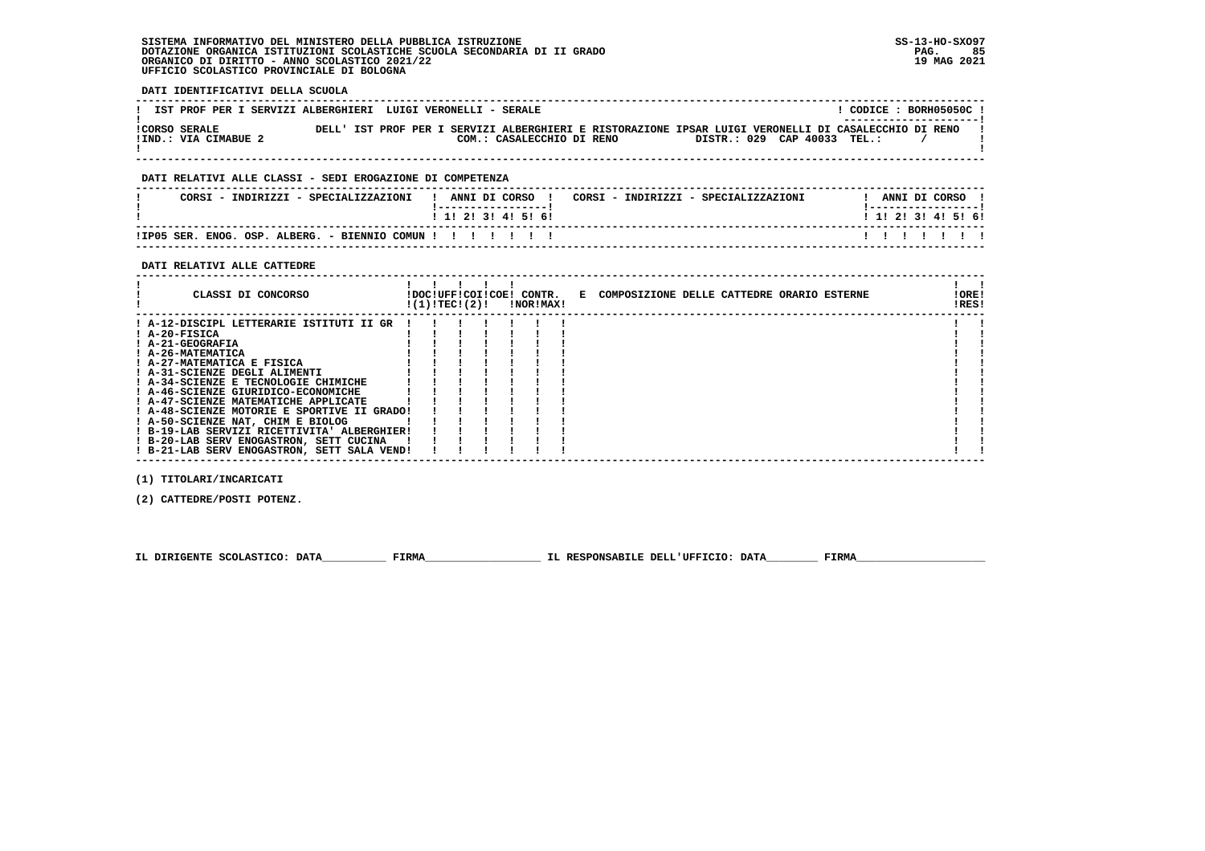SISTEMA INFORMATIVO DEL MINISTERO DELLA PUBBLICA ISTRUZIONE
DOTAZIONE ORGANICA ISTITUZIONI SCOLASTICHE SCUOLA SECONDARIA DI II GRADO
ORGANICO DI DIRITTO - ANNO SCOLASTICO 2021/22
UFFICIO SCOLASTICO PROVINCIALE DI BOLOGNA

SS-13-HO-SXO97
19 MAG 2021

**DATI IDENTIFICATIVI DELLA SCUOLA**

| IST PROF PER I SERVIZI ALBERGHIERI LUIGI VERONELLI - SERALE | CODICE : BORH05050C |
|---|---|
| CORSO SERALE DELL' IST PROF PER I SERVIZI ALBERGHIERI E RISTORAZIONE IPSAR LUIGI VERONELLI DI CASALECCHIO DI RENO | |
| IND.: VIA CIMABUE 2 — COM.: CASALECCHIO DI RENO — DISTR.: 029 CAP 40033 TEL.: / | |

**DATI RELATIVI ALLE CLASSI - SEDI EROGAZIONE DI COMPETENZA**

| CORSI - INDIRIZZI - SPECIALIZZAZIONI | 1 | 2 | 3 | 4 | 5 | 6 | CORSI - INDIRIZZI - SPECIALIZZAZIONI | 1 | 2 | 3 | 4 | 5 | 6 |
|---|---|---|---|---|---|---|---|---|---|---|---|---|---|
| IP05 SER. ENOG. OSP. ALBERG. - BIENNIO COMUN | | | | | | | | | | | | | |

**DATI RELATIVI ALLE CATTEDRE**

| CLASSI DI CONCORSO | DOC (1) | UFF TEC | COI | COE (2) | CONTR. NOR | CONTR. MAX | E COMPOSIZIONE DELLE CATTEDRE ORARIO ESTERNE | ORE RES |
|---|---|---|---|---|---|---|---|---|
| A-12-DISCIPL LETTERARIE ISTITUTI II GR | | | | | | | | |
| A-20-FISICA | | | | | | | | |
| A-21-GEOGRAFIA | | | | | | | | |
| A-26-MATEMATICA | | | | | | | | |
| A-27-MATEMATICA E FISICA | | | | | | | | |
| A-31-SCIENZE DEGLI ALIMENTI | | | | | | | | |
| A-34-SCIENZE E TECNOLOGIE CHIMICHE | | | | | | | | |
| A-46-SCIENZE GIURIDICO-ECONOMICHE | | | | | | | | |
| A-47-SCIENZE MATEMATICHE APPLICATE | | | | | | | | |
| A-48-SCIENZE MOTORIE E SPORTIVE II GRADO | | | | | | | | |
| A-50-SCIENZE NAT, CHIM E BIOLOG | | | | | | | | |
| B-19-LAB SERVIZI RICETTIVITA' ALBERGHIER | | | | | | | | |
| B-20-LAB SERV ENOGASTRON, SETT CUCINA | | | | | | | | |
| B-21-LAB SERV ENOGASTRON, SETT SALA VEND | | | | | | | | |

(1) TITOLARI/INCARICATI

(2) CATTEDRE/POSTI POTENZ.

IL DIRIGENTE SCOLASTICO: DATA__________ FIRMA__________________ IL RESPONSABILE DELL'UFFICIO: DATA________ FIRMA____________________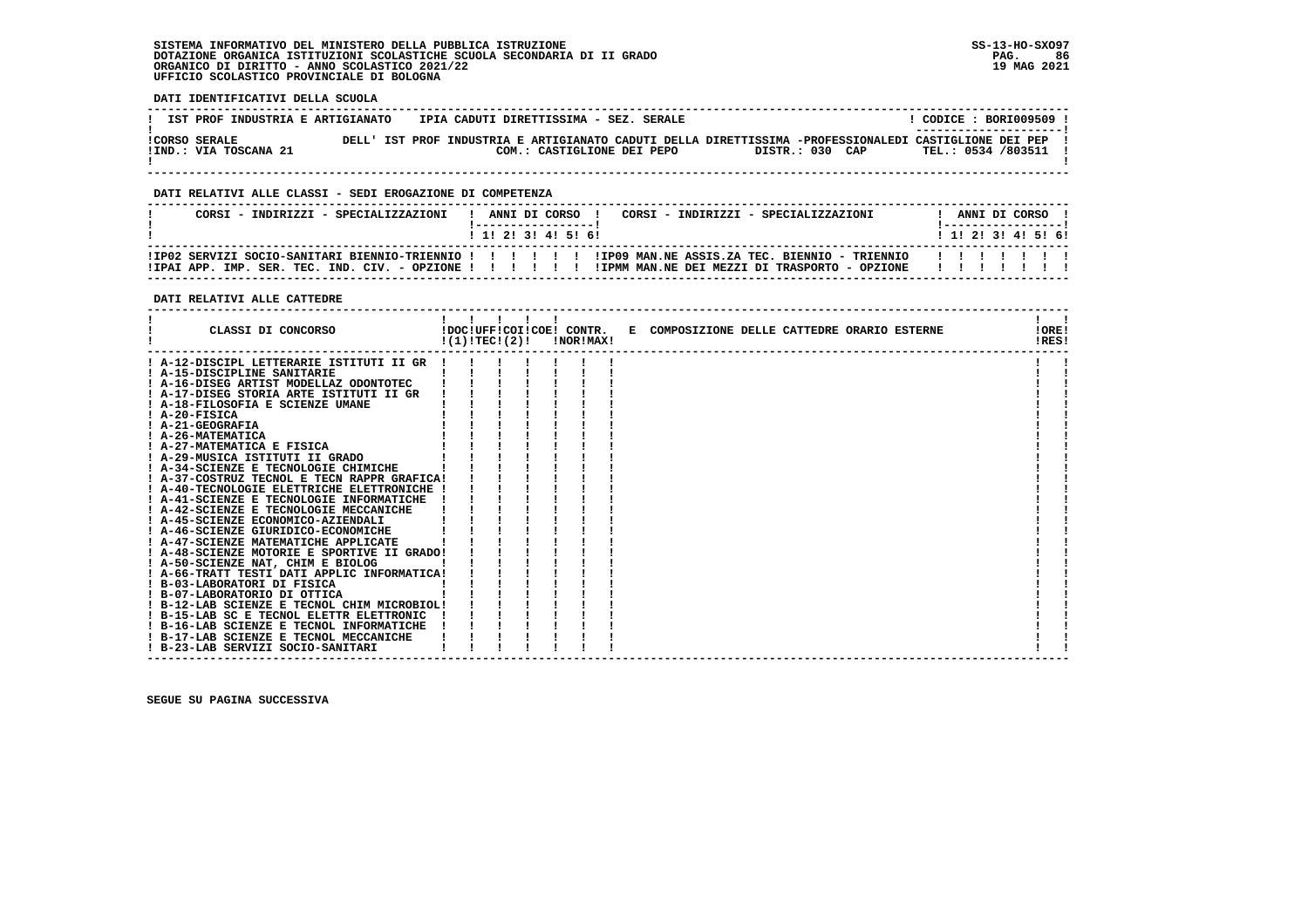SISTEMA INFORMATIVO DEL MINISTERO DELLA PUBBLICA ISTRUZIONE
DOTAZIONE ORGANICA ISTITUZIONI SCOLASTICHE SCUOLA SECONDARIA DI II GRADO
ORGANICO DI DIRITTO - ANNO SCOLASTICO 2021/22
UFFICIO SCOLASTICO PROVINCIALE DI BOLOGNA

SS-13-HO-SXO97
19 MAG 2021

**DATI IDENTIFICATIVI DELLA SCUOLA**

| | | |
|---|---|---|
| IST PROF INDUSTRIA E ARTIGIANATO | IPIA CADUTI DIRETTISSIMA - SEZ. SERALE | CODICE : BORI009509 |
| CORSO SERALE | DELL' IST PROF INDUSTRIA E ARTIGIANATO CADUTI DELLA DIRETTISSIMA -PROFESSIONALEDI CASTIGLIONE DEI PEP | |
| IND.: VIA TOSCANA 21 | COM.: CASTIGLIONE DEI PEPO DISTR.: 030 CAP | TEL.: 0534 /803511 |

**DATI RELATIVI ALLE CLASSI - SEDI EROGAZIONE DI COMPETENZA**

| CORSI - INDIRIZZI - SPECIALIZZAZIONI | 1 | 2 | 3 | 4 | 5 | 6 | CORSI - INDIRIZZI - SPECIALIZZAZIONI | 1 | 2 | 3 | 4 | 5 | 6 |
|---|---|---|---|---|---|---|---|---|---|---|---|---|---|
| IP02 SERVIZI SOCIO-SANITARI BIENNIO-TRIENNIO | | | | | | | IP09 MAN.NE ASSIS.ZA TEC. BIENNIO - TRIENNIO | | | | | | |
| IPAI APP. IMP. SER. TEC. IND. CIV. - OPZIONE | | | | | | | IPMM MAN.NE DEI MEZZI DI TRASPORTO - OPZIONE | | | | | | |

**DATI RELATIVI ALLE CATTEDRE**

| CLASSI DI CONCORSO | DOC (1) | UFF TEC | COI (2) | COE | CONTR. NOR | CONTR. MAX | E COMPOSIZIONE DELLE CATTEDRE ORARIO ESTERNE | ORE RES |
|---|---|---|---|---|---|---|---|---|
| A-12-DISCIPL LETTERARIE ISTITUTI II GR | | | | | | | | |
| A-15-DISCIPLINE SANITARIE | | | | | | | | |
| A-16-DISEG ARTIST MODELLAZ ODONTOTEC | | | | | | | | |
| A-17-DISEG STORIA ARTE ISTITUTI II GR | | | | | | | | |
| A-18-FILOSOFIA E SCIENZE UMANE | | | | | | | | |
| A-20-FISICA | | | | | | | | |
| A-21-GEOGRAFIA | | | | | | | | |
| A-26-MATEMATICA | | | | | | | | |
| A-27-MATEMATICA E FISICA | | | | | | | | |
| A-29-MUSICA ISTITUTI II GRADO | | | | | | | | |
| A-34-SCIENZE E TECNOLOGIE CHIMICHE | | | | | | | | |
| A-37-COSTRUZ TECNOL E TECN RAPPR GRAFICA | | | | | | | | |
| A-40-TECNOLOGIE ELETTRICHE ELETTRONICHE | | | | | | | | |
| A-41-SCIENZE E TECNOLOGIE INFORMATICHE | | | | | | | | |
| A-42-SCIENZE E TECNOLOGIE MECCANICHE | | | | | | | | |
| A-45-SCIENZE ECONOMICO-AZIENDALI | | | | | | | | |
| A-46-SCIENZE GIURIDICO-ECONOMICHE | | | | | | | | |
| A-47-SCIENZE MATEMATICHE APPLICATE | | | | | | | | |
| A-48-SCIENZE MOTORIE E SPORTIVE II GRADO | | | | | | | | |
| A-50-SCIENZE NAT, CHIM E BIOLOG | | | | | | | | |
| A-66-TRATT TESTI DATI APPLIC INFORMATICA | | | | | | | | |
| B-03-LABORATORI DI FISICA | | | | | | | | |
| B-07-LABORATORIO DI OTTICA | | | | | | | | |
| B-12-LAB SCIENZE E TECNOL CHIM MICROBIOL | | | | | | | | |
| B-15-LAB SC E TECNOL ELETTR ELETTRONIC | | | | | | | | |
| B-16-LAB SCIENZE E TECNOL INFORMATICHE | | | | | | | | |
| B-17-LAB SCIENZE E TECNOL MECCANICHE | | | | | | | | |
| B-23-LAB SERVIZI SOCIO-SANITARI | | | | | | | | |

SEGUE SU PAGINA SUCCESSIVA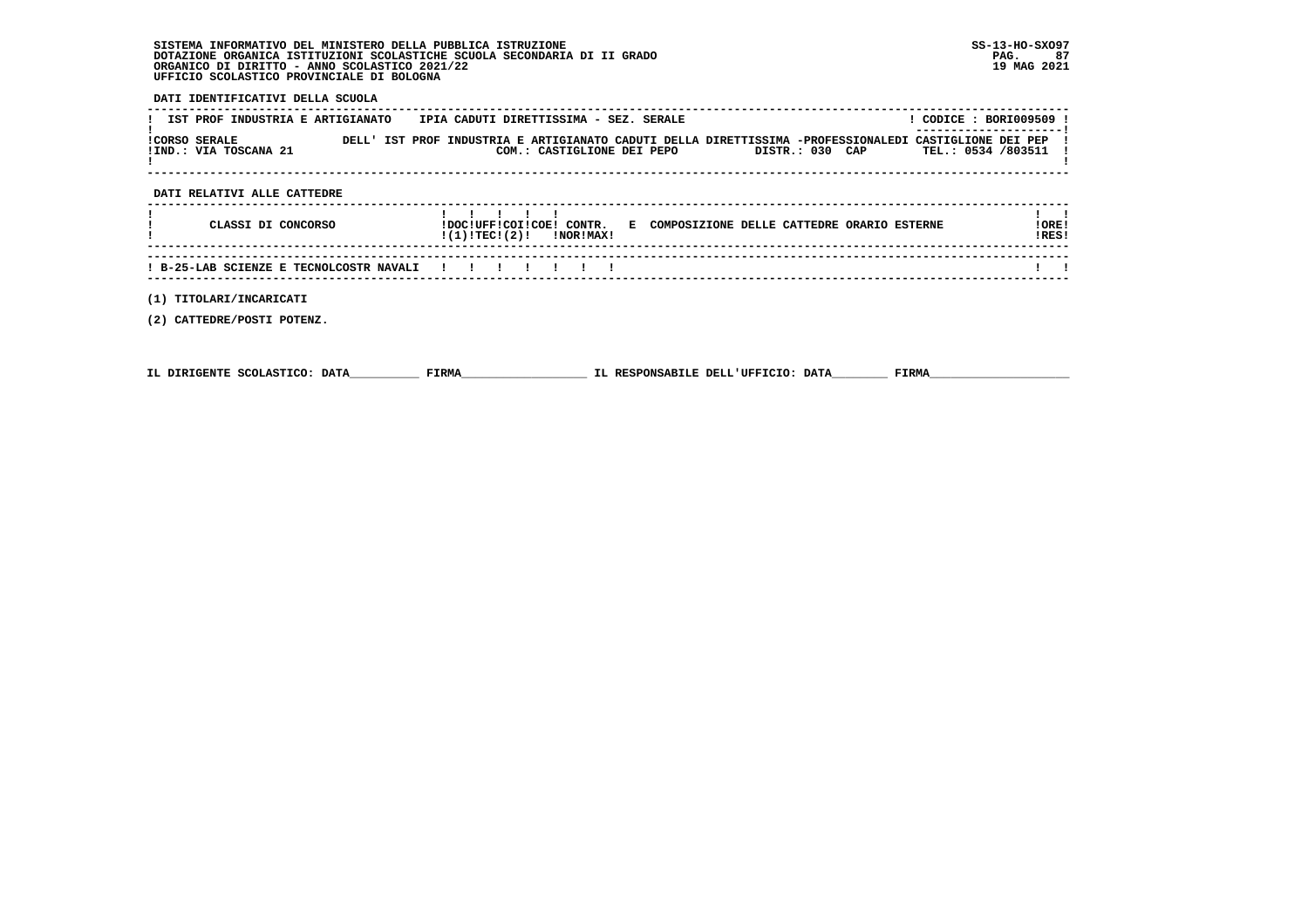SISTEMA INFORMATIVO DEL MINISTERO DELLA PUBBLICA ISTRUZIONE
DOTAZIONE ORGANICA ISTITUZIONI SCOLASTICHE SCUOLA SECONDARIA DI II GRADO
ORGANICO DI DIRITTO - ANNO SCOLASTICO 2021/22
UFFICIO SCOLASTICO PROVINCIALE DI BOLOGNA

SS-13-HO-SXO97
19 MAG 2021

**DATI IDENTIFICATIVI DELLA SCUOLA**

| IST PROF INDUSTRIA E ARTIGIANATO | IPIA CADUTI DIRETTISSIMA - SEZ. SERALE | CODICE : BORI009509 |
|---|---|---|
| CORSO SERALE | DELL' IST PROF INDUSTRIA E ARTIGIANATO CADUTI DELLA DIRETTISSIMA -PROFESSIONALEDI CASTIGLIONE DEI PEP | |
| IND.: VIA TOSCANA 21 | COM.: CASTIGLIONE DEI PEPO DISTR.: 030 CAP | TEL.: 0534 /803511 |

**DATI RELATIVI ALLE CATTEDRE**

| CLASSI DI CONCORSO | DOC (1) | UFF TEC | COI (2) | COE | CONTR. NOR | CONTR. MAX | E COMPOSIZIONE DELLE CATTEDRE ORARIO ESTERNE | ORE RES |
|---|---|---|---|---|---|---|---|---|
| B-25-LAB SCIENZE E TECNOLCOSTR NAVALI | | | | | | | | |

(1) TITOLARI/INCARICATI

(2) CATTEDRE/POSTI POTENZ.

IL DIRIGENTE SCOLASTICO: DATA__________ FIRMA__________________ IL RESPONSABILE DELL'UFFICIO: DATA________ FIRMA____________________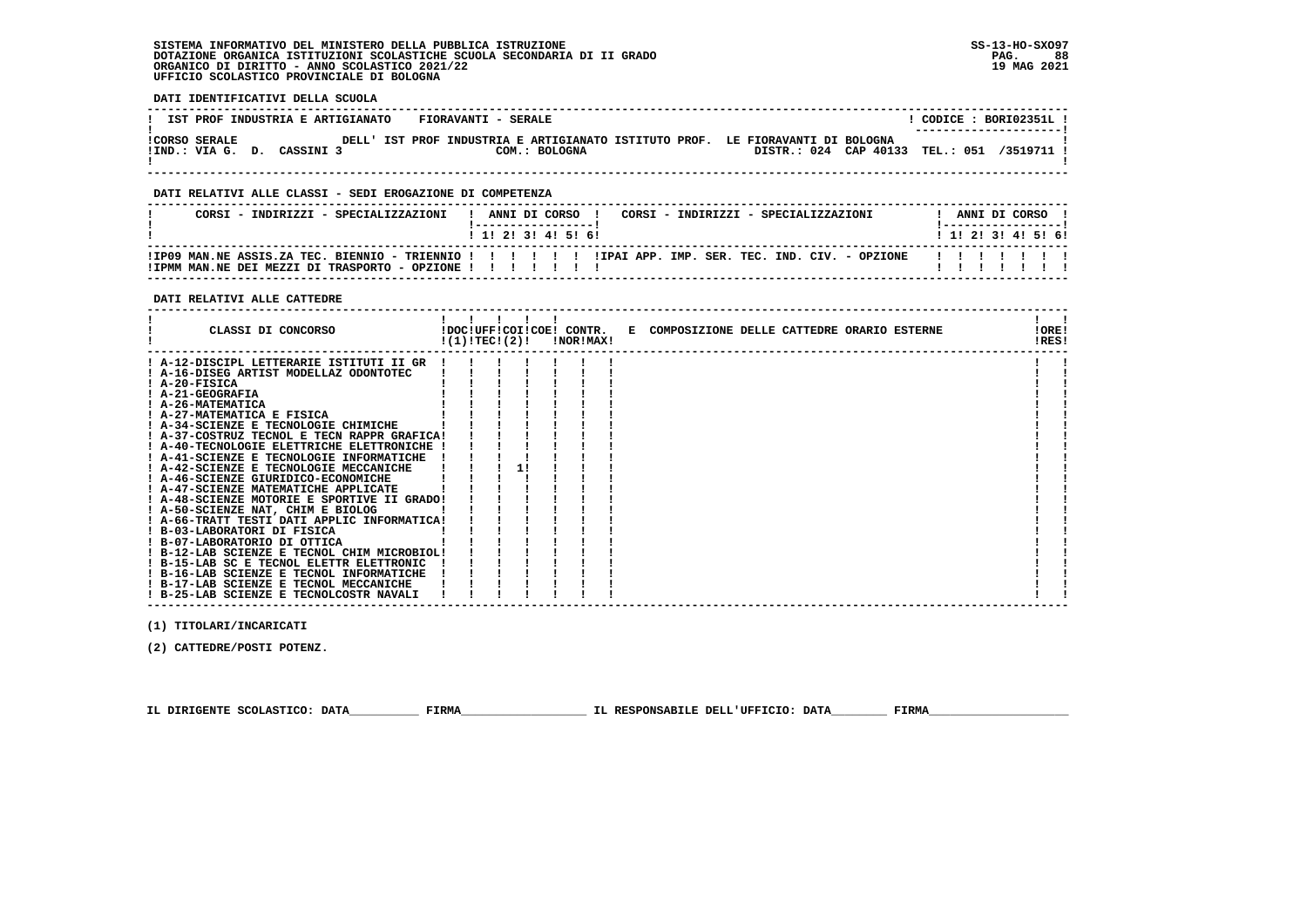SISTEMA INFORMATIVO DEL MINISTERO DELLA PUBBLICA ISTRUZIONE
DOTAZIONE ORGANICA ISTITUZIONI SCOLASTICHE SCUOLA SECONDARIA DI II GRADO
ORGANICO DI DIRITTO - ANNO SCOLASTICO 2021/22
UFFICIO SCOLASTICO PROVINCIALE DI BOLOGNA

SS-13-HO-SXO97
19 MAG 2021

**DATI IDENTIFICATIVI DELLA SCUOLA**

| IST PROF INDUSTRIA E ARTIGIANATO | FIORAVANTI - SERALE | CODICE : BORI02351L |
|---|---|---|
| CORSO SERALE | DELL' IST PROF INDUSTRIA E ARTIGIANATO ISTITUTO PROF. LE FIORAVANTI DI BOLOGNA | |
| IND.: VIA G. D. CASSINI 3 | COM.: BOLOGNA | DISTR.: 024 CAP 40133 TEL.: 051 /3519711 |

**DATI RELATIVI ALLE CLASSI - SEDI EROGAZIONE DI COMPETENZA**

| CORSI - INDIRIZZI - SPECIALIZZAZIONI | 1 | 2 | 3 | 4 | 5 | 6 | CORSI - INDIRIZZI - SPECIALIZZAZIONI | 1 | 2 | 3 | 4 | 5 | 6 |
|---|---|---|---|---|---|---|---|---|---|---|---|---|---|
| IP09 MAN.NE ASSIS.ZA TEC. BIENNIO - TRIENNIO | | | | | | | IPAI APP. IMP. SER. TEC. IND. CIV. - OPZIONE | | | | | | |
| IPMM MAN.NE DEI MEZZI DI TRASPORTO - OPZIONE | | | | | | | | | | | | | |

**DATI RELATIVI ALLE CATTEDRE**

| CLASSI DI CONCORSO | DOC (1) | UFF TEC | COI (2) | COE | CONTR. NOR | CONTR. MAX | E COMPOSIZIONE DELLE CATTEDRE ORARIO ESTERNE | ORE RES |
|---|---|---|---|---|---|---|---|---|
| A-12-DISCIPL LETTERARIE ISTITUTI II GR | | | | | | | | |
| A-16-DISEG ARTIST MODELLAZ ODONTOTEC | | | | | | | | |
| A-20-FISICA | | | | | | | | |
| A-21-GEOGRAFIA | | | | | | | | |
| A-26-MATEMATICA | | | | | | | | |
| A-27-MATEMATICA E FISICA | | | | | | | | |
| A-34-SCIENZE E TECNOLOGIE CHIMICHE | | | | | | | | |
| A-37-COSTRUZ TECNOL E TECN RAPPR GRAFICA | | | | | | | | |
| A-40-TECNOLOGIE ELETTRICHE ELETTRONICHE | | | | | | | | |
| A-41-SCIENZE E TECNOLOGIE INFORMATICHE | | | | | | | | |
| A-42-SCIENZE E TECNOLOGIE MECCANICHE | | | 1 | | | | | |
| A-46-SCIENZE GIURIDICO-ECONOMICHE | | | | | | | | |
| A-47-SCIENZE MATEMATICHE APPLICATE | | | | | | | | |
| A-48-SCIENZE MOTORIE E SPORTIVE II GRADO | | | | | | | | |
| A-50-SCIENZE NAT, CHIM E BIOLOG | | | | | | | | |
| A-66-TRATT TESTI DATI APPLIC INFORMATICA | | | | | | | | |
| B-03-LABORATORI DI FISICA | | | | | | | | |
| B-07-LABORATORIO DI OTTICA | | | | | | | | |
| B-12-LAB SCIENZE E TECNOL CHIM MICROBIOL | | | | | | | | |
| B-15-LAB SC E TECNOL ELETTR ELETTRONIC | | | | | | | | |
| B-16-LAB SCIENZE E TECNOL INFORMATICHE | | | | | | | | |
| B-17-LAB SCIENZE E TECNOL MECCANICHE | | | | | | | | |
| B-25-LAB SCIENZE E TECNOLCOSTR NAVALI | | | | | | | | |

(1) TITOLARI/INCARICATI

(2) CATTEDRE/POSTI POTENZ.

IL DIRIGENTE SCOLASTICO: DATA__________ FIRMA__________________ IL RESPONSABILE DELL'UFFICIO: DATA________ FIRMA____________________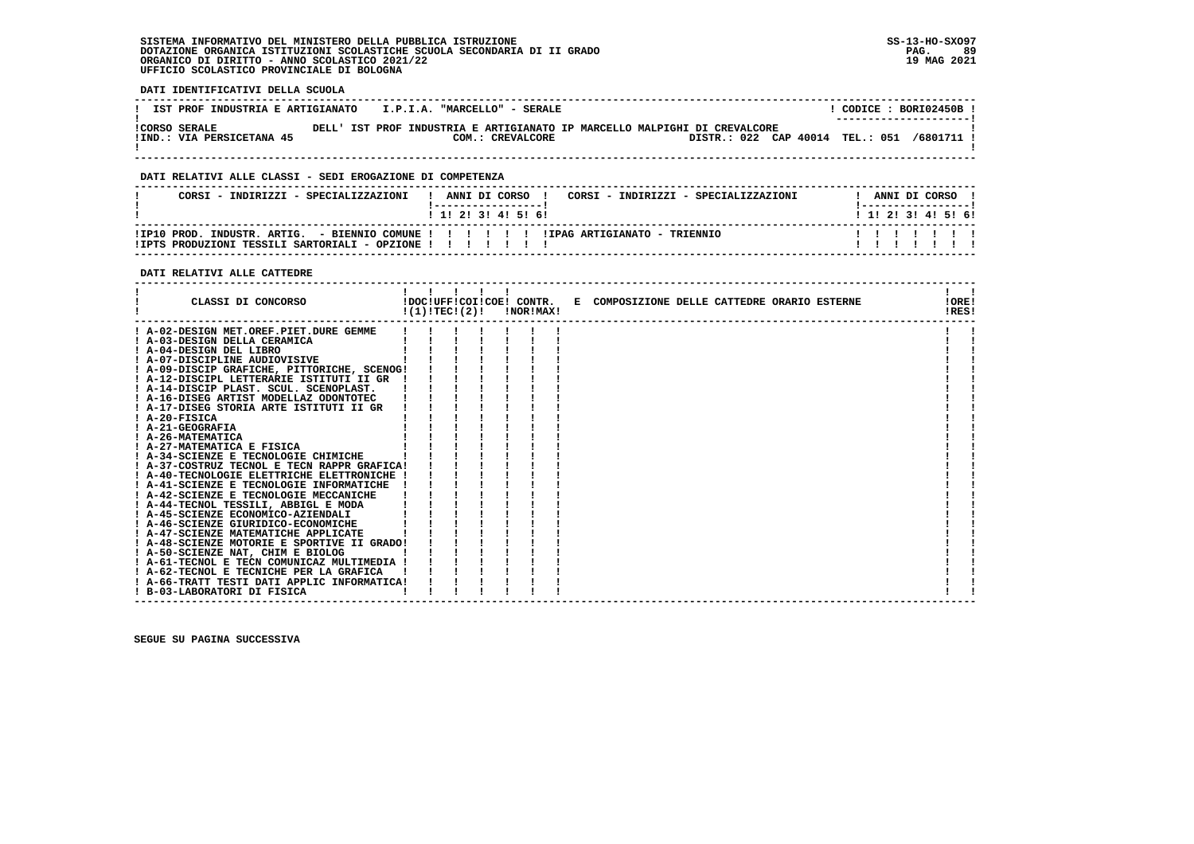SISTEMA INFORMATIVO DEL MINISTERO DELLA PUBBLICA ISTRUZIONE
DOTAZIONE ORGANICA ISTITUZIONI SCOLASTICHE SCUOLA SECONDARIA DI II GRADO
ORGANICO DI DIRITTO - ANNO SCOLASTICO 2021/22
UFFICIO SCOLASTICO PROVINCIALE DI BOLOGNA

SS-13-HO-SXO97
19 MAG 2021

**DATI IDENTIFICATIVI DELLA SCUOLA**

| IST PROF INDUSTRIA E ARTIGIANATO | I.P.I.A. "MARCELLO" - SERALE | CODICE : BORI02450B |
|---|---|---|
| CORSO SERALE | DELL' IST PROF INDUSTRIA E ARTIGIANATO IP MARCELLO MALPIGHI DI CREVALCORE | |
| IND.: VIA PERSICETANA 45 | COM.: CREVALCORE | DISTR.: 022 CAP 40014 TEL.: 051 /6801711 |

**DATI RELATIVI ALLE CLASSI - SEDI EROGAZIONE DI COMPETENZA**

| CORSI - INDIRIZZI - SPECIALIZZAZIONI | 1 | 2 | 3 | 4 | 5 | 6 | CORSI - INDIRIZZI - SPECIALIZZAZIONI | 1 | 2 | 3 | 4 | 5 | 6 |
|---|---|---|---|---|---|---|---|---|---|---|---|---|---|
| IP10 PROD. INDUSTR. ARTIG. - BIENNIO COMUNE | | | | | | | IPAG ARTIGIANATO - TRIENNIO | | | | | | |
| IPTS PRODUZIONI TESSILI SARTORIALI - OPZIONE | | | | | | | | | | | | | |

**DATI RELATIVI ALLE CATTEDRE**

| CLASSI DI CONCORSO | DOC (1) | UFF TEC | COI (2) | COE | CONTR. NOR | CONTR. MAX | E COMPOSIZIONE DELLE CATTEDRE ORARIO ESTERNE | ORE RES |
|---|---|---|---|---|---|---|---|---|
| A-02-DESIGN MET.OREF.PIET.DURE GEMME | | | | | | | | |
| A-03-DESIGN DELLA CERAMICA | | | | | | | | |
| A-04-DESIGN DEL LIBRO | | | | | | | | |
| A-07-DISCIPLINE AUDIOVISIVE | | | | | | | | |
| A-09-DISCIP GRAFICHE, PITTORICHE, SCENOG | | | | | | | | |
| A-12-DISCIPL LETTERARIE ISTITUTI II GR | | | | | | | | |
| A-14-DISCIP PLAST. SCUL. SCENOPLAST. | | | | | | | | |
| A-16-DISEG ARTIST MODELLAZ ODONTOTEC | | | | | | | | |
| A-17-DISEG STORIA ARTE ISTITUTI II GR | | | | | | | | |
| A-20-FISICA | | | | | | | | |
| A-21-GEOGRAFIA | | | | | | | | |
| A-26-MATEMATICA | | | | | | | | |
| A-27-MATEMATICA E FISICA | | | | | | | | |
| A-34-SCIENZE E TECNOLOGIE CHIMICHE | | | | | | | | |
| A-37-COSTRUZ TECNOL E TECN RAPPR GRAFICA | | | | | | | | |
| A-40-TECNOLOGIE ELETTRICHE ELETTRONICHE | | | | | | | | |
| A-41-SCIENZE E TECNOLOGIE INFORMATICHE | | | | | | | | |
| A-42-SCIENZE E TECNOLOGIE MECCANICHE | | | | | | | | |
| A-44-TECNOL TESSILI, ABBIGL E MODA | | | | | | | | |
| A-45-SCIENZE ECONOMICO-AZIENDALI | | | | | | | | |
| A-46-SCIENZE GIURIDICO-ECONOMICHE | | | | | | | | |
| A-47-SCIENZE MATEMATICHE APPLICATE | | | | | | | | |
| A-48-SCIENZE MOTORIE E SPORTIVE II GRADO | | | | | | | | |
| A-50-SCIENZE NAT, CHIM E BIOLOG | | | | | | | | |
| A-61-TECNOL E TECN COMUNICAZ MULTIMEDIA | | | | | | | | |
| A-62-TECNOL E TECNICHE PER LA GRAFICA | | | | | | | | |
| A-66-TRATT TESTI DATI APPLIC INFORMATICA | | | | | | | | |
| B-03-LABORATORI DI FISICA | | | | | | | | |

SEGUE SU PAGINA SUCCESSIVA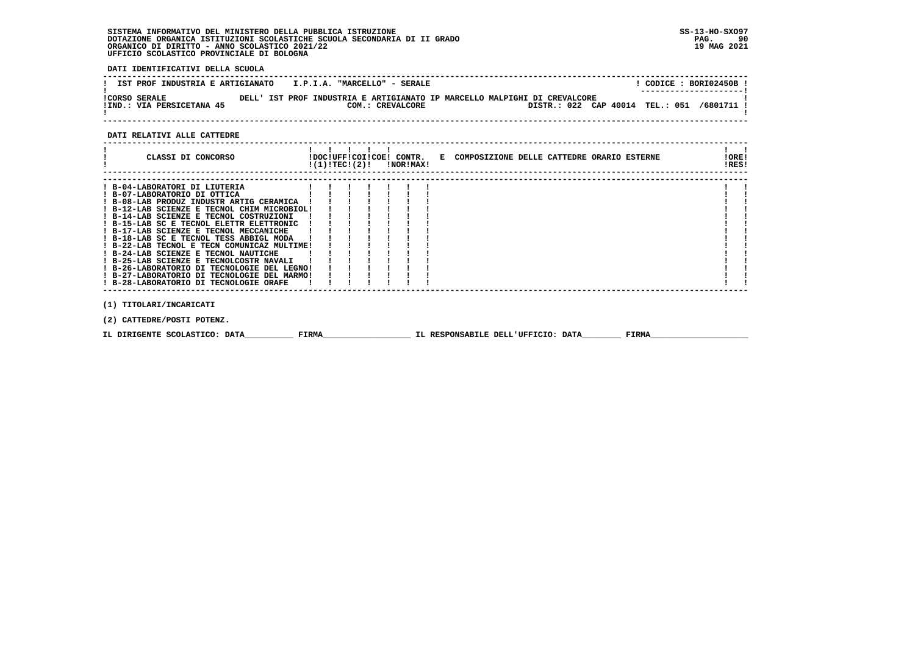SISTEMA INFORMATIVO DEL MINISTERO DELLA PUBBLICA ISTRUZIONE
DOTAZIONE ORGANICA ISTITUZIONI SCOLASTICHE SCUOLA SECONDARIA DI II GRADO
ORGANICO DI DIRITTO - ANNO SCOLASTICO 2021/22
UFFICIO SCOLASTICO PROVINCIALE DI BOLOGNA

SS-13-HO-SXO97
PAG. 90
19 MAG 2021

**DATI IDENTIFICATIVI DELLA SCUOLA**

| IST PROF INDUSTRIA E ARTIGIANATO | I.P.I.A. "MARCELLO" - SERALE | CODICE : BORI02450B |
|---|---|---|
| CORSO SERALE | DELL' IST PROF INDUSTRIA E ARTIGIANATO IP MARCELLO MALPIGHI DI CREVALCORE | |
| IND.: VIA PERSICETANA 45 | COM.: CREVALCORE | DISTR.: 022 CAP 40014 TEL.: 051 /6801711 |

**DATI RELATIVI ALLE CATTEDRE**

| CLASSI DI CONCORSO | DOC (1) | UFF TEC | COI (2) | COE | CONTR. NOR | CONTR. MAX | E COMPOSIZIONE DELLE CATTEDRE ORARIO ESTERNE | ORE | RES |
|---|---|---|---|---|---|---|---|---|---|
| B-04-LABORATORI DI LIUTERIA | | | | | | | | | |
| B-07-LABORATORIO DI OTTICA | | | | | | | | | |
| B-08-LAB PRODUZ INDUSTR ARTIG CERAMICA | | | | | | | | | |
| B-12-LAB SCIENZE E TECNOL CHIM MICROBIOL | | | | | | | | | |
| B-14-LAB SCIENZE E TECNOL COSTRUZIONI | | | | | | | | | |
| B-15-LAB SC E TECNOL ELETTR ELETTRONIC | | | | | | | | | |
| B-17-LAB SCIENZE E TECNOL MECCANICHE | | | | | | | | | |
| B-18-LAB SC E TECNOL TESS ABBIGL MODA | | | | | | | | | |
| B-22-LAB TECNOL E TECN COMUNICAZ MULTIME | | | | | | | | | |
| B-24-LAB SCIENZE E TECNOL NAUTICHE | | | | | | | | | |
| B-25-LAB SCIENZE E TECNOLCOSTR NAVALI | | | | | | | | | |
| B-26-LABORATORIO DI TECNOLOGIE DEL LEGNO | | | | | | | | | |
| B-27-LABORATORIO DI TECNOLOGIE DEL MARMO | | | | | | | | | |
| B-28-LABORATORIO DI TECNOLOGIE ORAFE | | | | | | | | | |

(1) TITOLARI/INCARICATI

(2) CATTEDRE/POSTI POTENZ.

IL DIRIGENTE SCOLASTICO: DATA__________ FIRMA__________________ IL RESPONSABILE DELL'UFFICIO: DATA________ FIRMA____________________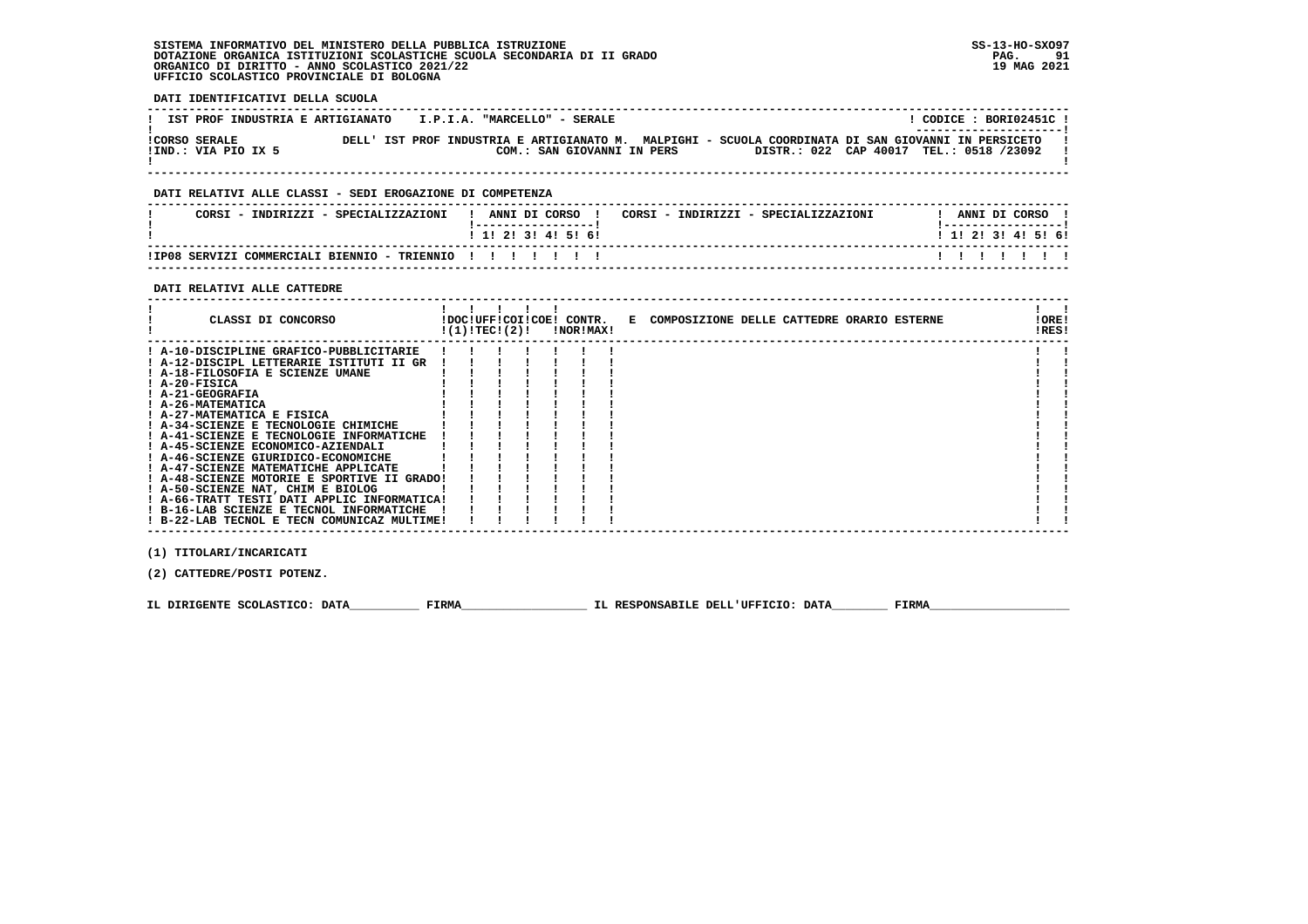SISTEMA INFORMATIVO DEL MINISTERO DELLA PUBBLICA ISTRUZIONE
DOTAZIONE ORGANICA ISTITUZIONI SCOLASTICHE SCUOLA SECONDARIA DI II GRADO
ORGANICO DI DIRITTO - ANNO SCOLASTICO 2021/22
UFFICIO SCOLASTICO PROVINCIALE DI BOLOGNA

SS-13-HO-SXO97
19 MAG 2021

**DATI IDENTIFICATIVI DELLA SCUOLA**

| IST PROF INDUSTRIA E ARTIGIANATO | I.P.I.A. "MARCELLO" - SERALE | CODICE : BORI02451C |
|---|---|---|
| CORSO SERALE<br>IND.: VIA PIO IX 5 | DELL' IST PROF INDUSTRIA E ARTIGIANATO M. MALPIGHI - SCUOLA COORDINATA DI SAN GIOVANNI IN PERSICETO<br>COM.: SAN GIOVANNI IN PERS DISTR.: 022 CAP 40017 TEL.: 0518 /23092 | |

**DATI RELATIVI ALLE CLASSI - SEDI EROGAZIONE DI COMPETENZA**

| CORSI - INDIRIZZI - SPECIALIZZAZIONI | ANNI DI CORSO 1 | 2 | 3 | 4 | 5 | 6 | CORSI - INDIRIZZI - SPECIALIZZAZIONI | ANNI DI CORSO 1 | 2 | 3 | 4 | 5 | 6 |
|---|---|---|---|---|---|---|---|---|---|---|---|---|---|
| IP08 SERVIZI COMMERCIALI BIENNIO - TRIENNIO | | | | | | | | | | | | | |

**DATI RELATIVI ALLE CATTEDRE**

| CLASSI DI CONCORSO | DOC (1) | UFF TEC | COI | COE (2) | CONTR. NOR | CONTR. MAX | E COMPOSIZIONE DELLE CATTEDRE ORARIO ESTERNE | ORE RES |
|---|---|---|---|---|---|---|---|---|
| A-10-DISCIPLINE GRAFICO-PUBBLICITARIE | | | | | | | | |
| A-12-DISCIPL LETTERARIE ISTITUTI II GR | | | | | | | | |
| A-18-FILOSOFIA E SCIENZE UMANE | | | | | | | | |
| A-20-FISICA | | | | | | | | |
| A-21-GEOGRAFIA | | | | | | | | |
| A-26-MATEMATICA | | | | | | | | |
| A-27-MATEMATICA E FISICA | | | | | | | | |
| A-34-SCIENZE E TECNOLOGIE CHIMICHE | | | | | | | | |
| A-41-SCIENZE E TECNOLOGIE INFORMATICHE | | | | | | | | |
| A-45-SCIENZE ECONOMICO-AZIENDALI | | | | | | | | |
| A-46-SCIENZE GIURIDICO-ECONOMICHE | | | | | | | | |
| A-47-SCIENZE MATEMATICHE APPLICATE | | | | | | | | |
| A-48-SCIENZE MOTORIE E SPORTIVE II GRADO | | | | | | | | |
| A-50-SCIENZE NAT, CHIM E BIOLOG | | | | | | | | |
| A-66-TRATT TESTI DATI APPLIC INFORMATICA | | | | | | | | |
| B-16-LAB SCIENZE E TECNOL INFORMATICHE | | | | | | | | |
| B-22-LAB TECNOL E TECN COMUNICAZ MULTIME | | | | | | | | |

(1) TITOLARI/INCARICATI

(2) CATTEDRE/POSTI POTENZ.

IL DIRIGENTE SCOLASTICO: DATA__________ FIRMA__________________ IL RESPONSABILE DELL'UFFICIO: DATA________ FIRMA____________________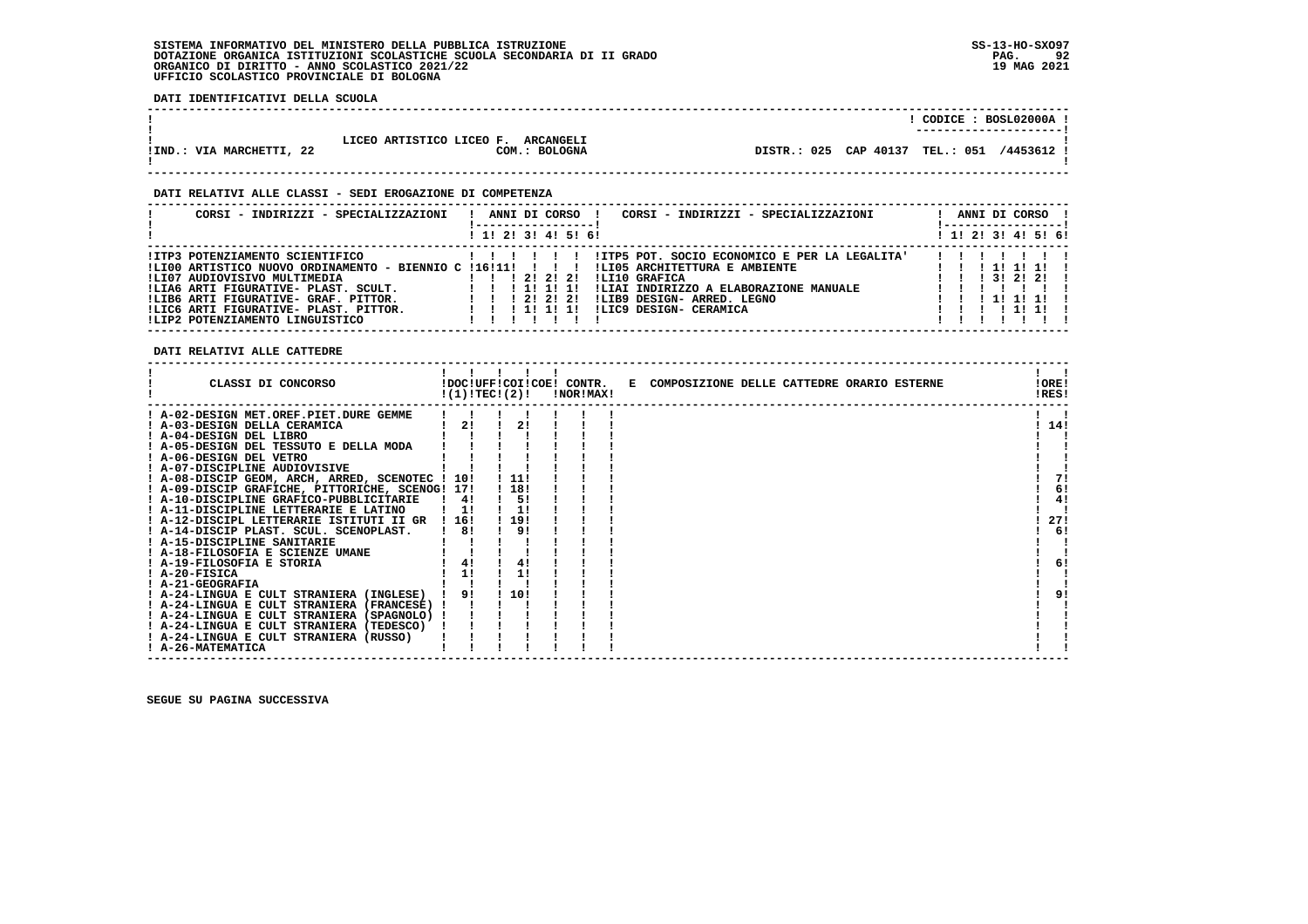SISTEMA INFORMATIVO DEL MINISTERO DELLA PUBBLICA ISTRUZIONE
DOTAZIONE ORGANICA ISTITUZIONI SCOLASTICHE SCUOLA SECONDARIA DI II GRADO
ORGANICO DI DIRITTO - ANNO SCOLASTICO 2021/22
UFFICIO SCOLASTICO PROVINCIALE DI BOLOGNA

SS-13-HO-SXO97
19 MAG 2021

**DATI IDENTIFICATIVI DELLA SCUOLA**

| | |
|---|---|
| LICEO ARTISTICO LICEO F. ARCANGELI | CODICE : BOSL02000A |
| IND.: VIA MARCHETTI, 22 — COM.: BOLOGNA | DISTR.: 025 CAP 40137 TEL.: 051 /4453612 |

**DATI RELATIVI ALLE CLASSI - SEDI EROGAZIONE DI COMPETENZA**

| CORSI - INDIRIZZI - SPECIALIZZAZIONI | 1 | 2 | 3 | 4 | 5 | 6 | CORSI - INDIRIZZI - SPECIALIZZAZIONI | 1 | 2 | 3 | 4 | 5 | 6 |
|---|---|---|---|---|---|---|---|---|---|---|---|---|---|
| ITP3 POTENZIAMENTO SCIENTIFICO | | | | | | | ITP5 POT. SOCIO ECONOMICO E PER LA LEGALITA' | | | | | | |
| LI00 ARTISTICO NUOVO ORDINAMENTO - BIENNIO C | 16 | 11 | | | | | LI05 ARCHITETTURA E AMBIENTE | | | 1 | 1 | 1 | |
| LI07 AUDIOVISIVO MULTIMEDIA | | | 2 | 2 | 2 | | LI10 GRAFICA | | | 3 | 2 | 2 | |
| LIA6 ARTI FIGURATIVE- PLAST. SCULT. | | | 1 | 1 | 1 | | LIAI INDIRIZZO A ELABORAZIONE MANUALE | | | | | | |
| LIB6 ARTI FIGURATIVE- GRAF. PITTOR. | | | 2 | 2 | 2 | | LIB9 DESIGN- ARRED. LEGNO | | | 1 | 1 | 1 | |
| LIC6 ARTI FIGURATIVE- PLAST. PITTOR. | | | 1 | 1 | 1 | | LIC9 DESIGN- CERAMICA | | | | 1 | 1 | |
| LIP2 POTENZIAMENTO LINGUISTICO | | | | | | | | | | | | | |

**DATI RELATIVI ALLE CATTEDRE**

| CLASSI DI CONCORSO | DOC (1) | UFF TEC | COI (2) | COE | CONTR. NOR | CONTR. MAX | E COMPOSIZIONE DELLE CATTEDRE ORARIO ESTERNE | ORE RES |
|---|---|---|---|---|---|---|---|---|
| A-02-DESIGN MET.OREF.PIET.DURE GEMME | | | | | | | | |
| A-03-DESIGN DELLA CERAMICA | 2 | | 2 | | | | | 14 |
| A-04-DESIGN DEL LIBRO | | | | | | | | |
| A-05-DESIGN DEL TESSUTO E DELLA MODA | | | | | | | | |
| A-06-DESIGN DEL VETRO | | | | | | | | |
| A-07-DISCIPLINE AUDIOVISIVE | | | | | | | | |
| A-08-DISCIP GEOM, ARCH, ARRED, SCENOTEC | 10 | | 11 | | | | | 7 |
| A-09-DISCIP GRAFICHE, PITTORICHE, SCENOG | 17 | | 18 | | | | | 6 |
| A-10-DISCIPLINE GRAFICO-PUBBLICITARIE | 4 | | 5 | | | | | 4 |
| A-11-DISCIPLINE LETTERARIE E LATINO | 1 | | 1 | | | | | |
| A-12-DISCIPL LETTERARIE ISTITUTI II GR | 16 | | 19 | | | | | 27 |
| A-14-DISCIP PLAST. SCUL. SCENOPLAST. | 8 | | 9 | | | | | 6 |
| A-15-DISCIPLINE SANITARIE | | | | | | | | |
| A-18-FILOSOFIA E SCIENZE UMANE | | | | | | | | |
| A-19-FILOSOFIA E STORIA | 4 | | 4 | | | | | 6 |
| A-20-FISICA | 1 | | 1 | | | | | |
| A-21-GEOGRAFIA | | | | | | | | |
| A-24-LINGUA E CULT STRANIERA (INGLESE) | 9 | | 10 | | | | | 9 |
| A-24-LINGUA E CULT STRANIERA (FRANCESE) | | | | | | | | |
| A-24-LINGUA E CULT STRANIERA (SPAGNOLO) | | | | | | | | |
| A-24-LINGUA E CULT STRANIERA (TEDESCO) | | | | | | | | |
| A-24-LINGUA E CULT STRANIERA (RUSSO) | | | | | | | | |
| A-26-MATEMATICA | | | | | | | | |

SEGUE SU PAGINA SUCCESSIVA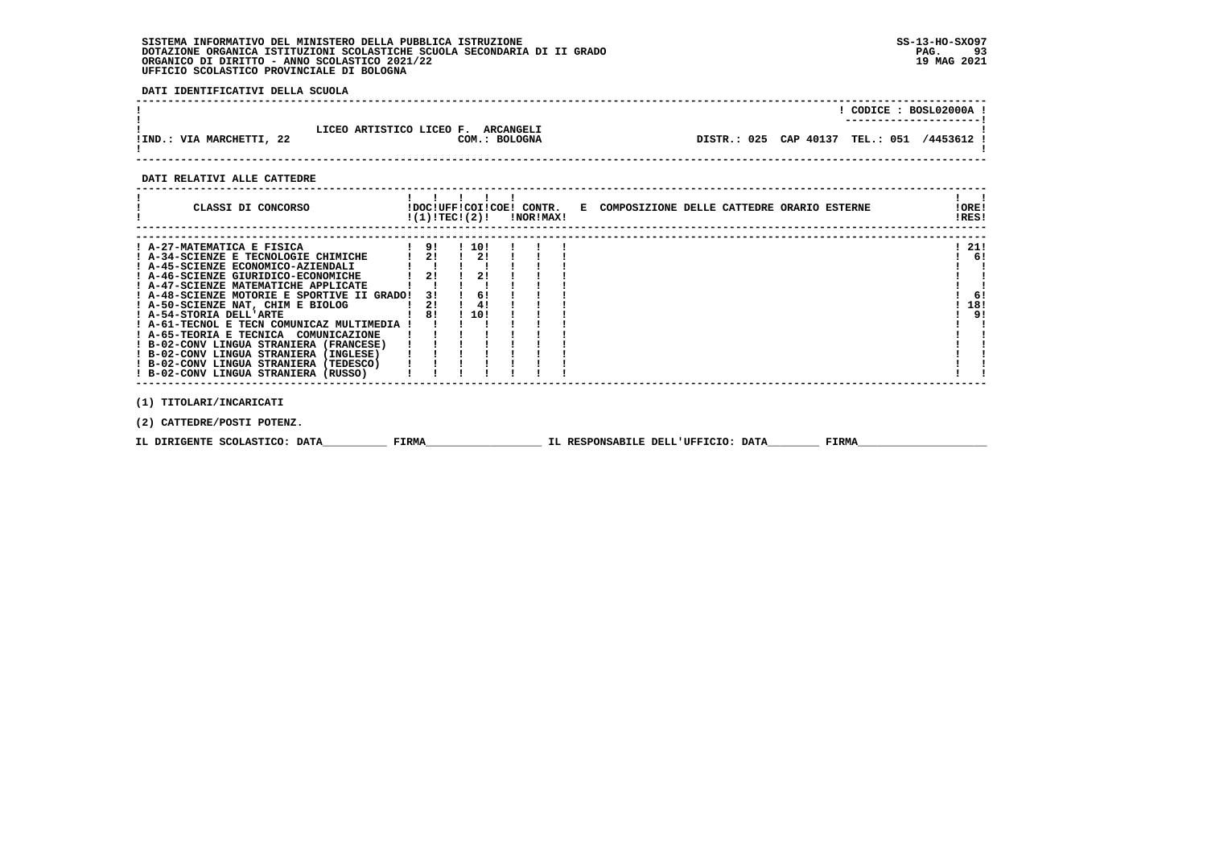SISTEMA INFORMATIVO DEL MINISTERO DELLA PUBBLICA ISTRUZIONE
DOTAZIONE ORGANICA ISTITUZIONI SCOLASTICHE SCUOLA SECONDARIA DI II GRADO
ORGANICO DI DIRITTO - ANNO SCOLASTICO 2021/22
UFFICIO SCOLASTICO PROVINCIALE DI BOLOGNA

SS-13-HO-SXO97
19 MAG 2021

**DATI IDENTIFICATIVI DELLA SCUOLA**

| | | |
|---|---|---|
| | | CODICE : BOSL02000A |
| IND.: VIA MARCHETTI, 22 | LICEO ARTISTICO LICEO F. ARCANGELI COM.: BOLOGNA | DISTR.: 025 CAP 40137 TEL.: 051 /4453612 |

**DATI RELATIVI ALLE CATTEDRE**

| CLASSI DI CONCORSO | DOC (1) | UFF TEC | COI (2) | COE | CONTR. NOR | CONTR. MAX | E COMPOSIZIONE DELLE CATTEDRE ORARIO ESTERNE | ORE RES |
|---|---|---|---|---|---|---|---|---|
| A-27-MATEMATICA E FISICA | 9 | | 10 | | | | | 21 |
| A-34-SCIENZE E TECNOLOGIE CHIMICHE | 2 | | 2 | | | | | 6 |
| A-45-SCIENZE ECONOMICO-AZIENDALI | | | | | | | | |
| A-46-SCIENZE GIURIDICO-ECONOMICHE | 2 | | 2 | | | | | |
| A-47-SCIENZE MATEMATICHE APPLICATE | | | | | | | | |
| A-48-SCIENZE MOTORIE E SPORTIVE II GRADO | 3 | | 6 | | | | | 6 |
| A-50-SCIENZE NAT, CHIM E BIOLOG | 2 | | 4 | | | | | 18 |
| A-54-STORIA DELL'ARTE | 8 | | 10 | | | | | 9 |
| A-61-TECNOL E TECN COMUNICAZ MULTIMEDIA | | | | | | | | |
| A-65-TEORIA E TECNICA COMUNICAZIONE | | | | | | | | |
| B-02-CONV LINGUA STRANIERA (FRANCESE) | | | | | | | | |
| B-02-CONV LINGUA STRANIERA (INGLESE) | | | | | | | | |
| B-02-CONV LINGUA STRANIERA (TEDESCO) | | | | | | | | |
| B-02-CONV LINGUA STRANIERA (RUSSO) | | | | | | | | |

(1) TITOLARI/INCARICATI

(2) CATTEDRE/POSTI POTENZ.

IL DIRIGENTE SCOLASTICO: DATA__________ FIRMA__________________ IL RESPONSABILE DELL'UFFICIO: DATA________ FIRMA____________________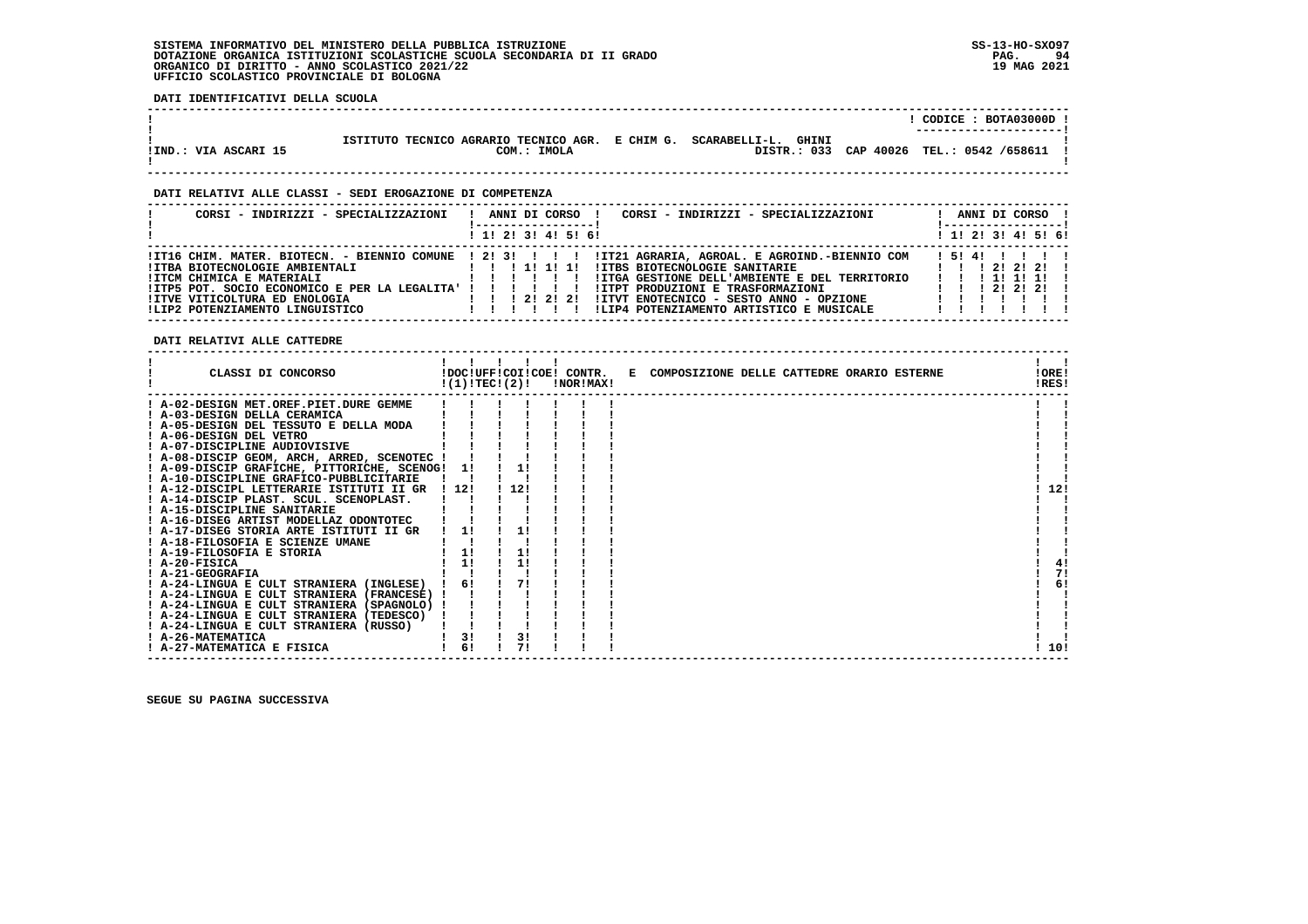SISTEMA INFORMATIVO DEL MINISTERO DELLA PUBBLICA ISTRUZIONE
DOTAZIONE ORGANICA ISTITUZIONI SCOLASTICHE SCUOLA SECONDARIA DI II GRADO
ORGANICO DI DIRITTO - ANNO SCOLASTICO 2021/22
UFFICIO SCOLASTICO PROVINCIALE DI BOLOGNA

SS-13-HO-SXO97
19 MAG 2021

**DATI IDENTIFICATIVI DELLA SCUOLA**

CODICE : BOTA03000D

ISTITUTO TECNICO AGRARIO TECNICO AGR. E CHIM G. SCARABELLI-L. GHINI

IND.: VIA ASCARI 15 — COM.: IMOLA — DISTR.: 033 CAP 40026 TEL.: 0542 /658611

**DATI RELATIVI ALLE CLASSI - SEDI EROGAZIONE DI COMPETENZA**

| CORSI - INDIRIZZI - SPECIALIZZAZIONI | 1 | 2 | 3 | 4 | 5 | 6 | CORSI - INDIRIZZI - SPECIALIZZAZIONI | 1 | 2 | 3 | 4 | 5 | 6 |
|---|---|---|---|---|---|---|---|---|---|---|---|---|---|
| IT16 CHIM. MATER. BIOTECN. - BIENNIO COMUNE | 2 | 3 | | | | | IT21 AGRARIA, AGROAL. E AGROIND.-BIENNIO COM | 5 | 4 | | | | |
| ITBA BIOTECNOLOGIE AMBIENTALI | | | 1 | 1 | 1 | | ITBS BIOTECNOLOGIE SANITARIE | | | 2 | 2 | 2 | |
| ITCM CHIMICA E MATERIALI | | | | | | | ITGA GESTIONE DELL'AMBIENTE E DEL TERRITORIO | | | 1 | 1 | 1 | |
| ITP5 POT. SOCIO ECONOMICO E PER LA LEGALITA' | | | | | | | ITPT PRODUZIONI E TRASFORMAZIONI | | | 2 | 2 | 2 | |
| ITVE VITICOLTURA ED ENOLOGIA | | | 2 | 2 | 2 | | ITVT ENOTECNICO - SESTO ANNO - OPZIONE | | | | | | |
| LIP2 POTENZIAMENTO LINGUISTICO | | | | | | | LIP4 POTENZIAMENTO ARTISTICO E MUSICALE | | | | | | |

**DATI RELATIVI ALLE CATTEDRE**

| CLASSI DI CONCORSO | DOC (1) | UFF TEC | COI (2) | COE | CONTR. NOR | CONTR. MAX | E COMPOSIZIONE DELLE CATTEDRE ORARIO ESTERNE | ORE RES |
|---|---|---|---|---|---|---|---|---|
| A-02-DESIGN MET.OREF.PIET.DURE GEMME | | | | | | | | |
| A-03-DESIGN DELLA CERAMICA | | | | | | | | |
| A-05-DESIGN DEL TESSUTO E DELLA MODA | | | | | | | | |
| A-06-DESIGN DEL VETRO | | | | | | | | |
| A-07-DISCIPLINE AUDIOVISIVE | | | | | | | | |
| A-08-DISCIP GEOM, ARCH, ARRED, SCENOTEC | | | | | | | | |
| A-09-DISCIP GRAFICHE, PITTORICHE, SCENOG | 1 | | 1 | | | | | |
| A-10-DISCIPLINE GRAFICO-PUBBLICITARIE | | | | | | | | |
| A-12-DISCIPL LETTERARIE ISTITUTI II GR | 12 | | 12 | | | | | 12 |
| A-14-DISCIP PLAST. SCUL. SCENOPLAST. | | | | | | | | |
| A-15-DISCIPLINE SANITARIE | | | | | | | | |
| A-16-DISEG ARTIST MODELLAZ ODONTOTEC | | | | | | | | |
| A-17-DISEG STORIA ARTE ISTITUTI II GR | 1 | | 1 | | | | | |
| A-18-FILOSOFIA E SCIENZE UMANE | | | | | | | | |
| A-19-FILOSOFIA E STORIA | 1 | | 1 | | | | | |
| A-20-FISICA | 1 | | 1 | | | | | 4 |
| A-21-GEOGRAFIA | | | | | | | | 7 |
| A-24-LINGUA E CULT STRANIERA (INGLESE) | 6 | | 7 | | | | | 6 |
| A-24-LINGUA E CULT STRANIERA (FRANCESE) | | | | | | | | |
| A-24-LINGUA E CULT STRANIERA (SPAGNOLO) | | | | | | | | |
| A-24-LINGUA E CULT STRANIERA (TEDESCO) | | | | | | | | |
| A-24-LINGUA E CULT STRANIERA (RUSSO) | | | | | | | | |
| A-26-MATEMATICA | 3 | | 3 | | | | | |
| A-27-MATEMATICA E FISICA | 6 | | 7 | | | | | 10 |

SEGUE SU PAGINA SUCCESSIVA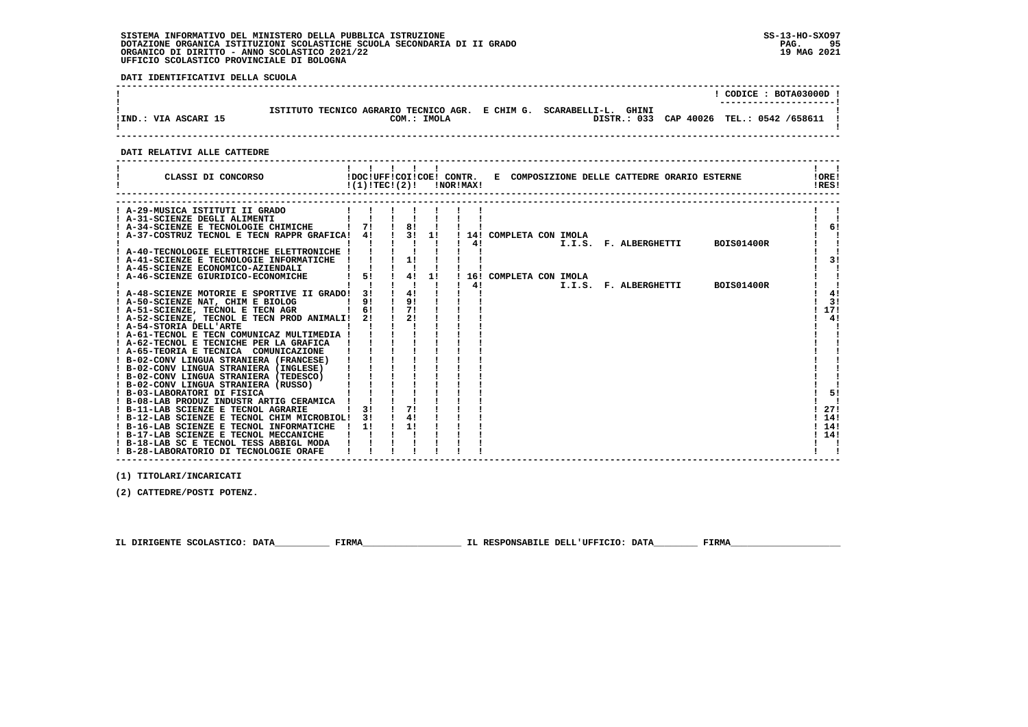SISTEMA INFORMATIVO DEL MINISTERO DELLA PUBBLICA ISTRUZIONE
DOTAZIONE ORGANICA ISTITUZIONI SCOLASTICHE SCUOLA SECONDARIA DI II GRADO
ORGANICO DI DIRITTO - ANNO SCOLASTICO 2021/22
UFFICIO SCOLASTICO PROVINCIALE DI BOLOGNA

**DATI IDENTIFICATIVI DELLA SCUOLA**

| | |
|---|---|
| | CODICE : BOTA03000D |
| ISTITUTO TECNICO AGRARIO TECNICO AGR. E CHIM G. SCARABELLI-L. GHINI | |
| IND.: VIA ASCARI 15 — COM.: IMOLA | DISTR.: 033 CAP 40026 TEL.: 0542 /658611 |

**DATI RELATIVI ALLE CATTEDRE**

| CLASSI DI CONCORSO | DOC (1) | UFF TEC | COI (2) | COE | CONTR. NOR | CONTR. MAX | E COMPOSIZIONE DELLE CATTEDRE ORARIO ESTERNE | ORE RES |
|---|---|---|---|---|---|---|---|---|
| A-29-MUSICA ISTITUTI II GRADO | | | | | | | | |
| A-31-SCIENZE DEGLI ALIMENTI | | | | | | | | |
| A-34-SCIENZE E TECNOLOGIE CHIMICHE | 7 | | 8 | | | | | 6 |
| A-37-COSTRUZ TECNOL E TECN RAPPR GRAFICA | 4 | | 3 | 1 | 14 | 4 | COMPLETA CON IMOLA I.I.S. F. ALBERGHETTI BOIS01400R | |
| A-40-TECNOLOGIE ELETTRICHE ELETTRONICHE | | | | | | | | |
| A-41-SCIENZE E TECNOLOGIE INFORMATICHE | | | 1 | | | | | 3 |
| A-45-SCIENZE ECONOMICO-AZIENDALI | | | | | | | | |
| A-46-SCIENZE GIURIDICO-ECONOMICHE | 5 | | 4 | 1 | 16 | 4 | COMPLETA CON IMOLA I.I.S. F. ALBERGHETTI BOIS01400R | |
| A-48-SCIENZE MOTORIE E SPORTIVE II GRADO | 3 | | 4 | | | | | 4 |
| A-50-SCIENZE NAT, CHIM E BIOLOG | 9 | | 9 | | | | | 3 |
| A-51-SCIENZE, TECNOL E TECN AGR | 6 | | 7 | | | | | 17 |
| A-52-SCIENZE, TECNOL E TECN PROD ANIMALI | 2 | | 2 | | | | | 4 |
| A-54-STORIA DELL'ARTE | | | | | | | | |
| A-61-TECNOL E TECN COMUNICAZ MULTIMEDIA | | | | | | | | |
| A-62-TECNOL E TECNICHE PER LA GRAFICA | | | | | | | | |
| A-65-TEORIA E TECNICA COMUNICAZIONE | | | | | | | | |
| B-02-CONV LINGUA STRANIERA (FRANCESE) | | | | | | | | |
| B-02-CONV LINGUA STRANIERA (INGLESE) | | | | | | | | |
| B-02-CONV LINGUA STRANIERA (TEDESCO) | | | | | | | | |
| B-02-CONV LINGUA STRANIERA (RUSSO) | | | | | | | | |
| B-03-LABORATORI DI FISICA | | | | | | | | 5 |
| B-08-LAB PRODUZ INDUSTR ARTIG CERAMICA | | | | | | | | |
| B-11-LAB SCIENZE E TECNOL AGRARIE | 3 | | 7 | | | | | 27 |
| B-12-LAB SCIENZE E TECNOL CHIM MICROBIOL | 3 | | 4 | | | | | 14 |
| B-16-LAB SCIENZE E TECNOL INFORMATICHE | 1 | | 1 | | | | | 14 |
| B-17-LAB SCIENZE E TECNOL MECCANICHE | | | | | | | | 14 |
| B-18-LAB SC E TECNOL TESS ABBIGL MODA | | | | | | | | |
| B-28-LABORATORIO DI TECNOLOGIE ORAFE | | | | | | | | |

(1) TITOLARI/INCARICATI

(2) CATTEDRE/POSTI POTENZ.

IL DIRIGENTE SCOLASTICO: DATA__________ FIRMA__________________ IL RESPONSABILE DELL'UFFICIO: DATA________ FIRMA____________________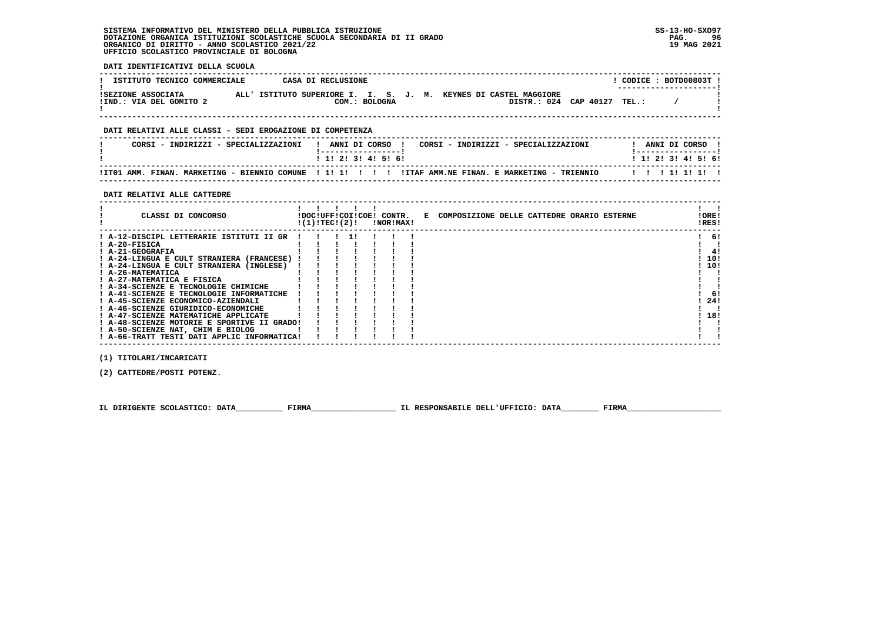SISTEMA INFORMATIVO DEL MINISTERO DELLA PUBBLICA ISTRUZIONE
DOTAZIONE ORGANICA ISTITUZIONI SCOLASTICHE SCUOLA SECONDARIA DI II GRADO
ORGANICO DI DIRITTO - ANNO SCOLASTICO 2021/22
UFFICIO SCOLASTICO PROVINCIALE DI BOLOGNA

SS-13-HO-SXO97
19 MAG 2021

**DATI IDENTIFICATIVI DELLA SCUOLA**

| ISTITUTO TECNICO COMMERCIALE | CASA DI RECLUSIONE | CODICE : BOTD00803T |
|---|---|---|
| SEZIONE ASSOCIATA | ALL' ISTITUTO SUPERIORE I. I. S. J. M. KEYNES DI CASTEL MAGGIORE | |
| IND.: VIA DEL GOMITO 2 | COM.: BOLOGNA | DISTR.: 024 CAP 40127 TEL.: / |

**DATI RELATIVI ALLE CLASSI - SEDI EROGAZIONE DI COMPETENZA**

| CORSI - INDIRIZZI - SPECIALIZZAZIONI | 1 | 2 | 3 | 4 | 5 | 6 | CORSI - INDIRIZZI - SPECIALIZZAZIONI | 1 | 2 | 3 | 4 | 5 | 6 |
|---|---|---|---|---|---|---|---|---|---|---|---|---|---|
| IT01 AMM. FINAN. MARKETING - BIENNIO COMUNE | 1 | 1 | | | | | ITAF AMM.NE FINAN. E MARKETING - TRIENNIO | | | 1 | 1 | 1 | |

**DATI RELATIVI ALLE CATTEDRE**

| CLASSI DI CONCORSO | DOC (1) | UFF TEC | COI (2) | COE | CONTR. NOR | CONTR. MAX | E COMPOSIZIONE DELLE CATTEDRE ORARIO ESTERNE | ORE RES |
|---|---|---|---|---|---|---|---|---|
| A-12-DISCIPL LETTERARIE ISTITUTI II GR | | | 1 | | | | | 6 |
| A-20-FISICA | | | | | | | | |
| A-21-GEOGRAFIA | | | | | | | | 4 |
| A-24-LINGUA E CULT STRANIERA (FRANCESE) | | | | | | | | 10 |
| A-24-LINGUA E CULT STRANIERA (INGLESE) | | | | | | | | 10 |
| A-26-MATEMATICA | | | | | | | | |
| A-27-MATEMATICA E FISICA | | | | | | | | |
| A-34-SCIENZE E TECNOLOGIE CHIMICHE | | | | | | | | |
| A-41-SCIENZE E TECNOLOGIE INFORMATICHE | | | | | | | | 6 |
| A-45-SCIENZE ECONOMICO-AZIENDALI | | | | | | | | 24 |
| A-46-SCIENZE GIURIDICO-ECONOMICHE | | | | | | | | |
| A-47-SCIENZE MATEMATICHE APPLICATE | | | | | | | | 18 |
| A-48-SCIENZE MOTORIE E SPORTIVE II GRADO | | | | | | | | |
| A-50-SCIENZE NAT, CHIM E BIOLOG | | | | | | | | |
| A-66-TRATT TESTI DATI APPLIC INFORMATICA | | | | | | | | |

(1) TITOLARI/INCARICATI

(2) CATTEDRE/POSTI POTENZ.

IL DIRIGENTE SCOLASTICO: DATA__________ FIRMA__________________ IL RESPONSABILE DELL'UFFICIO: DATA________ FIRMA____________________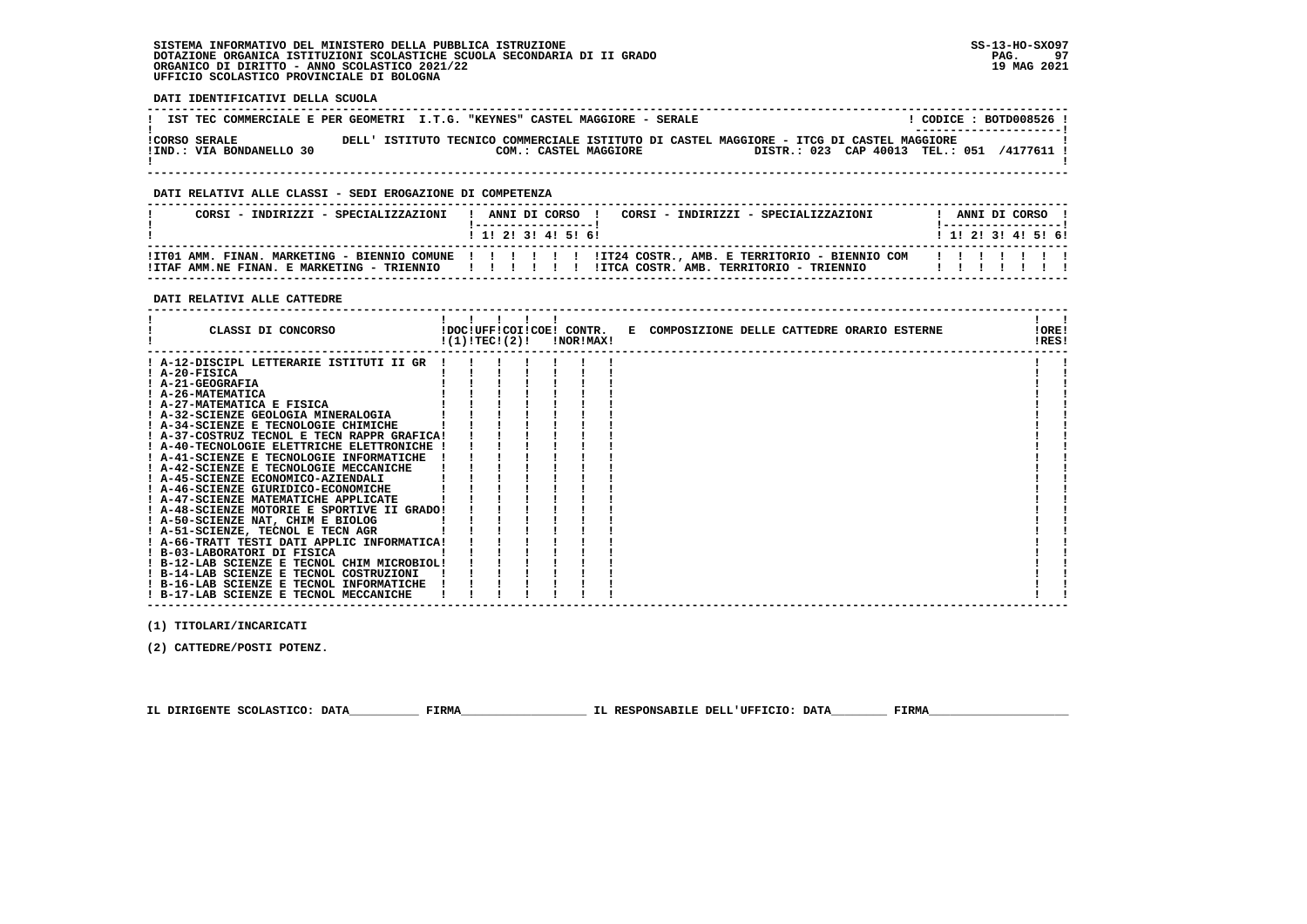SISTEMA INFORMATIVO DEL MINISTERO DELLA PUBBLICA ISTRUZIONE
DOTAZIONE ORGANICA ISTITUZIONI SCOLASTICHE SCUOLA SECONDARIA DI II GRADO
ORGANICO DI DIRITTO - ANNO SCOLASTICO 2021/22
UFFICIO SCOLASTICO PROVINCIALE DI BOLOGNA

SS-13-HO-SXO97
19 MAG 2021

**DATI IDENTIFICATIVI DELLA SCUOLA**

| | |
|---|---|
| IST TEC COMMERCIALE E PER GEOMETRI I.T.G. "KEYNES" CASTEL MAGGIORE - SERALE | CODICE : BOTD008526 |
| CORSO SERALE DELL' ISTITUTO TECNICO COMMERCIALE ISTITUTO DI CASTEL MAGGIORE - ITCG DI CASTEL MAGGIORE | |
| IND.: VIA BONDANELLO 30 COM.: CASTEL MAGGIORE | DISTR.: 023 CAP 40013 TEL.: 051 /4177611 |

**DATI RELATIVI ALLE CLASSI - SEDI EROGAZIONE DI COMPETENZA**

| CORSI - INDIRIZZI - SPECIALIZZAZIONI | 1 | 2 | 3 | 4 | 5 | 6 | CORSI - INDIRIZZI - SPECIALIZZAZIONI | 1 | 2 | 3 | 4 | 5 | 6 |
|---|---|---|---|---|---|---|---|---|---|---|---|---|---|
| IT01 AMM. FINAN. MARKETING - BIENNIO COMUNE | | | | | | | IT24 COSTR., AMB. E TERRITORIO - BIENNIO COM | | | | | | |
| ITAF AMM.NE FINAN. E MARKETING - TRIENNIO | | | | | | | ITCA COSTR. AMB. TERRITORIO - TRIENNIO | | | | | | |

**DATI RELATIVI ALLE CATTEDRE**

| CLASSI DI CONCORSO | DOC (1) | UFF TEC | COI (2) | COE | CONTR. NOR | CONTR. MAX | E COMPOSIZIONE DELLE CATTEDRE ORARIO ESTERNE | ORE RES |
|---|---|---|---|---|---|---|---|---|
| A-12-DISCIPL LETTERARIE ISTITUTI II GR | | | | | | | | |
| A-20-FISICA | | | | | | | | |
| A-21-GEOGRAFIA | | | | | | | | |
| A-26-MATEMATICA | | | | | | | | |
| A-27-MATEMATICA E FISICA | | | | | | | | |
| A-32-SCIENZE GEOLOGIA MINERALOGIA | | | | | | | | |
| A-34-SCIENZE E TECNOLOGIE CHIMICHE | | | | | | | | |
| A-37-COSTRUZ TECNOL E TECN RAPPR GRAFICA | | | | | | | | |
| A-40-TECNOLOGIE ELETTRICHE ELETTRONICHE | | | | | | | | |
| A-41-SCIENZE E TECNOLOGIE INFORMATICHE | | | | | | | | |
| A-42-SCIENZE E TECNOLOGIE MECCANICHE | | | | | | | | |
| A-45-SCIENZE ECONOMICO-AZIENDALI | | | | | | | | |
| A-46-SCIENZE GIURIDICO-ECONOMICHE | | | | | | | | |
| A-47-SCIENZE MATEMATICHE APPLICATE | | | | | | | | |
| A-48-SCIENZE MOTORIE E SPORTIVE II GRADO | | | | | | | | |
| A-50-SCIENZE NAT, CHIM E BIOLOG | | | | | | | | |
| A-51-SCIENZE, TECNOL E TECN AGR | | | | | | | | |
| A-66-TRATT TESTI DATI APPLIC INFORMATICA | | | | | | | | |
| B-03-LABORATORI DI FISICA | | | | | | | | |
| B-12-LAB SCIENZE E TECNOL CHIM MICROBIOL | | | | | | | | |
| B-14-LAB SCIENZE E TECNOL COSTRUZIONI | | | | | | | | |
| B-16-LAB SCIENZE E TECNOL INFORMATICHE | | | | | | | | |
| B-17-LAB SCIENZE E TECNOL MECCANICHE | | | | | | | | |

(1) TITOLARI/INCARICATI

(2) CATTEDRE/POSTI POTENZ.

IL DIRIGENTE SCOLASTICO: DATA__________ FIRMA__________________ IL RESPONSABILE DELL'UFFICIO: DATA________ FIRMA____________________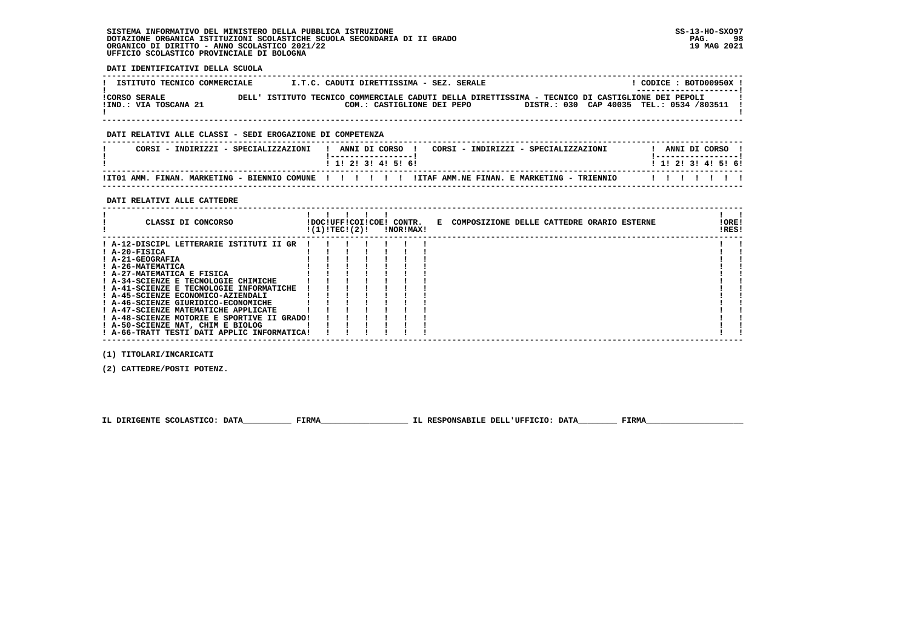SISTEMA INFORMATIVO DEL MINISTERO DELLA PUBBLICA ISTRUZIONE
DOTAZIONE ORGANICA ISTITUZIONI SCOLASTICHE SCUOLA SECONDARIA DI II GRADO
ORGANICO DI DIRITTO - ANNO SCOLASTICO 2021/22
UFFICIO SCOLASTICO PROVINCIALE DI BOLOGNA

SS-13-HO-SXO97
19 MAG 2021

**DATI IDENTIFICATIVI DELLA SCUOLA**

| ISTITUTO TECNICO COMMERCIALE | I.T.C. CADUTI DIRETTISSIMA - SEZ. SERALE | CODICE : BOTD00950X |
|---|---|---|
| CORSO SERALE<br>IND.: VIA TOSCANA 21 | DELL' ISTITUTO TECNICO COMMERCIALE CADUTI DELLA DIRETTISSIMA - TECNICO DI CASTIGLIONE DEI PEPOLI<br>COM.: CASTIGLIONE DEI PEPO | DISTR.: 030 CAP 40035 TEL.: 0534 /803511 |

**DATI RELATIVI ALLE CLASSI - SEDI EROGAZIONE DI COMPETENZA**

| CORSI - INDIRIZZI - SPECIALIZZAZIONI | 1 | 2 | 3 | 4 | 5 | 6 | CORSI - INDIRIZZI - SPECIALIZZAZIONI | 1 | 2 | 3 | 4 | 5 | 6 |
|---|---|---|---|---|---|---|---|---|---|---|---|---|---|
| IT01 AMM. FINAN. MARKETING - BIENNIO COMUNE | | | | | | | ITAF AMM.NE FINAN. E MARKETING - TRIENNIO | | | | | | |

**DATI RELATIVI ALLE CATTEDRE**

| CLASSI DI CONCORSO | DOC (1) | UFF TEC | COI (2) | COE | CONTR. NOR | CONTR. MAX | E COMPOSIZIONE DELLE CATTEDRE ORARIO ESTERNE | ORE RES |
|---|---|---|---|---|---|---|---|---|
| A-12-DISCIPL LETTERARIE ISTITUTI II GR | | | | | | | | |
| A-20-FISICA | | | | | | | | |
| A-21-GEOGRAFIA | | | | | | | | |
| A-26-MATEMATICA | | | | | | | | |
| A-27-MATEMATICA E FISICA | | | | | | | | |
| A-34-SCIENZE E TECNOLOGIE CHIMICHE | | | | | | | | |
| A-41-SCIENZE E TECNOLOGIE INFORMATICHE | | | | | | | | |
| A-45-SCIENZE ECONOMICO-AZIENDALI | | | | | | | | |
| A-46-SCIENZE GIURIDICO-ECONOMICHE | | | | | | | | |
| A-47-SCIENZE MATEMATICHE APPLICATE | | | | | | | | |
| A-48-SCIENZE MOTORIE E SPORTIVE II GRADO | | | | | | | | |
| A-50-SCIENZE NAT, CHIM E BIOLOG | | | | | | | | |
| A-66-TRATT TESTI DATI APPLIC INFORMATICA | | | | | | | | |

(1) TITOLARI/INCARICATI

(2) CATTEDRE/POSTI POTENZ.

IL DIRIGENTE SCOLASTICO: DATA__________ FIRMA__________________ IL RESPONSABILE DELL'UFFICIO: DATA________ FIRMA____________________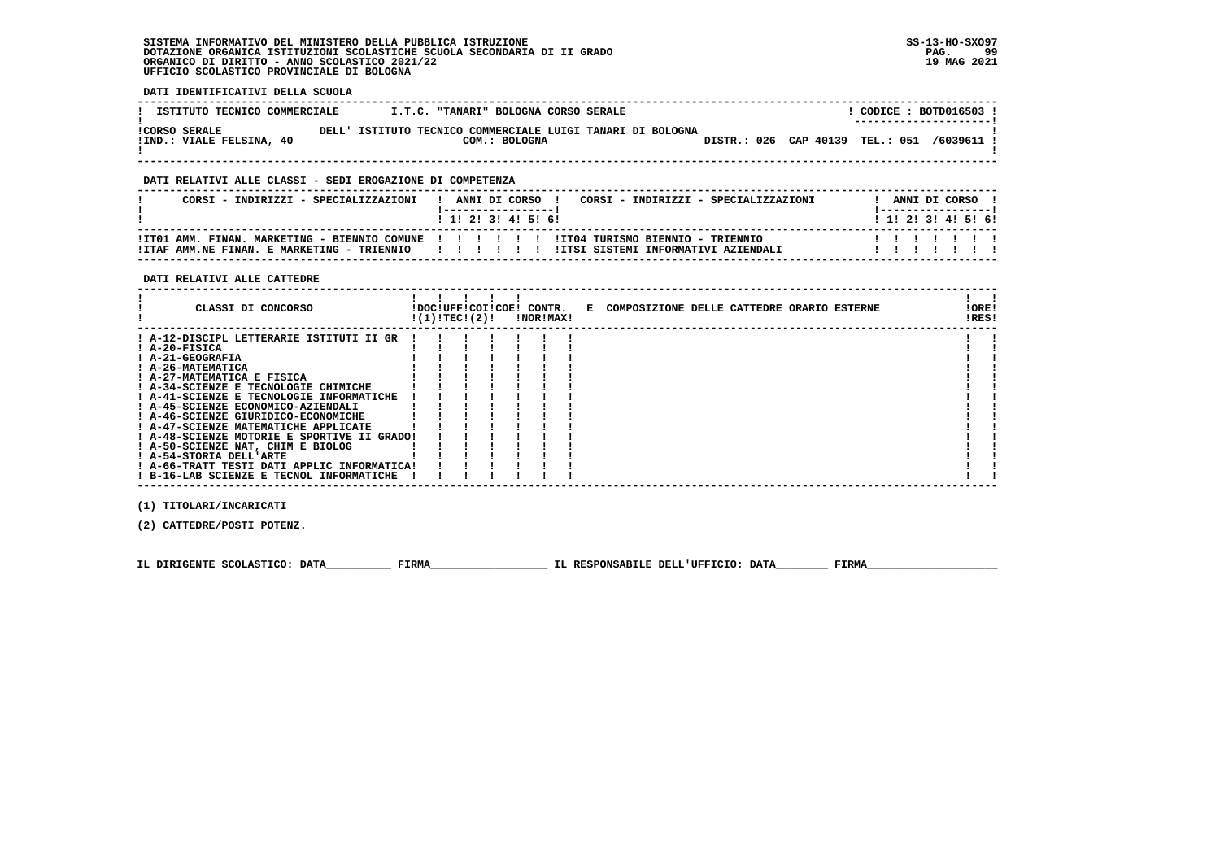SISTEMA INFORMATIVO DEL MINISTERO DELLA PUBBLICA ISTRUZIONE
DOTAZIONE ORGANICA ISTITUZIONI SCOLASTICHE SCUOLA SECONDARIA DI II GRADO
ORGANICO DI DIRITTO - ANNO SCOLASTICO 2021/22
UFFICIO SCOLASTICO PROVINCIALE DI BOLOGNA

SS-13-HO-SXO97
19 MAG 2021

**DATI IDENTIFICATIVI DELLA SCUOLA**

| | | |
|---|---|---|
| ISTITUTO TECNICO COMMERCIALE | I.T.C. "TANARI" BOLOGNA CORSO SERALE | CODICE : BOTD016503 |
| CORSO SERALE | DELL' ISTITUTO TECNICO COMMERCIALE LUIGI TANARI DI BOLOGNA | |
| IND.: VIALE FELSINA, 40 | COM.: BOLOGNA | DISTR.: 026 CAP 40139 TEL.: 051 /6039611 |

**DATI RELATIVI ALLE CLASSI - SEDI EROGAZIONE DI COMPETENZA**

| CORSI - INDIRIZZI - SPECIALIZZAZIONI | 1 | 2 | 3 | 4 | 5 | 6 | CORSI - INDIRIZZI - SPECIALIZZAZIONI | 1 | 2 | 3 | 4 | 5 | 6 |
|---|---|---|---|---|---|---|---|---|---|---|---|---|---|
| IT01 AMM. FINAN. MARKETING - BIENNIO COMUNE | | | | | | | IT04 TURISMO BIENNIO - TRIENNIO | | | | | | |
| ITAF AMM.NE FINAN. E MARKETING - TRIENNIO | | | | | | | ITSI SISTEMI INFORMATIVI AZIENDALI | | | | | | |

**DATI RELATIVI ALLE CATTEDRE**

| CLASSI DI CONCORSO | DOC (1) | UFF TEC | COI (2) | COE | CONTR. NOR | CONTR. MAX | E COMPOSIZIONE DELLE CATTEDRE ORARIO ESTERNE | ORE RES |
|---|---|---|---|---|---|---|---|---|
| A-12-DISCIPL LETTERARIE ISTITUTI II GR | | | | | | | | |
| A-20-FISICA | | | | | | | | |
| A-21-GEOGRAFIA | | | | | | | | |
| A-26-MATEMATICA | | | | | | | | |
| A-27-MATEMATICA E FISICA | | | | | | | | |
| A-34-SCIENZE E TECNOLOGIE CHIMICHE | | | | | | | | |
| A-41-SCIENZE E TECNOLOGIE INFORMATICHE | | | | | | | | |
| A-45-SCIENZE ECONOMICO-AZIENDALI | | | | | | | | |
| A-46-SCIENZE GIURIDICO-ECONOMICHE | | | | | | | | |
| A-47-SCIENZE MATEMATICHE APPLICATE | | | | | | | | |
| A-48-SCIENZE MOTORIE E SPORTIVE II GRADO | | | | | | | | |
| A-50-SCIENZE NAT, CHIM E BIOLOG | | | | | | | | |
| A-54-STORIA DELL'ARTE | | | | | | | | |
| A-66-TRATT TESTI DATI APPLIC INFORMATICA | | | | | | | | |
| B-16-LAB SCIENZE E TECNOL INFORMATICHE | | | | | | | | |

(1) TITOLARI/INCARICATI

(2) CATTEDRE/POSTI POTENZ.

IL DIRIGENTE SCOLASTICO: DATA__________ FIRMA__________________ IL RESPONSABILE DELL'UFFICIO: DATA________ FIRMA____________________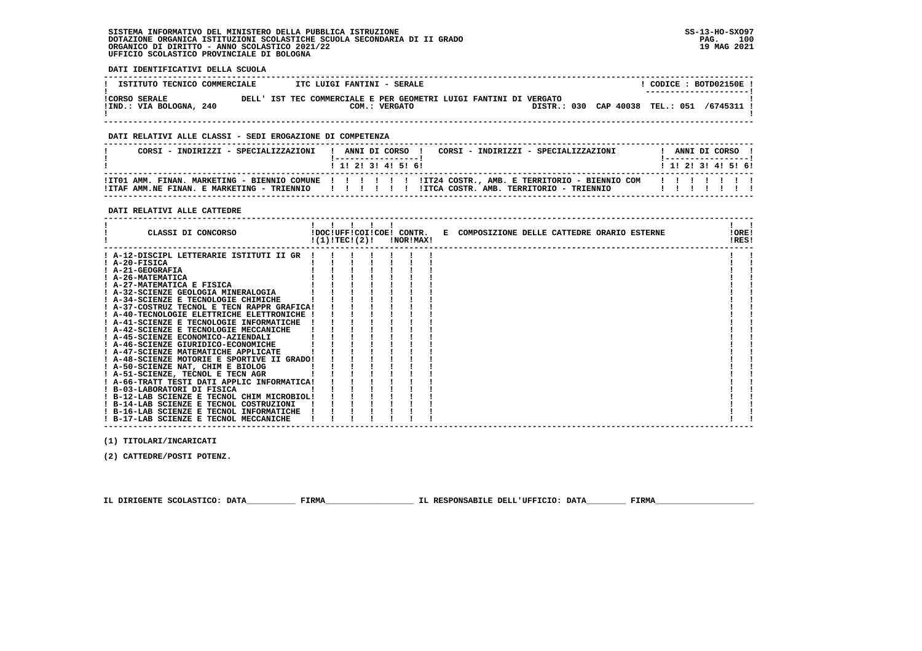SISTEMA INFORMATIVO DEL MINISTERO DELLA PUBBLICA ISTRUZIONE
DOTAZIONE ORGANICA ISTITUZIONI SCOLASTICHE SCUOLA SECONDARIA DI II GRADO
ORGANICO DI DIRITTO - ANNO SCOLASTICO 2021/22
UFFICIO SCOLASTICO PROVINCIALE DI BOLOGNA

SS-13-HO-SXO97
19 MAG 2021

**DATI IDENTIFICATIVI DELLA SCUOLA**

| ISTITUTO TECNICO COMMERCIALE | ITC LUIGI FANTINI - SERALE | CODICE : BOTD02150E |
|---|---|---|
| CORSO SERALE | DELL' IST TEC COMMERCIALE E PER GEOMETRI LUIGI FANTINI DI VERGATO | |
| IND.: VIA BOLOGNA, 240 | COM.: VERGATO | DISTR.: 030 CAP 40038 TEL.: 051 /6745311 |

**DATI RELATIVI ALLE CLASSI - SEDI EROGAZIONE DI COMPETENZA**

| CORSI - INDIRIZZI - SPECIALIZZAZIONI | 1 | 2 | 3 | 4 | 5 | 6 | CORSI - INDIRIZZI - SPECIALIZZAZIONI | 1 | 2 | 3 | 4 | 5 | 6 |
|---|---|---|---|---|---|---|---|---|---|---|---|---|---|
| IT01 AMM. FINAN. MARKETING - BIENNIO COMUNE | | | | | | | IT24 COSTR., AMB. E TERRITORIO - BIENNIO COM | | | | | | |
| ITAF AMM.NE FINAN. E MARKETING - TRIENNIO | | | | | | | ITCA COSTR. AMB. TERRITORIO - TRIENNIO | | | | | | |

**DATI RELATIVI ALLE CATTEDRE**

| CLASSI DI CONCORSO | DOC (1) | UFF TEC | COI (2) | COE | CONTR. NOR | CONTR. MAX | E COMPOSIZIONE DELLE CATTEDRE ORARIO ESTERNE | ORE RES |
|---|---|---|---|---|---|---|---|---|
| A-12-DISCIPL LETTERARIE ISTITUTI II GR | | | | | | | | |
| A-20-FISICA | | | | | | | | |
| A-21-GEOGRAFIA | | | | | | | | |
| A-26-MATEMATICA | | | | | | | | |
| A-27-MATEMATICA E FISICA | | | | | | | | |
| A-32-SCIENZE GEOLOGIA MINERALOGIA | | | | | | | | |
| A-34-SCIENZE E TECNOLOGIE CHIMICHE | | | | | | | | |
| A-37-COSTRUZ TECNOL E TECN RAPPR GRAFICA | | | | | | | | |
| A-40-TECNOLOGIE ELETTRICHE ELETTRONICHE | | | | | | | | |
| A-41-SCIENZE E TECNOLOGIE INFORMATICHE | | | | | | | | |
| A-42-SCIENZE E TECNOLOGIE MECCANICHE | | | | | | | | |
| A-45-SCIENZE ECONOMICO-AZIENDALI | | | | | | | | |
| A-46-SCIENZE GIURIDICO-ECONOMICHE | | | | | | | | |
| A-47-SCIENZE MATEMATICHE APPLICATE | | | | | | | | |
| A-48-SCIENZE MOTORIE E SPORTIVE II GRADO | | | | | | | | |
| A-50-SCIENZE NAT, CHIM E BIOLOG | | | | | | | | |
| A-51-SCIENZE, TECNOL E TECN AGR | | | | | | | | |
| A-66-TRATT TESTI DATI APPLIC INFORMATICA | | | | | | | | |
| B-03-LABORATORI DI FISICA | | | | | | | | |
| B-12-LAB SCIENZE E TECNOL CHIM MICROBIOL | | | | | | | | |
| B-14-LAB SCIENZE E TECNOL COSTRUZIONI | | | | | | | | |
| B-16-LAB SCIENZE E TECNOL INFORMATICHE | | | | | | | | |
| B-17-LAB SCIENZE E TECNOL MECCANICHE | | | | | | | | |

(1) TITOLARI/INCARICATI

(2) CATTEDRE/POSTI POTENZ.

IL DIRIGENTE SCOLASTICO: DATA__________ FIRMA__________________ IL RESPONSABILE DELL'UFFICIO: DATA________ FIRMA____________________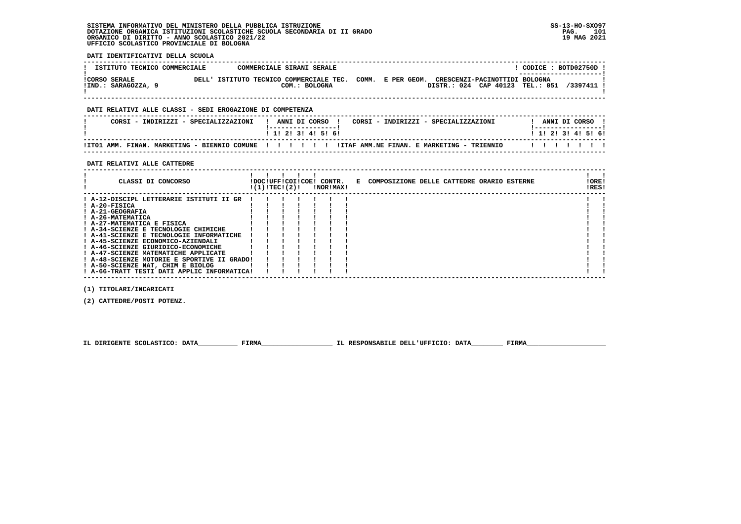SISTEMA INFORMATIVO DEL MINISTERO DELLA PUBBLICA ISTRUZIONE
DOTAZIONE ORGANICA ISTITUZIONI SCOLASTICHE SCUOLA SECONDARIA DI II GRADO
ORGANICO DI DIRITTO - ANNO SCOLASTICO 2021/22
UFFICIO SCOLASTICO PROVINCIALE DI BOLOGNA

SS-13-HO-SXO97
19 MAG 2021

**DATI IDENTIFICATIVI DELLA SCUOLA**

| ISTITUTO TECNICO COMMERCIALE | COMMERCIALE SIRANI SERALE | CODICE : BOTD02750D |
|---|---|---|
| CORSO SERALE<br>IND.: SARAGOZZA, 9 | DELL' ISTITUTO TECNICO COMMERCIALE TEC. COMM. E PER GEOM. CRESCENZI-PACINOTTIDI BOLOGNA<br>COM.: BOLOGNA | DISTR.: 024 CAP 40123 TEL.: 051 /3397411 |

**DATI RELATIVI ALLE CLASSI - SEDI EROGAZIONE DI COMPETENZA**

| CORSI - INDIRIZZI - SPECIALIZZAZIONI | 1 | 2 | 3 | 4 | 5 | 6 | CORSI - INDIRIZZI - SPECIALIZZAZIONI | 1 | 2 | 3 | 4 | 5 | 6 |
|---|---|---|---|---|---|---|---|---|---|---|---|---|---|
| IT01 AMM. FINAN. MARKETING - BIENNIO COMUNE | | | | | | | ITAF AMM.NE FINAN. E MARKETING - TRIENNIO | | | | | | |

**DATI RELATIVI ALLE CATTEDRE**

| CLASSI DI CONCORSO | DOC (1) | UFF TEC | COI | COE (2) | CONTR. NOR | CONTR. MAX | E COMPOSIZIONE DELLE CATTEDRE ORARIO ESTERNE | ORE RES |
|---|---|---|---|---|---|---|---|---|
| A-12-DISCIPL LETTERARIE ISTITUTI II GR | | | | | | | | |
| A-20-FISICA | | | | | | | | |
| A-21-GEOGRAFIA | | | | | | | | |
| A-26-MATEMATICA | | | | | | | | |
| A-27-MATEMATICA E FISICA | | | | | | | | |
| A-34-SCIENZE E TECNOLOGIE CHIMICHE | | | | | | | | |
| A-41-SCIENZE E TECNOLOGIE INFORMATICHE | | | | | | | | |
| A-45-SCIENZE ECONOMICO-AZIENDALI | | | | | | | | |
| A-46-SCIENZE GIURIDICO-ECONOMICHE | | | | | | | | |
| A-47-SCIENZE MATEMATICHE APPLICATE | | | | | | | | |
| A-48-SCIENZE MOTORIE E SPORTIVE II GRADO | | | | | | | | |
| A-50-SCIENZE NAT, CHIM E BIOLOG | | | | | | | | |
| A-66-TRATT TESTI DATI APPLIC INFORMATICA | | | | | | | | |

(1) TITOLARI/INCARICATI

(2) CATTEDRE/POSTI POTENZ.

IL DIRIGENTE SCOLASTICO: DATA__________ FIRMA__________________ IL RESPONSABILE DELL'UFFICIO: DATA________ FIRMA____________________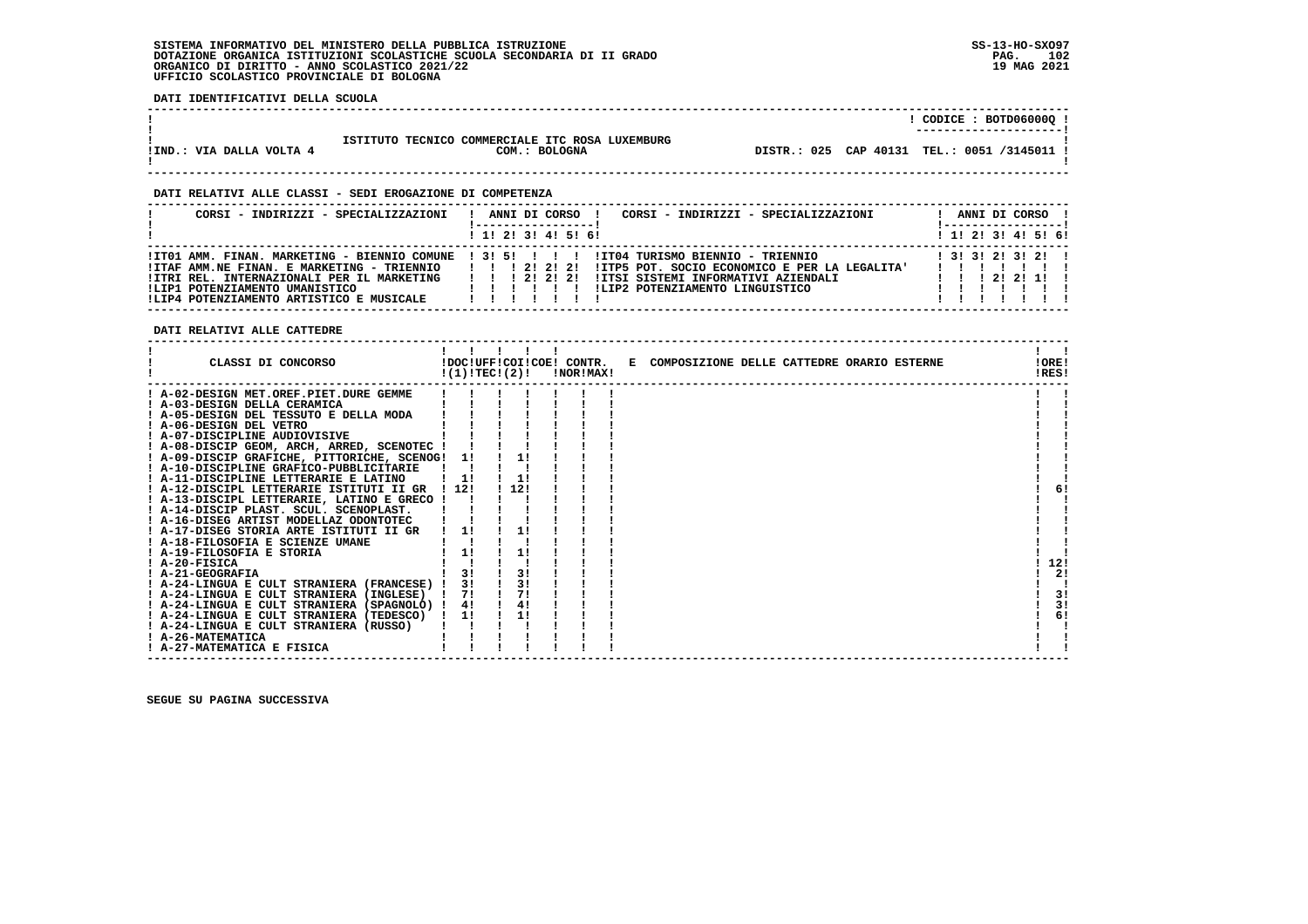SISTEMA INFORMATIVO DEL MINISTERO DELLA PUBBLICA ISTRUZIONE
DOTAZIONE ORGANICA ISTITUZIONI SCOLASTICHE SCUOLA SECONDARIA DI II GRADO
ORGANICO DI DIRITTO - ANNO SCOLASTICO 2021/22
UFFICIO SCOLASTICO PROVINCIALE DI BOLOGNA

SS-13-HO-SXO97
19 MAG 2021

**DATI IDENTIFICATIVI DELLA SCUOLA**

| | | CODICE : BOTD06000Q |
|---|---|---|
| IND.: VIA DALLA VOLTA 4 | ISTITUTO TECNICO COMMERCIALE ITC ROSA LUXEMBURG COM.: BOLOGNA | DISTR.: 025 CAP 40131 TEL.: 0051 /3145011 |

**DATI RELATIVI ALLE CLASSI - SEDI EROGAZIONE DI COMPETENZA**

| CORSI - INDIRIZZI - SPECIALIZZAZIONI | 1 | 2 | 3 | 4 | 5 | 6 | CORSI - INDIRIZZI - SPECIALIZZAZIONI | 1 | 2 | 3 | 4 | 5 | 6 |
|---|---|---|---|---|---|---|---|---|---|---|---|---|---|
| IT01 AMM. FINAN. MARKETING - BIENNIO COMUNE | 3 | 5 | | | | | IT04 TURISMO BIENNIO - TRIENNIO | 3 | 3 | 2 | 3 | 2 | |
| ITAF AMM.NE FINAN. E MARKETING - TRIENNIO | | | 2 | 2 | 2 | | ITP5 POT. SOCIO ECONOMICO E PER LA LEGALITA' | | | | | | |
| ITRI REL. INTERNAZIONALI PER IL MARKETING | | | 2 | 2 | 2 | | ITSI SISTEMI INFORMATIVI AZIENDALI | | | 2 | 2 | 1 | |
| LIP1 POTENZIAMENTO UMANISTICO | | | | | | | LIP2 POTENZIAMENTO LINGUISTICO | | | | | | |
| LIP4 POTENZIAMENTO ARTISTICO E MUSICALE | | | | | | | | | | | | | |

**DATI RELATIVI ALLE CATTEDRE**

| CLASSI DI CONCORSO | DOC (1) | UFF TEC | COI (2) | COE | CONTR. NOR | CONTR. MAX | E COMPOSIZIONE DELLE CATTEDRE ORARIO ESTERNE | ORE RES |
|---|---|---|---|---|---|---|---|---|
| A-02-DESIGN MET.OREF.PIET.DURE GEMME | | | | | | | | |
| A-03-DESIGN DELLA CERAMICA | | | | | | | | |
| A-05-DESIGN DEL TESSUTO E DELLA MODA | | | | | | | | |
| A-06-DESIGN DEL VETRO | | | | | | | | |
| A-07-DISCIPLINE AUDIOVISIVE | | | | | | | | |
| A-08-DISCIP GEOM, ARCH, ARRED, SCENOTEC | | | | | | | | |
| A-09-DISCIP GRAFICHE, PITTORICHE, SCENOG | 1 | | 1 | | | | | |
| A-10-DISCIPLINE GRAFICO-PUBBLICITARIE | | | | | | | | |
| A-11-DISCIPLINE LETTERARIE E LATINO | 1 | | 1 | | | | | |
| A-12-DISCIPL LETTERARIE ISTITUTI II GR | 12 | | 12 | | | | | 6 |
| A-13-DISCIPL LETTERARIE, LATINO E GRECO | | | | | | | | |
| A-14-DISCIP PLAST. SCUL. SCENOPLAST. | | | | | | | | |
| A-16-DISEG ARTIST MODELLAZ ODONTOTEC | | | | | | | | |
| A-17-DISEG STORIA ARTE ISTITUTI II GR | 1 | | 1 | | | | | |
| A-18-FILOSOFIA E SCIENZE UMANE | | | | | | | | |
| A-19-FILOSOFIA E STORIA | 1 | | 1 | | | | | |
| A-20-FISICA | | | | | | | | 12 |
| A-21-GEOGRAFIA | 3 | | 3 | | | | | 2 |
| A-24-LINGUA E CULT STRANIERA (FRANCESE) | 3 | | 3 | | | | | |
| A-24-LINGUA E CULT STRANIERA (INGLESE) | 7 | | 7 | | | | | 3 |
| A-24-LINGUA E CULT STRANIERA (SPAGNOLO) | 4 | | 4 | | | | | 3 |
| A-24-LINGUA E CULT STRANIERA (TEDESCO) | 1 | | 1 | | | | | 6 |
| A-24-LINGUA E CULT STRANIERA (RUSSO) | | | | | | | | |
| A-26-MATEMATICA | | | | | | | | |
| A-27-MATEMATICA E FISICA | | | | | | | | |

SEGUE SU PAGINA SUCCESSIVA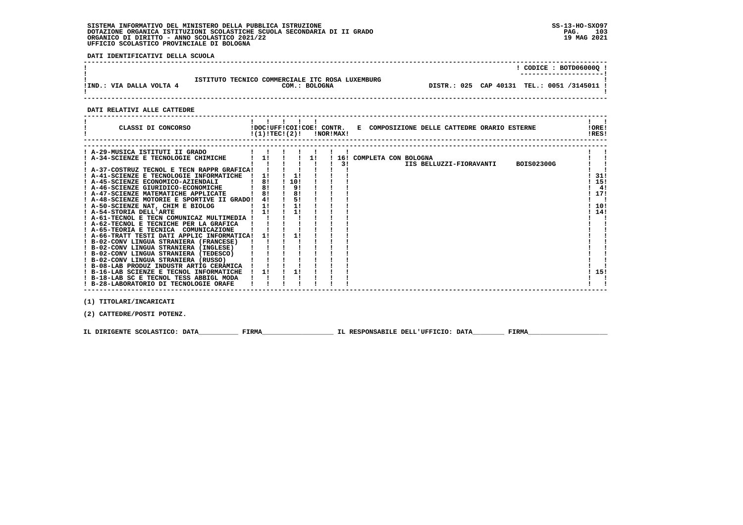SISTEMA INFORMATIVO DEL MINISTERO DELLA PUBBLICA ISTRUZIONE
DOTAZIONE ORGANICA ISTITUZIONI SCOLASTICHE SCUOLA SECONDARIA DI II GRADO
ORGANICO DI DIRITTO - ANNO SCOLASTICO 2021/22
UFFICIO SCOLASTICO PROVINCIALE DI BOLOGNA

SS-13-HO-SXO97
19 MAG 2021

**DATI IDENTIFICATIVI DELLA SCUOLA**

| | | |
|---|---|---|
| | | CODICE : BOTD06000Q |
| IND.: VIA DALLA VOLTA 4 | ISTITUTO TECNICO COMMERCIALE ITC ROSA LUXEMBURG COM.: BOLOGNA | DISTR.: 025 CAP 40131 TEL.: 0051 /3145011 |

**DATI RELATIVI ALLE CATTEDRE**

| CLASSI DI CONCORSO | DOC (1) | UFF TEC | COI (2) | COE | CONTR. NOR | CONTR. MAX | E COMPOSIZIONE DELLE CATTEDRE ORARIO ESTERNE | ORE RES |
|---|---|---|---|---|---|---|---|---|
| A-29-MUSICA ISTITUTI II GRADO | | | | | | | | |
| A-34-SCIENZE E TECNOLOGIE CHIMICHE | 1 | | | 1 | | 16 | COMPLETA CON BOLOGNA | |
| | | | | | | 3 | IIS BELLUZZI-FIORAVANTI BOIS02300G | |
| A-37-COSTRUZ TECNOL E TECN RAPPR GRAFICA | | | | | | | | |
| A-41-SCIENZE E TECNOLOGIE INFORMATICHE | 1 | | 1 | | | | | 31 |
| A-45-SCIENZE ECONOMICO-AZIENDALI | 8 | | 10 | | | | | 15 |
| A-46-SCIENZE GIURIDICO-ECONOMICHE | 8 | | 9 | | | | | 4 |
| A-47-SCIENZE MATEMATICHE APPLICATE | 8 | | 8 | | | | | 17 |
| A-48-SCIENZE MOTORIE E SPORTIVE II GRADO | 4 | | 5 | | | | | |
| A-50-SCIENZE NAT, CHIM E BIOLOG | 1 | | 1 | | | | | 10 |
| A-54-STORIA DELL'ARTE | 1 | | 1 | | | | | 14 |
| A-61-TECNOL E TECN COMUNICAZ MULTIMEDIA | | | | | | | | |
| A-62-TECNOL E TECNICHE PER LA GRAFICA | | | | | | | | |
| A-65-TEORIA E TECNICA COMUNICAZIONE | | | | | | | | |
| A-66-TRATT TESTI DATI APPLIC INFORMATICA | 1 | | 1 | | | | | |
| B-02-CONV LINGUA STRANIERA (FRANCESE) | | | | | | | | |
| B-02-CONV LINGUA STRANIERA (INGLESE) | | | | | | | | |
| B-02-CONV LINGUA STRANIERA (TEDESCO) | | | | | | | | |
| B-02-CONV LINGUA STRANIERA (RUSSO) | | | | | | | | |
| B-08-LAB PRODUZ INDUSTR ARTIG CERAMICA | | | | | | | | |
| B-16-LAB SCIENZE E TECNOL INFORMATICHE | 1 | | 1 | | | | | 15 |
| B-18-LAB SC E TECNOL TESS ABBIGL MODA | | | | | | | | |
| B-28-LABORATORIO DI TECNOLOGIE ORAFE | | | | | | | | |

(1) TITOLARI/INCARICATI

(2) CATTEDRE/POSTI POTENZ.

IL DIRIGENTE SCOLASTICO: DATA__________ FIRMA__________________ IL RESPONSABILE DELL'UFFICIO: DATA________ FIRMA____________________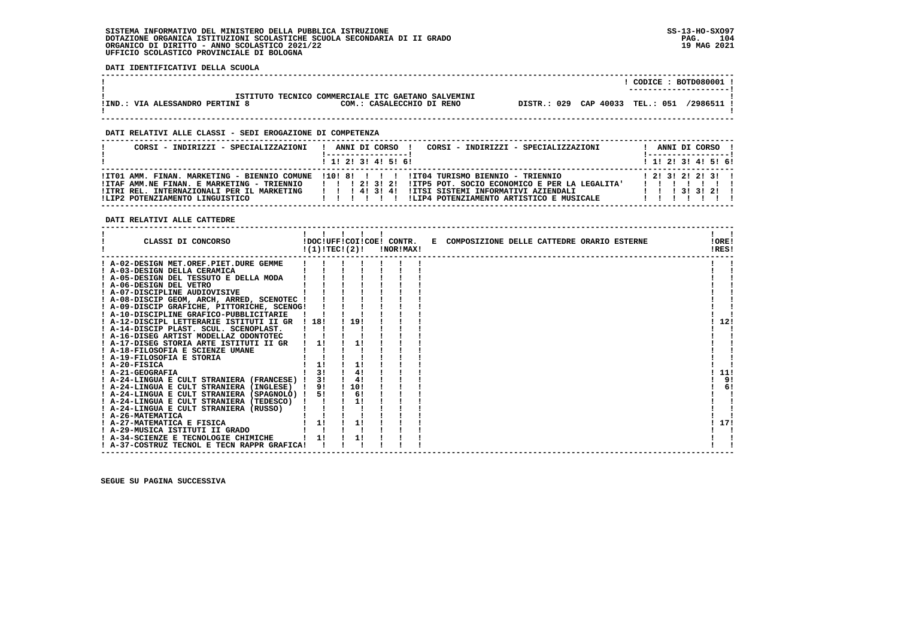SISTEMA INFORMATIVO DEL MINISTERO DELLA PUBBLICA ISTRUZIONE
DOTAZIONE ORGANICA ISTITUZIONI SCOLASTICHE SCUOLA SECONDARIA DI II GRADO
ORGANICO DI DIRITTO - ANNO SCOLASTICO 2021/22
UFFICIO SCOLASTICO PROVINCIALE DI BOLOGNA

SS-13-HO-SXO97
19 MAG 2021

**DATI IDENTIFICATIVI DELLA SCUOLA**

CODICE : BOTD080001

ISTITUTO TECNICO COMMERCIALE ITC GAETANO SALVEMINI

IND.: VIA ALESSANDRO PERTINI 8 — COM.: CASALECCHIO DI RENO — DISTR.: 029 CAP 40033 TEL.: 051 /2986511

**DATI RELATIVI ALLE CLASSI - SEDI EROGAZIONE DI COMPETENZA**

| CORSI - INDIRIZZI - SPECIALIZZAZIONI | 1 | 2 | 3 | 4 | 5 | 6 | CORSI - INDIRIZZI - SPECIALIZZAZIONI | 1 | 2 | 3 | 4 | 5 | 6 |
|---|---|---|---|---|---|---|---|---|---|---|---|---|---|
| IT01 AMM. FINAN. MARKETING - BIENNIO COMUNE | 10 | 8 | | | | | IT04 TURISMO BIENNIO - TRIENNIO | 2 | 3 | 2 | 2 | 3 | |
| ITAF AMM.NE FINAN. E MARKETING - TRIENNIO | | | 2 | 3 | 2 | | ITP5 POT. SOCIO ECONOMICO E PER LA LEGALITA' | | | | | | |
| ITRI REL. INTERNAZIONALI PER IL MARKETING | | | 4 | 3 | 4 | | ITSI SISTEMI INFORMATIVI AZIENDALI | | | 3 | 3 | 2 | |
| LIP2 POTENZIAMENTO LINGUISTICO | | | | | | | LIP4 POTENZIAMENTO ARTISTICO E MUSICALE | | | | | | |

**DATI RELATIVI ALLE CATTEDRE**

| CLASSI DI CONCORSO | DOC (1) | UFF TEC | COI (2) | COE | CONTR. NOR | CONTR. MAX | E COMPOSIZIONE DELLE CATTEDRE ORARIO ESTERNE | ORE RES |
|---|---|---|---|---|---|---|---|---|
| A-02-DESIGN MET.OREF.PIET.DURE GEMME | | | | | | | | |
| A-03-DESIGN DELLA CERAMICA | | | | | | | | |
| A-05-DESIGN DEL TESSUTO E DELLA MODA | | | | | | | | |
| A-06-DESIGN DEL VETRO | | | | | | | | |
| A-07-DISCIPLINE AUDIOVISIVE | | | | | | | | |
| A-08-DISCIP GEOM, ARCH, ARRED, SCENOTEC | | | | | | | | |
| A-09-DISCIP GRAFICHE, PITTORICHE, SCENOG | | | | | | | | |
| A-10-DISCIPLINE GRAFICO-PUBBLICITARIE | | | | | | | | |
| A-12-DISCIPL LETTERARIE ISTITUTI II GR | 18 | | 19 | | | | | 12 |
| A-14-DISCIP PLAST. SCUL. SCENOPLAST. | | | | | | | | |
| A-16-DISEG ARTIST MODELLAZ ODONTOTEC | | | | | | | | |
| A-17-DISEG STORIA ARTE ISTITUTI II GR | 1 | | 1 | | | | | |
| A-18-FILOSOFIA E SCIENZE UMANE | | | | | | | | |
| A-19-FILOSOFIA E STORIA | | | | | | | | |
| A-20-FISICA | 1 | | 1 | | | | | |
| A-21-GEOGRAFIA | 3 | | 4 | | | | | 11 |
| A-24-LINGUA E CULT STRANIERA (FRANCESE) | 3 | | 4 | | | | | 9 |
| A-24-LINGUA E CULT STRANIERA (INGLESE) | 9 | | 10 | | | | | 6 |
| A-24-LINGUA E CULT STRANIERA (SPAGNOLO) | 5 | | 6 | | | | | |
| A-24-LINGUA E CULT STRANIERA (TEDESCO) | | | 1 | | | | | |
| A-24-LINGUA E CULT STRANIERA (RUSSO) | | | | | | | | |
| A-26-MATEMATICA | | | | | | | | |
| A-27-MATEMATICA E FISICA | 1 | | 1 | | | | | 17 |
| A-29-MUSICA ISTITUTI II GRADO | | | | | | | | |
| A-34-SCIENZE E TECNOLOGIE CHIMICHE | 1 | | 1 | | | | | |
| A-37-COSTRUZ TECNOL E TECN RAPPR GRAFICA | | | | | | | | |

SEGUE SU PAGINA SUCCESSIVA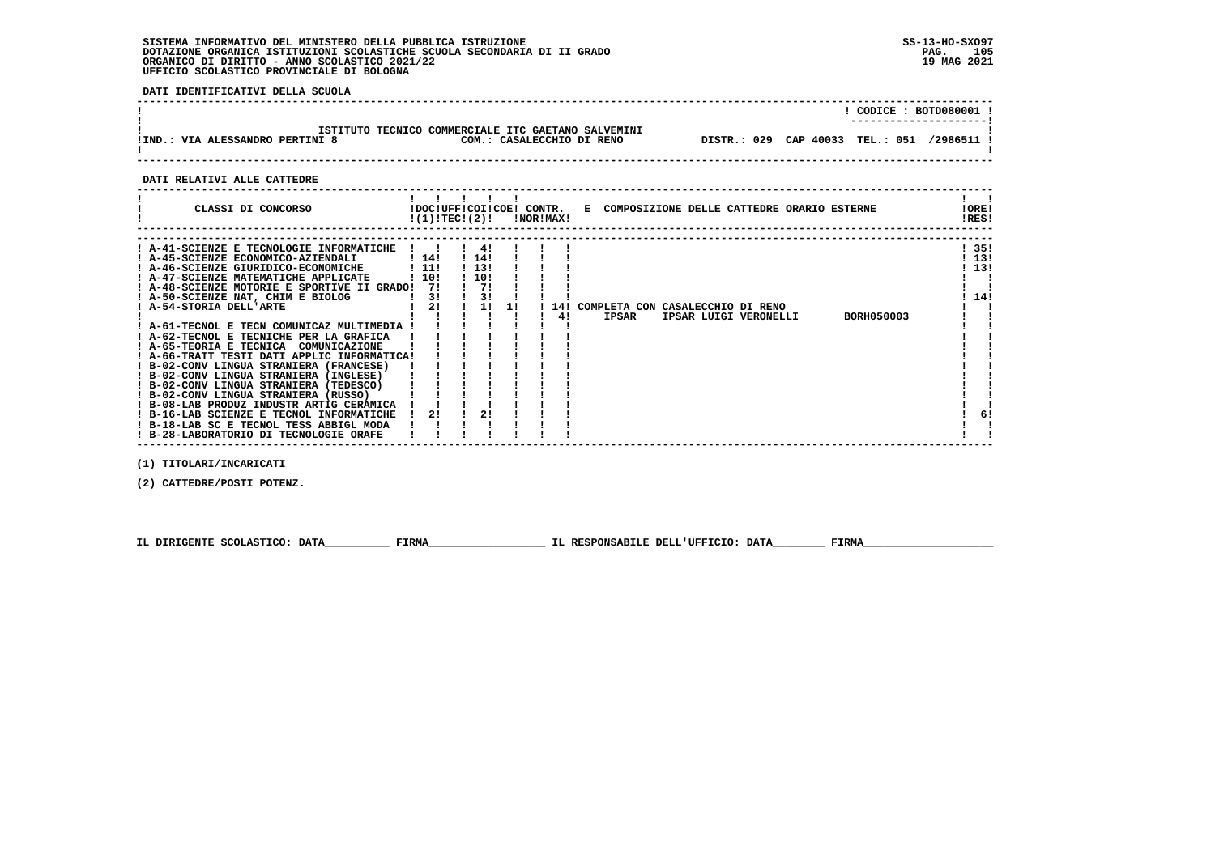SISTEMA INFORMATIVO DEL MINISTERO DELLA PUBBLICA ISTRUZIONE
DOTAZIONE ORGANICA ISTITUZIONI SCOLASTICHE SCUOLA SECONDARIA DI II GRADO
ORGANICO DI DIRITTO - ANNO SCOLASTICO 2021/22
UFFICIO SCOLASTICO PROVINCIALE DI BOLOGNA

SS-13-HO-SXO97
19 MAG 2021

**DATI IDENTIFICATIVI DELLA SCUOLA**

CODICE : BOTD080001

ISTITUTO TECNICO COMMERCIALE ITC GAETANO SALVEMINI
IND.: VIA ALESSANDRO PERTINI 8 — COM.: CASALECCHIO DI RENO — DISTR.: 029 CAP 40033 TEL.: 051 /2986511

**DATI RELATIVI ALLE CATTEDRE**

| CLASSI DI CONCORSO | DOC (1) | UFF TEC | COI (2) | COE | CONTR. NOR | CONTR. MAX | E COMPOSIZIONE DELLE CATTEDRE ORARIO ESTERNE | ORE RES |
|---|---|---|---|---|---|---|---|---|
| A-41-SCIENZE E TECNOLOGIE INFORMATICHE | | | 4 | | | | | 35 |
| A-45-SCIENZE ECONOMICO-AZIENDALI | 14 | | 14 | | | | | 13 |
| A-46-SCIENZE GIURIDICO-ECONOMICHE | 11 | | 13 | | | | | 13 |
| A-47-SCIENZE MATEMATICHE APPLICATE | 10 | | 10 | | | | | |
| A-48-SCIENZE MOTORIE E SPORTIVE II GRADO | 7 | | 7 | | | | | |
| A-50-SCIENZE NAT, CHIM E BIOLOG | 3 | | 3 | | | | | 14 |
| A-54-STORIA DELL'ARTE | 2 | | 1 | 1 | | 14 | COMPLETA CON CASALECCHIO DI RENO | |
| | | | | | | 4 | IPSAR IPSAR LUIGI VERONELLI BORH050003 | |
| A-61-TECNOL E TECN COMUNICAZ MULTIMEDIA | | | | | | | | |
| A-62-TECNOL E TECNICHE PER LA GRAFICA | | | | | | | | |
| A-65-TEORIA E TECNICA COMUNICAZIONE | | | | | | | | |
| A-66-TRATT TESTI DATI APPLIC INFORMATICA | | | | | | | | |
| B-02-CONV LINGUA STRANIERA (FRANCESE) | | | | | | | | |
| B-02-CONV LINGUA STRANIERA (INGLESE) | | | | | | | | |
| B-02-CONV LINGUA STRANIERA (TEDESCO) | | | | | | | | |
| B-02-CONV LINGUA STRANIERA (RUSSO) | | | | | | | | |
| B-08-LAB PRODUZ INDUSTR ARTIG CERAMICA | | | | | | | | |
| B-16-LAB SCIENZE E TECNOL INFORMATICHE | 2 | | 2 | | | | | 6 |
| B-18-LAB SC E TECNOL TESS ABBIGL MODA | | | | | | | | |
| B-28-LABORATORIO DI TECNOLOGIE ORAFE | | | | | | | | |

(1) TITOLARI/INCARICATI

(2) CATTEDRE/POSTI POTENZ.

IL DIRIGENTE SCOLASTICO: DATA__________ FIRMA__________________ IL RESPONSABILE DELL'UFFICIO: DATA________ FIRMA____________________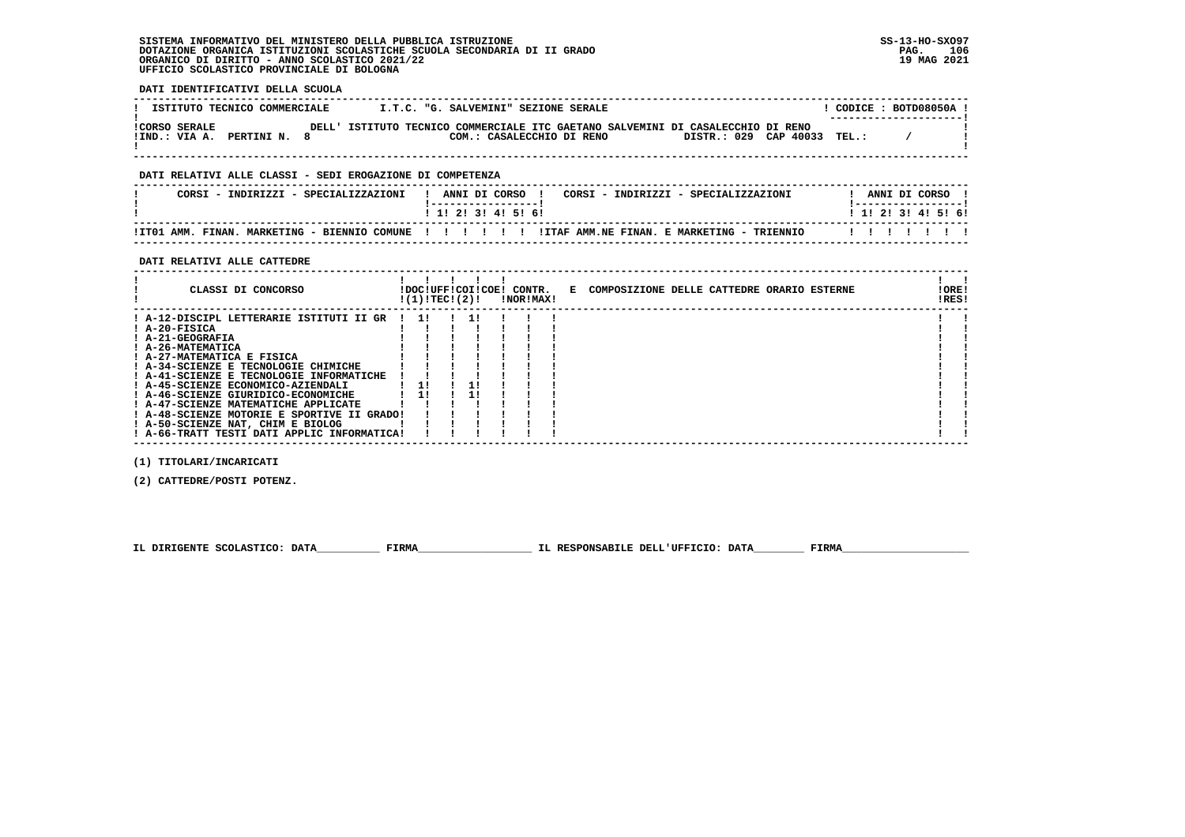SISTEMA INFORMATIVO DEL MINISTERO DELLA PUBBLICA ISTRUZIONE
DOTAZIONE ORGANICA ISTITUZIONI SCOLASTICHE SCUOLA SECONDARIA DI II GRADO
ORGANICO DI DIRITTO - ANNO SCOLASTICO 2021/22
UFFICIO SCOLASTICO PROVINCIALE DI BOLOGNA

SS-13-HO-SXO97
19 MAG 2021

**DATI IDENTIFICATIVI DELLA SCUOLA**

| ISTITUTO TECNICO COMMERCIALE | I.T.C. "G. SALVEMINI" SEZIONE SERALE | CODICE : BOTD08050A |
|---|---|---|
| CORSO SERALE | DELL' ISTITUTO TECNICO COMMERCIALE ITC GAETANO SALVEMINI DI CASALECCHIO DI RENO | |
| IND.: VIA A. PERTINI N. 8 | COM.: CASALECCHIO DI RENO   DISTR.: 029 CAP 40033 | TEL.: / |

**DATI RELATIVI ALLE CLASSI - SEDI EROGAZIONE DI COMPETENZA**

| CORSI - INDIRIZZI - SPECIALIZZAZIONI | 1 | 2 | 3 | 4 | 5 | 6 | CORSI - INDIRIZZI - SPECIALIZZAZIONI | 1 | 2 | 3 | 4 | 5 | 6 |
|---|---|---|---|---|---|---|---|---|---|---|---|---|---|
| IT01 AMM. FINAN. MARKETING - BIENNIO COMUNE | | | | | | | ITAF AMM.NE FINAN. E MARKETING - TRIENNIO | | | | | | |

**DATI RELATIVI ALLE CATTEDRE**

| CLASSI DI CONCORSO | DOC (1) | UFF TEC | COI | COE (2) | CONTR. NOR | CONTR. MAX | E COMPOSIZIONE DELLE CATTEDRE ORARIO ESTERNE | ORE RES |
|---|---|---|---|---|---|---|---|---|
| A-12-DISCIPL LETTERARIE ISTITUTI II GR | 1 | | 1 | | | | | |
| A-20-FISICA | | | | | | | | |
| A-21-GEOGRAFIA | | | | | | | | |
| A-26-MATEMATICA | | | | | | | | |
| A-27-MATEMATICA E FISICA | | | | | | | | |
| A-34-SCIENZE E TECNOLOGIE CHIMICHE | | | | | | | | |
| A-41-SCIENZE E TECNOLOGIE INFORMATICHE | | | | | | | | |
| A-45-SCIENZE ECONOMICO-AZIENDALI | 1 | | 1 | | | | | |
| A-46-SCIENZE GIURIDICO-ECONOMICHE | 1 | | 1 | | | | | |
| A-47-SCIENZE MATEMATICHE APPLICATE | | | | | | | | |
| A-48-SCIENZE MOTORIE E SPORTIVE II GRADO | | | | | | | | |
| A-50-SCIENZE NAT, CHIM E BIOLOG | | | | | | | | |
| A-66-TRATT TESTI DATI APPLIC INFORMATICA | | | | | | | | |

(1) TITOLARI/INCARICATI

(2) CATTEDRE/POSTI POTENZ.

IL DIRIGENTE SCOLASTICO: DATA__________ FIRMA__________________ IL RESPONSABILE DELL'UFFICIO: DATA________ FIRMA____________________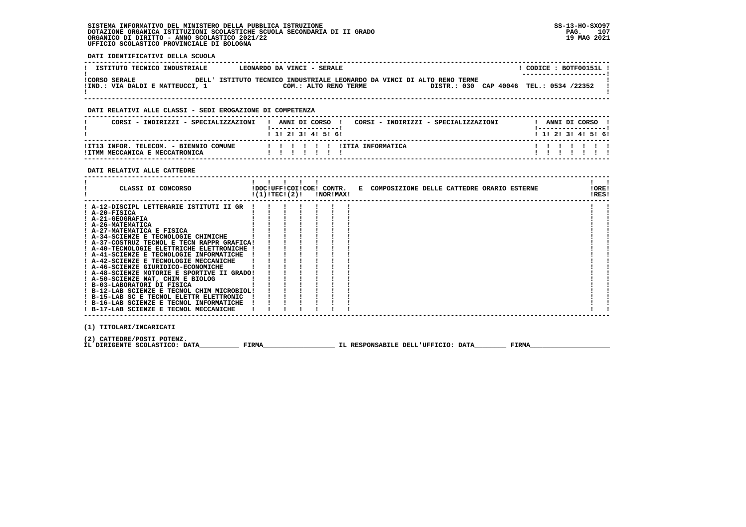SISTEMA INFORMATIVO DEL MINISTERO DELLA PUBBLICA ISTRUZIONE
DOTAZIONE ORGANICA ISTITUZIONI SCOLASTICHE SCUOLA SECONDARIA DI II GRADO
ORGANICO DI DIRITTO - ANNO SCOLASTICO 2021/22
UFFICIO SCOLASTICO PROVINCIALE DI BOLOGNA

SS-13-HO-SXO97
19 MAG 2021

**DATI IDENTIFICATIVI DELLA SCUOLA**

| ISTITUTO TECNICO INDUSTRIALE | LEONARDO DA VINCI - SERALE | CODICE : BOTF00151L |
|---|---|---|
| CORSO SERALE DELL' ISTITUTO TECNICO INDUSTRIALE LEONARDO DA VINCI DI ALTO RENO TERME | | |
| IND.: VIA DALDI E MATTEUCCI, 1 | COM.: ALTO RENO TERME | DISTR.: 030 CAP 40046 TEL.: 0534 /22352 |

**DATI RELATIVI ALLE CLASSI - SEDI EROGAZIONE DI COMPETENZA**

| CORSI - INDIRIZZI - SPECIALIZZAZIONI | 1 | 2 | 3 | 4 | 5 | 6 | CORSI - INDIRIZZI - SPECIALIZZAZIONI | 1 | 2 | 3 | 4 | 5 | 6 |
|---|---|---|---|---|---|---|---|---|---|---|---|---|---|
| IT13 INFOR. TELECOM. - BIENNIO COMUNE | | | | | | | ITIA INFORMATICA | | | | | | |
| ITMM MECCANICA E MECCATRONICA | | | | | | | | | | | | | |

**DATI RELATIVI ALLE CATTEDRE**

| CLASSI DI CONCORSO | DOC (1) | UFF TEC | COI (2) | COE | CONTR. NOR | CONTR. MAX | E COMPOSIZIONE DELLE CATTEDRE ORARIO ESTERNE | ORE RES |
|---|---|---|---|---|---|---|---|---|
| A-12-DISCIPL LETTERARIE ISTITUTI II GR | | | | | | | | |
| A-20-FISICA | | | | | | | | |
| A-21-GEOGRAFIA | | | | | | | | |
| A-26-MATEMATICA | | | | | | | | |
| A-27-MATEMATICA E FISICA | | | | | | | | |
| A-34-SCIENZE E TECNOLOGIE CHIMICHE | | | | | | | | |
| A-37-COSTRUZ TECNOL E TECN RAPPR GRAFICA | | | | | | | | |
| A-40-TECNOLOGIE ELETTRICHE ELETTRONICHE | | | | | | | | |
| A-41-SCIENZE E TECNOLOGIE INFORMATICHE | | | | | | | | |
| A-42-SCIENZE E TECNOLOGIE MECCANICHE | | | | | | | | |
| A-46-SCIENZE GIURIDICO-ECONOMICHE | | | | | | | | |
| A-48-SCIENZE MOTORIE E SPORTIVE II GRADO | | | | | | | | |
| A-50-SCIENZE NAT, CHIM E BIOLOG | | | | | | | | |
| B-03-LABORATORI DI FISICA | | | | | | | | |
| B-12-LAB SCIENZE E TECNOL CHIM MICROBIOL | | | | | | | | |
| B-15-LAB SC E TECNOL ELETTR ELETTRONIC | | | | | | | | |
| B-16-LAB SCIENZE E TECNOL INFORMATICHE | | | | | | | | |
| B-17-LAB SCIENZE E TECNOL MECCANICHE | | | | | | | | |

(1) TITOLARI/INCARICATI

(2) CATTEDRE/POSTI POTENZ.

IL DIRIGENTE SCOLASTICO: DATA__________ FIRMA__________________ IL RESPONSABILE DELL'UFFICIO: DATA________ FIRMA____________________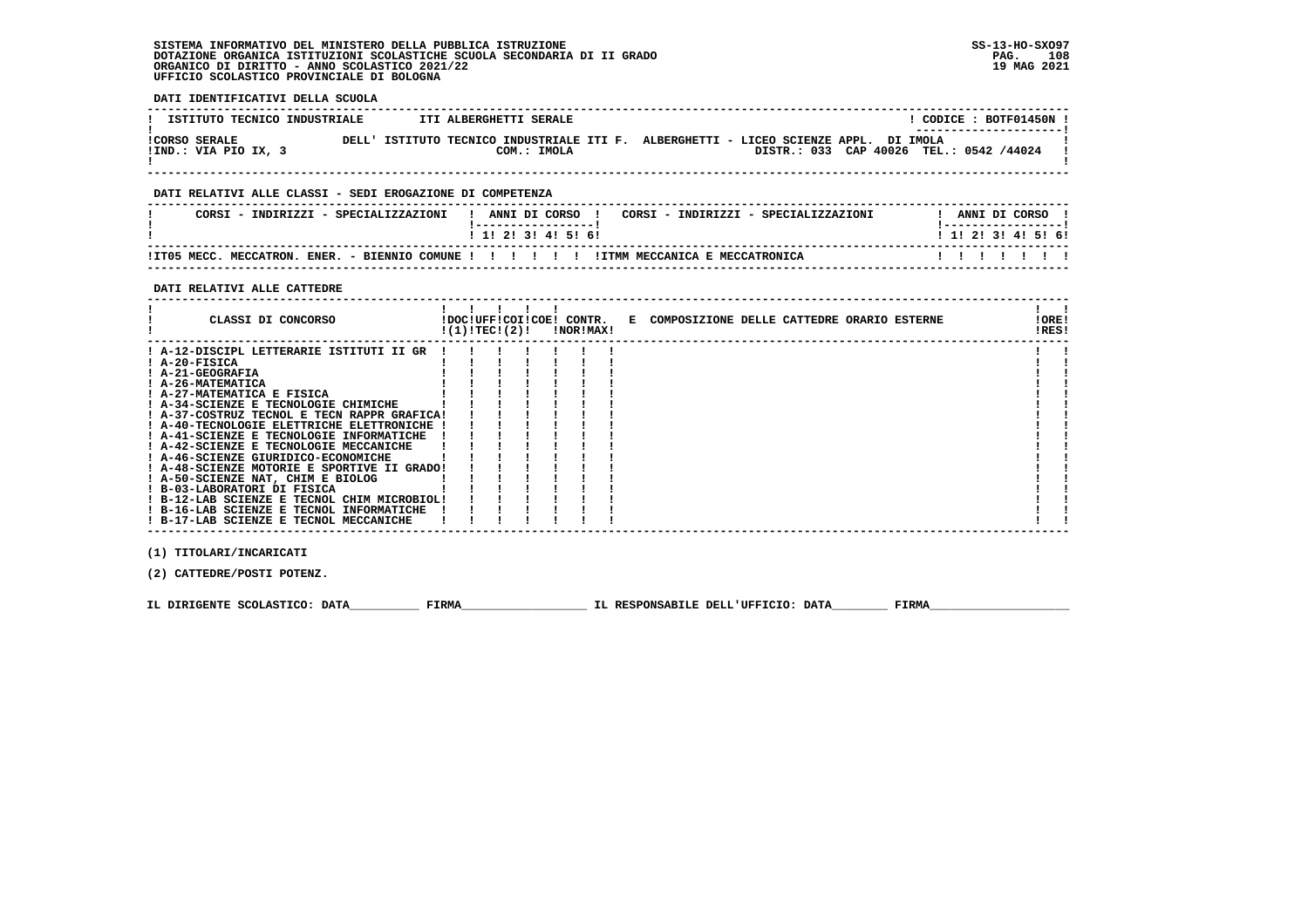SISTEMA INFORMATIVO DEL MINISTERO DELLA PUBBLICA ISTRUZIONE
DOTAZIONE ORGANICA ISTITUZIONI SCOLASTICHE SCUOLA SECONDARIA DI II GRADO
ORGANICO DI DIRITTO - ANNO SCOLASTICO 2021/22
UFFICIO SCOLASTICO PROVINCIALE DI BOLOGNA

SS-13-HO-SXO97
19 MAG 2021

**DATI IDENTIFICATIVI DELLA SCUOLA**

| ISTITUTO TECNICO INDUSTRIALE | ITI ALBERGHETTI SERALE | CODICE : BOTF01450N |
|---|---|---|
| CORSO SERALE | DELL' ISTITUTO TECNICO INDUSTRIALE ITI F. ALBERGHETTI - LICEO SCIENZE APPL. DI IMOLA | |
| IND.: VIA PIO IX, 3 | COM.: IMOLA | DISTR.: 033 CAP 40026 TEL.: 0542 /44024 |

**DATI RELATIVI ALLE CLASSI - SEDI EROGAZIONE DI COMPETENZA**

| CORSI - INDIRIZZI - SPECIALIZZAZIONI | 1 | 2 | 3 | 4 | 5 | 6 | CORSI - INDIRIZZI - SPECIALIZZAZIONI | 1 | 2 | 3 | 4 | 5 | 6 |
|---|---|---|---|---|---|---|---|---|---|---|---|---|---|
| IT05 MECC. MECCATRON. ENER. - BIENNIO COMUNE | | | | | | | ITMM MECCANICA E MECCATRONICA | | | | | | |

**DATI RELATIVI ALLE CATTEDRE**

| CLASSI DI CONCORSO | DOC (1) | UFF TEC | COI (2) | COE | CONTR. NOR | CONTR. MAX | E COMPOSIZIONE DELLE CATTEDRE ORARIO ESTERNE | ORE RES |
|---|---|---|---|---|---|---|---|---|
| A-12-DISCIPL LETTERARIE ISTITUTI II GR | | | | | | | | |
| A-20-FISICA | | | | | | | | |
| A-21-GEOGRAFIA | | | | | | | | |
| A-26-MATEMATICA | | | | | | | | |
| A-27-MATEMATICA E FISICA | | | | | | | | |
| A-34-SCIENZE E TECNOLOGIE CHIMICHE | | | | | | | | |
| A-37-COSTRUZ TECNOL E TECN RAPPR GRAFICA | | | | | | | | |
| A-40-TECNOLOGIE ELETTRICHE ELETTRONICHE | | | | | | | | |
| A-41-SCIENZE E TECNOLOGIE INFORMATICHE | | | | | | | | |
| A-42-SCIENZE E TECNOLOGIE MECCANICHE | | | | | | | | |
| A-46-SCIENZE GIURIDICO-ECONOMICHE | | | | | | | | |
| A-48-SCIENZE MOTORIE E SPORTIVE II GRADO | | | | | | | | |
| A-50-SCIENZE NAT, CHIM E BIOLOG | | | | | | | | |
| B-03-LABORATORI DI FISICA | | | | | | | | |
| B-12-LAB SCIENZE E TECNOL CHIM MICROBIOL | | | | | | | | |
| B-16-LAB SCIENZE E TECNOL INFORMATICHE | | | | | | | | |
| B-17-LAB SCIENZE E TECNOL MECCANICHE | | | | | | | | |

(1) TITOLARI/INCARICATI

(2) CATTEDRE/POSTI POTENZ.

IL DIRIGENTE SCOLASTICO: DATA__________ FIRMA__________________ IL RESPONSABILE DELL'UFFICIO: DATA________ FIRMA____________________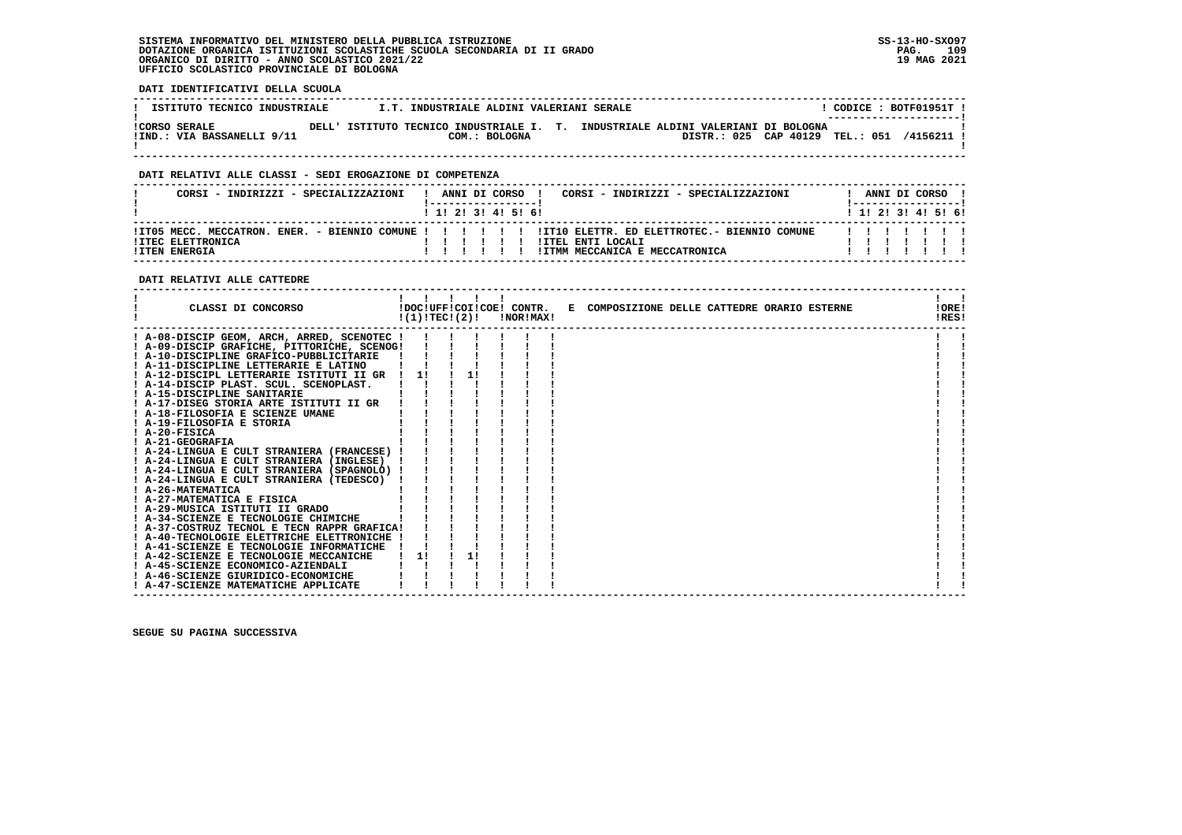SISTEMA INFORMATIVO DEL MINISTERO DELLA PUBBLICA ISTRUZIONE
DOTAZIONE ORGANICA ISTITUZIONI SCOLASTICHE SCUOLA SECONDARIA DI II GRADO
ORGANICO DI DIRITTO - ANNO SCOLASTICO 2021/22
UFFICIO SCOLASTICO PROVINCIALE DI BOLOGNA

SS-13-HO-SXO97
19 MAG 2021

**DATI IDENTIFICATIVI DELLA SCUOLA**

| ISTITUTO TECNICO INDUSTRIALE | I.T. INDUSTRIALE ALDINI VALERIANI SERALE | CODICE : BOTF01951T |
|---|---|---|
| CORSO SERALE | DELL' ISTITUTO TECNICO INDUSTRIALE I. T. INDUSTRIALE ALDINI VALERIANI DI BOLOGNA | |
| IND.: VIA BASSANELLI 9/11 | COM.: BOLOGNA | DISTR.: 025 CAP 40129 TEL.: 051 /4156211 |

**DATI RELATIVI ALLE CLASSI - SEDI EROGAZIONE DI COMPETENZA**

| CORSI - INDIRIZZI - SPECIALIZZAZIONI | 1 | 2 | 3 | 4 | 5 | 6 | CORSI - INDIRIZZI - SPECIALIZZAZIONI | 1 | 2 | 3 | 4 | 5 | 6 |
|---|---|---|---|---|---|---|---|---|---|---|---|---|---|
| IT05 MECC. MECCATRON. ENER. - BIENNIO COMUNE | | | | | | | IT10 ELETTR. ED ELETTROTEC.- BIENNIO COMUNE | | | | | | |
| ITEC ELETTRONICA | | | | | | | ITEL ENTI LOCALI | | | | | | |
| ITEN ENERGIA | | | | | | | ITMM MECCANICA E MECCATRONICA | | | | | | |

**DATI RELATIVI ALLE CATTEDRE**

| CLASSI DI CONCORSO | DOC (1) | UFF TEC | COI (2) | COE | CONTR. NOR | CONTR. MAX | E COMPOSIZIONE DELLE CATTEDRE ORARIO ESTERNE | ORE RES |
|---|---|---|---|---|---|---|---|---|
| A-08-DISCIP GEOM, ARCH, ARRED, SCENOTEC | | | | | | | | |
| A-09-DISCIP GRAFICHE, PITTORICHE, SCENOG | | | | | | | | |
| A-10-DISCIPLINE GRAFICO-PUBBLICITARIE | | | | | | | | |
| A-11-DISCIPLINE LETTERARIE E LATINO | | | | | | | | |
| A-12-DISCIPL LETTERARIE ISTITUTI II GR | 1 | | 1 | | | | | |
| A-14-DISCIP PLAST. SCUL. SCENOPLAST. | | | | | | | | |
| A-15-DISCIPLINE SANITARIE | | | | | | | | |
| A-17-DISEG STORIA ARTE ISTITUTI II GR | | | | | | | | |
| A-18-FILOSOFIA E SCIENZE UMANE | | | | | | | | |
| A-19-FILOSOFIA E STORIA | | | | | | | | |
| A-20-FISICA | | | | | | | | |
| A-21-GEOGRAFIA | | | | | | | | |
| A-24-LINGUA E CULT STRANIERA (FRANCESE) | | | | | | | | |
| A-24-LINGUA E CULT STRANIERA (INGLESE) | | | | | | | | |
| A-24-LINGUA E CULT STRANIERA (SPAGNOLO) | | | | | | | | |
| A-24-LINGUA E CULT STRANIERA (TEDESCO) | | | | | | | | |
| A-26-MATEMATICA | | | | | | | | |
| A-27-MATEMATICA E FISICA | | | | | | | | |
| A-29-MUSICA ISTITUTI II GRADO | | | | | | | | |
| A-34-SCIENZE E TECNOLOGIE CHIMICHE | | | | | | | | |
| A-37-COSTRUZ TECNOL E TECN RAPPR GRAFICA | | | | | | | | |
| A-40-TECNOLOGIE ELETTRICHE ELETTRONICHE | | | | | | | | |
| A-41-SCIENZE E TECNOLOGIE INFORMATICHE | | | | | | | | |
| A-42-SCIENZE E TECNOLOGIE MECCANICHE | 1 | | 1 | | | | | |
| A-45-SCIENZE ECONOMICO-AZIENDALI | | | | | | | | |
| A-46-SCIENZE GIURIDICO-ECONOMICHE | | | | | | | | |
| A-47-SCIENZE MATEMATICHE APPLICATE | | | | | | | | |

SEGUE SU PAGINA SUCCESSIVA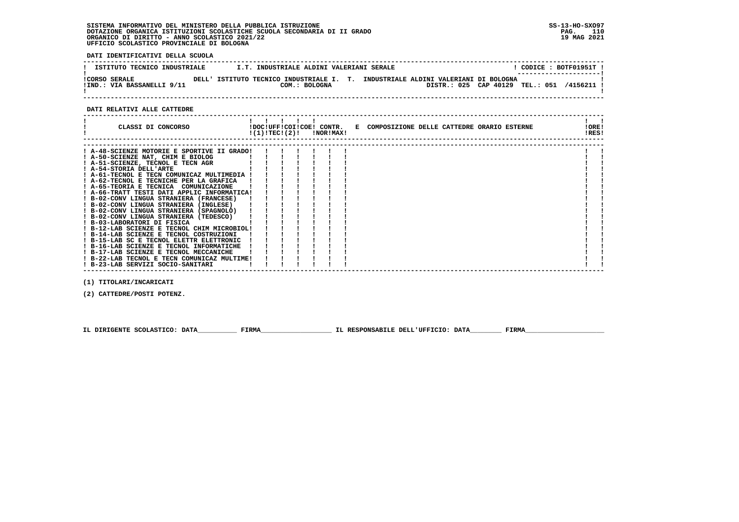SISTEMA INFORMATIVO DEL MINISTERO DELLA PUBBLICA ISTRUZIONE
DOTAZIONE ORGANICA ISTITUZIONI SCOLASTICHE SCUOLA SECONDARIA DI II GRADO
ORGANICO DI DIRITTO - ANNO SCOLASTICO 2021/22
UFFICIO SCOLASTICO PROVINCIALE DI BOLOGNA

SS-13-HO-SXO97
19 MAG 2021

**DATI IDENTIFICATIVI DELLA SCUOLA**

| ISTITUTO TECNICO INDUSTRIALE | I.T. INDUSTRIALE ALDINI VALERIANI SERALE | CODICE : BOTF01951T |
|---|---|---|
| CORSO SERALE | DELL' ISTITUTO TECNICO INDUSTRIALE I. T. INDUSTRIALE ALDINI VALERIANI DI BOLOGNA | |
| IND.: VIA BASSANELLI 9/11 | COM.: BOLOGNA | DISTR.: 025 CAP 40129 TEL.: 051 /4156211 |

**DATI RELATIVI ALLE CATTEDRE**

| CLASSI DI CONCORSO | DOC (1) | UFF TEC | COI (2) | COE | CONTR. NOR | CONTR. MAX | E COMPOSIZIONE DELLE CATTEDRE ORARIO ESTERNE | ORE RES |
|---|---|---|---|---|---|---|---|---|
| A-48-SCIENZE MOTORIE E SPORTIVE II GRADO | | | | | | | | |
| A-50-SCIENZE NAT, CHIM E BIOLOG | | | | | | | | |
| A-51-SCIENZE, TECNOL E TECN AGR | | | | | | | | |
| A-54-STORIA DELL'ARTE | | | | | | | | |
| A-61-TECNOL E TECN COMUNICAZ MULTIMEDIA | | | | | | | | |
| A-62-TECNOL E TECNICHE PER LA GRAFICA | | | | | | | | |
| A-65-TEORIA E TECNICA COMUNICAZIONE | | | | | | | | |
| A-66-TRATT TESTI DATI APPLIC INFORMATICA | | | | | | | | |
| B-02-CONV LINGUA STRANIERA (FRANCESE) | | | | | | | | |
| B-02-CONV LINGUA STRANIERA (INGLESE) | | | | | | | | |
| B-02-CONV LINGUA STRANIERA (SPAGNOLO) | | | | | | | | |
| B-02-CONV LINGUA STRANIERA (TEDESCO) | | | | | | | | |
| B-03-LABORATORI DI FISICA | | | | | | | | |
| B-12-LAB SCIENZE E TECNOL CHIM MICROBIOL | | | | | | | | |
| B-14-LAB SCIENZE E TECNOL COSTRUZIONI | | | | | | | | |
| B-15-LAB SC E TECNOL ELETTR ELETTRONIC | | | | | | | | |
| B-16-LAB SCIENZE E TECNOL INFORMATICHE | | | | | | | | |
| B-17-LAB SCIENZE E TECNOL MECCANICHE | | | | | | | | |
| B-22-LAB TECNOL E TECN COMUNICAZ MULTIME | | | | | | | | |
| B-23-LAB SERVIZI SOCIO-SANITARI | | | | | | | | |

(1) TITOLARI/INCARICATI

(2) CATTEDRE/POSTI POTENZ.

IL DIRIGENTE SCOLASTICO: DATA__________ FIRMA__________________ IL RESPONSABILE DELL'UFFICIO: DATA________ FIRMA____________________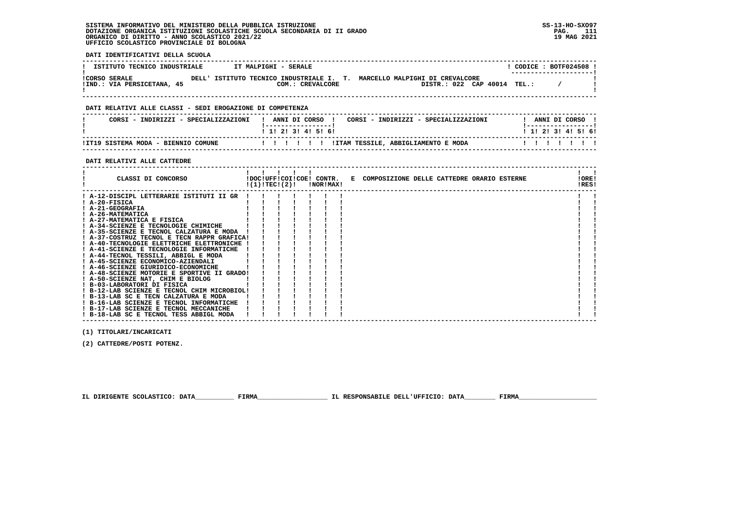SISTEMA INFORMATIVO DEL MINISTERO DELLA PUBBLICA ISTRUZIONE
DOTAZIONE ORGANICA ISTITUZIONI SCOLASTICHE SCUOLA SECONDARIA DI II GRADO
ORGANICO DI DIRITTO - ANNO SCOLASTICO 2021/22
UFFICIO SCOLASTICO PROVINCIALE DI BOLOGNA

SS-13-HO-SXO97
19 MAG 2021

**DATI IDENTIFICATIVI DELLA SCUOLA**

| ISTITUTO TECNICO INDUSTRIALE | IT MALPIGHI - SERALE | CODICE : BOTF024508 |
|---|---|---|
| CORSO SERALE | DELL' ISTITUTO TECNICO INDUSTRIALE I. T. MARCELLO MALPIGHI DI CREVALCORE | |
| IND.: VIA PERSICETANA, 45 | COM.: CREVALCORE | DISTR.: 022 CAP 40014 TEL.: / |

**DATI RELATIVI ALLE CLASSI - SEDI EROGAZIONE DI COMPETENZA**

| CORSI - INDIRIZZI - SPECIALIZZAZIONI | 1 | 2 | 3 | 4 | 5 | 6 | CORSI - INDIRIZZI - SPECIALIZZAZIONI | 1 | 2 | 3 | 4 | 5 | 6 |
|---|---|---|---|---|---|---|---|---|---|---|---|---|---|
| IT19 SISTEMA MODA - BIENNIO COMUNE | | | | | | | ITAM TESSILE, ABBIGLIAMENTO E MODA | | | | | | |

**DATI RELATIVI ALLE CATTEDRE**

| CLASSI DI CONCORSO | DOC (1) | UFF TEC | COI (2) | COE | CONTR. NOR | CONTR. MAX | COMPOSIZIONE DELLE CATTEDRE ORARIO ESTERNE | ORE RES |
|---|---|---|---|---|---|---|---|---|
| A-12-DISCIPL LETTERARIE ISTITUTI II GR | | | | | | | | |
| A-20-FISICA | | | | | | | | |
| A-21-GEOGRAFIA | | | | | | | | |
| A-26-MATEMATICA | | | | | | | | |
| A-27-MATEMATICA E FISICA | | | | | | | | |
| A-34-SCIENZE E TECNOLOGIE CHIMICHE | | | | | | | | |
| A-35-SCIENZE E TECNOL CALZATURA E MODA | | | | | | | | |
| A-37-COSTRUZ TECNOL E TECN RAPPR GRAFICA | | | | | | | | |
| A-40-TECNOLOGIE ELETTRICHE ELETTRONICHE | | | | | | | | |
| A-41-SCIENZE E TECNOLOGIE INFORMATICHE | | | | | | | | |
| A-44-TECNOL TESSILI, ABBIGL E MODA | | | | | | | | |
| A-45-SCIENZE ECONOMICO-AZIENDALI | | | | | | | | |
| A-46-SCIENZE GIURIDICO-ECONOMICHE | | | | | | | | |
| A-48-SCIENZE MOTORIE E SPORTIVE II GRADO | | | | | | | | |
| A-50-SCIENZE NAT, CHIM E BIOLOG | | | | | | | | |
| B-03-LABORATORI DI FISICA | | | | | | | | |
| B-12-LAB SCIENZE E TECNOL CHIM MICROBIOL | | | | | | | | |
| B-13-LAB SC E TECN CALZATURA E MODA | | | | | | | | |
| B-16-LAB SCIENZE E TECNOL INFORMATICHE | | | | | | | | |
| B-17-LAB SCIENZE E TECNOL MECCANICHE | | | | | | | | |
| B-18-LAB SC E TECNOL TESS ABBIGL MODA | | | | | | | | |

(1) TITOLARI/INCARICATI

(2) CATTEDRE/POSTI POTENZ.

IL DIRIGENTE SCOLASTICO: DATA__________ FIRMA__________________ IL RESPONSABILE DELL'UFFICIO: DATA________ FIRMA____________________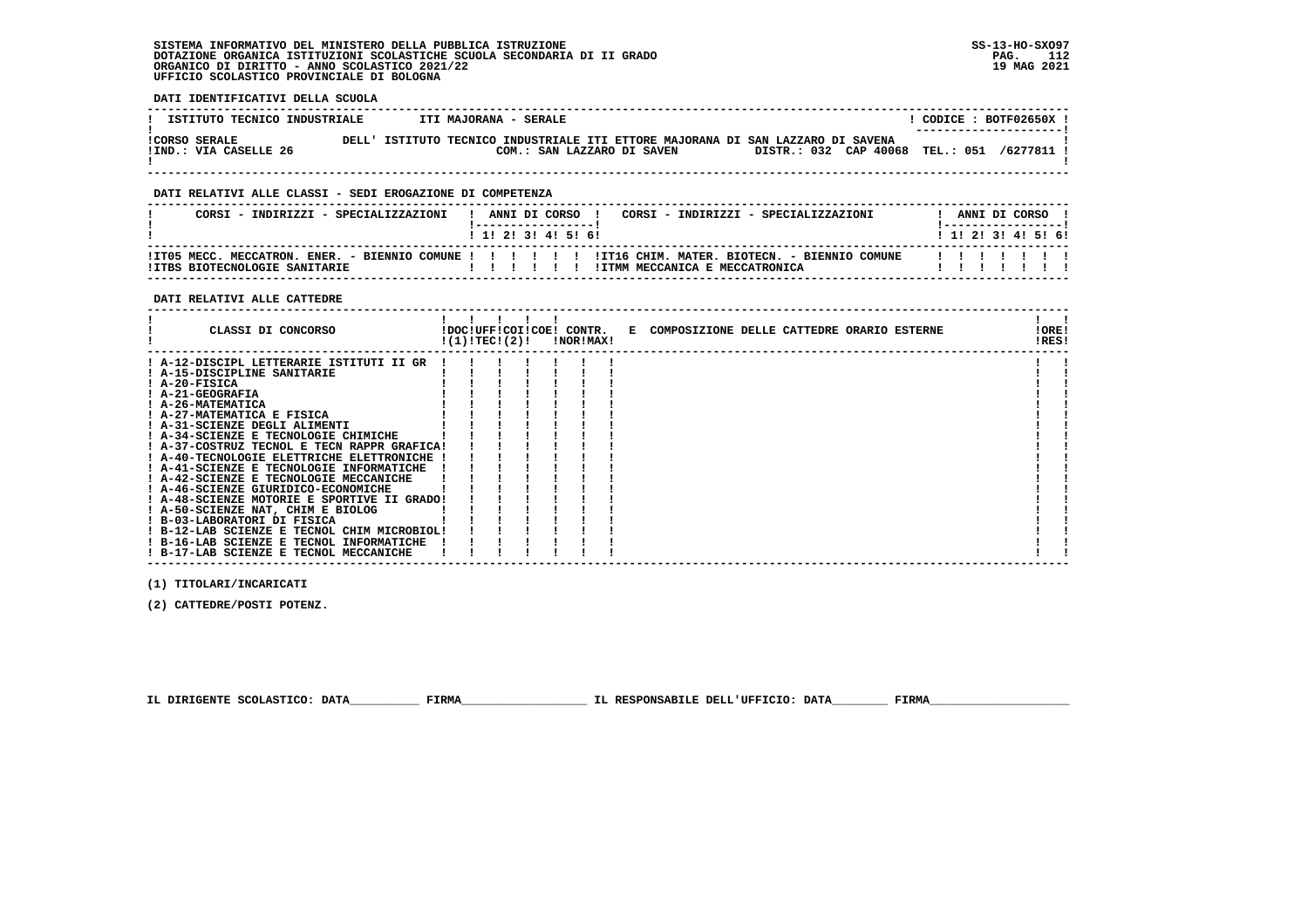SISTEMA INFORMATIVO DEL MINISTERO DELLA PUBBLICA ISTRUZIONE
DOTAZIONE ORGANICA ISTITUZIONI SCOLASTICHE SCUOLA SECONDARIA DI II GRADO
ORGANICO DI DIRITTO - ANNO SCOLASTICO 2021/22
UFFICIO SCOLASTICO PROVINCIALE DI BOLOGNA

SS-13-HO-SXO97
19 MAG 2021

**DATI IDENTIFICATIVI DELLA SCUOLA**

| | | |
|---|---|---|
| ISTITUTO TECNICO INDUSTRIALE | ITI MAJORANA - SERALE | CODICE : BOTF02650X |
| CORSO SERALE | DELL' ISTITUTO TECNICO INDUSTRIALE ITI ETTORE MAJORANA DI SAN LAZZARO DI SAVENA | |
| IND.: VIA CASELLE 26 | COM.: SAN LAZZARO DI SAVEN | DISTR.: 032 CAP 40068 TEL.: 051 /6277811 |

**DATI RELATIVI ALLE CLASSI - SEDI EROGAZIONE DI COMPETENZA**

| CORSI - INDIRIZZI - SPECIALIZZAZIONI | 1 | 2 | 3 | 4 | 5 | 6 | CORSI - INDIRIZZI - SPECIALIZZAZIONI | 1 | 2 | 3 | 4 | 5 | 6 |
|---|---|---|---|---|---|---|---|---|---|---|---|---|---|
| IT05 MECC. MECCATRON. ENER. - BIENNIO COMUNE | | | | | | | IT16 CHIM. MATER. BIOTECN. - BIENNIO COMUNE | | | | | | |
| ITBS BIOTECNOLOGIE SANITARIE | | | | | | | ITMM MECCANICA E MECCATRONICA | | | | | | |

**DATI RELATIVI ALLE CATTEDRE**

| CLASSI DI CONCORSO | DOC (1) | UFF TEC | COI (2) | COE | CONTR. NOR | CONTR. MAX | E COMPOSIZIONE DELLE CATTEDRE ORARIO ESTERNE | ORE RES |
|---|---|---|---|---|---|---|---|---|
| A-12-DISCIPL LETTERARIE ISTITUTI II GR | | | | | | | | |
| A-15-DISCIPLINE SANITARIE | | | | | | | | |
| A-20-FISICA | | | | | | | | |
| A-21-GEOGRAFIA | | | | | | | | |
| A-26-MATEMATICA | | | | | | | | |
| A-27-MATEMATICA E FISICA | | | | | | | | |
| A-31-SCIENZE DEGLI ALIMENTI | | | | | | | | |
| A-34-SCIENZE E TECNOLOGIE CHIMICHE | | | | | | | | |
| A-37-COSTRUZ TECNOL E TECN RAPPR GRAFICA | | | | | | | | |
| A-40-TECNOLOGIE ELETTRICHE ELETTRONICHE | | | | | | | | |
| A-41-SCIENZE E TECNOLOGIE INFORMATICHE | | | | | | | | |
| A-42-SCIENZE E TECNOLOGIE MECCANICHE | | | | | | | | |
| A-46-SCIENZE GIURIDICO-ECONOMICHE | | | | | | | | |
| A-48-SCIENZE MOTORIE E SPORTIVE II GRADO | | | | | | | | |
| A-50-SCIENZE NAT, CHIM E BIOLOG | | | | | | | | |
| B-03-LABORATORI DI FISICA | | | | | | | | |
| B-12-LAB SCIENZE E TECNOL CHIM MICROBIOL | | | | | | | | |
| B-16-LAB SCIENZE E TECNOL INFORMATICHE | | | | | | | | |
| B-17-LAB SCIENZE E TECNOL MECCANICHE | | | | | | | | |

(1) TITOLARI/INCARICATI

(2) CATTEDRE/POSTI POTENZ.

IL DIRIGENTE SCOLASTICO: DATA__________ FIRMA__________________ IL RESPONSABILE DELL'UFFICIO: DATA________ FIRMA____________________